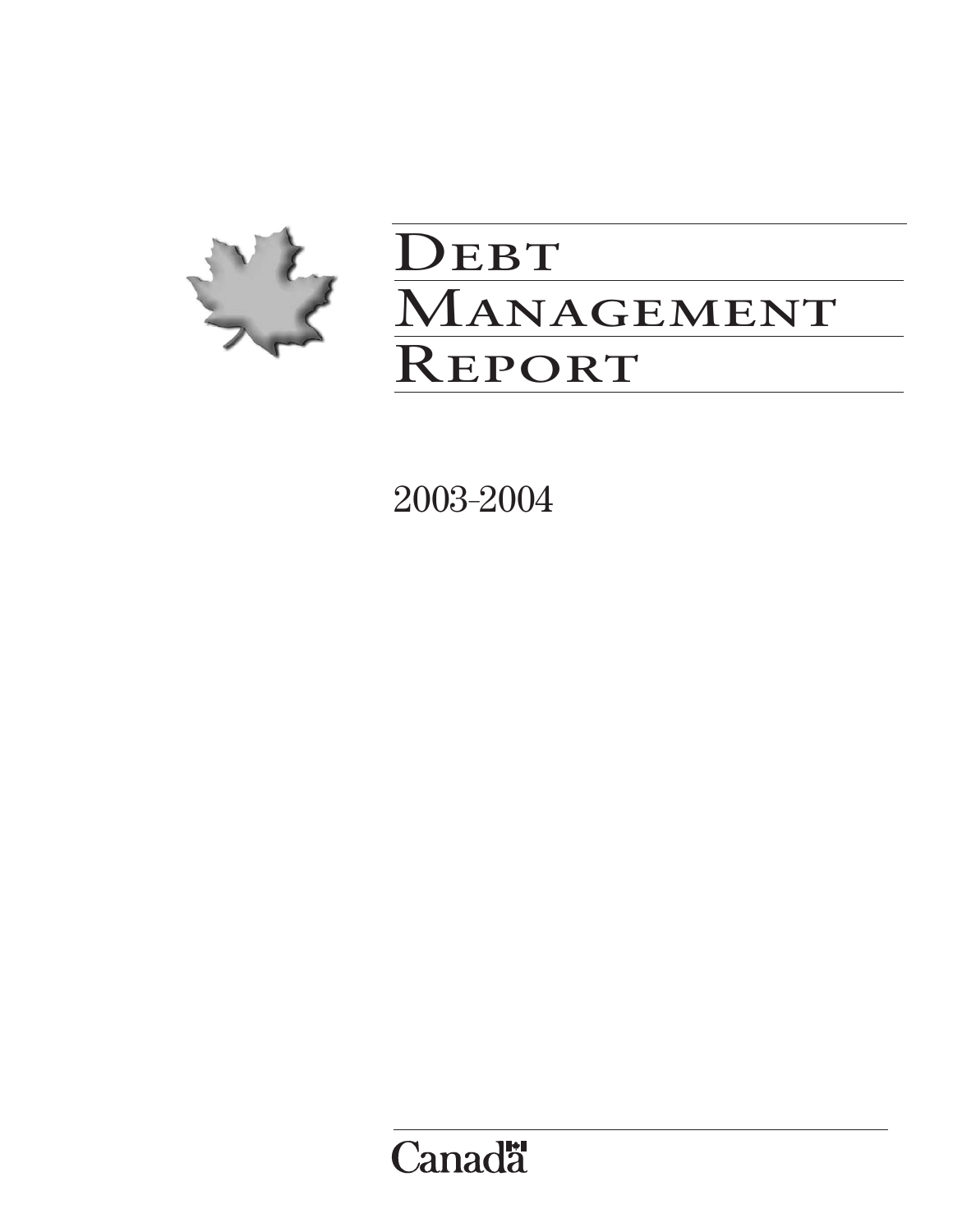# Debt Management Report

2003-2004

Canada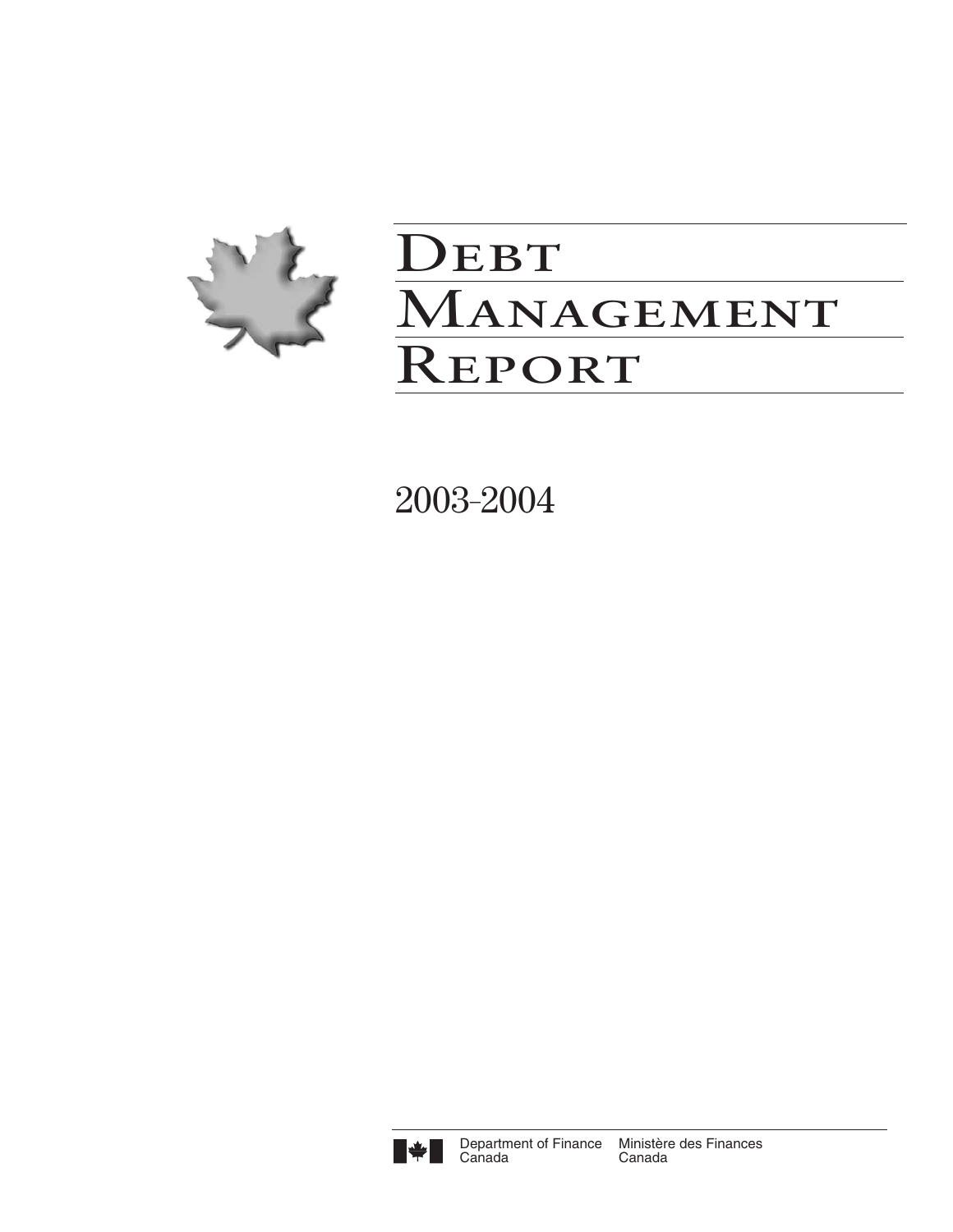# Debt Management Report

2003-2004

Department of Finance Canada — Ministère des Finances Canada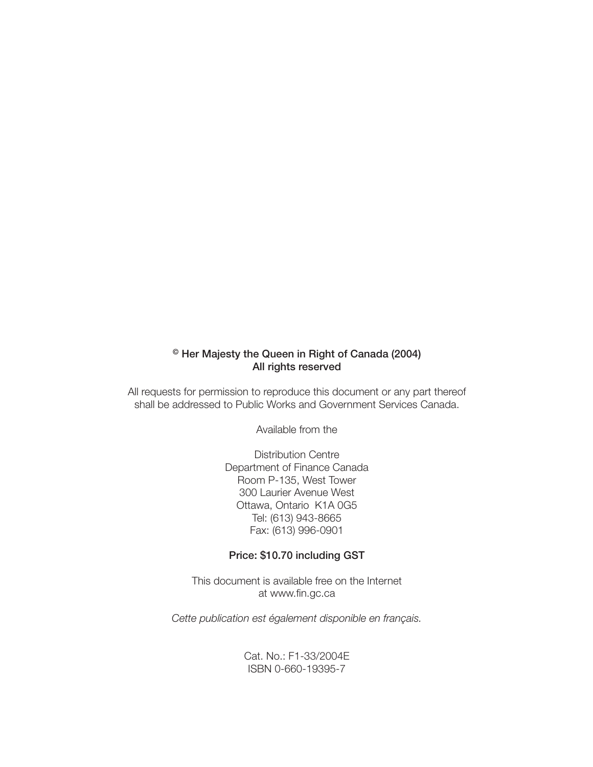**© Her Majesty the Queen in Right of Canada (2004)**
**All rights reserved**

All requests for permission to reproduce this document or any part thereof shall be addressed to Public Works and Government Services Canada.

Available from the

Distribution Centre
Department of Finance Canada
Room P-135, West Tower
300 Laurier Avenue West
Ottawa, Ontario K1A 0G5
Tel: (613) 943-8665
Fax: (613) 996-0901

**Price: $10.70 including GST**

This document is available free on the Internet at www.fin.gc.ca

*Cette publication est également disponible en français.*

Cat. No.: F1-33/2004E
ISBN 0-660-19395-7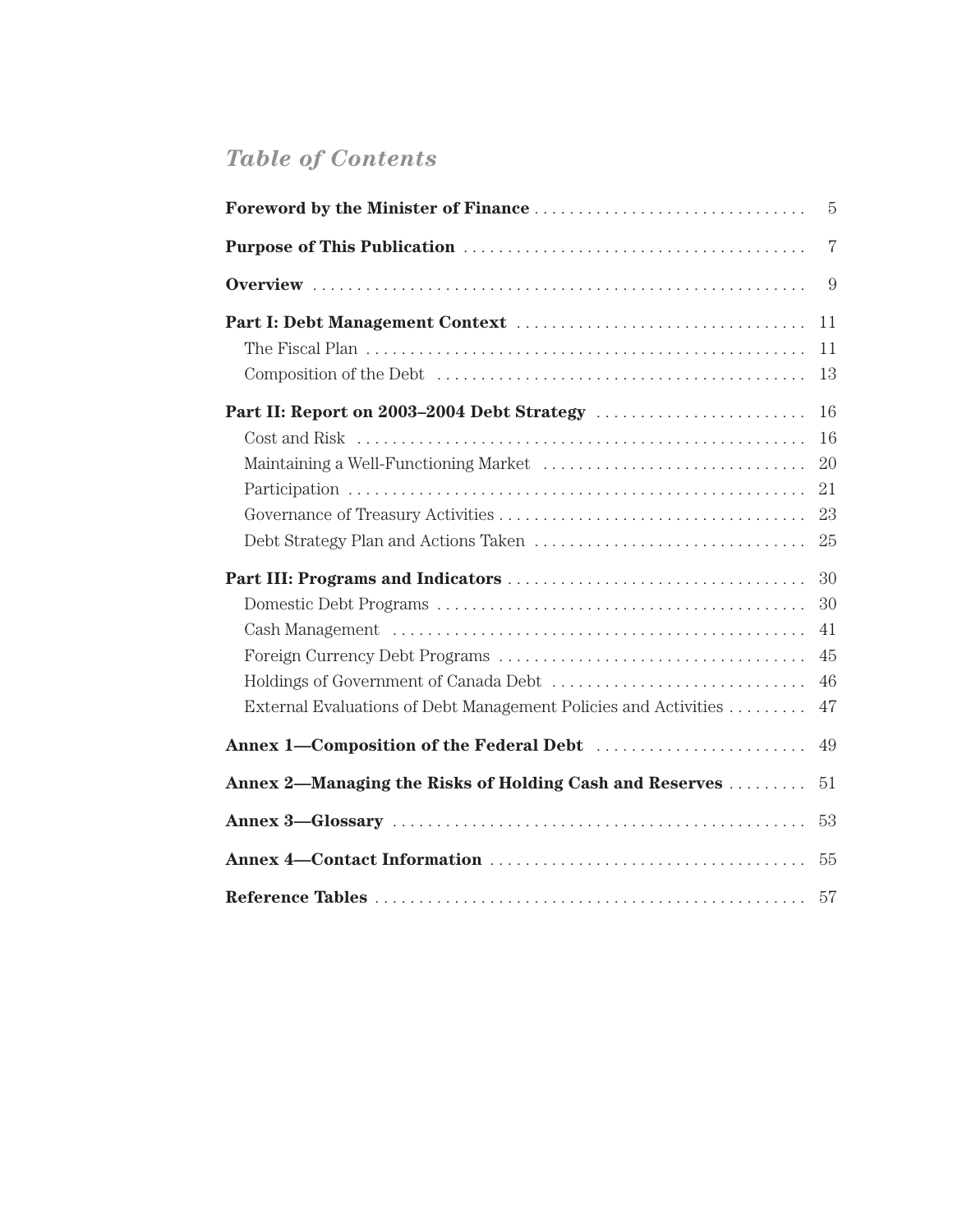# *Table of Contents*

| | |
|---|---|
| **Foreword by the Minister of Finance** | 5 |
| **Purpose of This Publication** | 7 |
| **Overview** | 9 |
| **Part I: Debt Management Context** | 11 |
| The Fiscal Plan | 11 |
| Composition of the Debt | 13 |
| **Part II: Report on 2003–2004 Debt Strategy** | 16 |
| Cost and Risk | 16 |
| Maintaining a Well-Functioning Market | 20 |
| Participation | 21 |
| Governance of Treasury Activities | 23 |
| Debt Strategy Plan and Actions Taken | 25 |
| **Part III: Programs and Indicators** | 30 |
| Domestic Debt Programs | 30 |
| Cash Management | 41 |
| Foreign Currency Debt Programs | 45 |
| Holdings of Government of Canada Debt | 46 |
| External Evaluations of Debt Management Policies and Activities | 47 |
| **Annex 1—Composition of the Federal Debt** | 49 |
| **Annex 2—Managing the Risks of Holding Cash and Reserves** | 51 |
| **Annex 3—Glossary** | 53 |
| **Annex 4—Contact Information** | 55 |
| **Reference Tables** | 57 |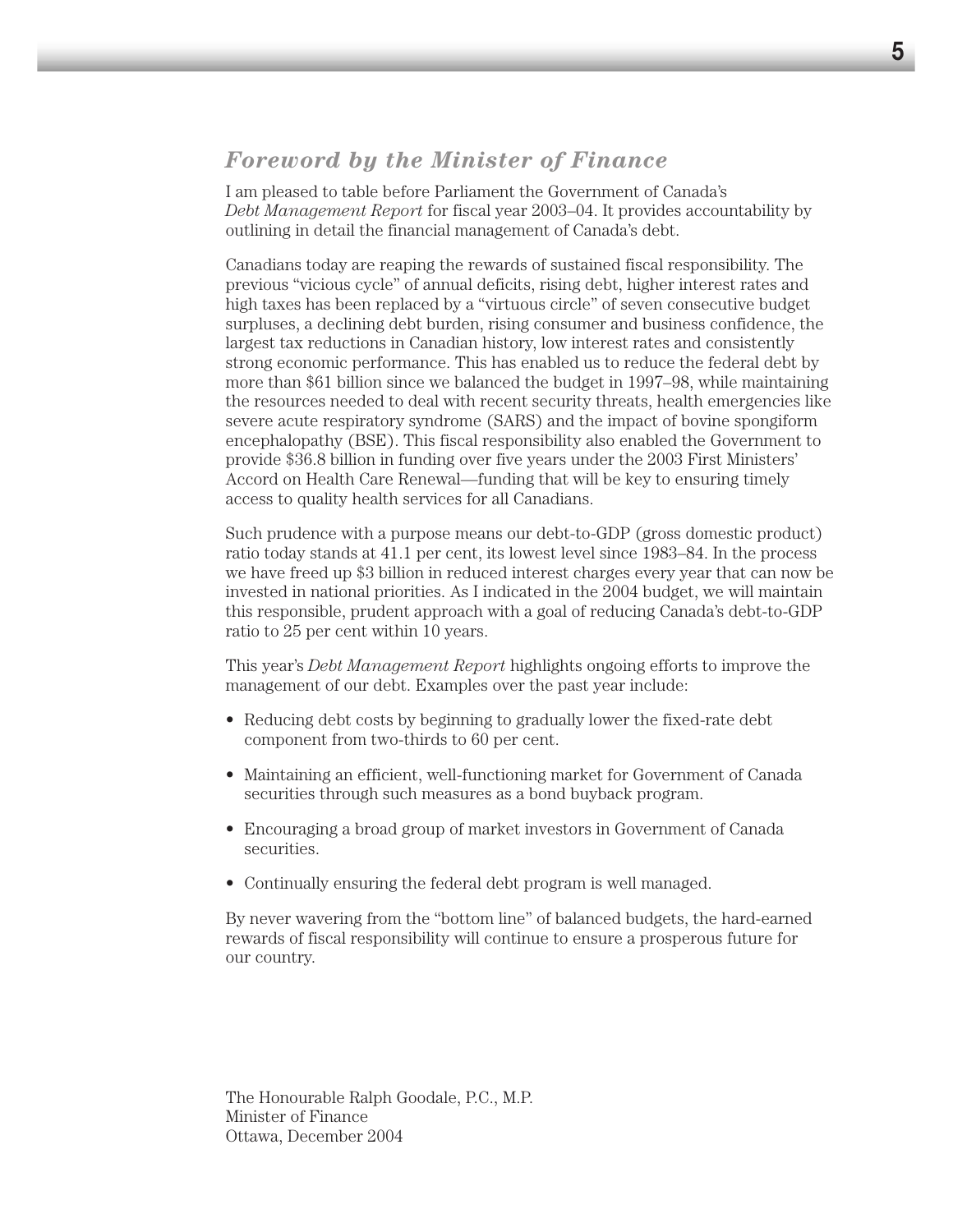## *Foreword by the Minister of Finance*

I am pleased to table before Parliament the Government of Canada's *Debt Management Report* for fiscal year 2003–04. It provides accountability by outlining in detail the financial management of Canada's debt.

Canadians today are reaping the rewards of sustained fiscal responsibility. The previous "vicious cycle" of annual deficits, rising debt, higher interest rates and high taxes has been replaced by a "virtuous circle" of seven consecutive budget surpluses, a declining debt burden, rising consumer and business confidence, the largest tax reductions in Canadian history, low interest rates and consistently strong economic performance. This has enabled us to reduce the federal debt by more than $61 billion since we balanced the budget in 1997–98, while maintaining the resources needed to deal with recent security threats, health emergencies like severe acute respiratory syndrome (SARS) and the impact of bovine spongiform encephalopathy (BSE). This fiscal responsibility also enabled the Government to provide $36.8 billion in funding over five years under the 2003 First Ministers' Accord on Health Care Renewal—funding that will be key to ensuring timely access to quality health services for all Canadians.

Such prudence with a purpose means our debt-to-GDP (gross domestic product) ratio today stands at 41.1 per cent, its lowest level since 1983–84. In the process we have freed up $3 billion in reduced interest charges every year that can now be invested in national priorities. As I indicated in the 2004 budget, we will maintain this responsible, prudent approach with a goal of reducing Canada's debt-to-GDP ratio to 25 per cent within 10 years.

This year's *Debt Management Report* highlights ongoing efforts to improve the management of our debt. Examples over the past year include:

- Reducing debt costs by beginning to gradually lower the fixed-rate debt component from two-thirds to 60 per cent.
- Maintaining an efficient, well-functioning market for Government of Canada securities through such measures as a bond buyback program.
- Encouraging a broad group of market investors in Government of Canada securities.
- Continually ensuring the federal debt program is well managed.

By never wavering from the "bottom line" of balanced budgets, the hard-earned rewards of fiscal responsibility will continue to ensure a prosperous future for our country.

The Honourable Ralph Goodale, P.C., M.P.
Minister of Finance
Ottawa, December 2004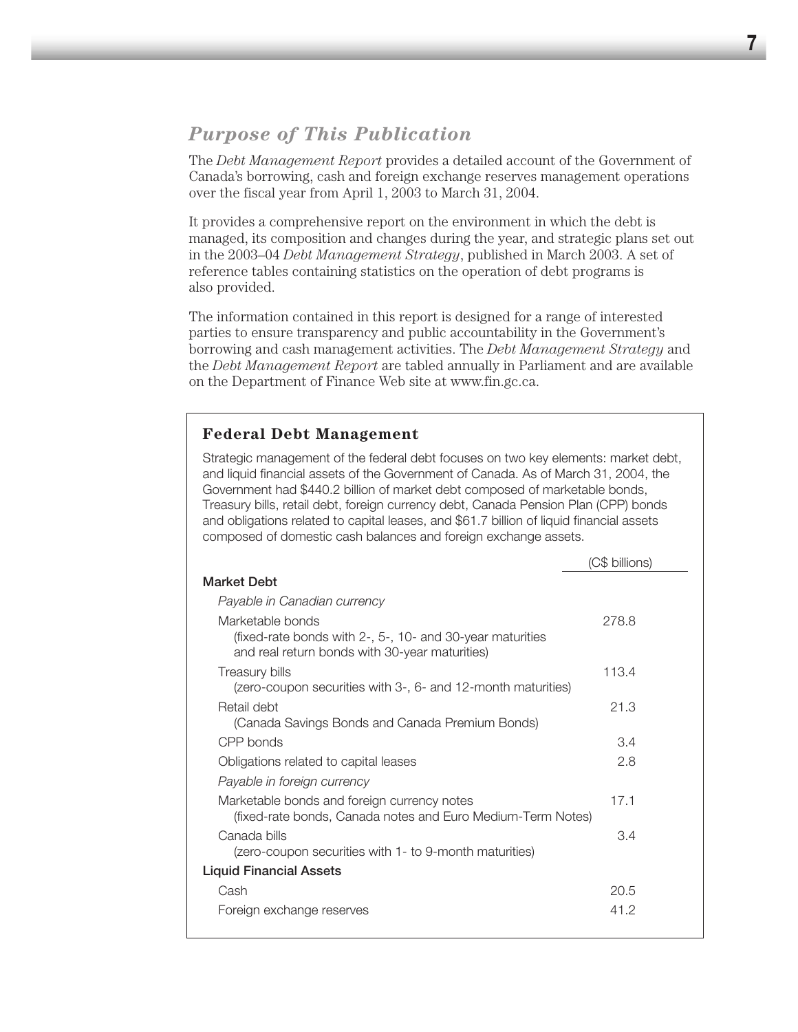## *Purpose of This Publication*

The *Debt Management Report* provides a detailed account of the Government of Canada's borrowing, cash and foreign exchange reserves management operations over the fiscal year from April 1, 2003 to March 31, 2004.

It provides a comprehensive report on the environment in which the debt is managed, its composition and changes during the year, and strategic plans set out in the 2003–04 *Debt Management Strategy*, published in March 2003. A set of reference tables containing statistics on the operation of debt programs is also provided.

The information contained in this report is designed for a range of interested parties to ensure transparency and public accountability in the Government's borrowing and cash management activities. The *Debt Management Strategy* and the *Debt Management Report* are tabled annually in Parliament and are available on the Department of Finance Web site at www.fin.gc.ca.

### Federal Debt Management

Strategic management of the federal debt focuses on two key elements: market debt, and liquid financial assets of the Government of Canada. As of March 31, 2004, the Government had $440.2 billion of market debt composed of marketable bonds, Treasury bills, retail debt, foreign currency debt, Canada Pension Plan (CPP) bonds and obligations related to capital leases, and $61.7 billion of liquid financial assets composed of domestic cash balances and foreign exchange assets.

| | (C$ billions) |
|---|---|
| **Market Debt** | |
| *Payable in Canadian currency* | |
| Marketable bonds (fixed-rate bonds with 2-, 5-, 10- and 30-year maturities and real return bonds with 30-year maturities) | 278.8 |
| Treasury bills (zero-coupon securities with 3-, 6- and 12-month maturities) | 113.4 |
| Retail debt (Canada Savings Bonds and Canada Premium Bonds) | 21.3 |
| CPP bonds | 3.4 |
| Obligations related to capital leases | 2.8 |
| *Payable in foreign currency* | |
| Marketable bonds and foreign currency notes (fixed-rate bonds, Canada notes and Euro Medium-Term Notes) | 17.1 |
| Canada bills (zero-coupon securities with 1- to 9-month maturities) | 3.4 |
| **Liquid Financial Assets** | |
| Cash | 20.5 |
| Foreign exchange reserves | 41.2 |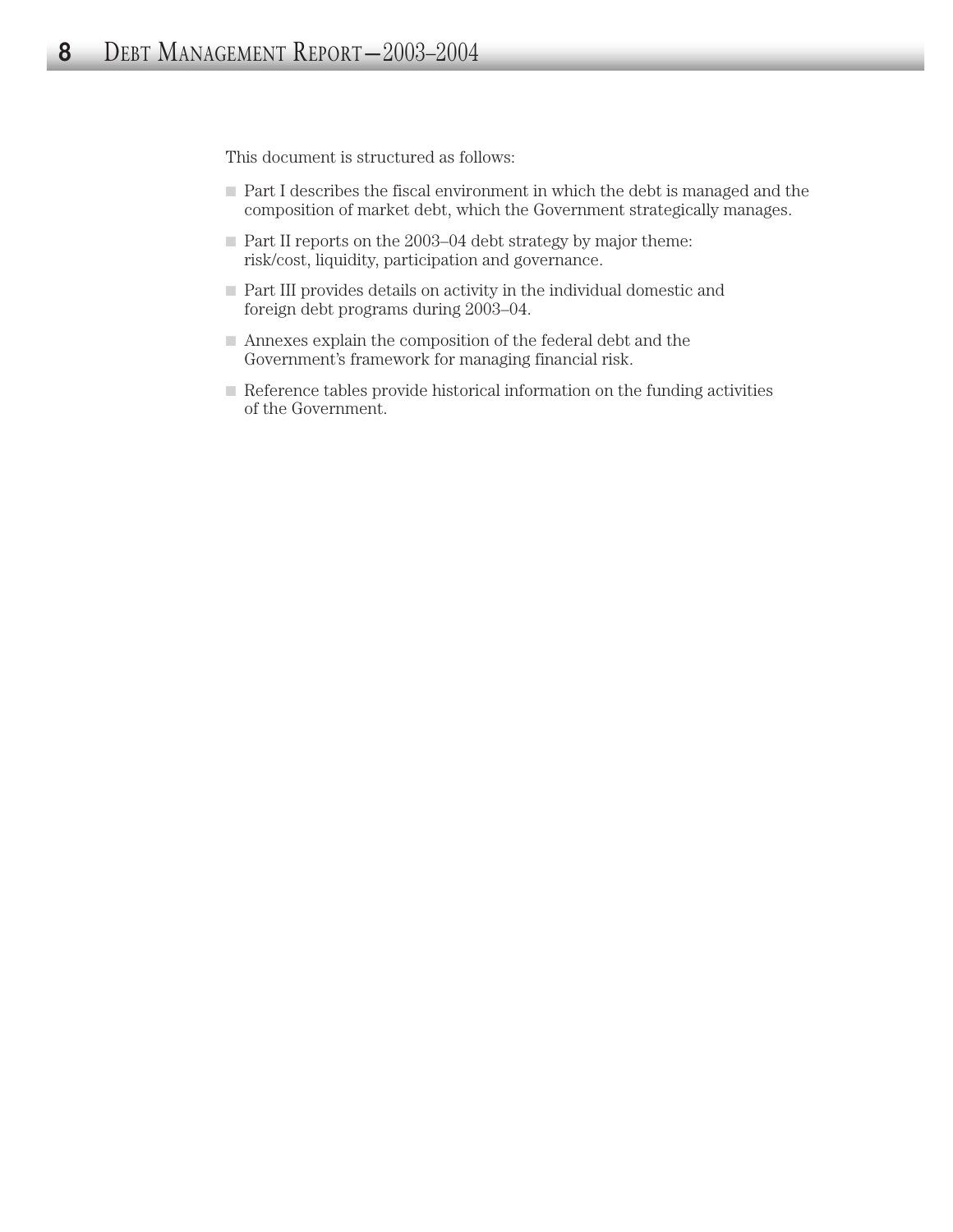This document is structured as follows:

- Part I describes the fiscal environment in which the debt is managed and the composition of market debt, which the Government strategically manages.
- Part II reports on the 2003–04 debt strategy by major theme: risk/cost, liquidity, participation and governance.
- Part III provides details on activity in the individual domestic and foreign debt programs during 2003–04.
- Annexes explain the composition of the federal debt and the Government's framework for managing financial risk.
- Reference tables provide historical information on the funding activities of the Government.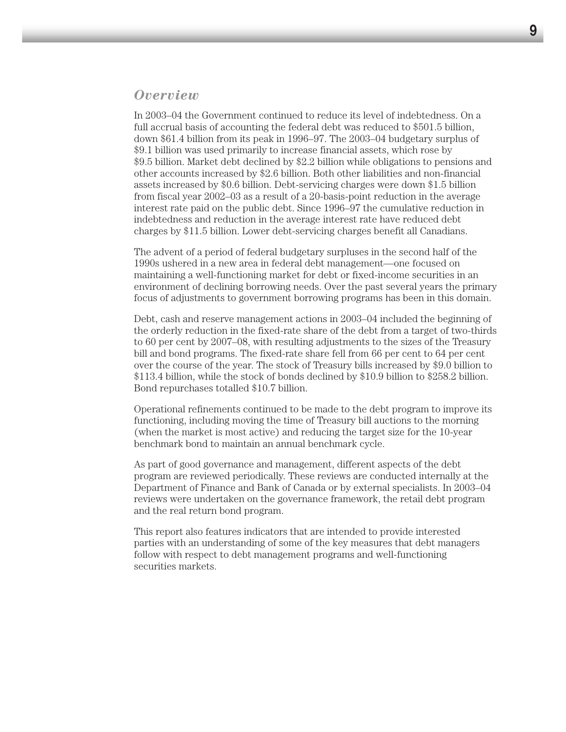## *Overview*

In 2003–04 the Government continued to reduce its level of indebtedness. On a full accrual basis of accounting the federal debt was reduced to $501.5 billion, down $61.4 billion from its peak in 1996–97. The 2003–04 budgetary surplus of $9.1 billion was used primarily to increase financial assets, which rose by $9.5 billion. Market debt declined by $2.2 billion while obligations to pensions and other accounts increased by $2.6 billion. Both other liabilities and non-financial assets increased by $0.6 billion. Debt-servicing charges were down $1.5 billion from fiscal year 2002–03 as a result of a 20-basis-point reduction in the average interest rate paid on the public debt. Since 1996–97 the cumulative reduction in indebtedness and reduction in the average interest rate have reduced debt charges by $11.5 billion. Lower debt-servicing charges benefit all Canadians.

The advent of a period of federal budgetary surpluses in the second half of the 1990s ushered in a new area in federal debt management—one focused on maintaining a well-functioning market for debt or fixed-income securities in an environment of declining borrowing needs. Over the past several years the primary focus of adjustments to government borrowing programs has been in this domain.

Debt, cash and reserve management actions in 2003–04 included the beginning of the orderly reduction in the fixed-rate share of the debt from a target of two-thirds to 60 per cent by 2007–08, with resulting adjustments to the sizes of the Treasury bill and bond programs. The fixed-rate share fell from 66 per cent to 64 per cent over the course of the year. The stock of Treasury bills increased by $9.0 billion to $113.4 billion, while the stock of bonds declined by $10.9 billion to $258.2 billion. Bond repurchases totalled $10.7 billion.

Operational refinements continued to be made to the debt program to improve its functioning, including moving the time of Treasury bill auctions to the morning (when the market is most active) and reducing the target size for the 10-year benchmark bond to maintain an annual benchmark cycle.

As part of good governance and management, different aspects of the debt program are reviewed periodically. These reviews are conducted internally at the Department of Finance and Bank of Canada or by external specialists. In 2003–04 reviews were undertaken on the governance framework, the retail debt program and the real return bond program.

This report also features indicators that are intended to provide interested parties with an understanding of some of the key measures that debt managers follow with respect to debt management programs and well-functioning securities markets.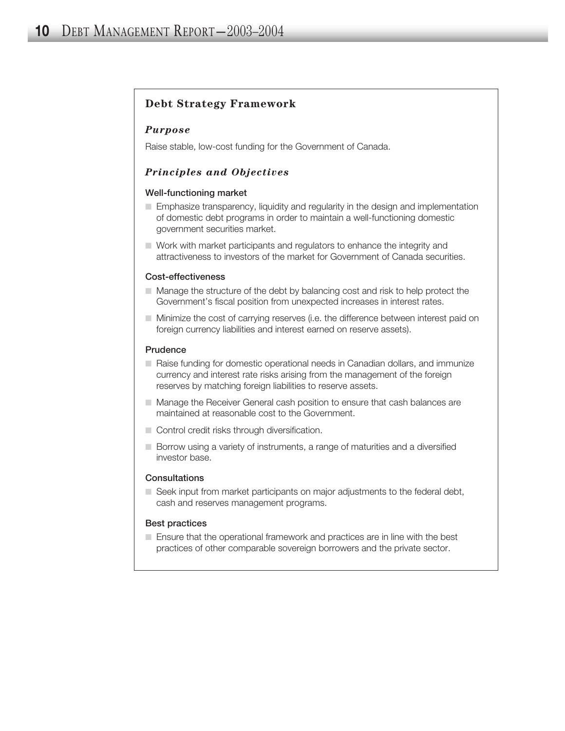## Debt Strategy Framework

### *Purpose*

Raise stable, low-cost funding for the Government of Canada.

### *Principles and Objectives*

**Well-functioning market**

- Emphasize transparency, liquidity and regularity in the design and implementation of domestic debt programs in order to maintain a well-functioning domestic government securities market.
- Work with market participants and regulators to enhance the integrity and attractiveness to investors of the market for Government of Canada securities.

**Cost-effectiveness**

- Manage the structure of the debt by balancing cost and risk to help protect the Government's fiscal position from unexpected increases in interest rates.
- Minimize the cost of carrying reserves (i.e. the difference between interest paid on foreign currency liabilities and interest earned on reserve assets).

**Prudence**

- Raise funding for domestic operational needs in Canadian dollars, and immunize currency and interest rate risks arising from the management of the foreign reserves by matching foreign liabilities to reserve assets.
- Manage the Receiver General cash position to ensure that cash balances are maintained at reasonable cost to the Government.
- Control credit risks through diversification.
- Borrow using a variety of instruments, a range of maturities and a diversified investor base.

**Consultations**

- Seek input from market participants on major adjustments to the federal debt, cash and reserves management programs.

**Best practices**

- Ensure that the operational framework and practices are in line with the best practices of other comparable sovereign borrowers and the private sector.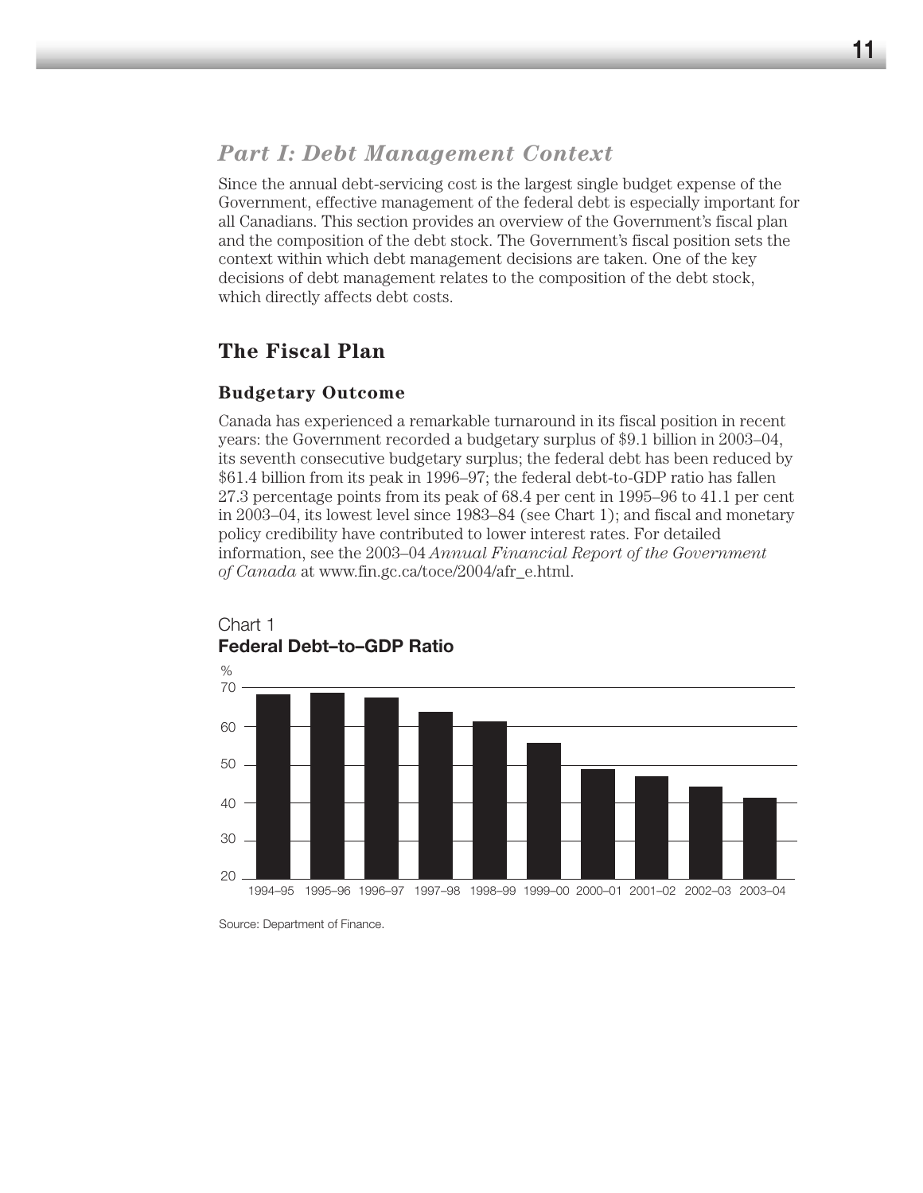## *Part I: Debt Management Context*

Since the annual debt-servicing cost is the largest single budget expense of the Government, effective management of the federal debt is especially important for all Canadians. This section provides an overview of the Government's fiscal plan and the composition of the debt stock. The Government's fiscal position sets the context within which debt management decisions are taken. One of the key decisions of debt management relates to the composition of the debt stock, which directly affects debt costs.

## The Fiscal Plan

### Budgetary Outcome

Canada has experienced a remarkable turnaround in its fiscal position in recent years: the Government recorded a budgetary surplus of $9.1 billion in 2003–04, its seventh consecutive budgetary surplus; the federal debt has been reduced by $61.4 billion from its peak in 1996–97; the federal debt-to-GDP ratio has fallen 27.3 percentage points from its peak of 68.4 per cent in 1995–96 to 41.1 per cent in 2003–04, its lowest level since 1983–84 (see Chart 1); and fiscal and monetary policy credibility have contributed to lower interest rates. For detailed information, see the 2003–04 *Annual Financial Report of the Government of Canada* at www.fin.gc.ca/toce/2004/afr_e.html.

Chart 1
**Federal Debt–to–GDP Ratio**

Source: Department of Finance.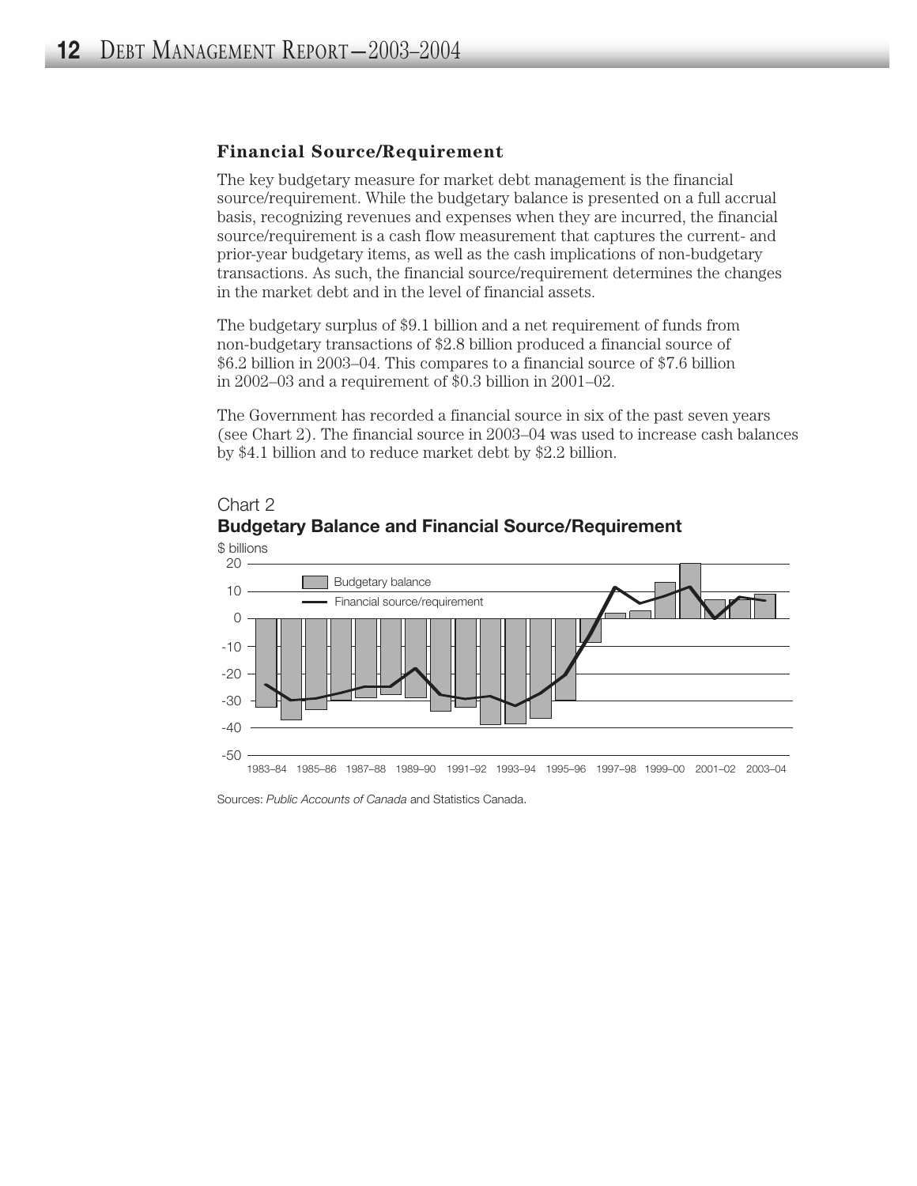### Financial Source/Requirement

The key budgetary measure for market debt management is the financial source/requirement. While the budgetary balance is presented on a full accrual basis, recognizing revenues and expenses when they are incurred, the financial source/requirement is a cash flow measurement that captures the current- and prior-year budgetary items, as well as the cash implications of non-budgetary transactions. As such, the financial source/requirement determines the changes in the market debt and in the level of financial assets.

The budgetary surplus of $9.1 billion and a net requirement of funds from non-budgetary transactions of $2.8 billion produced a financial source of $6.2 billion in 2003–04. This compares to a financial source of $7.6 billion in 2002–03 and a requirement of $0.3 billion in 2001–02.

The Government has recorded a financial source in six of the past seven years (see Chart 2). The financial source in 2003–04 was used to increase cash balances by $4.1 billion and to reduce market debt by $2.2 billion.

Chart 2

**Budgetary Balance and Financial Source/Requirement**

$ billions

Legend: Budgetary balance; Financial source/requirement

Y-axis: 20, 10, 0, -10, -20, -30, -40, -50

X-axis: 1983–84, 1985–86, 1987–88, 1989–90, 1991–92, 1993–94, 1995–96, 1997–98, 1999–00, 2001–02, 2003–04

Sources: *Public Accounts of Canada* and Statistics Canada.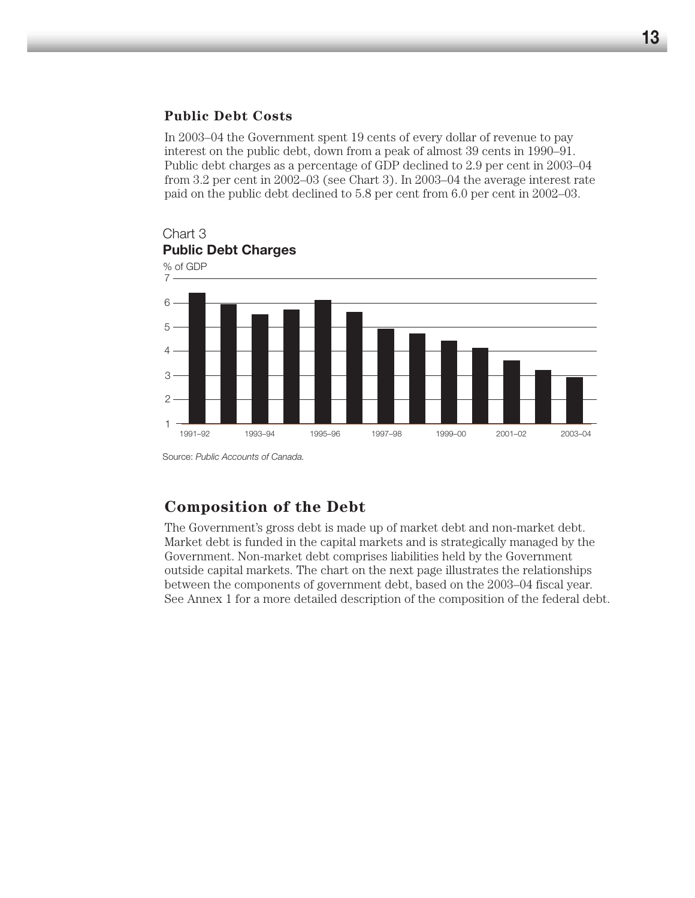### Public Debt Costs

In 2003–04 the Government spent 19 cents of every dollar of revenue to pay interest on the public debt, down from a peak of almost 39 cents in 1990–91. Public debt charges as a percentage of GDP declined to 2.9 per cent in 2003–04 from 3.2 per cent in 2002–03 (see Chart 3). In 2003–04 the average interest rate paid on the public debt declined to 5.8 per cent from 6.0 per cent in 2002–03.

Chart 3
**Public Debt Charges**

% of GDP

Source: *Public Accounts of Canada.*

## Composition of the Debt

The Government's gross debt is made up of market debt and non-market debt. Market debt is funded in the capital markets and is strategically managed by the Government. Non-market debt comprises liabilities held by the Government outside capital markets. The chart on the next page illustrates the relationships between the components of government debt, based on the 2003–04 fiscal year. See Annex 1 for a more detailed description of the composition of the federal debt.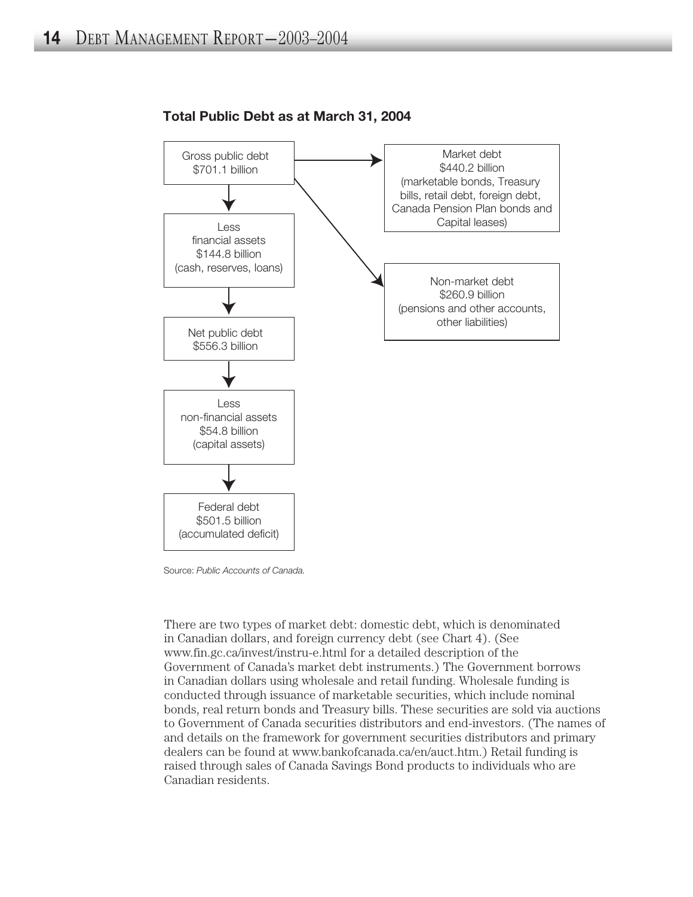**Total Public Debt as at March 31, 2004**

Gross public debt
$701.1 billion

Market debt
$440.2 billion
(marketable bonds, Treasury bills, retail debt, foreign debt, Canada Pension Plan bonds and Capital leases)

Non-market debt
$260.9 billion
(pensions and other accounts, other liabilities)

Less
financial assets
$144.8 billion
(cash, reserves, loans)

Net public debt
$556.3 billion

Less
non-financial assets
$54.8 billion
(capital assets)

Federal debt
$501.5 billion
(accumulated deficit)

Source: *Public Accounts of Canada.*

There are two types of market debt: domestic debt, which is denominated in Canadian dollars, and foreign currency debt (see Chart 4). (See www.fin.gc.ca/invest/instru-e.html for a detailed description of the Government of Canada's market debt instruments.) The Government borrows in Canadian dollars using wholesale and retail funding. Wholesale funding is conducted through issuance of marketable securities, which include nominal bonds, real return bonds and Treasury bills. These securities are sold via auctions to Government of Canada securities distributors and end-investors. (The names of and details on the framework for government securities distributors and primary dealers can be found at www.bankofcanada.ca/en/auct.htm.) Retail funding is raised through sales of Canada Savings Bond products to individuals who are Canadian residents.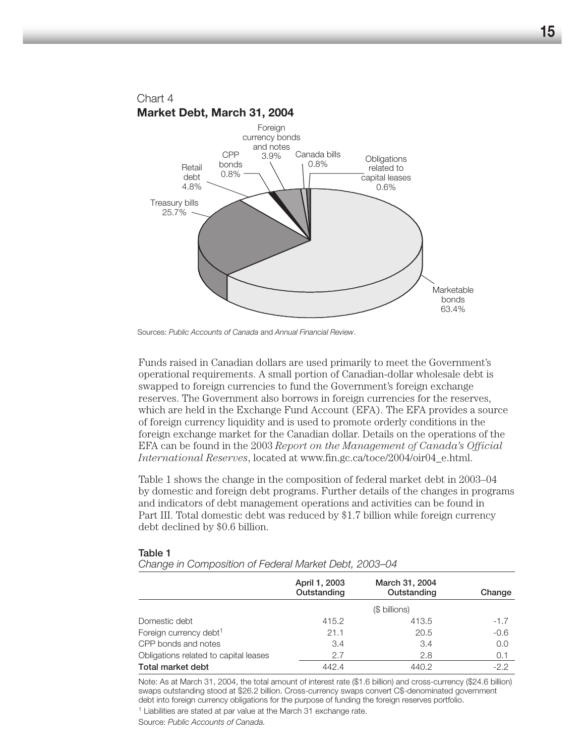Chart 4
**Market Debt, March 31, 2004**

Sources: *Public Accounts of Canada* and *Annual Financial Review*.

Funds raised in Canadian dollars are used primarily to meet the Government's operational requirements. A small portion of Canadian-dollar wholesale debt is swapped to foreign currencies to fund the Government's foreign exchange reserves. The Government also borrows in foreign currencies for the reserves, which are held in the Exchange Fund Account (EFA). The EFA provides a source of foreign currency liquidity and is used to promote orderly conditions in the foreign exchange market for the Canadian dollar. Details on the operations of the EFA can be found in the 2003 *Report on the Management of Canada's Official International Reserves*, located at www.fin.gc.ca/toce/2004/oir04_e.html.

Table 1 shows the change in the composition of federal market debt in 2003–04 by domestic and foreign debt programs. Further details of the changes in programs and indicators of debt management operations and activities can be found in Part III. Total domestic debt was reduced by $1.7 billion while foreign currency debt declined by $0.6 billion.

**Table 1**
*Change in Composition of Federal Market Debt, 2003–04*

| | April 1, 2003 Outstanding | March 31, 2004 Outstanding | Change |
|---|---|---|---|
| | | ($ billions) | |
| Domestic debt | 415.2 | 413.5 | -1.7 |
| Foreign currency debt[1] | 21.1 | 20.5 | -0.6 |
| CPP bonds and notes | 3.4 | 3.4 | 0.0 |
| Obligations related to capital leases | 2.7 | 2.8 | 0.1 |
| **Total market debt** | 442.4 | 440.2 | -2.2 |

Note: As at March 31, 2004, the total amount of interest rate ($1.6 billion) and cross-currency ($24.6 billion) swaps outstanding stood at $26.2 billion. Cross-currency swaps convert C$-denominated government debt into foreign currency obligations for the purpose of funding the foreign reserves portfolio.

[1] Liabilities are stated at par value at the March 31 exchange rate.

Source: *Public Accounts of Canada.*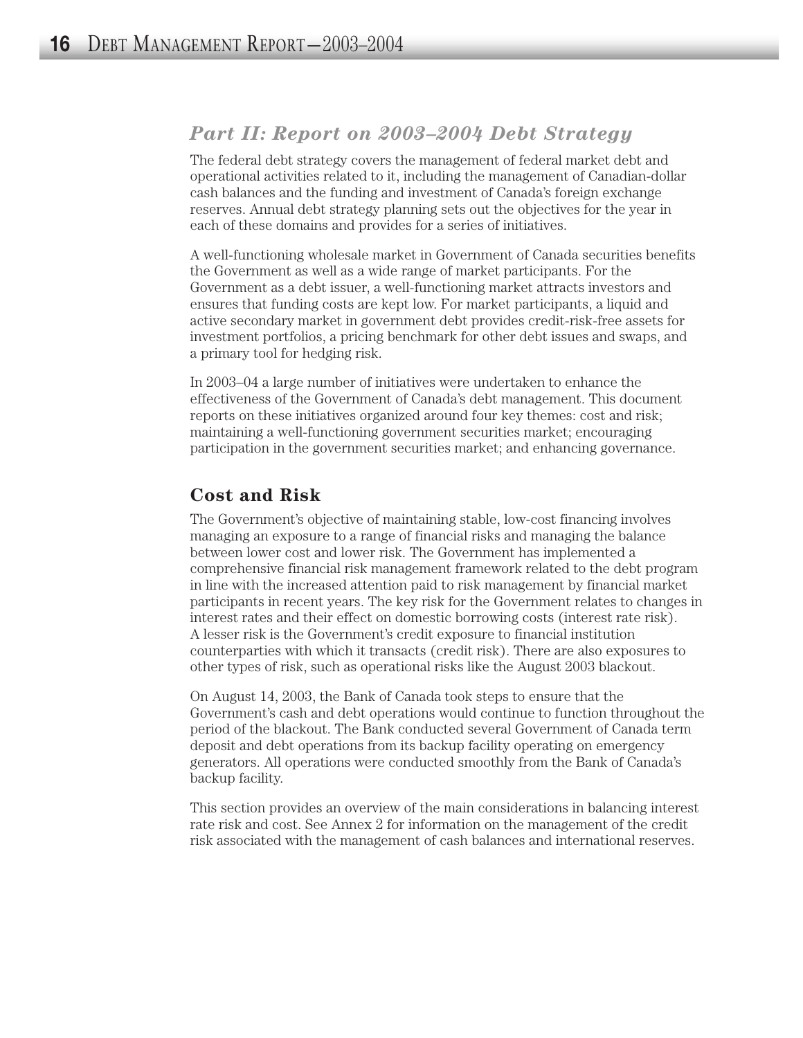## *Part II: Report on 2003–2004 Debt Strategy*

The federal debt strategy covers the management of federal market debt and operational activities related to it, including the management of Canadian-dollar cash balances and the funding and investment of Canada's foreign exchange reserves. Annual debt strategy planning sets out the objectives for the year in each of these domains and provides for a series of initiatives.

A well-functioning wholesale market in Government of Canada securities benefits the Government as well as a wide range of market participants. For the Government as a debt issuer, a well-functioning market attracts investors and ensures that funding costs are kept low. For market participants, a liquid and active secondary market in government debt provides credit-risk-free assets for investment portfolios, a pricing benchmark for other debt issues and swaps, and a primary tool for hedging risk.

In 2003–04 a large number of initiatives were undertaken to enhance the effectiveness of the Government of Canada's debt management. This document reports on these initiatives organized around four key themes: cost and risk; maintaining a well-functioning government securities market; encouraging participation in the government securities market; and enhancing governance.

### Cost and Risk

The Government's objective of maintaining stable, low-cost financing involves managing an exposure to a range of financial risks and managing the balance between lower cost and lower risk. The Government has implemented a comprehensive financial risk management framework related to the debt program in line with the increased attention paid to risk management by financial market participants in recent years. The key risk for the Government relates to changes in interest rates and their effect on domestic borrowing costs (interest rate risk). A lesser risk is the Government's credit exposure to financial institution counterparties with which it transacts (credit risk). There are also exposures to other types of risk, such as operational risks like the August 2003 blackout.

On August 14, 2003, the Bank of Canada took steps to ensure that the Government's cash and debt operations would continue to function throughout the period of the blackout. The Bank conducted several Government of Canada term deposit and debt operations from its backup facility operating on emergency generators. All operations were conducted smoothly from the Bank of Canada's backup facility.

This section provides an overview of the main considerations in balancing interest rate risk and cost. See Annex 2 for information on the management of the credit risk associated with the management of cash balances and international reserves.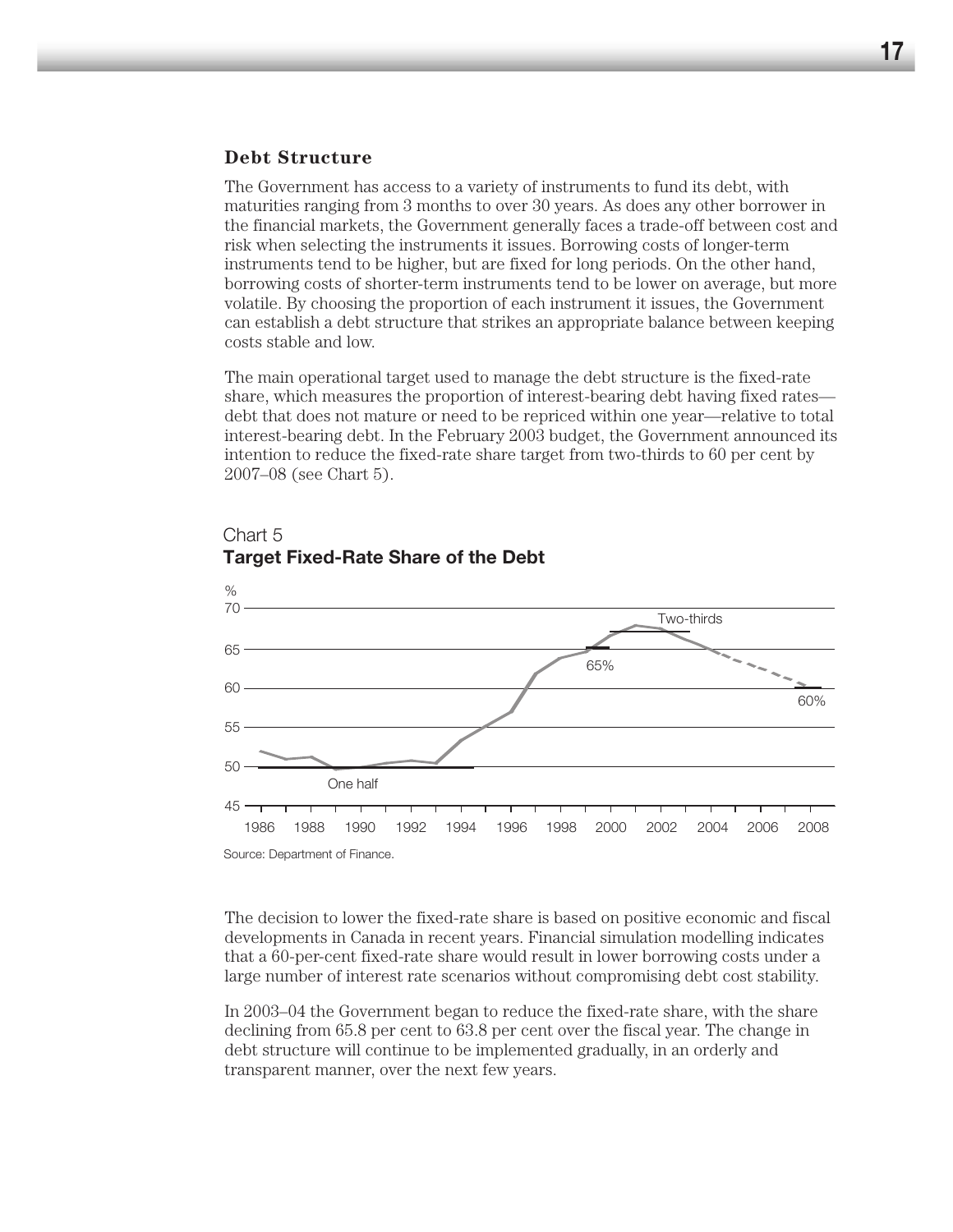### Debt Structure

The Government has access to a variety of instruments to fund its debt, with maturities ranging from 3 months to over 30 years. As does any other borrower in the financial markets, the Government generally faces a trade-off between cost and risk when selecting the instruments it issues. Borrowing costs of longer-term instruments tend to be higher, but are fixed for long periods. On the other hand, borrowing costs of shorter-term instruments tend to be lower on average, but more volatile. By choosing the proportion of each instrument it issues, the Government can establish a debt structure that strikes an appropriate balance between keeping costs stable and low.

The main operational target used to manage the debt structure is the fixed-rate share, which measures the proportion of interest-bearing debt having fixed rates—debt that does not mature or need to be repriced within one year—relative to total interest-bearing debt. In the February 2003 budget, the Government announced its intention to reduce the fixed-rate share target from two-thirds to 60 per cent by 2007–08 (see Chart 5).

Chart 5
**Target Fixed-Rate Share of the Debt**

Source: Department of Finance.

The decision to lower the fixed-rate share is based on positive economic and fiscal developments in Canada in recent years. Financial simulation modelling indicates that a 60-per-cent fixed-rate share would result in lower borrowing costs under a large number of interest rate scenarios without compromising debt cost stability.

In 2003–04 the Government began to reduce the fixed-rate share, with the share declining from 65.8 per cent to 63.8 per cent over the fiscal year. The change in debt structure will continue to be implemented gradually, in an orderly and transparent manner, over the next few years.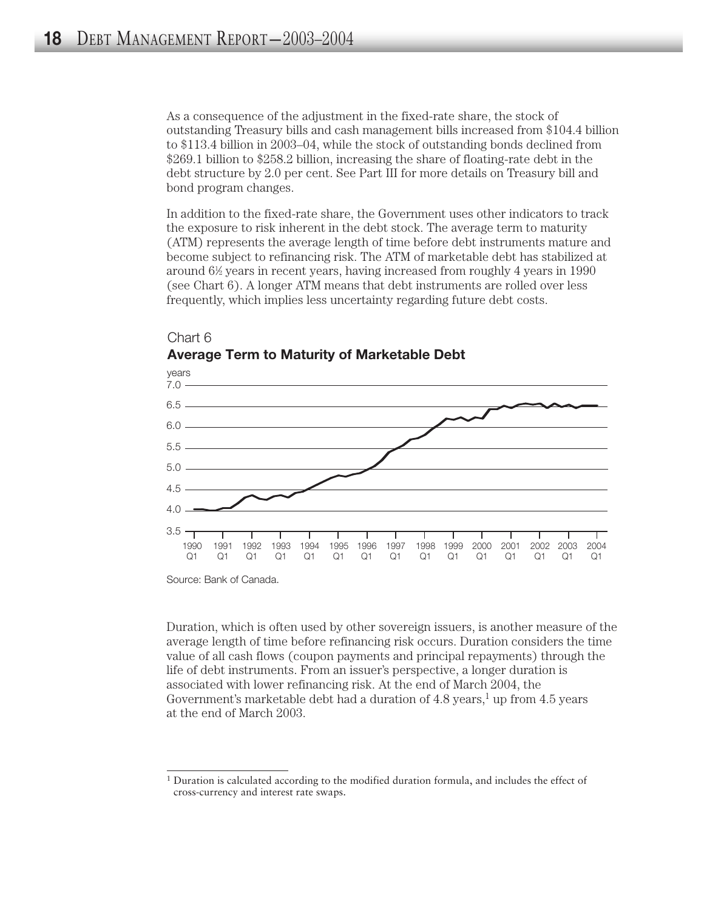As a consequence of the adjustment in the fixed-rate share, the stock of outstanding Treasury bills and cash management bills increased from $104.4 billion to $113.4 billion in 2003–04, while the stock of outstanding bonds declined from $269.1 billion to $258.2 billion, increasing the share of floating-rate debt in the debt structure by 2.0 per cent. See Part III for more details on Treasury bill and bond program changes.

In addition to the fixed-rate share, the Government uses other indicators to track the exposure to risk inherent in the debt stock. The average term to maturity (ATM) represents the average length of time before debt instruments mature and become subject to refinancing risk. The ATM of marketable debt has stabilized at around 6½ years in recent years, having increased from roughly 4 years in 1990 (see Chart 6). A longer ATM means that debt instruments are rolled over less frequently, which implies less uncertainty regarding future debt costs.

Chart 6

**Average Term to Maturity of Marketable Debt**

Source: Bank of Canada.

Duration, which is often used by other sovereign issuers, is another measure of the average length of time before refinancing risk occurs. Duration considers the time value of all cash flows (coupon payments and principal repayments) through the life of debt instruments. From an issuer's perspective, a longer duration is associated with lower refinancing risk. At the end of March 2004, the Government's marketable debt had a duration of 4.8 years,[1] up from 4.5 years at the end of March 2003.

---

[1] Duration is calculated according to the modified duration formula, and includes the effect of cross-currency and interest rate swaps.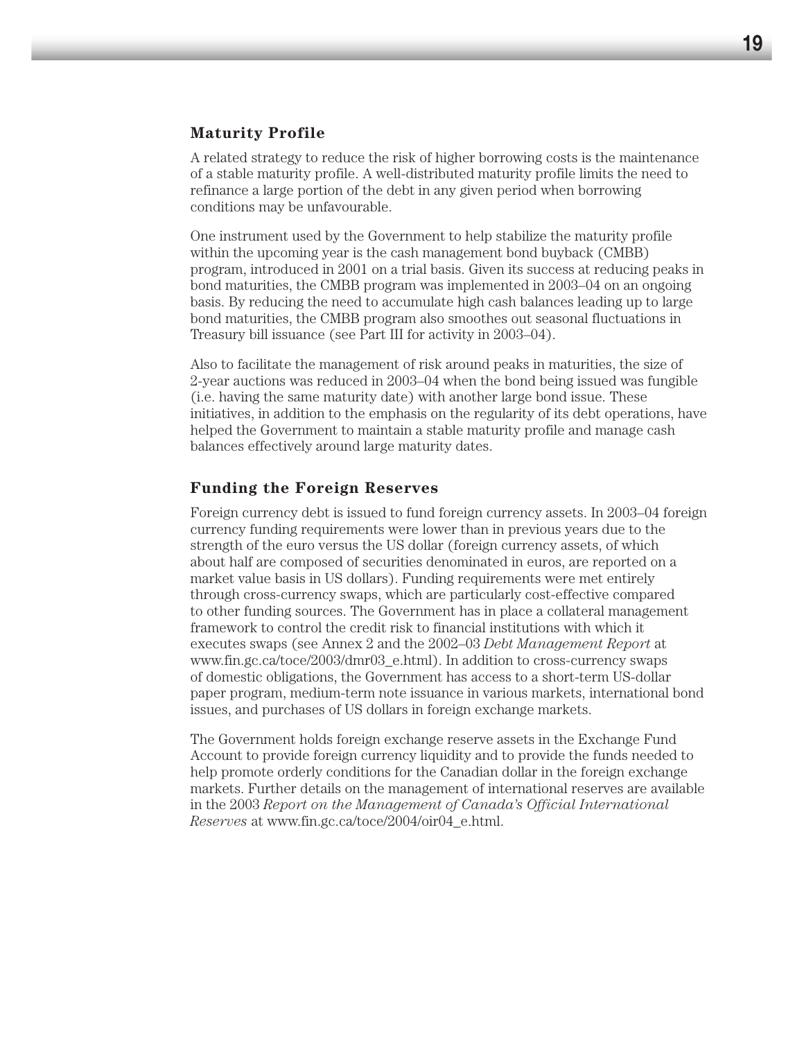### Maturity Profile

A related strategy to reduce the risk of higher borrowing costs is the maintenance of a stable maturity profile. A well-distributed maturity profile limits the need to refinance a large portion of the debt in any given period when borrowing conditions may be unfavourable.

One instrument used by the Government to help stabilize the maturity profile within the upcoming year is the cash management bond buyback (CMBB) program, introduced in 2001 on a trial basis. Given its success at reducing peaks in bond maturities, the CMBB program was implemented in 2003–04 on an ongoing basis. By reducing the need to accumulate high cash balances leading up to large bond maturities, the CMBB program also smoothes out seasonal fluctuations in Treasury bill issuance (see Part III for activity in 2003–04).

Also to facilitate the management of risk around peaks in maturities, the size of 2-year auctions was reduced in 2003–04 when the bond being issued was fungible (i.e. having the same maturity date) with another large bond issue. These initiatives, in addition to the emphasis on the regularity of its debt operations, have helped the Government to maintain a stable maturity profile and manage cash balances effectively around large maturity dates.

### Funding the Foreign Reserves

Foreign currency debt is issued to fund foreign currency assets. In 2003–04 foreign currency funding requirements were lower than in previous years due to the strength of the euro versus the US dollar (foreign currency assets, of which about half are composed of securities denominated in euros, are reported on a market value basis in US dollars). Funding requirements were met entirely through cross-currency swaps, which are particularly cost-effective compared to other funding sources. The Government has in place a collateral management framework to control the credit risk to financial institutions with which it executes swaps (see Annex 2 and the 2002–03 *Debt Management Report* at www.fin.gc.ca/toce/2003/dmr03_e.html). In addition to cross-currency swaps of domestic obligations, the Government has access to a short-term US-dollar paper program, medium-term note issuance in various markets, international bond issues, and purchases of US dollars in foreign exchange markets.

The Government holds foreign exchange reserve assets in the Exchange Fund Account to provide foreign currency liquidity and to provide the funds needed to help promote orderly conditions for the Canadian dollar in the foreign exchange markets. Further details on the management of international reserves are available in the 2003 *Report on the Management of Canada's Official International Reserves* at www.fin.gc.ca/toce/2004/oir04_e.html.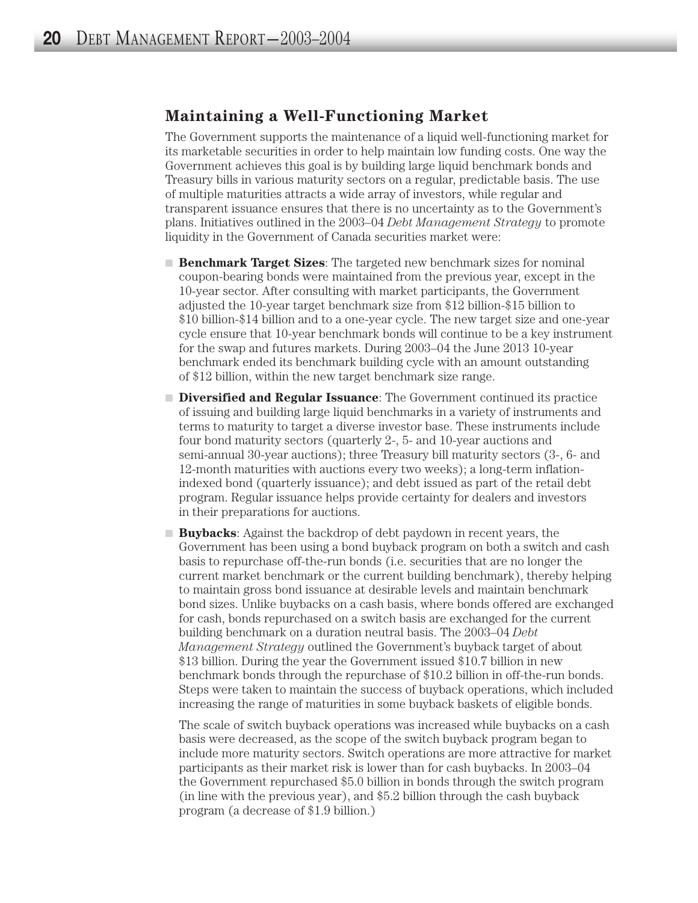## Maintaining a Well-Functioning Market

The Government supports the maintenance of a liquid well-functioning market for its marketable securities in order to help maintain low funding costs. One way the Government achieves this goal is by building large liquid benchmark bonds and Treasury bills in various maturity sectors on a regular, predictable basis. The use of multiple maturities attracts a wide array of investors, while regular and transparent issuance ensures that there is no uncertainty as to the Government's plans. Initiatives outlined in the 2003–04 *Debt Management Strategy* to promote liquidity in the Government of Canada securities market were:

- **Benchmark Target Sizes**: The targeted new benchmark sizes for nominal coupon-bearing bonds were maintained from the previous year, except in the 10-year sector. After consulting with market participants, the Government adjusted the 10-year target benchmark size from $12 billion-$15 billion to $10 billion-$14 billion and to a one-year cycle. The new target size and one-year cycle ensure that 10-year benchmark bonds will continue to be a key instrument for the swap and futures markets. During 2003–04 the June 2013 10-year benchmark ended its benchmark building cycle with an amount outstanding of $12 billion, within the new target benchmark size range.
- **Diversified and Regular Issuance**: The Government continued its practice of issuing and building large liquid benchmarks in a variety of instruments and terms to maturity to target a diverse investor base. These instruments include four bond maturity sectors (quarterly 2-, 5- and 10-year auctions and semi-annual 30-year auctions); three Treasury bill maturity sectors (3-, 6- and 12-month maturities with auctions every two weeks); a long-term inflation-indexed bond (quarterly issuance); and debt issued as part of the retail debt program. Regular issuance helps provide certainty for dealers and investors in their preparations for auctions.
- **Buybacks**: Against the backdrop of debt paydown in recent years, the Government has been using a bond buyback program on both a switch and cash basis to repurchase off-the-run bonds (i.e. securities that are no longer the current market benchmark or the current building benchmark), thereby helping to maintain gross bond issuance at desirable levels and maintain benchmark bond sizes. Unlike buybacks on a cash basis, where bonds offered are exchanged for cash, bonds repurchased on a switch basis are exchanged for the current building benchmark on a duration neutral basis. The 2003–04 *Debt Management Strategy* outlined the Government's buyback target of about $13 billion. During the year the Government issued $10.7 billion in new benchmark bonds through the repurchase of $10.2 billion in off-the-run bonds. Steps were taken to maintain the success of buyback operations, which included increasing the range of maturities in some buyback baskets of eligible bonds.

  The scale of switch buyback operations was increased while buybacks on a cash basis were decreased, as the scope of the switch buyback program began to include more maturity sectors. Switch operations are more attractive for market participants as their market risk is lower than for cash buybacks. In 2003–04 the Government repurchased $5.0 billion in bonds through the switch program (in line with the previous year), and $5.2 billion through the cash buyback program (a decrease of $1.9 billion.)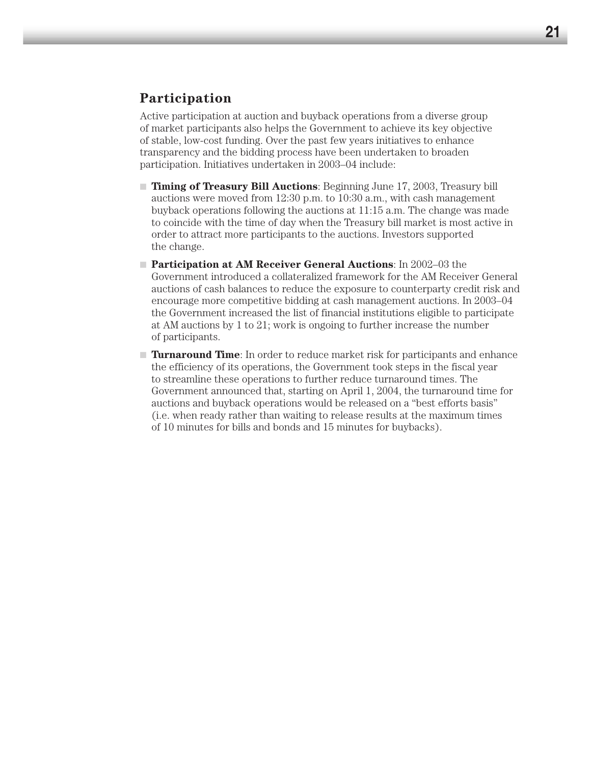## Participation

Active participation at auction and buyback operations from a diverse group of market participants also helps the Government to achieve its key objective of stable, low-cost funding. Over the past few years initiatives to enhance transparency and the bidding process have been undertaken to broaden participation. Initiatives undertaken in 2003–04 include:

- **Timing of Treasury Bill Auctions**: Beginning June 17, 2003, Treasury bill auctions were moved from 12:30 p.m. to 10:30 a.m., with cash management buyback operations following the auctions at 11:15 a.m. The change was made to coincide with the time of day when the Treasury bill market is most active in order to attract more participants to the auctions. Investors supported the change.
- **Participation at AM Receiver General Auctions**: In 2002–03 the Government introduced a collateralized framework for the AM Receiver General auctions of cash balances to reduce the exposure to counterparty credit risk and encourage more competitive bidding at cash management auctions. In 2003–04 the Government increased the list of financial institutions eligible to participate at AM auctions by 1 to 21; work is ongoing to further increase the number of participants.
- **Turnaround Time**: In order to reduce market risk for participants and enhance the efficiency of its operations, the Government took steps in the fiscal year to streamline these operations to further reduce turnaround times. The Government announced that, starting on April 1, 2004, the turnaround time for auctions and buyback operations would be released on a "best efforts basis" (i.e. when ready rather than waiting to release results at the maximum times of 10 minutes for bills and bonds and 15 minutes for buybacks).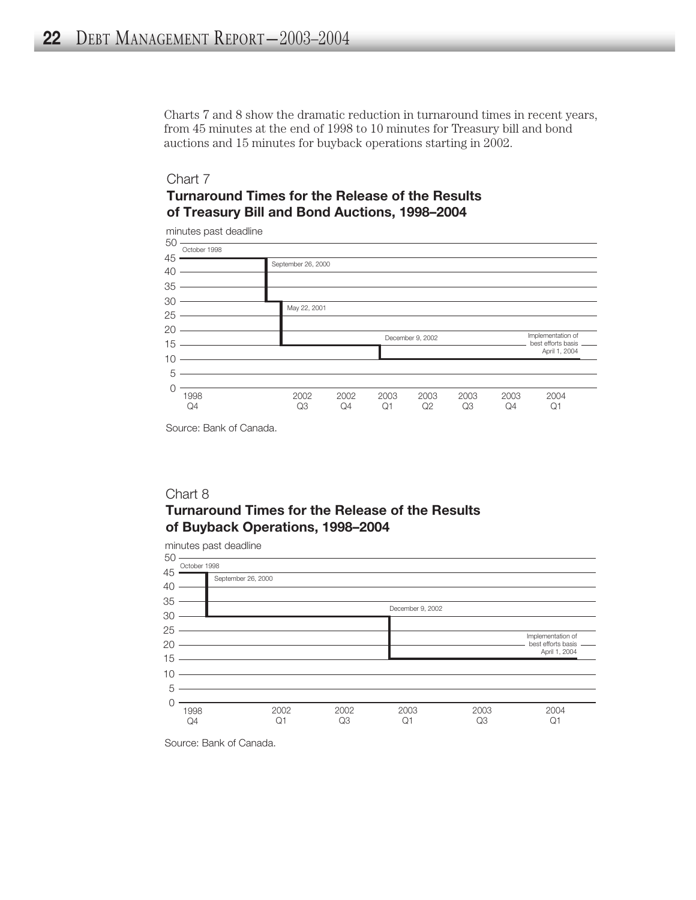Charts 7 and 8 show the dramatic reduction in turnaround times in recent years, from 45 minutes at the end of 1998 to 10 minutes for Treasury bill and bond auctions and 15 minutes for buyback operations starting in 2002.

Chart 7

**Turnaround Times for the Release of the Results of Treasury Bill and Bond Auctions, 1998–2004**

Source: Bank of Canada.

Chart 8

**Turnaround Times for the Release of the Results of Buyback Operations, 1998–2004**

Source: Bank of Canada.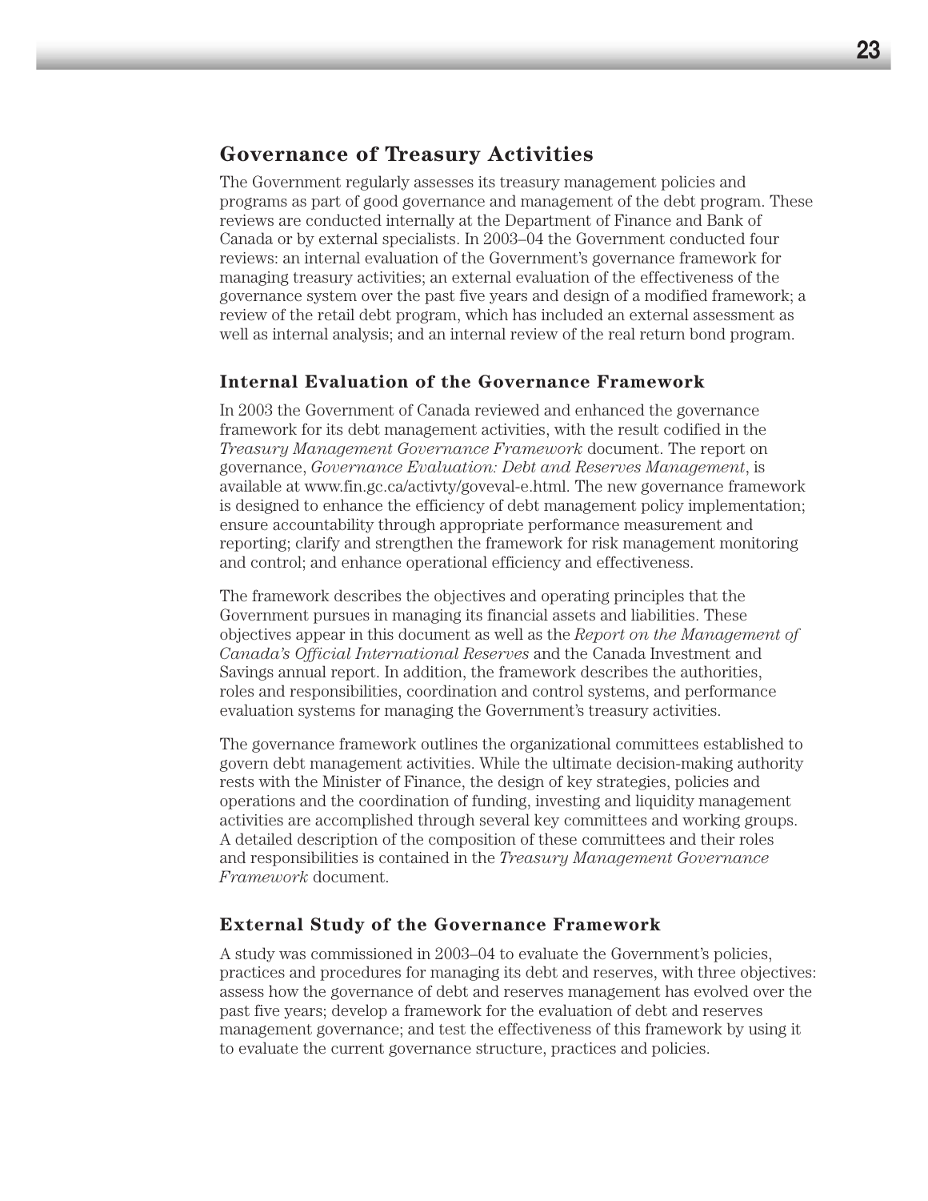## Governance of Treasury Activities

The Government regularly assesses its treasury management policies and programs as part of good governance and management of the debt program. These reviews are conducted internally at the Department of Finance and Bank of Canada or by external specialists. In 2003–04 the Government conducted four reviews: an internal evaluation of the Government's governance framework for managing treasury activities; an external evaluation of the effectiveness of the governance system over the past five years and design of a modified framework; a review of the retail debt program, which has included an external assessment as well as internal analysis; and an internal review of the real return bond program.

### Internal Evaluation of the Governance Framework

In 2003 the Government of Canada reviewed and enhanced the governance framework for its debt management activities, with the result codified in the *Treasury Management Governance Framework* document. The report on governance, *Governance Evaluation: Debt and Reserves Management*, is available at www.fin.gc.ca/activty/goveval-e.html. The new governance framework is designed to enhance the efficiency of debt management policy implementation; ensure accountability through appropriate performance measurement and reporting; clarify and strengthen the framework for risk management monitoring and control; and enhance operational efficiency and effectiveness.

The framework describes the objectives and operating principles that the Government pursues in managing its financial assets and liabilities. These objectives appear in this document as well as the *Report on the Management of Canada's Official International Reserves* and the Canada Investment and Savings annual report. In addition, the framework describes the authorities, roles and responsibilities, coordination and control systems, and performance evaluation systems for managing the Government's treasury activities.

The governance framework outlines the organizational committees established to govern debt management activities. While the ultimate decision-making authority rests with the Minister of Finance, the design of key strategies, policies and operations and the coordination of funding, investing and liquidity management activities are accomplished through several key committees and working groups. A detailed description of the composition of these committees and their roles and responsibilities is contained in the *Treasury Management Governance Framework* document.

### External Study of the Governance Framework

A study was commissioned in 2003–04 to evaluate the Government's policies, practices and procedures for managing its debt and reserves, with three objectives: assess how the governance of debt and reserves management has evolved over the past five years; develop a framework for the evaluation of debt and reserves management governance; and test the effectiveness of this framework by using it to evaluate the current governance structure, practices and policies.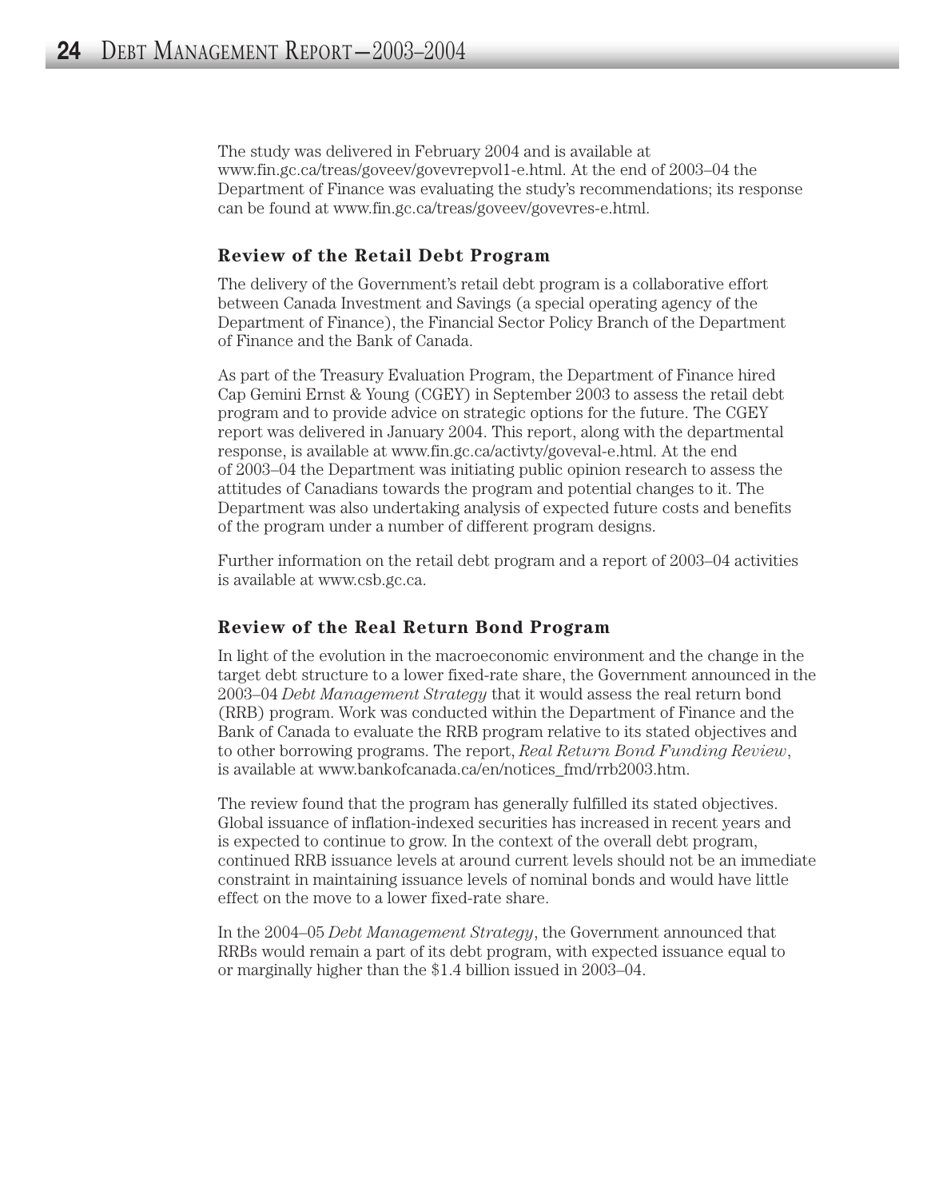The study was delivered in February 2004 and is available at www.fin.gc.ca/treas/goveev/govevrepvol1-e.html. At the end of 2003–04 the Department of Finance was evaluating the study's recommendations; its response can be found at www.fin.gc.ca/treas/goveev/govevres-e.html.

### Review of the Retail Debt Program

The delivery of the Government's retail debt program is a collaborative effort between Canada Investment and Savings (a special operating agency of the Department of Finance), the Financial Sector Policy Branch of the Department of Finance and the Bank of Canada.

As part of the Treasury Evaluation Program, the Department of Finance hired Cap Gemini Ernst & Young (CGEY) in September 2003 to assess the retail debt program and to provide advice on strategic options for the future. The CGEY report was delivered in January 2004. This report, along with the departmental response, is available at www.fin.gc.ca/activty/goveval-e.html. At the end of 2003–04 the Department was initiating public opinion research to assess the attitudes of Canadians towards the program and potential changes to it. The Department was also undertaking analysis of expected future costs and benefits of the program under a number of different program designs.

Further information on the retail debt program and a report of 2003–04 activities is available at www.csb.gc.ca.

### Review of the Real Return Bond Program

In light of the evolution in the macroeconomic environment and the change in the target debt structure to a lower fixed-rate share, the Government announced in the 2003–04 *Debt Management Strategy* that it would assess the real return bond (RRB) program. Work was conducted within the Department of Finance and the Bank of Canada to evaluate the RRB program relative to its stated objectives and to other borrowing programs. The report, *Real Return Bond Funding Review*, is available at www.bankofcanada.ca/en/notices_fmd/rrb2003.htm.

The review found that the program has generally fulfilled its stated objectives. Global issuance of inflation-indexed securities has increased in recent years and is expected to continue to grow. In the context of the overall debt program, continued RRB issuance levels at around current levels should not be an immediate constraint in maintaining issuance levels of nominal bonds and would have little effect on the move to a lower fixed-rate share.

In the 2004–05 *Debt Management Strategy*, the Government announced that RRBs would remain a part of its debt program, with expected issuance equal to or marginally higher than the $1.4 billion issued in 2003–04.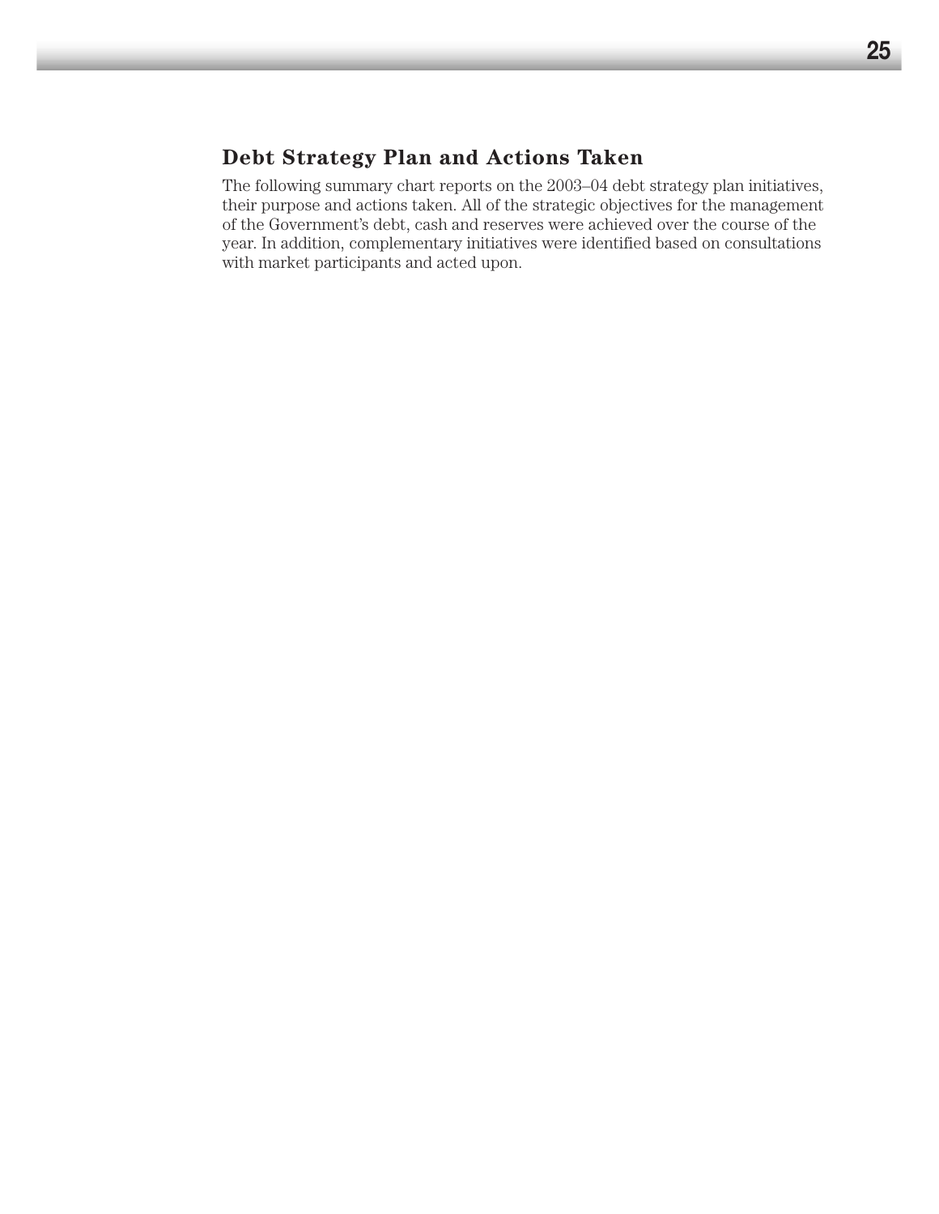## Debt Strategy Plan and Actions Taken

The following summary chart reports on the 2003–04 debt strategy plan initiatives, their purpose and actions taken. All of the strategic objectives for the management of the Government's debt, cash and reserves were achieved over the course of the year. In addition, complementary initiatives were identified based on consultations with market participants and acted upon.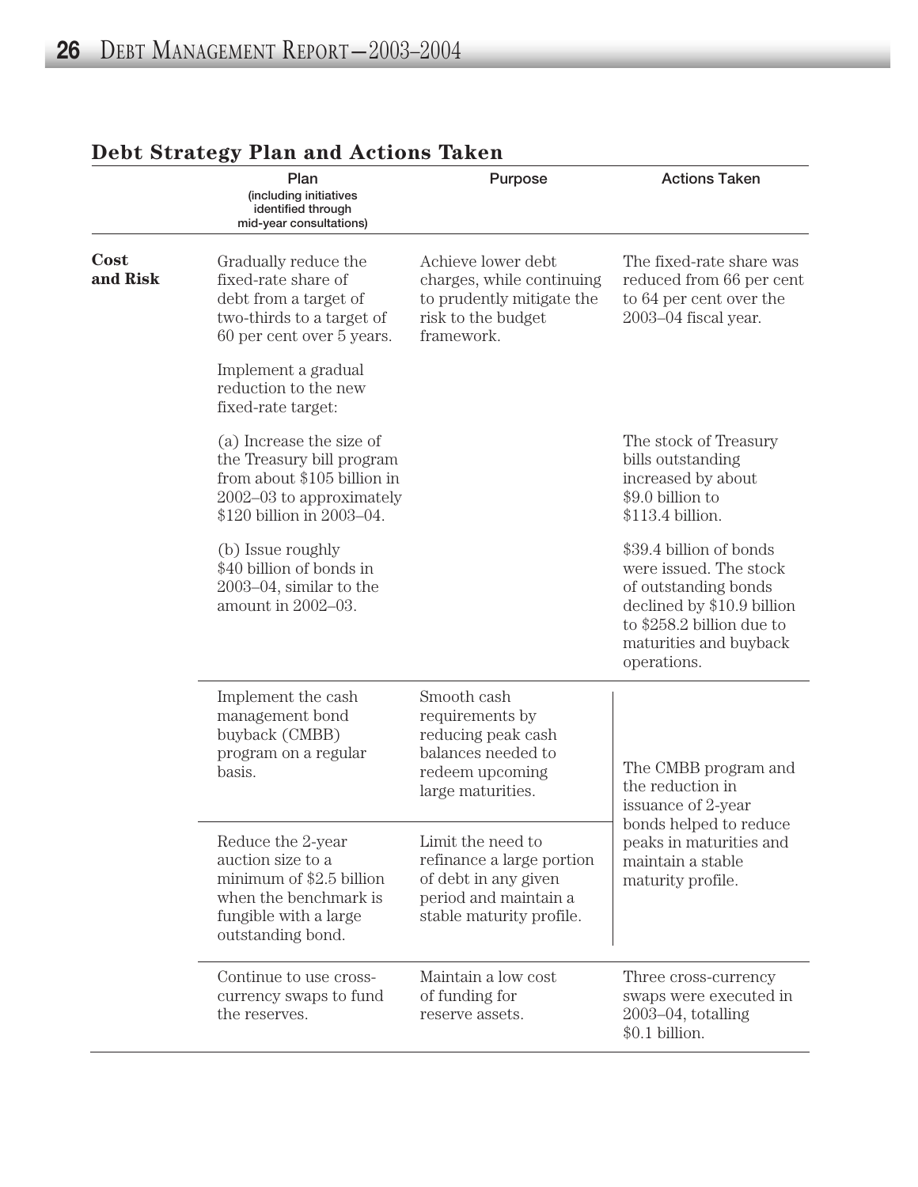## Debt Strategy Plan and Actions Taken

| | Plan (including initiatives identified through mid-year consultations) | Purpose | Actions Taken |
|---|---|---|---|
| **Cost and Risk** | Gradually reduce the fixed-rate share of debt from a target of two-thirds to a target of 60 per cent over 5 years. | Achieve lower debt charges, while continuing to prudently mitigate the risk to the budget framework. | The fixed-rate share was reduced from 66 per cent to 64 per cent over the 2003–04 fiscal year. |
| | Implement a gradual reduction to the new fixed-rate target: | | |
| | (a) Increase the size of the Treasury bill program from about $105 billion in 2002–03 to approximately $120 billion in 2003–04. | | The stock of Treasury bills outstanding increased by about $9.0 billion to $113.4 billion. |
| | (b) Issue roughly $40 billion of bonds in 2003–04, similar to the amount in 2002–03. | | $39.4 billion of bonds were issued. The stock of outstanding bonds declined by $10.9 billion to $258.2 billion due to maturities and buyback operations. |
| | Implement the cash management bond buyback (CMBB) program on a regular basis. | Smooth cash requirements by reducing peak cash balances needed to redeem upcoming large maturities. | The CMBB program and the reduction in issuance of 2-year bonds helped to reduce peaks in maturities and maintain a stable maturity profile. |
| | Reduce the 2-year auction size to a minimum of $2.5 billion when the benchmark is fungible with a large outstanding bond. | Limit the need to refinance a large portion of debt in any given period and maintain a stable maturity profile. | |
| | Continue to use cross-currency swaps to fund the reserves. | Maintain a low cost of funding for reserve assets. | Three cross-currency swaps were executed in 2003–04, totalling $0.1 billion. |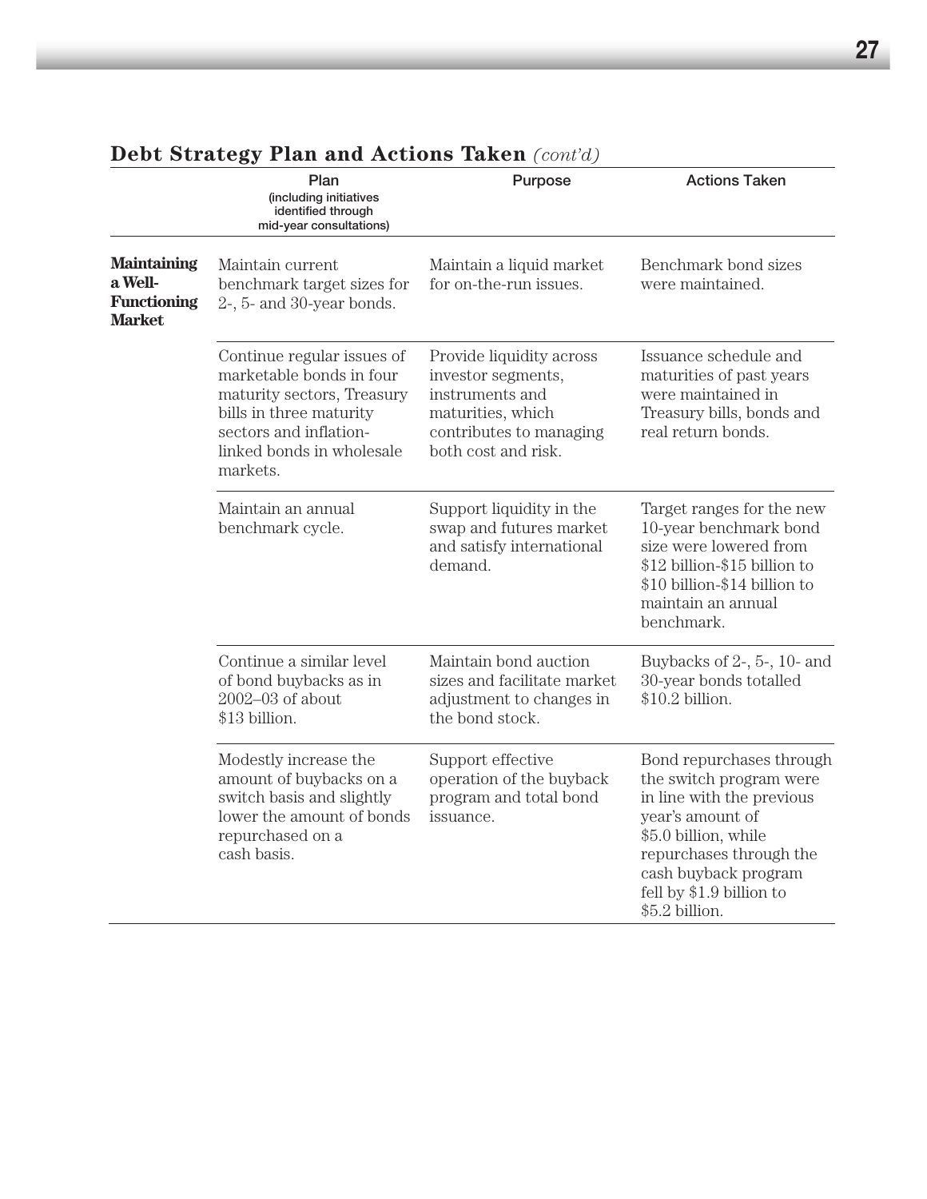## Debt Strategy Plan and Actions Taken *(cont'd)*

| | Plan (including initiatives identified through mid-year consultations) | Purpose | Actions Taken |
|---|---|---|---|
| **Maintaining a Well-Functioning Market** | Maintain current benchmark target sizes for 2-, 5- and 30-year bonds. | Maintain a liquid market for on-the-run issues. | Benchmark bond sizes were maintained. |
| | Continue regular issues of marketable bonds in four maturity sectors, Treasury bills in three maturity sectors and inflation-linked bonds in wholesale markets. | Provide liquidity across investor segments, instruments and maturities, which contributes to managing both cost and risk. | Issuance schedule and maturities of past years were maintained in Treasury bills, bonds and real return bonds. |
| | Maintain an annual benchmark cycle. | Support liquidity in the swap and futures market and satisfy international demand. | Target ranges for the new 10-year benchmark bond size were lowered from $12 billion-$15 billion to $10 billion-$14 billion to maintain an annual benchmark. |
| | Continue a similar level of bond buybacks as in 2002–03 of about $13 billion. | Maintain bond auction sizes and facilitate market adjustment to changes in the bond stock. | Buybacks of 2-, 5-, 10- and 30-year bonds totalled $10.2 billion. |
| | Modestly increase the amount of buybacks on a switch basis and slightly lower the amount of bonds repurchased on a cash basis. | Support effective operation of the buyback program and total bond issuance. | Bond repurchases through the switch program were in line with the previous year's amount of $5.0 billion, while repurchases through the cash buyback program fell by $1.9 billion to $5.2 billion. |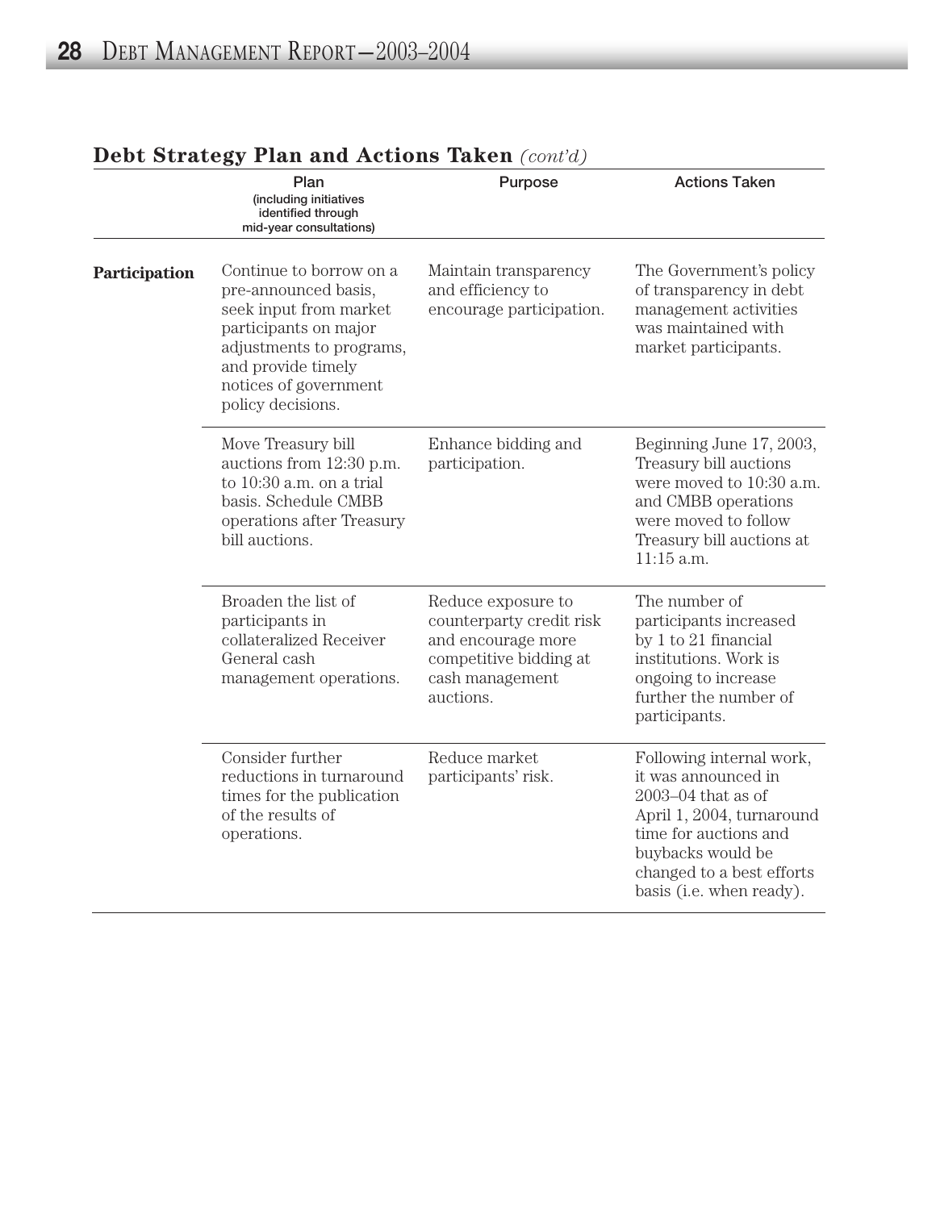## Debt Strategy Plan and Actions Taken *(cont'd)*

| | Plan (including initiatives identified through mid-year consultations) | Purpose | Actions Taken |
|---|---|---|---|
| **Participation** | Continue to borrow on a pre-announced basis, seek input from market participants on major adjustments to programs, and provide timely notices of government policy decisions. | Maintain transparency and efficiency to encourage participation. | The Government's policy of transparency in debt management activities was maintained with market participants. |
| | Move Treasury bill auctions from 12:30 p.m. to 10:30 a.m. on a trial basis. Schedule CMBB operations after Treasury bill auctions. | Enhance bidding and participation. | Beginning June 17, 2003, Treasury bill auctions were moved to 10:30 a.m. and CMBB operations were moved to follow Treasury bill auctions at 11:15 a.m. |
| | Broaden the list of participants in collateralized Receiver General cash management operations. | Reduce exposure to counterparty credit risk and encourage more competitive bidding at cash management auctions. | The number of participants increased by 1 to 21 financial institutions. Work is ongoing to increase further the number of participants. |
| | Consider further reductions in turnaround times for the publication of the results of operations. | Reduce market participants' risk. | Following internal work, it was announced in 2003–04 that as of April 1, 2004, turnaround time for auctions and buybacks would be changed to a best efforts basis (i.e. when ready). |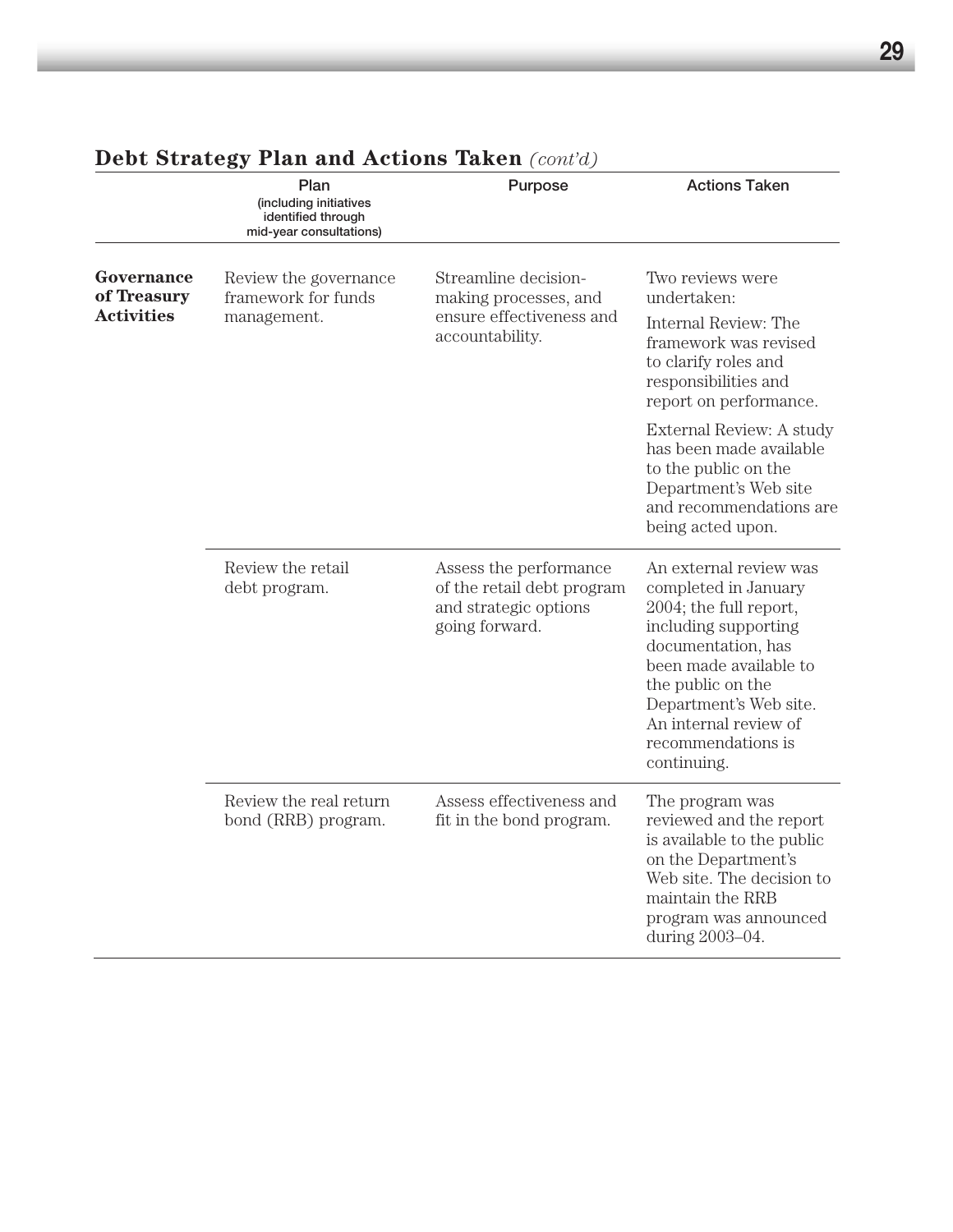## Debt Strategy Plan and Actions Taken *(cont'd)*

| | Plan (including initiatives identified through mid-year consultations) | Purpose | Actions Taken |
|---|---|---|---|
| **Governance of Treasury Activities** | Review the governance framework for funds management. | Streamline decision-making processes, and ensure effectiveness and accountability. | Two reviews were undertaken: Internal Review: The framework was revised to clarify roles and responsibilities and report on performance. External Review: A study has been made available to the public on the Department's Web site and recommendations are being acted upon. |
| | Review the retail debt program. | Assess the performance of the retail debt program and strategic options going forward. | An external review was completed in January 2004; the full report, including supporting documentation, has been made available to the public on the Department's Web site. An internal review of recommendations is continuing. |
| | Review the real return bond (RRB) program. | Assess effectiveness and fit in the bond program. | The program was reviewed and the report is available to the public on the Department's Web site. The decision to maintain the RRB program was announced during 2003–04. |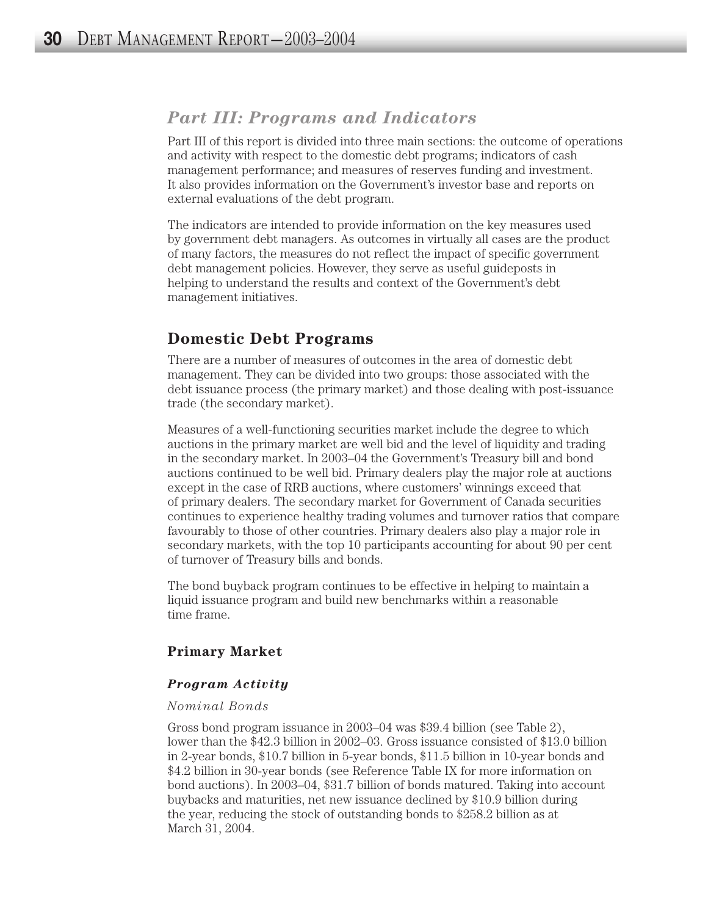## *Part III: Programs and Indicators*

Part III of this report is divided into three main sections: the outcome of operations and activity with respect to the domestic debt programs; indicators of cash management performance; and measures of reserves funding and investment. It also provides information on the Government's investor base and reports on external evaluations of the debt program.

The indicators are intended to provide information on the key measures used by government debt managers. As outcomes in virtually all cases are the product of many factors, the measures do not reflect the impact of specific government debt management policies. However, they serve as useful guideposts in helping to understand the results and context of the Government's debt management initiatives.

## Domestic Debt Programs

There are a number of measures of outcomes in the area of domestic debt management. They can be divided into two groups: those associated with the debt issuance process (the primary market) and those dealing with post-issuance trade (the secondary market).

Measures of a well-functioning securities market include the degree to which auctions in the primary market are well bid and the level of liquidity and trading in the secondary market. In 2003–04 the Government's Treasury bill and bond auctions continued to be well bid. Primary dealers play the major role at auctions except in the case of RRB auctions, where customers' winnings exceed that of primary dealers. The secondary market for Government of Canada securities continues to experience healthy trading volumes and turnover ratios that compare favourably to those of other countries. Primary dealers also play a major role in secondary markets, with the top 10 participants accounting for about 90 per cent of turnover of Treasury bills and bonds.

The bond buyback program continues to be effective in helping to maintain a liquid issuance program and build new benchmarks within a reasonable time frame.

### Primary Market

#### *Program Activity*

*Nominal Bonds*

Gross bond program issuance in 2003–04 was $39.4 billion (see Table 2), lower than the $42.3 billion in 2002–03. Gross issuance consisted of $13.0 billion in 2-year bonds, $10.7 billion in 5-year bonds, $11.5 billion in 10-year bonds and $4.2 billion in 30-year bonds (see Reference Table IX for more information on bond auctions). In 2003–04, $31.7 billion of bonds matured. Taking into account buybacks and maturities, net new issuance declined by $10.9 billion during the year, reducing the stock of outstanding bonds to $258.2 billion as at March 31, 2004.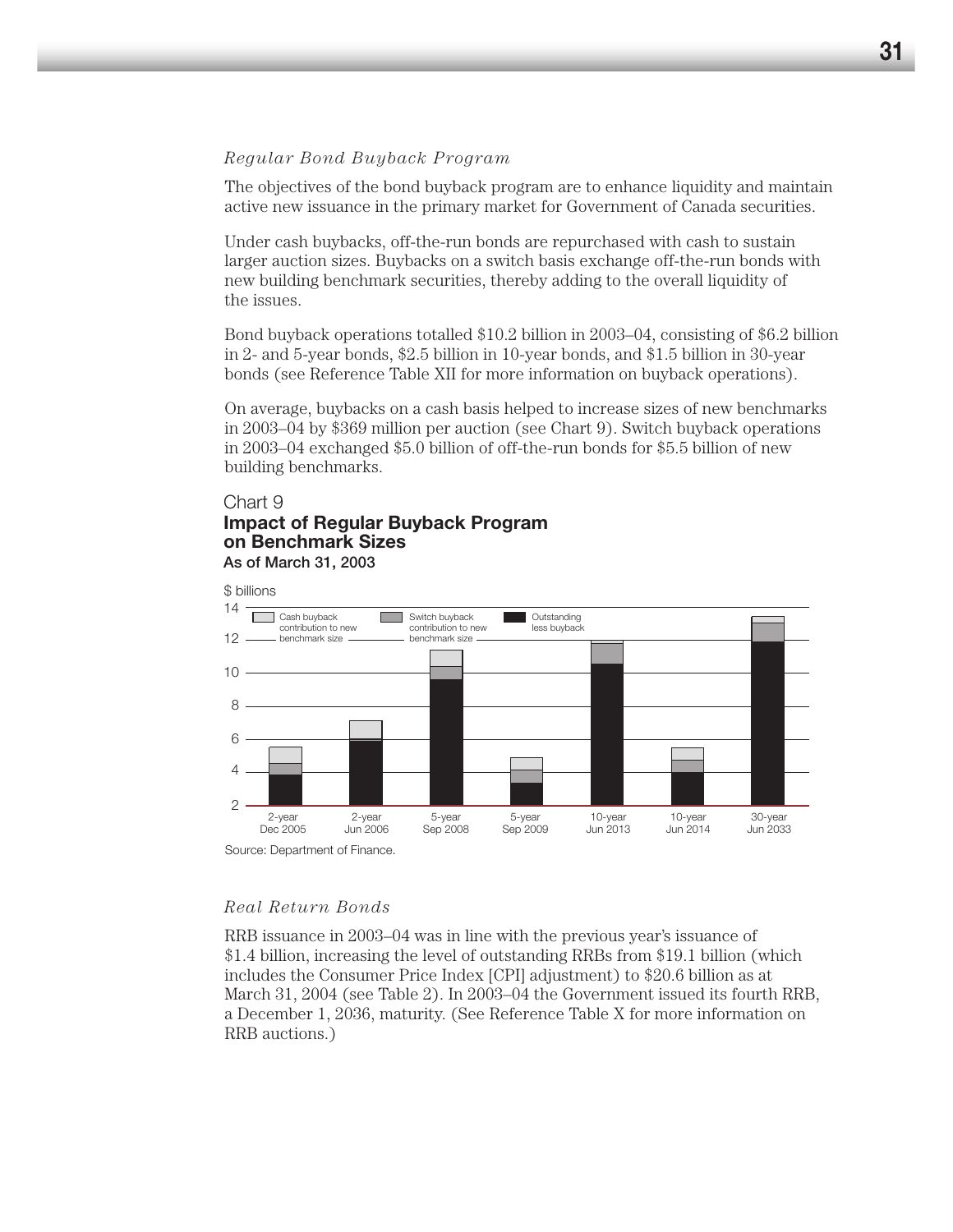*Regular Bond Buyback Program*

The objectives of the bond buyback program are to enhance liquidity and maintain active new issuance in the primary market for Government of Canada securities.

Under cash buybacks, off-the-run bonds are repurchased with cash to sustain larger auction sizes. Buybacks on a switch basis exchange off-the-run bonds with new building benchmark securities, thereby adding to the overall liquidity of the issues.

Bond buyback operations totalled $10.2 billion in 2003–04, consisting of $6.2 billion in 2- and 5-year bonds, $2.5 billion in 10-year bonds, and $1.5 billion in 30-year bonds (see Reference Table XII for more information on buyback operations).

On average, buybacks on a cash basis helped to increase sizes of new benchmarks in 2003–04 by $369 million per auction (see Chart 9). Switch buyback operations in 2003–04 exchanged $5.0 billion of off-the-run bonds for $5.5 billion of new building benchmarks.

Chart 9
**Impact of Regular Buyback Program on Benchmark Sizes**
**As of March 31, 2003**

$ billions

Legend: Cash buyback contribution to new benchmark size; Switch buyback contribution to new benchmark size; Outstanding less buyback

Categories: 2-year Dec 2005; 2-year Jun 2006; 5-year Sep 2008; 5-year Sep 2009; 10-year Jun 2013; 10-year Jun 2014; 30-year Jun 2033

Source: Department of Finance.

*Real Return Bonds*

RRB issuance in 2003–04 was in line with the previous year's issuance of $1.4 billion, increasing the level of outstanding RRBs from $19.1 billion (which includes the Consumer Price Index [CPI] adjustment) to $20.6 billion as at March 31, 2004 (see Table 2). In 2003–04 the Government issued its fourth RRB, a December 1, 2036, maturity. (See Reference Table X for more information on RRB auctions.)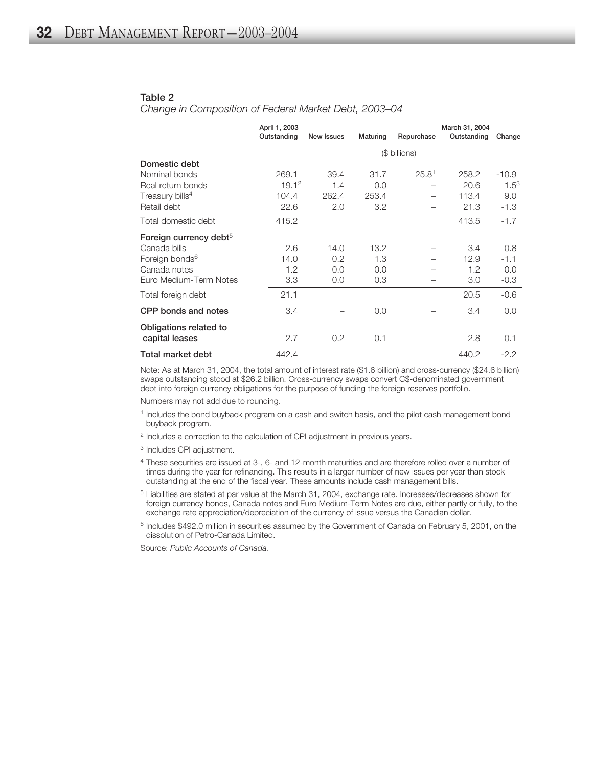**Table 2**

*Change in Composition of Federal Market Debt, 2003–04*

| | April 1, 2003 Outstanding | New Issues | Maturing | Repurchase | March 31, 2004 Outstanding | Change |
|---|---|---|---|---|---|---|
| | | | ($ billions) | | | |
| **Domestic debt** | | | | | | |
| Nominal bonds | 269.1 | 39.4 | 31.7 | 25.8[1] | 258.2 | -10.9 |
| Real return bonds | 19.1[2] | 1.4 | 0.0 | – | 20.6 | 1.5[3] |
| Treasury bills[4] | 104.4 | 262.4 | 253.4 | – | 113.4 | 9.0 |
| Retail debt | 22.6 | 2.0 | 3.2 | – | 21.3 | -1.3 |
| Total domestic debt | 415.2 | | | | 413.5 | -1.7 |
| **Foreign currency debt**[5] | | | | | | |
| Canada bills | 2.6 | 14.0 | 13.2 | – | 3.4 | 0.8 |
| Foreign bonds[6] | 14.0 | 0.2 | 1.3 | – | 12.9 | -1.1 |
| Canada notes | 1.2 | 0.0 | 0.0 | – | 1.2 | 0.0 |
| Euro Medium-Term Notes | 3.3 | 0.0 | 0.3 | – | 3.0 | -0.3 |
| Total foreign debt | 21.1 | | | | 20.5 | -0.6 |
| **CPP bonds and notes** | 3.4 | – | 0.0 | – | 3.4 | 0.0 |
| **Obligations related to capital leases** | 2.7 | 0.2 | 0.1 | | 2.8 | 0.1 |
| **Total market debt** | 442.4 | | | | 440.2 | -2.2 |

Note: As at March 31, 2004, the total amount of interest rate ($1.6 billion) and cross-currency ($24.6 billion) swaps outstanding stood at $26.2 billion. Cross-currency swaps convert C$-denominated government debt into foreign currency obligations for the purpose of funding the foreign reserves portfolio.

Numbers may not add due to rounding.

[1] Includes the bond buyback program on a cash and switch basis, and the pilot cash management bond buyback program.

[2] Includes a correction to the calculation of CPI adjustment in previous years.

[3] Includes CPI adjustment.

[4] These securities are issued at 3-, 6- and 12-month maturities and are therefore rolled over a number of times during the year for refinancing. This results in a larger number of new issues per year than stock outstanding at the end of the fiscal year. These amounts include cash management bills.

[5] Liabilities are stated at par value at the March 31, 2004, exchange rate. Increases/decreases shown for foreign currency bonds, Canada notes and Euro Medium-Term Notes are due, either partly or fully, to the exchange rate appreciation/depreciation of the currency of issue versus the Canadian dollar.

[6] Includes $492.0 million in securities assumed by the Government of Canada on February 5, 2001, on the dissolution of Petro-Canada Limited.

Source: *Public Accounts of Canada.*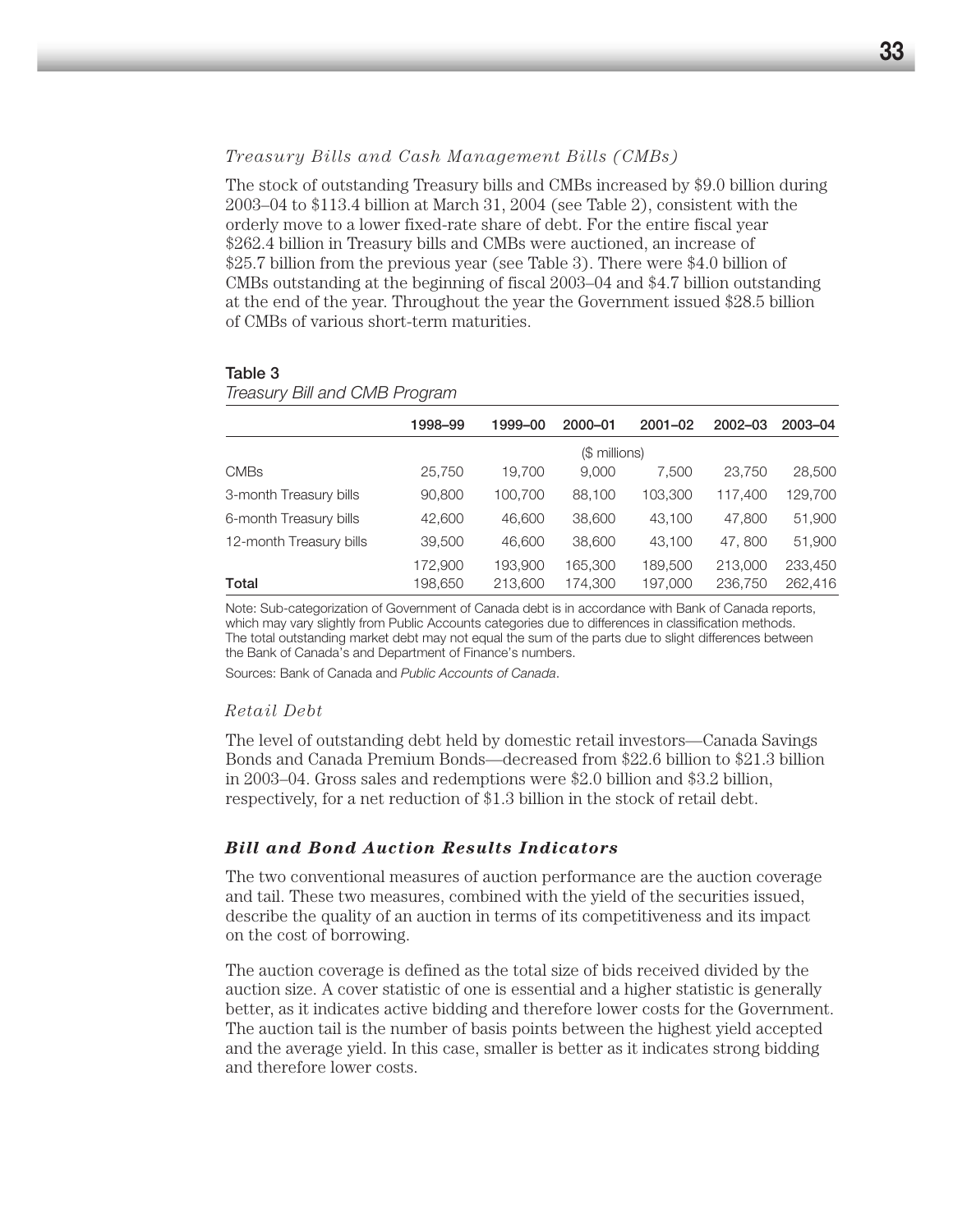*Treasury Bills and Cash Management Bills (CMBs)*

The stock of outstanding Treasury bills and CMBs increased by $9.0 billion during 2003–04 to $113.4 billion at March 31, 2004 (see Table 2), consistent with the orderly move to a lower fixed-rate share of debt. For the entire fiscal year $262.4 billion in Treasury bills and CMBs were auctioned, an increase of $25.7 billion from the previous year (see Table 3). There were $4.0 billion of CMBs outstanding at the beginning of fiscal 2003–04 and $4.7 billion outstanding at the end of the year. Throughout the year the Government issued $28.5 billion of CMBs of various short-term maturities.

**Table 3**
*Treasury Bill and CMB Program*

| | 1998–99 | 1999–00 | 2000–01 | 2001–02 | 2002–03 | 2003–04 |
|---|---|---|---|---|---|---|
| | | | ($ millions) | | | |
| CMBs | 25,750 | 19,700 | 9,000 | 7,500 | 23,750 | 28,500 |
| 3-month Treasury bills | 90,800 | 100,700 | 88,100 | 103,300 | 117,400 | 129,700 |
| 6-month Treasury bills | 42,600 | 46,600 | 38,600 | 43,100 | 47,800 | 51,900 |
| 12-month Treasury bills | 39,500 | 46,600 | 38,600 | 43,100 | 47, 800 | 51,900 |
| | 172,900 | 193,900 | 165,300 | 189,500 | 213,000 | 233,450 |
| **Total** | 198,650 | 213,600 | 174,300 | 197,000 | 236,750 | 262,416 |

Note: Sub-categorization of Government of Canada debt is in accordance with Bank of Canada reports, which may vary slightly from Public Accounts categories due to differences in classification methods. The total outstanding market debt may not equal the sum of the parts due to slight differences between the Bank of Canada's and Department of Finance's numbers.

Sources: Bank of Canada and *Public Accounts of Canada*.

*Retail Debt*

The level of outstanding debt held by domestic retail investors—Canada Savings Bonds and Canada Premium Bonds—decreased from $22.6 billion to $21.3 billion in 2003–04. Gross sales and redemptions were $2.0 billion and $3.2 billion, respectively, for a net reduction of $1.3 billion in the stock of retail debt.

### ***Bill and Bond Auction Results Indicators***

The two conventional measures of auction performance are the auction coverage and tail. These two measures, combined with the yield of the securities issued, describe the quality of an auction in terms of its competitiveness and its impact on the cost of borrowing.

The auction coverage is defined as the total size of bids received divided by the auction size. A cover statistic of one is essential and a higher statistic is generally better, as it indicates active bidding and therefore lower costs for the Government. The auction tail is the number of basis points between the highest yield accepted and the average yield. In this case, smaller is better as it indicates strong bidding and therefore lower costs.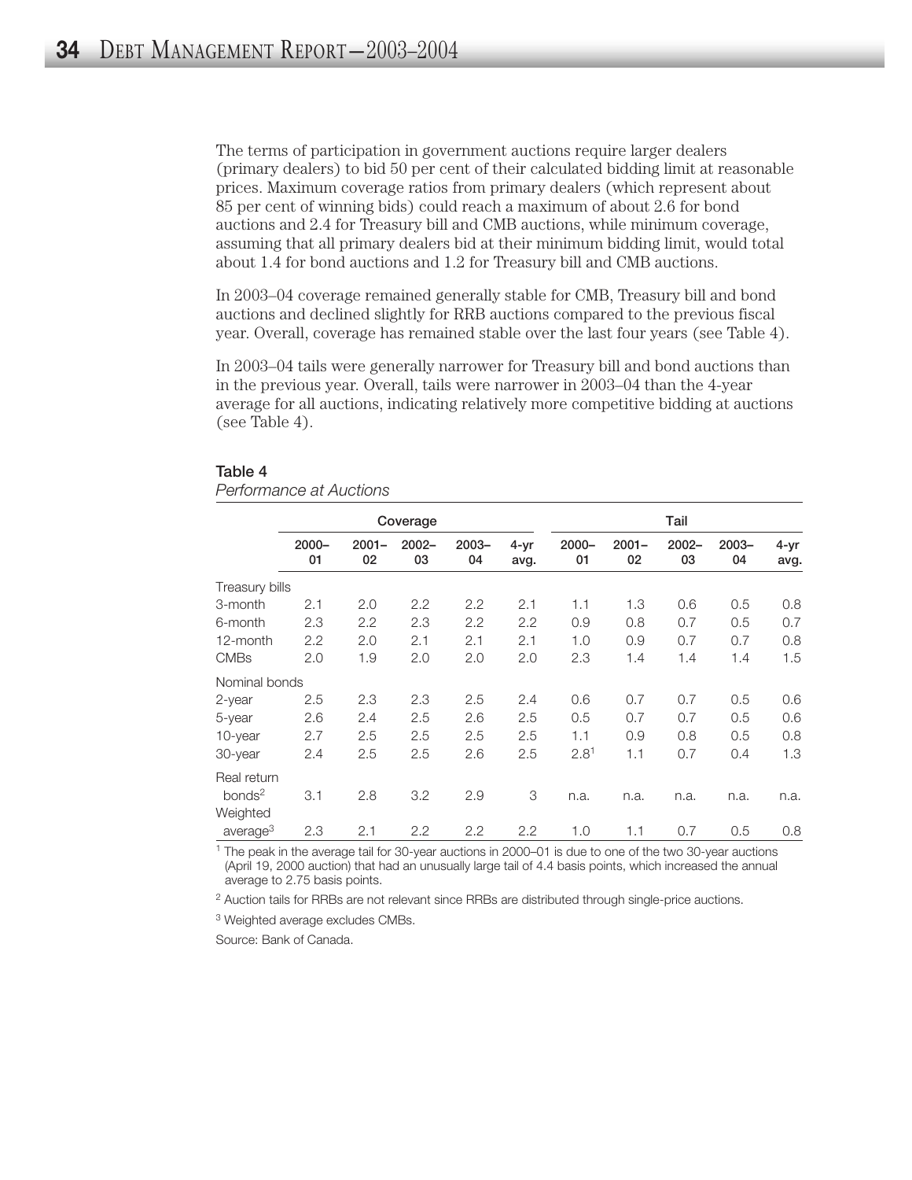The terms of participation in government auctions require larger dealers (primary dealers) to bid 50 per cent of their calculated bidding limit at reasonable prices. Maximum coverage ratios from primary dealers (which represent about 85 per cent of winning bids) could reach a maximum of about 2.6 for bond auctions and 2.4 for Treasury bill and CMB auctions, while minimum coverage, assuming that all primary dealers bid at their minimum bidding limit, would total about 1.4 for bond auctions and 1.2 for Treasury bill and CMB auctions.

In 2003–04 coverage remained generally stable for CMB, Treasury bill and bond auctions and declined slightly for RRB auctions compared to the previous fiscal year. Overall, coverage has remained stable over the last four years (see Table 4).

In 2003–04 tails were generally narrower for Treasury bill and bond auctions than in the previous year. Overall, tails were narrower in 2003–04 than the 4-year average for all auctions, indicating relatively more competitive bidding at auctions (see Table 4).

**Table 4**
*Performance at Auctions*

| | Coverage | | | | | Tail | | | | |
|---|---|---|---|---|---|---|---|---|---|---|
| | 2000–01 | 2001–02 | 2002–03 | 2003–04 | 4-yr avg. | 2000–01 | 2001–02 | 2002–03 | 2003–04 | 4-yr avg. |
| Treasury bills | | | | | | | | | | |
| 3-month | 2.1 | 2.0 | 2.2 | 2.2 | 2.1 | 1.1 | 1.3 | 0.6 | 0.5 | 0.8 |
| 6-month | 2.3 | 2.2 | 2.3 | 2.2 | 2.2 | 0.9 | 0.8 | 0.7 | 0.5 | 0.7 |
| 12-month | 2.2 | 2.0 | 2.1 | 2.1 | 2.1 | 1.0 | 0.9 | 0.7 | 0.7 | 0.8 |
| CMBs | 2.0 | 1.9 | 2.0 | 2.0 | 2.0 | 2.3 | 1.4 | 1.4 | 1.4 | 1.5 |
| Nominal bonds | | | | | | | | | | |
| 2-year | 2.5 | 2.3 | 2.3 | 2.5 | 2.4 | 0.6 | 0.7 | 0.7 | 0.5 | 0.6 |
| 5-year | 2.6 | 2.4 | 2.5 | 2.6 | 2.5 | 0.5 | 0.7 | 0.7 | 0.5 | 0.6 |
| 10-year | 2.7 | 2.5 | 2.5 | 2.5 | 2.5 | 1.1 | 0.9 | 0.8 | 0.5 | 0.8 |
| 30-year | 2.4 | 2.5 | 2.5 | 2.6 | 2.5 | 2.8[1] | 1.1 | 0.7 | 0.4 | 1.3 |
| Real return bonds[2] | 3.1 | 2.8 | 3.2 | 2.9 | 3 | n.a. | n.a. | n.a. | n.a. | n.a. |
| Weighted average[3] | 2.3 | 2.1 | 2.2 | 2.2 | 2.2 | 1.0 | 1.1 | 0.7 | 0.5 | 0.8 |

[1] The peak in the average tail for 30-year auctions in 2000–01 is due to one of the two 30-year auctions (April 19, 2000 auction) that had an unusually large tail of 4.4 basis points, which increased the annual average to 2.75 basis points.

[2] Auction tails for RRBs are not relevant since RRBs are distributed through single-price auctions.

[3] Weighted average excludes CMBs.

Source: Bank of Canada.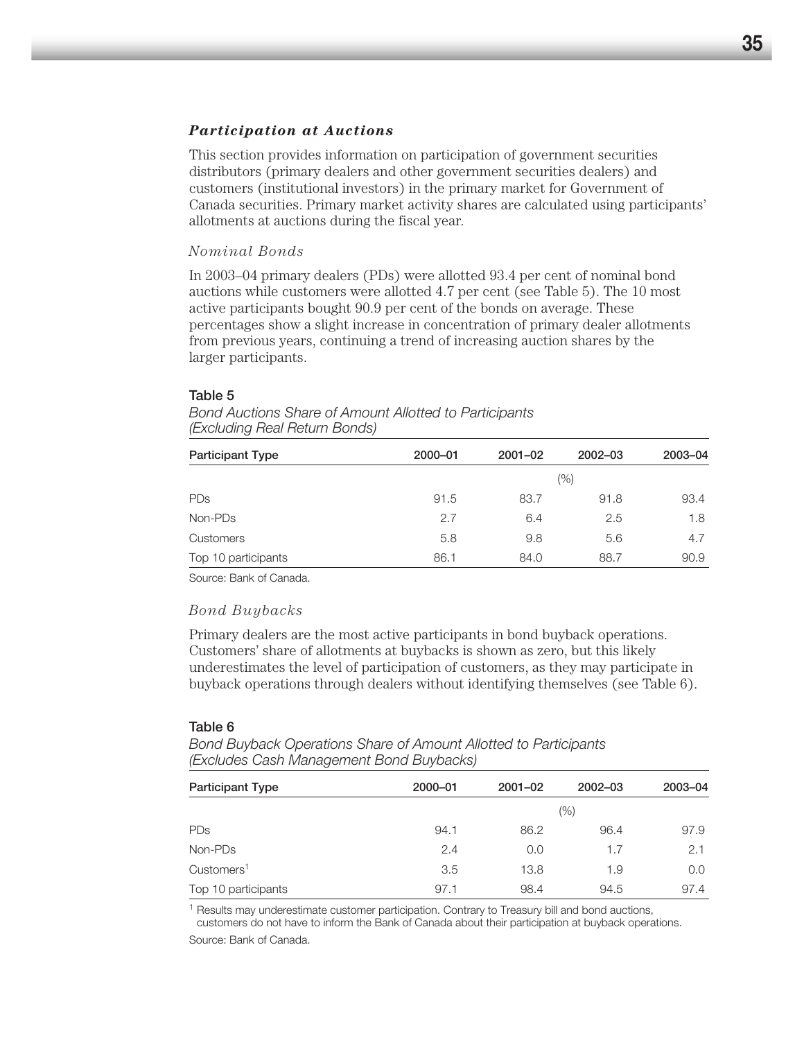### *Participation at Auctions*

This section provides information on participation of government securities distributors (primary dealers and other government securities dealers) and customers (institutional investors) in the primary market for Government of Canada securities. Primary market activity shares are calculated using participants' allotments at auctions during the fiscal year.

#### *Nominal Bonds*

In 2003–04 primary dealers (PDs) were allotted 93.4 per cent of nominal bond auctions while customers were allotted 4.7 per cent (see Table 5). The 10 most active participants bought 90.9 per cent of the bonds on average. These percentages show a slight increase in concentration of primary dealer allotments from previous years, continuing a trend of increasing auction shares by the larger participants.

**Table 5**

*Bond Auctions Share of Amount Allotted to Participants (Excluding Real Return Bonds)*

| Participant Type | 2000–01 | 2001–02 | 2002–03 | 2003–04 |
|---|---|---|---|---|
| | | | (%) | |
| PDs | 91.5 | 83.7 | 91.8 | 93.4 |
| Non-PDs | 2.7 | 6.4 | 2.5 | 1.8 |
| Customers | 5.8 | 9.8 | 5.6 | 4.7 |
| Top 10 participants | 86.1 | 84.0 | 88.7 | 90.9 |

Source: Bank of Canada.

#### *Bond Buybacks*

Primary dealers are the most active participants in bond buyback operations. Customers' share of allotments at buybacks is shown as zero, but this likely underestimates the level of participation of customers, as they may participate in buyback operations through dealers without identifying themselves (see Table 6).

**Table 6**

*Bond Buyback Operations Share of Amount Allotted to Participants (Excludes Cash Management Bond Buybacks)*

| Participant Type | 2000–01 | 2001–02 | 2002–03 | 2003–04 |
|---|---|---|---|---|
| | | | (%) | |
| PDs | 94.1 | 86.2 | 96.4 | 97.9 |
| Non-PDs | 2.4 | 0.0 | 1.7 | 2.1 |
| Customers[1] | 3.5 | 13.8 | 1.9 | 0.0 |
| Top 10 participants | 97.1 | 98.4 | 94.5 | 97.4 |

[1] Results may underestimate customer participation. Contrary to Treasury bill and bond auctions, customers do not have to inform the Bank of Canada about their participation at buyback operations.

Source: Bank of Canada.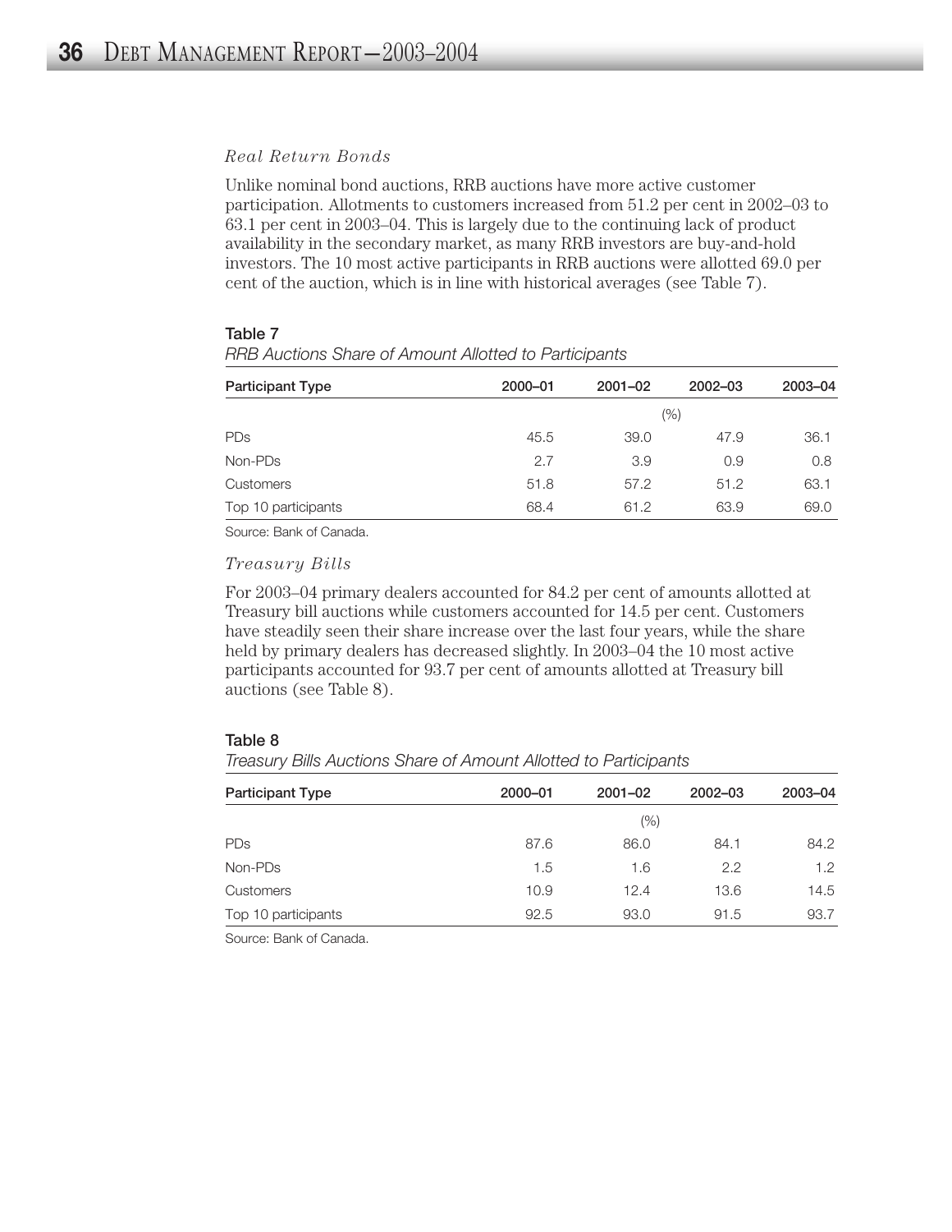### *Real Return Bonds*

Unlike nominal bond auctions, RRB auctions have more active customer participation. Allotments to customers increased from 51.2 per cent in 2002–03 to 63.1 per cent in 2003–04. This is largely due to the continuing lack of product availability in the secondary market, as many RRB investors are buy-and-hold investors. The 10 most active participants in RRB auctions were allotted 69.0 per cent of the auction, which is in line with historical averages (see Table 7).

**Table 7**

*RRB Auctions Share of Amount Allotted to Participants*

| Participant Type | 2000–01 | 2001–02 | 2002–03 | 2003–04 |
|---|---|---|---|---|
| | | (%) | | |
| PDs | 45.5 | 39.0 | 47.9 | 36.1 |
| Non-PDs | 2.7 | 3.9 | 0.9 | 0.8 |
| Customers | 51.8 | 57.2 | 51.2 | 63.1 |
| Top 10 participants | 68.4 | 61.2 | 63.9 | 69.0 |

Source: Bank of Canada.

### *Treasury Bills*

For 2003–04 primary dealers accounted for 84.2 per cent of amounts allotted at Treasury bill auctions while customers accounted for 14.5 per cent. Customers have steadily seen their share increase over the last four years, while the share held by primary dealers has decreased slightly. In 2003–04 the 10 most active participants accounted for 93.7 per cent of amounts allotted at Treasury bill auctions (see Table 8).

**Table 8**

*Treasury Bills Auctions Share of Amount Allotted to Participants*

| Participant Type | 2000–01 | 2001–02 | 2002–03 | 2003–04 |
|---|---|---|---|---|
| | | (%) | | |
| PDs | 87.6 | 86.0 | 84.1 | 84.2 |
| Non-PDs | 1.5 | 1.6 | 2.2 | 1.2 |
| Customers | 10.9 | 12.4 | 13.6 | 14.5 |
| Top 10 participants | 92.5 | 93.0 | 91.5 | 93.7 |

Source: Bank of Canada.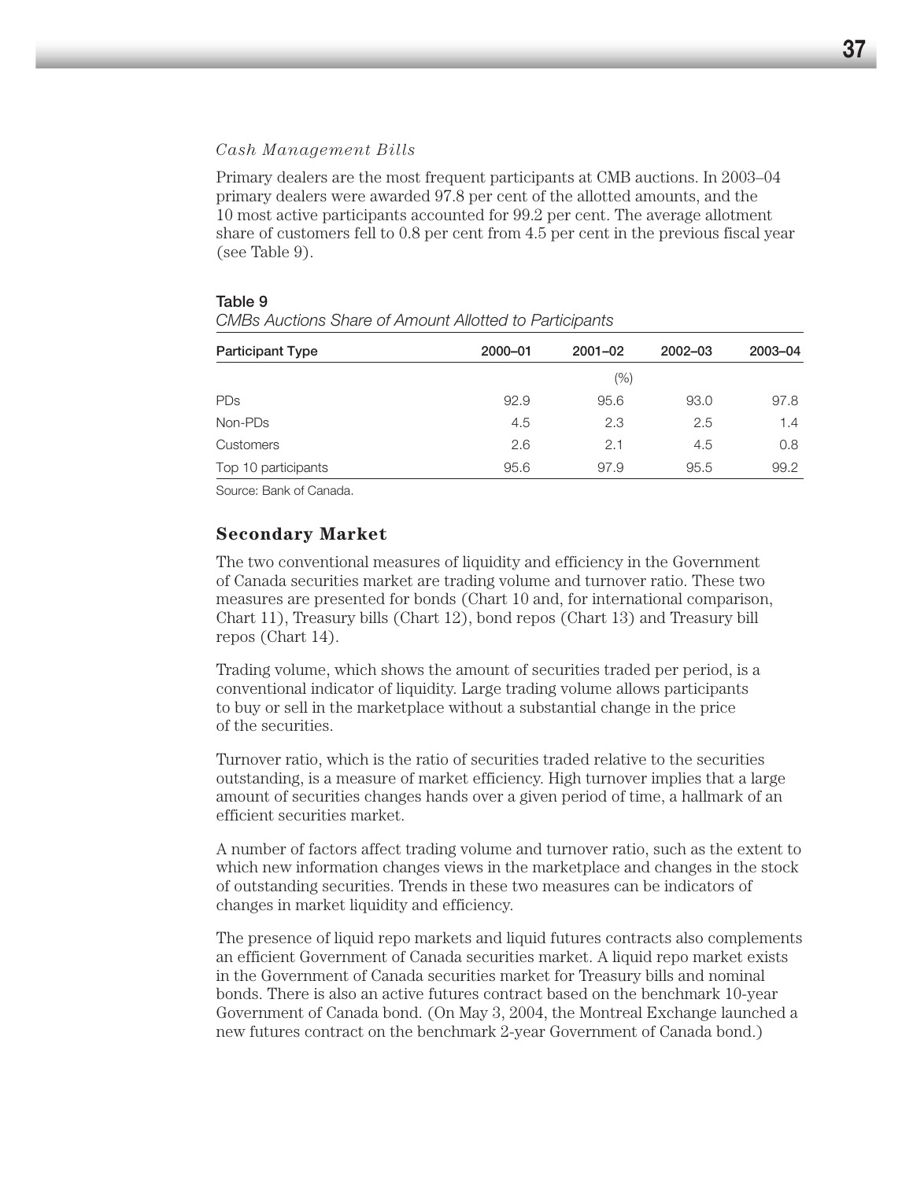*Cash Management Bills*

Primary dealers are the most frequent participants at CMB auctions. In 2003–04 primary dealers were awarded 97.8 per cent of the allotted amounts, and the 10 most active participants accounted for 99.2 per cent. The average allotment share of customers fell to 0.8 per cent from 4.5 per cent in the previous fiscal year (see Table 9).

**Table 9**

*CMBs Auctions Share of Amount Allotted to Participants*

| Participant Type | 2000–01 | 2001–02 | 2002–03 | 2003–04 |
|---|---|---|---|---|
| | | (%) | | |
| PDs | 92.9 | 95.6 | 93.0 | 97.8 |
| Non-PDs | 4.5 | 2.3 | 2.5 | 1.4 |
| Customers | 2.6 | 2.1 | 4.5 | 0.8 |
| Top 10 participants | 95.6 | 97.9 | 95.5 | 99.2 |

Source: Bank of Canada.

## Secondary Market

The two conventional measures of liquidity and efficiency in the Government of Canada securities market are trading volume and turnover ratio. These two measures are presented for bonds (Chart 10 and, for international comparison, Chart 11), Treasury bills (Chart 12), bond repos (Chart 13) and Treasury bill repos (Chart 14).

Trading volume, which shows the amount of securities traded per period, is a conventional indicator of liquidity. Large trading volume allows participants to buy or sell in the marketplace without a substantial change in the price of the securities.

Turnover ratio, which is the ratio of securities traded relative to the securities outstanding, is a measure of market efficiency. High turnover implies that a large amount of securities changes hands over a given period of time, a hallmark of an efficient securities market.

A number of factors affect trading volume and turnover ratio, such as the extent to which new information changes views in the marketplace and changes in the stock of outstanding securities. Trends in these two measures can be indicators of changes in market liquidity and efficiency.

The presence of liquid repo markets and liquid futures contracts also complements an efficient Government of Canada securities market. A liquid repo market exists in the Government of Canada securities market for Treasury bills and nominal bonds. There is also an active futures contract based on the benchmark 10-year Government of Canada bond. (On May 3, 2004, the Montreal Exchange launched a new futures contract on the benchmark 2-year Government of Canada bond.)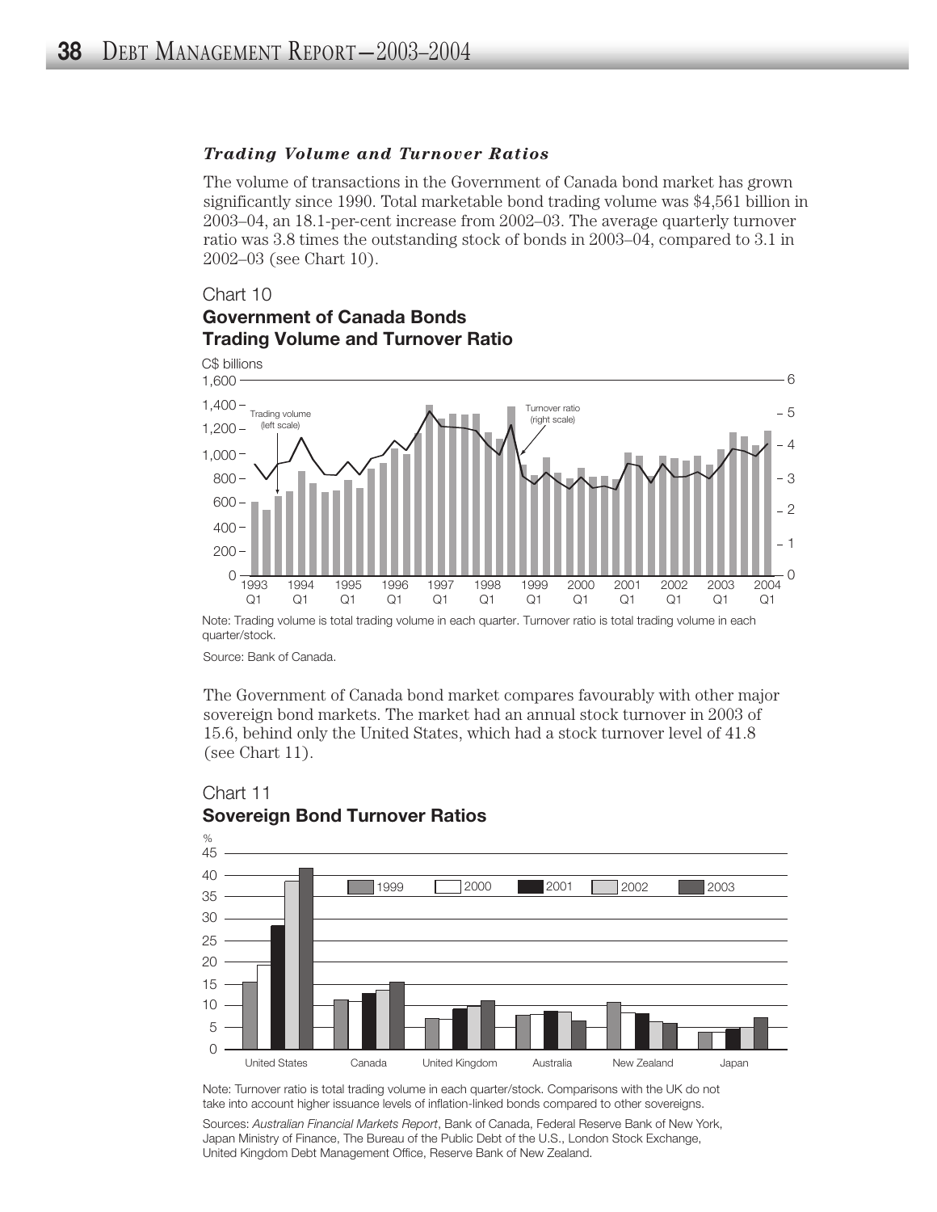### *Trading Volume and Turnover Ratios*

The volume of transactions in the Government of Canada bond market has grown significantly since 1990. Total marketable bond trading volume was $4,561 billion in 2003–04, an 18.1-per-cent increase from 2002–03. The average quarterly turnover ratio was 3.8 times the outstanding stock of bonds in 2003–04, compared to 3.1 in 2002–03 (see Chart 10).

Chart 10

**Government of Canada Bonds**
**Trading Volume and Turnover Ratio**

Note: Trading volume is total trading volume in each quarter. Turnover ratio is total trading volume in each quarter/stock.

Source: Bank of Canada.

The Government of Canada bond market compares favourably with other major sovereign bond markets. The market had an annual stock turnover in 2003 of 15.6, behind only the United States, which had a stock turnover level of 41.8 (see Chart 11).

Chart 11

**Sovereign Bond Turnover Ratios**

Note: Turnover ratio is total trading volume in each quarter/stock. Comparisons with the UK do not take into account higher issuance levels of inflation-linked bonds compared to other sovereigns.

Sources: *Australian Financial Markets Report*, Bank of Canada, Federal Reserve Bank of New York, Japan Ministry of Finance, The Bureau of the Public Debt of the U.S., London Stock Exchange, United Kingdom Debt Management Office, Reserve Bank of New Zealand.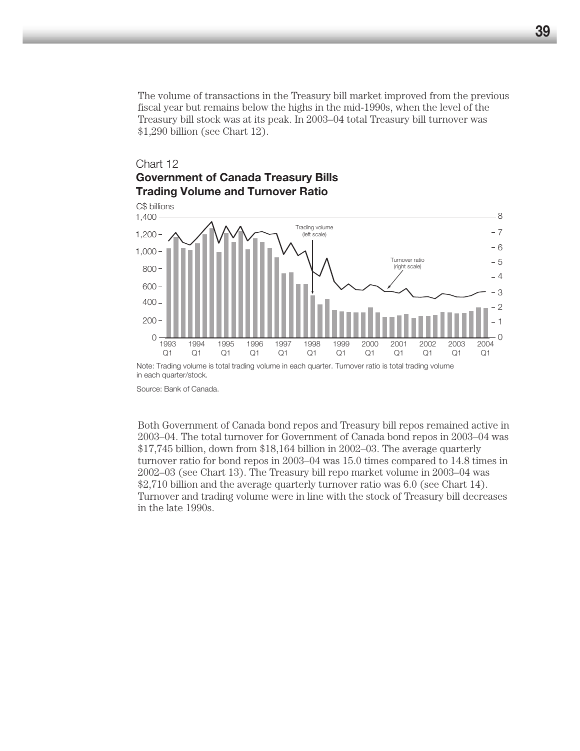The volume of transactions in the Treasury bill market improved from the previous fiscal year but remains below the highs in the mid-1990s, when the level of the Treasury bill stock was at its peak. In 2003–04 total Treasury bill turnover was $1,290 billion (see Chart 12).

Chart 12
**Government of Canada Treasury Bills Trading Volume and Turnover Ratio**

Note: Trading volume is total trading volume in each quarter. Turnover ratio is total trading volume in each quarter/stock.

Source: Bank of Canada.

Both Government of Canada bond repos and Treasury bill repos remained active in 2003–04. The total turnover for Government of Canada bond repos in 2003–04 was $17,745 billion, down from $18,164 billion in 2002–03. The average quarterly turnover ratio for bond repos in 2003–04 was 15.0 times compared to 14.8 times in 2002–03 (see Chart 13). The Treasury bill repo market volume in 2003–04 was $2,710 billion and the average quarterly turnover ratio was 6.0 (see Chart 14). Turnover and trading volume were in line with the stock of Treasury bill decreases in the late 1990s.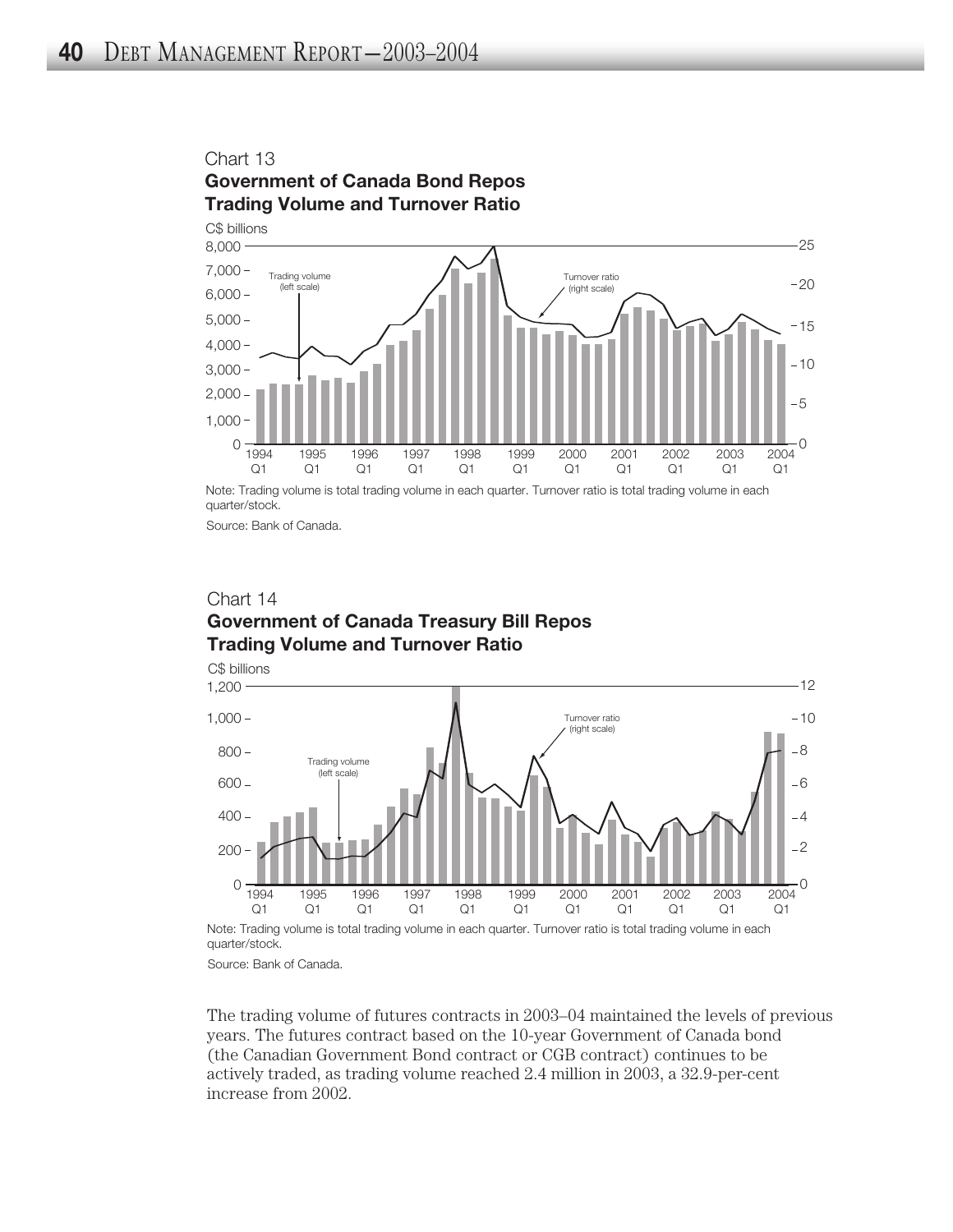Chart 13
**Government of Canada Bond Repos**
**Trading Volume and Turnover Ratio**

Note: Trading volume is total trading volume in each quarter. Turnover ratio is total trading volume in each quarter/stock.

Source: Bank of Canada.

Chart 14
**Government of Canada Treasury Bill Repos**
**Trading Volume and Turnover Ratio**

Note: Trading volume is total trading volume in each quarter. Turnover ratio is total trading volume in each quarter/stock.

Source: Bank of Canada.

The trading volume of futures contracts in 2003–04 maintained the levels of previous years. The futures contract based on the 10-year Government of Canada bond (the Canadian Government Bond contract or CGB contract) continues to be actively traded, as trading volume reached 2.4 million in 2003, a 32.9-per-cent increase from 2002.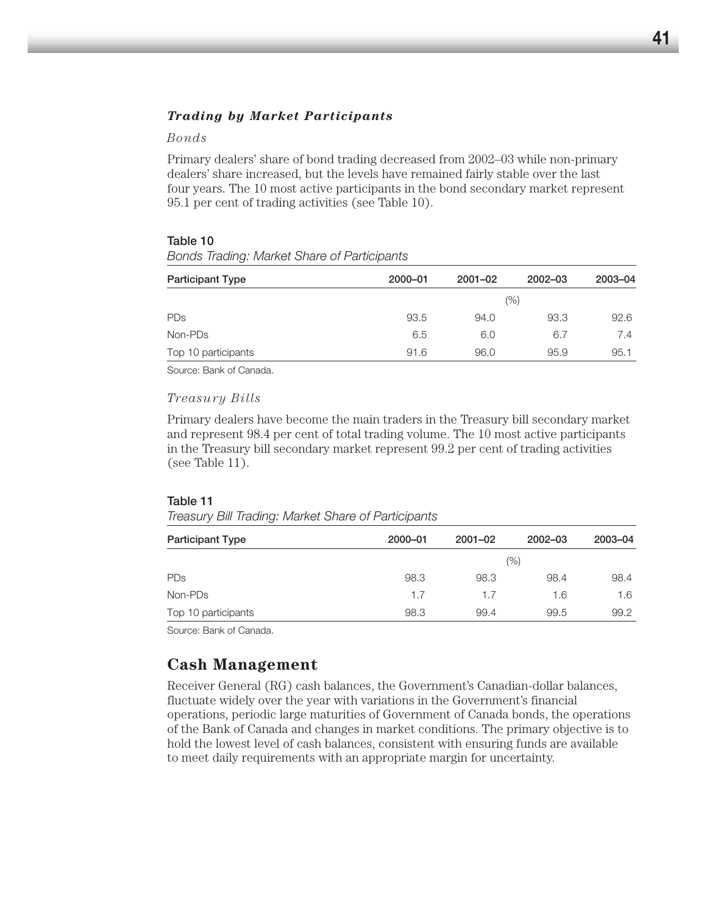### ***Trading by Market Participants***

*Bonds*

Primary dealers' share of bond trading decreased from 2002–03 while non-primary dealers' share increased, but the levels have remained fairly stable over the last four years. The 10 most active participants in the bond secondary market represent 95.1 per cent of trading activities (see Table 10).

**Table 10**

*Bonds Trading: Market Share of Participants*

| Participant Type | 2000–01 | 2001–02 | 2002–03 | 2003–04 |
|---|---|---|---|---|
| | | (%) | | |
| PDs | 93.5 | 94.0 | 93.3 | 92.6 |
| Non-PDs | 6.5 | 6.0 | 6.7 | 7.4 |
| Top 10 participants | 91.6 | 96.0 | 95.9 | 95.1 |

Source: Bank of Canada.

*Treasury Bills*

Primary dealers have become the main traders in the Treasury bill secondary market and represent 98.4 per cent of total trading volume. The 10 most active participants in the Treasury bill secondary market represent 99.2 per cent of trading activities (see Table 11).

**Table 11**

*Treasury Bill Trading: Market Share of Participants*

| Participant Type | 2000–01 | 2001–02 | 2002–03 | 2003–04 |
|---|---|---|---|---|
| | | (%) | | |
| PDs | 98.3 | 98.3 | 98.4 | 98.4 |
| Non-PDs | 1.7 | 1.7 | 1.6 | 1.6 |
| Top 10 participants | 98.3 | 99.4 | 99.5 | 99.2 |

Source: Bank of Canada.

## Cash Management

Receiver General (RG) cash balances, the Government's Canadian-dollar balances, fluctuate widely over the year with variations in the Government's financial operations, periodic large maturities of Government of Canada bonds, the operations of the Bank of Canada and changes in market conditions. The primary objective is to hold the lowest level of cash balances, consistent with ensuring funds are available to meet daily requirements with an appropriate margin for uncertainty.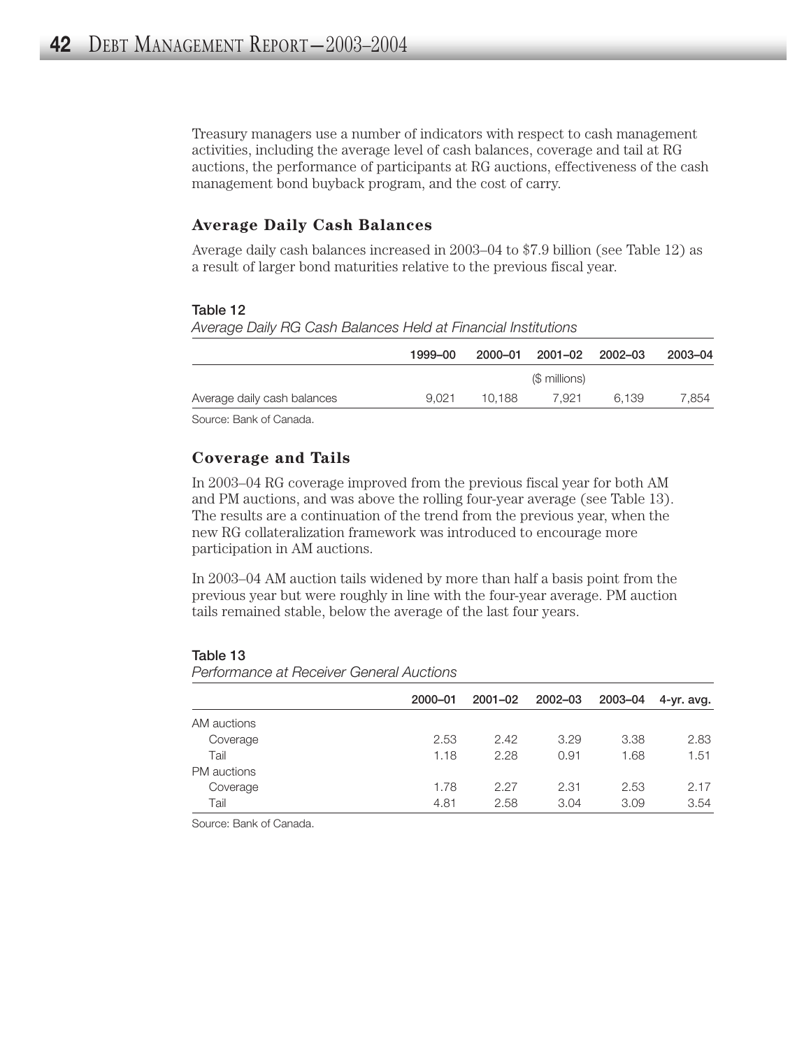Treasury managers use a number of indicators with respect to cash management activities, including the average level of cash balances, coverage and tail at RG auctions, the performance of participants at RG auctions, effectiveness of the cash management bond buyback program, and the cost of carry.

### Average Daily Cash Balances

Average daily cash balances increased in 2003–04 to $7.9 billion (see Table 12) as a result of larger bond maturities relative to the previous fiscal year.

**Table 12**

*Average Daily RG Cash Balances Held at Financial Institutions*

| | 1999–00 | 2000–01 | 2001–02 | 2002–03 | 2003–04 |
|---|---|---|---|---|---|
| | | | ($ millions) | | |
| Average daily cash balances | 9,021 | 10,188 | 7,921 | 6,139 | 7,854 |

Source: Bank of Canada.

### Coverage and Tails

In 2003–04 RG coverage improved from the previous fiscal year for both AM and PM auctions, and was above the rolling four-year average (see Table 13). The results are a continuation of the trend from the previous year, when the new RG collateralization framework was introduced to encourage more participation in AM auctions.

In 2003–04 AM auction tails widened by more than half a basis point from the previous year but were roughly in line with the four-year average. PM auction tails remained stable, below the average of the last four years.

**Table 13**

*Performance at Receiver General Auctions*

| | 2000–01 | 2001–02 | 2002–03 | 2003–04 | 4-yr. avg. |
|---|---|---|---|---|---|
| AM auctions | | | | | |
| Coverage | 2.53 | 2.42 | 3.29 | 3.38 | 2.83 |
| Tail | 1.18 | 2.28 | 0.91 | 1.68 | 1.51 |
| PM auctions | | | | | |
| Coverage | 1.78 | 2.27 | 2.31 | 2.53 | 2.17 |
| Tail | 4.81 | 2.58 | 3.04 | 3.09 | 3.54 |

Source: Bank of Canada.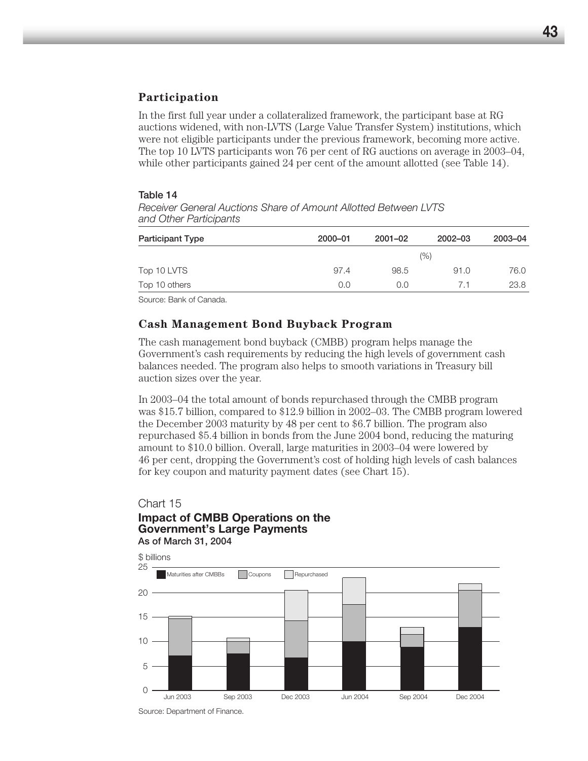## Participation

In the first full year under a collateralized framework, the participant base at RG auctions widened, with non-LVTS (Large Value Transfer System) institutions, which were not eligible participants under the previous framework, becoming more active. The top 10 LVTS participants won 76 per cent of RG auctions on average in 2003–04, while other participants gained 24 per cent of the amount allotted (see Table 14).

**Table 14**

*Receiver General Auctions Share of Amount Allotted Between LVTS and Other Participants*

| Participant Type | 2000–01 | 2001–02 | 2002–03 | 2003–04 |
|---|---|---|---|---|
| | | (%) | | |
| Top 10 LVTS | 97.4 | 98.5 | 91.0 | 76.0 |
| Top 10 others | 0.0 | 0.0 | 7.1 | 23.8 |

Source: Bank of Canada.

## Cash Management Bond Buyback Program

The cash management bond buyback (CMBB) program helps manage the Government's cash requirements by reducing the high levels of government cash balances needed. The program also helps to smooth variations in Treasury bill auction sizes over the year.

In 2003–04 the total amount of bonds repurchased through the CMBB program was $15.7 billion, compared to $12.9 billion in 2002–03. The CMBB program lowered the December 2003 maturity by 48 per cent to $6.7 billion. The program also repurchased $5.4 billion in bonds from the June 2004 bond, reducing the maturing amount to $10.0 billion. Overall, large maturities in 2003–04 were lowered by 46 per cent, dropping the Government's cost of holding high levels of cash balances for key coupon and maturity payment dates (see Chart 15).

Chart 15

**Impact of CMBB Operations on the Government's Large Payments**
**As of March 31, 2004**

$ billions

Legend: Maturities after CMBBs, Coupons, Repurchased

Jun 2003, Sep 2003, Dec 2003, Jun 2004, Sep 2004, Dec 2004

Source: Department of Finance.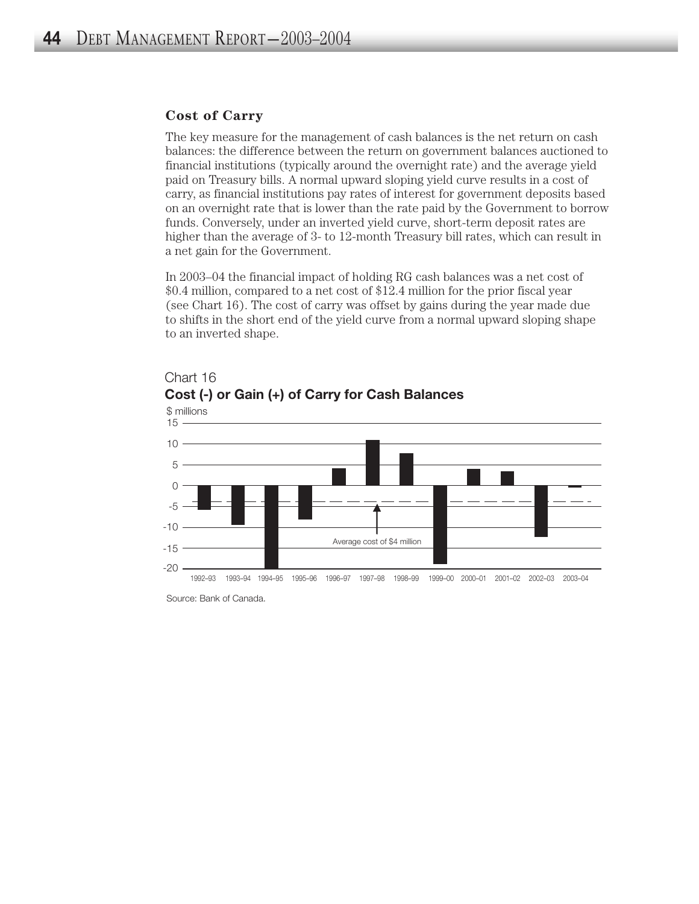### Cost of Carry

The key measure for the management of cash balances is the net return on cash balances: the difference between the return on government balances auctioned to financial institutions (typically around the overnight rate) and the average yield paid on Treasury bills. A normal upward sloping yield curve results in a cost of carry, as financial institutions pay rates of interest for government deposits based on an overnight rate that is lower than the rate paid by the Government to borrow funds. Conversely, under an inverted yield curve, short-term deposit rates are higher than the average of 3- to 12-month Treasury bill rates, which can result in a net gain for the Government.

In 2003–04 the financial impact of holding RG cash balances was a net cost of $0.4 million, compared to a net cost of $12.4 million for the prior fiscal year (see Chart 16). The cost of carry was offset by gains during the year made due to shifts in the short end of the yield curve from a normal upward sloping shape to an inverted shape.

Chart 16

**Cost (-) or Gain (+) of Carry for Cash Balances**

$ millions

Average cost of $4 million

Source: Bank of Canada.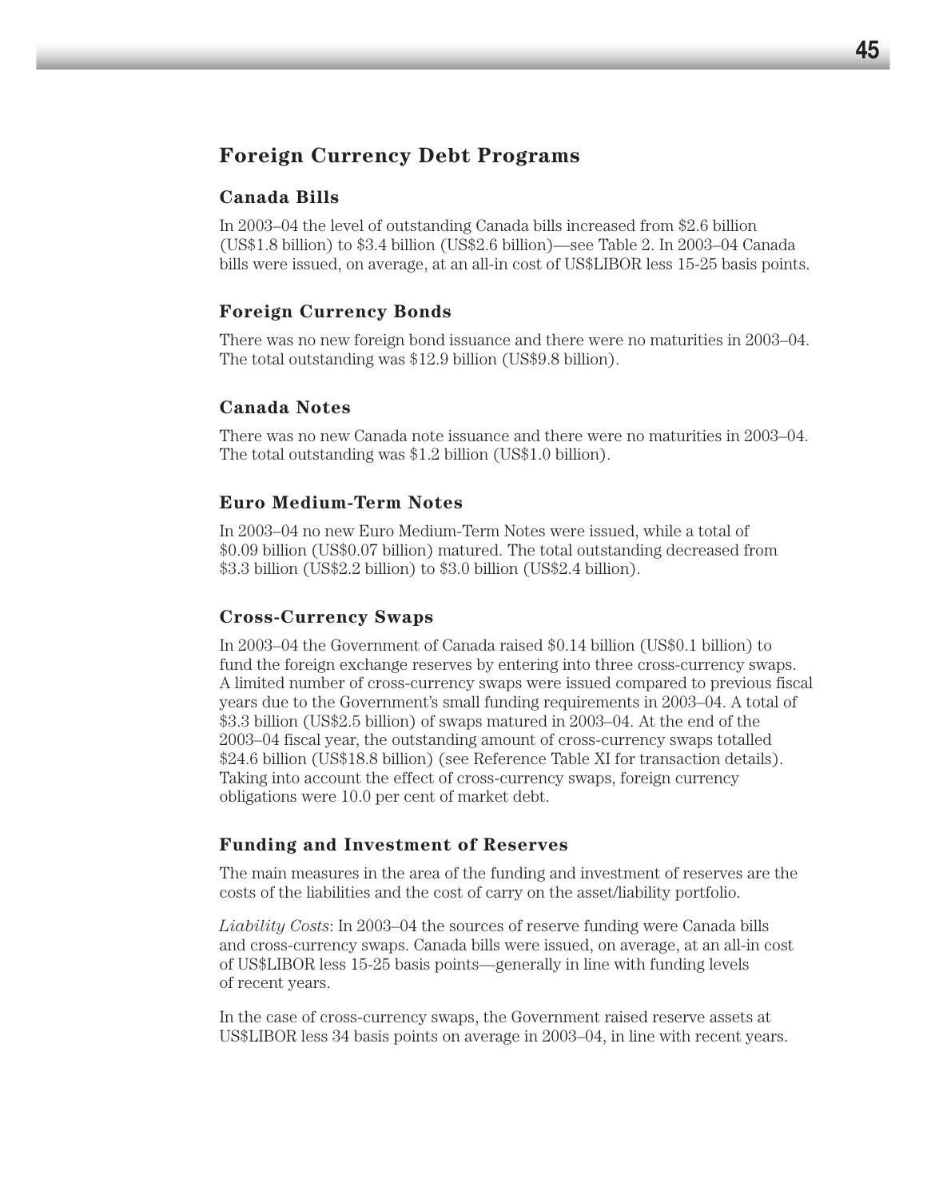## Foreign Currency Debt Programs

### Canada Bills

In 2003–04 the level of outstanding Canada bills increased from $2.6 billion (US$1.8 billion) to $3.4 billion (US$2.6 billion)—see Table 2. In 2003–04 Canada bills were issued, on average, at an all-in cost of US$LIBOR less 15-25 basis points.

### Foreign Currency Bonds

There was no new foreign bond issuance and there were no maturities in 2003–04. The total outstanding was $12.9 billion (US$9.8 billion).

### Canada Notes

There was no new Canada note issuance and there were no maturities in 2003–04. The total outstanding was $1.2 billion (US$1.0 billion).

### Euro Medium-Term Notes

In 2003–04 no new Euro Medium-Term Notes were issued, while a total of $0.09 billion (US$0.07 billion) matured. The total outstanding decreased from $3.3 billion (US$2.2 billion) to $3.0 billion (US$2.4 billion).

### Cross-Currency Swaps

In 2003–04 the Government of Canada raised $0.14 billion (US$0.1 billion) to fund the foreign exchange reserves by entering into three cross-currency swaps. A limited number of cross-currency swaps were issued compared to previous fiscal years due to the Government's small funding requirements in 2003–04. A total of $3.3 billion (US$2.5 billion) of swaps matured in 2003–04. At the end of the 2003–04 fiscal year, the outstanding amount of cross-currency swaps totalled $24.6 billion (US$18.8 billion) (see Reference Table XI for transaction details). Taking into account the effect of cross-currency swaps, foreign currency obligations were 10.0 per cent of market debt.

### Funding and Investment of Reserves

The main measures in the area of the funding and investment of reserves are the costs of the liabilities and the cost of carry on the asset/liability portfolio.

*Liability Costs*: In 2003–04 the sources of reserve funding were Canada bills and cross-currency swaps. Canada bills were issued, on average, at an all-in cost of US$LIBOR less 15-25 basis points—generally in line with funding levels of recent years.

In the case of cross-currency swaps, the Government raised reserve assets at US$LIBOR less 34 basis points on average in 2003–04, in line with recent years.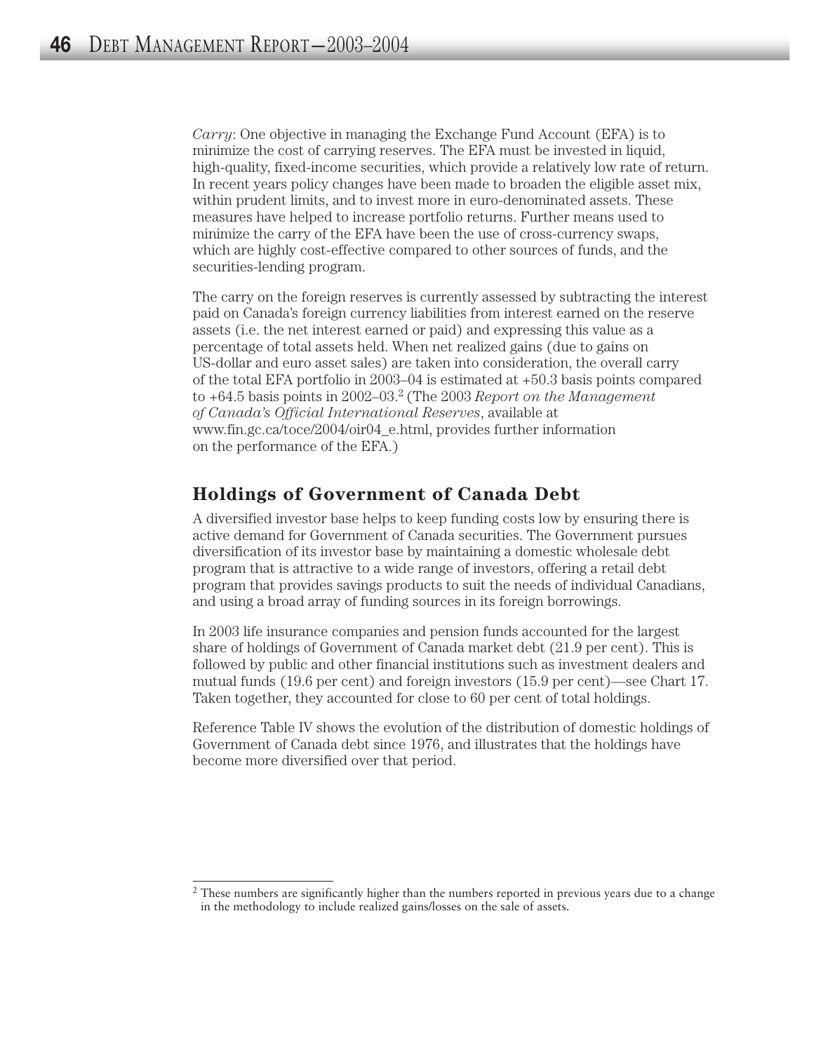*Carry*: One objective in managing the Exchange Fund Account (EFA) is to minimize the cost of carrying reserves. The EFA must be invested in liquid, high-quality, fixed-income securities, which provide a relatively low rate of return. In recent years policy changes have been made to broaden the eligible asset mix, within prudent limits, and to invest more in euro-denominated assets. These measures have helped to increase portfolio returns. Further means used to minimize the carry of the EFA have been the use of cross-currency swaps, which are highly cost-effective compared to other sources of funds, and the securities-lending program.

The carry on the foreign reserves is currently assessed by subtracting the interest paid on Canada's foreign currency liabilities from interest earned on the reserve assets (i.e. the net interest earned or paid) and expressing this value as a percentage of total assets held. When net realized gains (due to gains on US-dollar and euro asset sales) are taken into consideration, the overall carry of the total EFA portfolio in 2003–04 is estimated at +50.3 basis points compared to +64.5 basis points in 2002–03.[2] (The 2003 *Report on the Management of Canada's Official International Reserves*, available at www.fin.gc.ca/toce/2004/oir04_e.html, provides further information on the performance of the EFA.)

## Holdings of Government of Canada Debt

A diversified investor base helps to keep funding costs low by ensuring there is active demand for Government of Canada securities. The Government pursues diversification of its investor base by maintaining a domestic wholesale debt program that is attractive to a wide range of investors, offering a retail debt program that provides savings products to suit the needs of individual Canadians, and using a broad array of funding sources in its foreign borrowings.

In 2003 life insurance companies and pension funds accounted for the largest share of holdings of Government of Canada market debt (21.9 per cent). This is followed by public and other financial institutions such as investment dealers and mutual funds (19.6 per cent) and foreign investors (15.9 per cent)—see Chart 17. Taken together, they accounted for close to 60 per cent of total holdings.

Reference Table IV shows the evolution of the distribution of domestic holdings of Government of Canada debt since 1976, and illustrates that the holdings have become more diversified over that period.

---

[2] These numbers are significantly higher than the numbers reported in previous years due to a change in the methodology to include realized gains/losses on the sale of assets.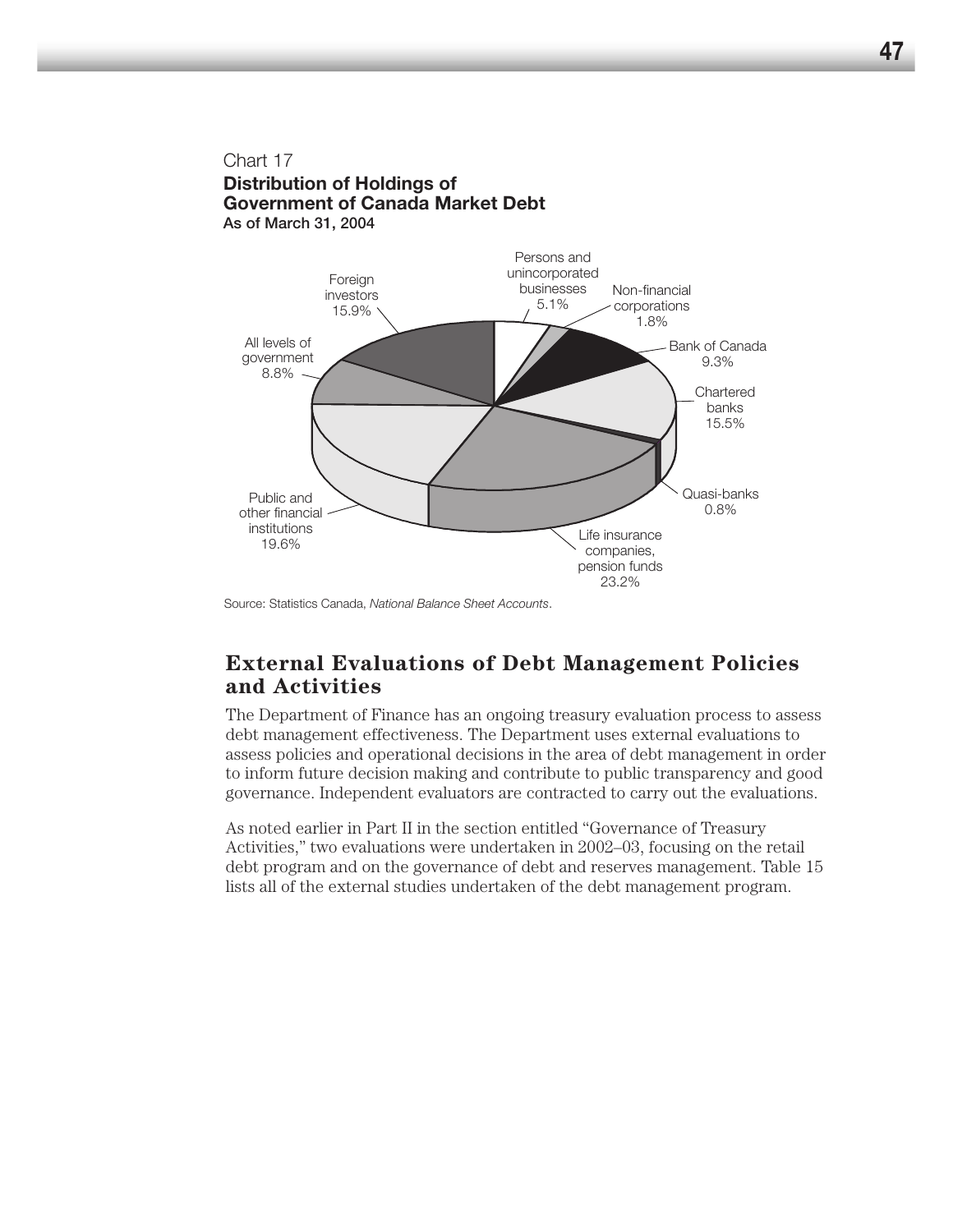Chart 17

**Distribution of Holdings of Government of Canada Market Debt**
**As of March 31, 2004**

| Holder | Share |
|---|---|
| Persons and unincorporated businesses | 5.1% |
| Non-financial corporations | 1.8% |
| Bank of Canada | 9.3% |
| Chartered banks | 15.5% |
| Quasi-banks | 0.8% |
| Life insurance companies, pension funds | 23.2% |
| Public and other financial institutions | 19.6% |
| All levels of government | 8.8% |
| Foreign investors | 15.9% |

Source: Statistics Canada, *National Balance Sheet Accounts*.

## External Evaluations of Debt Management Policies and Activities

The Department of Finance has an ongoing treasury evaluation process to assess debt management effectiveness. The Department uses external evaluations to assess policies and operational decisions in the area of debt management in order to inform future decision making and contribute to public transparency and good governance. Independent evaluators are contracted to carry out the evaluations.

As noted earlier in Part II in the section entitled "Governance of Treasury Activities," two evaluations were undertaken in 2002–03, focusing on the retail debt program and on the governance of debt and reserves management. Table 15 lists all of the external studies undertaken of the debt management program.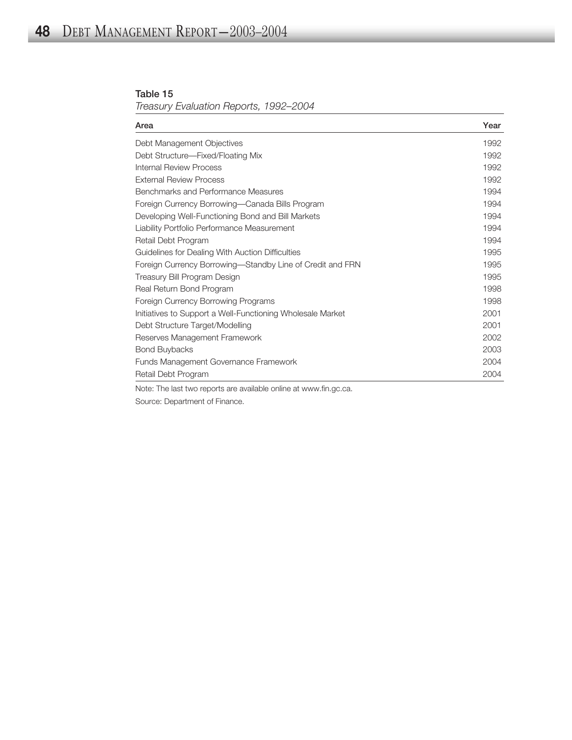**Table 15**

*Treasury Evaluation Reports, 1992–2004*

| Area | Year |
|---|---|
| Debt Management Objectives | 1992 |
| Debt Structure—Fixed/Floating Mix | 1992 |
| Internal Review Process | 1992 |
| External Review Process | 1992 |
| Benchmarks and Performance Measures | 1994 |
| Foreign Currency Borrowing—Canada Bills Program | 1994 |
| Developing Well-Functioning Bond and Bill Markets | 1994 |
| Liability Portfolio Performance Measurement | 1994 |
| Retail Debt Program | 1994 |
| Guidelines for Dealing With Auction Difficulties | 1995 |
| Foreign Currency Borrowing—Standby Line of Credit and FRN | 1995 |
| Treasury Bill Program Design | 1995 |
| Real Return Bond Program | 1998 |
| Foreign Currency Borrowing Programs | 1998 |
| Initiatives to Support a Well-Functioning Wholesale Market | 2001 |
| Debt Structure Target/Modelling | 2001 |
| Reserves Management Framework | 2002 |
| Bond Buybacks | 2003 |
| Funds Management Governance Framework | 2004 |
| Retail Debt Program | 2004 |

Note: The last two reports are available online at www.fin.gc.ca.

Source: Department of Finance.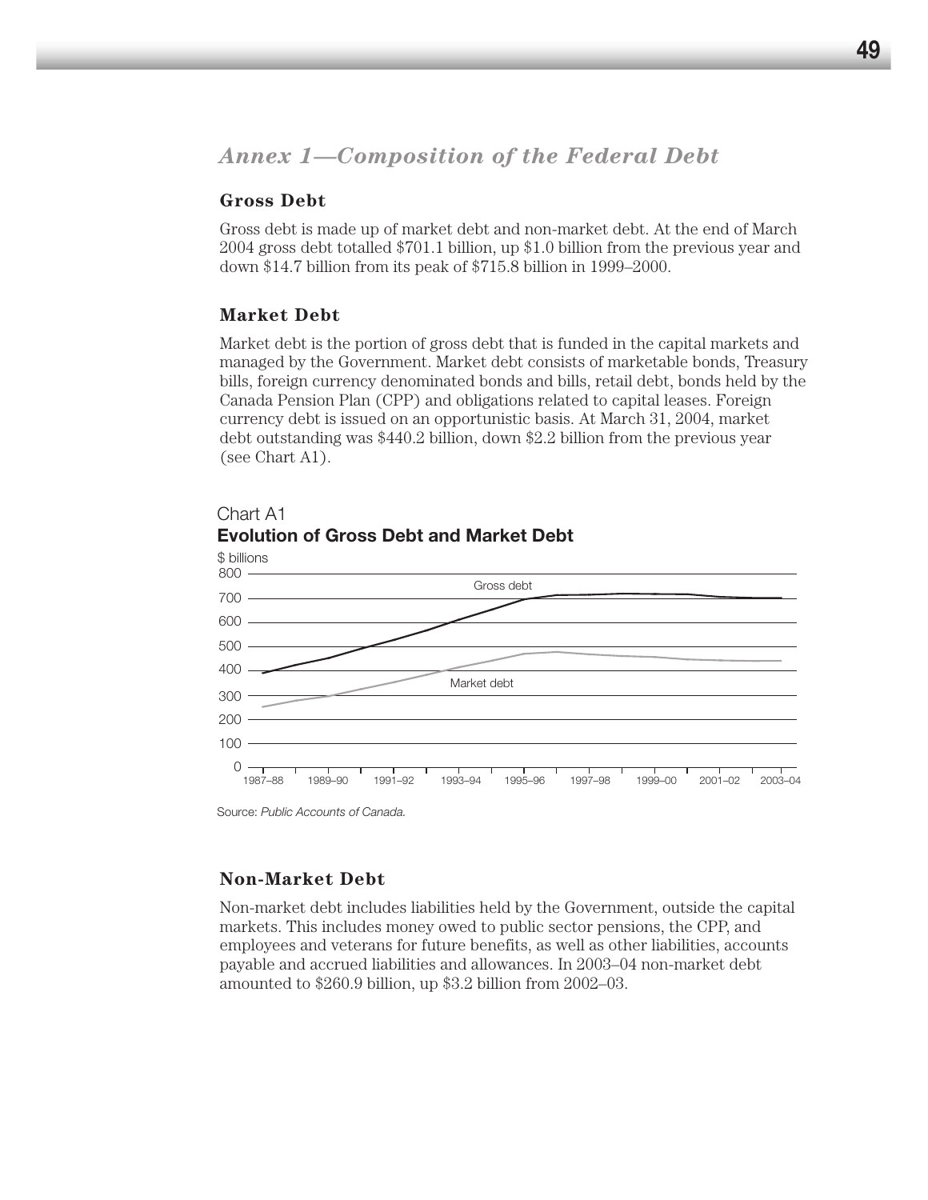## *Annex 1—Composition of the Federal Debt*

### Gross Debt

Gross debt is made up of market debt and non-market debt. At the end of March 2004 gross debt totalled $701.1 billion, up $1.0 billion from the previous year and down $14.7 billion from its peak of $715.8 billion in 1999–2000.

### Market Debt

Market debt is the portion of gross debt that is funded in the capital markets and managed by the Government. Market debt consists of marketable bonds, Treasury bills, foreign currency denominated bonds and bills, retail debt, bonds held by the Canada Pension Plan (CPP) and obligations related to capital leases. Foreign currency debt is issued on an opportunistic basis. At March 31, 2004, market debt outstanding was $440.2 billion, down $2.2 billion from the previous year (see Chart A1).

Chart A1
**Evolution of Gross Debt and Market Debt**

Source: *Public Accounts of Canada*.

### Non-Market Debt

Non-market debt includes liabilities held by the Government, outside the capital markets. This includes money owed to public sector pensions, the CPP, and employees and veterans for future benefits, as well as other liabilities, accounts payable and accrued liabilities and allowances. In 2003–04 non-market debt amounted to $260.9 billion, up $3.2 billion from 2002–03.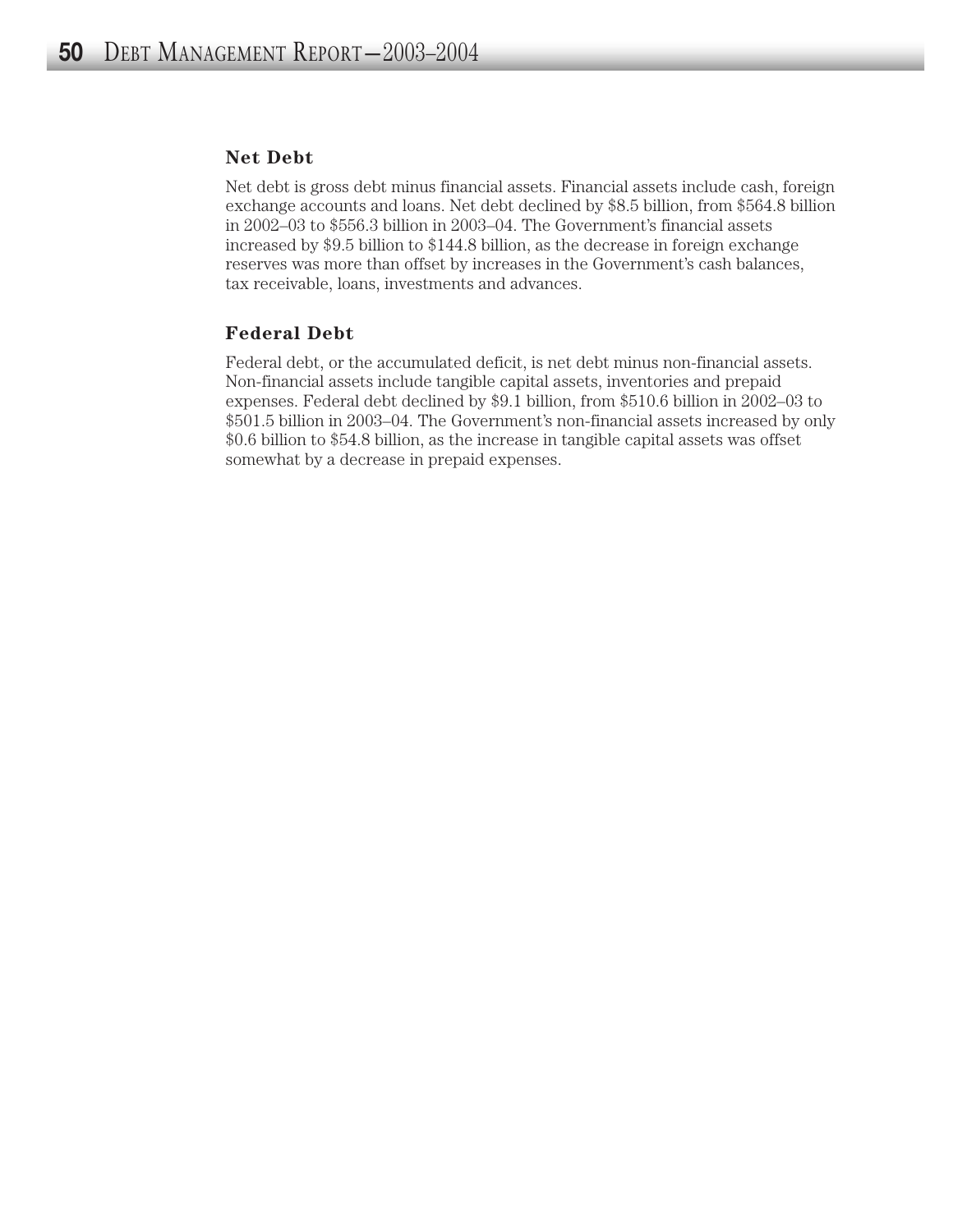### Net Debt

Net debt is gross debt minus financial assets. Financial assets include cash, foreign exchange accounts and loans. Net debt declined by $8.5 billion, from $564.8 billion in 2002–03 to $556.3 billion in 2003–04. The Government's financial assets increased by $9.5 billion to $144.8 billion, as the decrease in foreign exchange reserves was more than offset by increases in the Government's cash balances, tax receivable, loans, investments and advances.

### Federal Debt

Federal debt, or the accumulated deficit, is net debt minus non-financial assets. Non-financial assets include tangible capital assets, inventories and prepaid expenses. Federal debt declined by $9.1 billion, from $510.6 billion in 2002–03 to $501.5 billion in 2003–04. The Government's non-financial assets increased by only $0.6 billion to $54.8 billion, as the increase in tangible capital assets was offset somewhat by a decrease in prepaid expenses.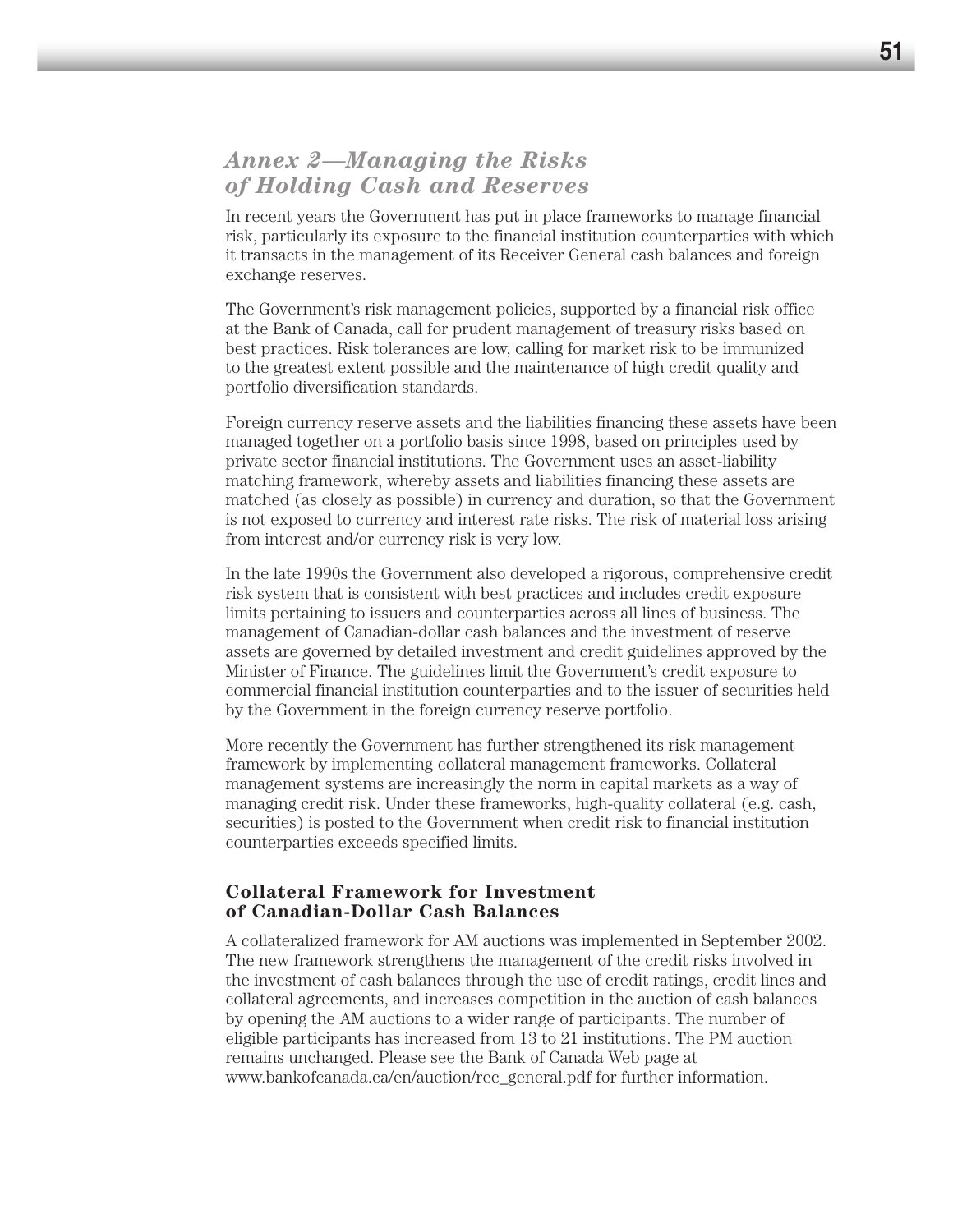## *Annex 2—Managing the Risks of Holding Cash and Reserves*

In recent years the Government has put in place frameworks to manage financial risk, particularly its exposure to the financial institution counterparties with which it transacts in the management of its Receiver General cash balances and foreign exchange reserves.

The Government's risk management policies, supported by a financial risk office at the Bank of Canada, call for prudent management of treasury risks based on best practices. Risk tolerances are low, calling for market risk to be immunized to the greatest extent possible and the maintenance of high credit quality and portfolio diversification standards.

Foreign currency reserve assets and the liabilities financing these assets have been managed together on a portfolio basis since 1998, based on principles used by private sector financial institutions. The Government uses an asset-liability matching framework, whereby assets and liabilities financing these assets are matched (as closely as possible) in currency and duration, so that the Government is not exposed to currency and interest rate risks. The risk of material loss arising from interest and/or currency risk is very low.

In the late 1990s the Government also developed a rigorous, comprehensive credit risk system that is consistent with best practices and includes credit exposure limits pertaining to issuers and counterparties across all lines of business. The management of Canadian-dollar cash balances and the investment of reserve assets are governed by detailed investment and credit guidelines approved by the Minister of Finance. The guidelines limit the Government's credit exposure to commercial financial institution counterparties and to the issuer of securities held by the Government in the foreign currency reserve portfolio.

More recently the Government has further strengthened its risk management framework by implementing collateral management frameworks. Collateral management systems are increasingly the norm in capital markets as a way of managing credit risk. Under these frameworks, high-quality collateral (e.g. cash, securities) is posted to the Government when credit risk to financial institution counterparties exceeds specified limits.

### Collateral Framework for Investment of Canadian-Dollar Cash Balances

A collateralized framework for AM auctions was implemented in September 2002. The new framework strengthens the management of the credit risks involved in the investment of cash balances through the use of credit ratings, credit lines and collateral agreements, and increases competition in the auction of cash balances by opening the AM auctions to a wider range of participants. The number of eligible participants has increased from 13 to 21 institutions. The PM auction remains unchanged. Please see the Bank of Canada Web page at www.bankofcanada.ca/en/auction/rec_general.pdf for further information.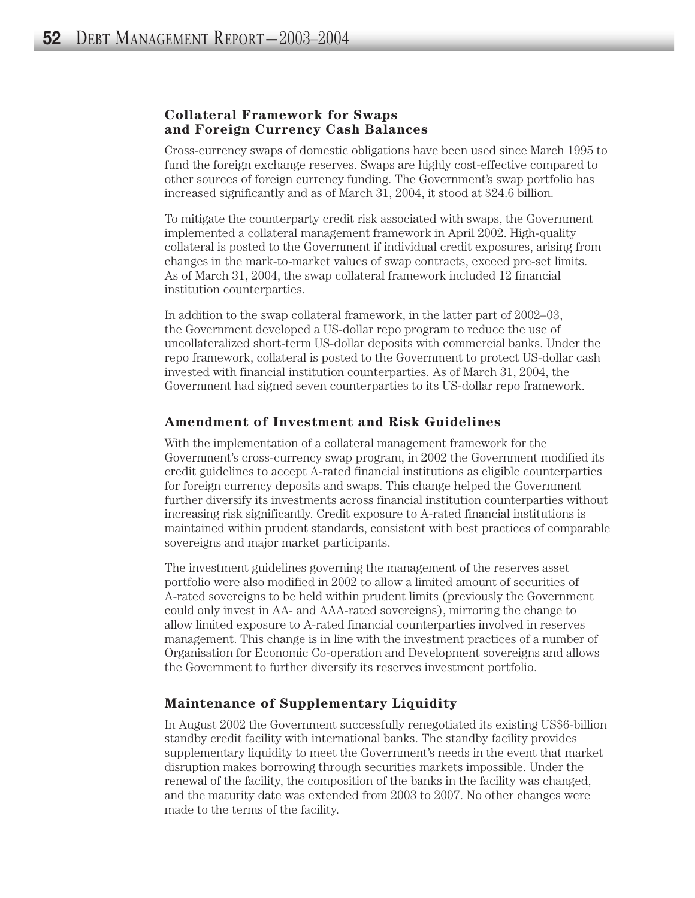### Collateral Framework for Swaps and Foreign Currency Cash Balances

Cross-currency swaps of domestic obligations have been used since March 1995 to fund the foreign exchange reserves. Swaps are highly cost-effective compared to other sources of foreign currency funding. The Government's swap portfolio has increased significantly and as of March 31, 2004, it stood at $24.6 billion.

To mitigate the counterparty credit risk associated with swaps, the Government implemented a collateral management framework in April 2002. High-quality collateral is posted to the Government if individual credit exposures, arising from changes in the mark-to-market values of swap contracts, exceed pre-set limits. As of March 31, 2004, the swap collateral framework included 12 financial institution counterparties.

In addition to the swap collateral framework, in the latter part of 2002–03, the Government developed a US-dollar repo program to reduce the use of uncollateralized short-term US-dollar deposits with commercial banks. Under the repo framework, collateral is posted to the Government to protect US-dollar cash invested with financial institution counterparties. As of March 31, 2004, the Government had signed seven counterparties to its US-dollar repo framework.

### Amendment of Investment and Risk Guidelines

With the implementation of a collateral management framework for the Government's cross-currency swap program, in 2002 the Government modified its credit guidelines to accept A-rated financial institutions as eligible counterparties for foreign currency deposits and swaps. This change helped the Government further diversify its investments across financial institution counterparties without increasing risk significantly. Credit exposure to A-rated financial institutions is maintained within prudent standards, consistent with best practices of comparable sovereigns and major market participants.

The investment guidelines governing the management of the reserves asset portfolio were also modified in 2002 to allow a limited amount of securities of A-rated sovereigns to be held within prudent limits (previously the Government could only invest in AA- and AAA-rated sovereigns), mirroring the change to allow limited exposure to A-rated financial counterparties involved in reserves management. This change is in line with the investment practices of a number of Organisation for Economic Co-operation and Development sovereigns and allows the Government to further diversify its reserves investment portfolio.

### Maintenance of Supplementary Liquidity

In August 2002 the Government successfully renegotiated its existing US$6-billion standby credit facility with international banks. The standby facility provides supplementary liquidity to meet the Government's needs in the event that market disruption makes borrowing through securities markets impossible. Under the renewal of the facility, the composition of the banks in the facility was changed, and the maturity date was extended from 2003 to 2007. No other changes were made to the terms of the facility.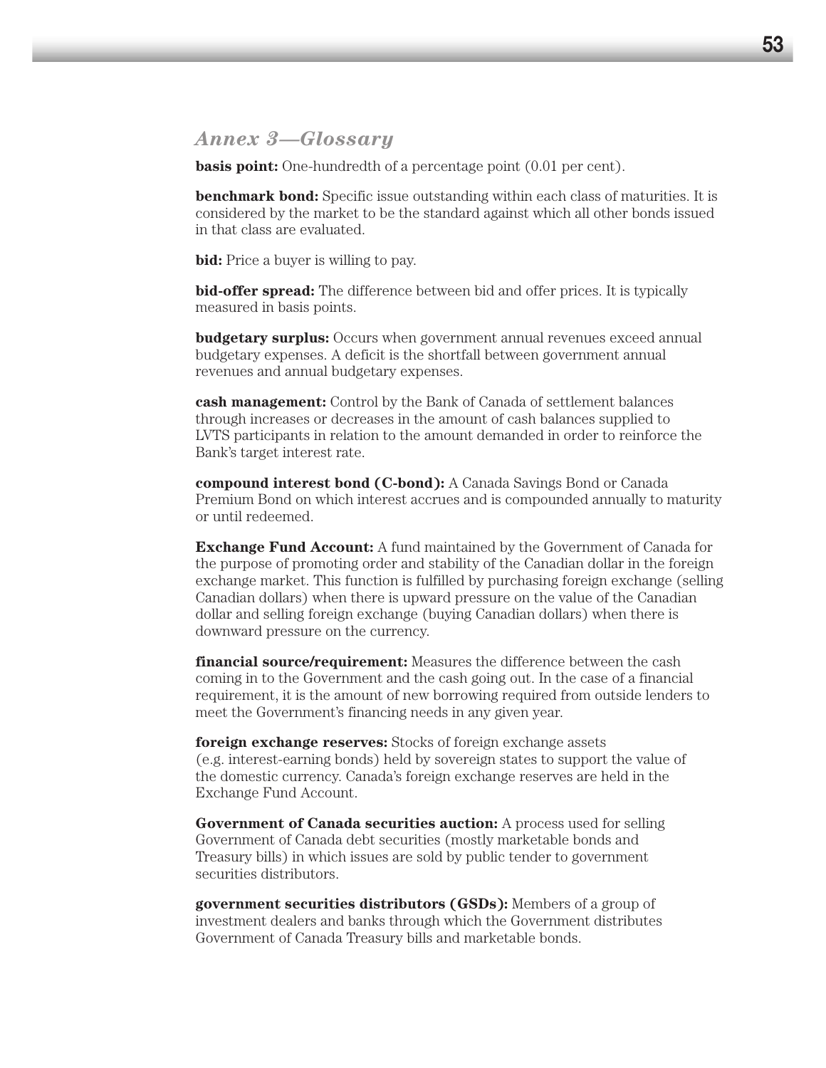## *Annex 3—Glossary*

**basis point:** One-hundredth of a percentage point (0.01 per cent).

**benchmark bond:** Specific issue outstanding within each class of maturities. It is considered by the market to be the standard against which all other bonds issued in that class are evaluated.

**bid:** Price a buyer is willing to pay.

**bid-offer spread:** The difference between bid and offer prices. It is typically measured in basis points.

**budgetary surplus:** Occurs when government annual revenues exceed annual budgetary expenses. A deficit is the shortfall between government annual revenues and annual budgetary expenses.

**cash management:** Control by the Bank of Canada of settlement balances through increases or decreases in the amount of cash balances supplied to LVTS participants in relation to the amount demanded in order to reinforce the Bank's target interest rate.

**compound interest bond (C-bond):** A Canada Savings Bond or Canada Premium Bond on which interest accrues and is compounded annually to maturity or until redeemed.

**Exchange Fund Account:** A fund maintained by the Government of Canada for the purpose of promoting order and stability of the Canadian dollar in the foreign exchange market. This function is fulfilled by purchasing foreign exchange (selling Canadian dollars) when there is upward pressure on the value of the Canadian dollar and selling foreign exchange (buying Canadian dollars) when there is downward pressure on the currency.

**financial source/requirement:** Measures the difference between the cash coming in to the Government and the cash going out. In the case of a financial requirement, it is the amount of new borrowing required from outside lenders to meet the Government's financing needs in any given year.

**foreign exchange reserves:** Stocks of foreign exchange assets (e.g. interest-earning bonds) held by sovereign states to support the value of the domestic currency. Canada's foreign exchange reserves are held in the Exchange Fund Account.

**Government of Canada securities auction:** A process used for selling Government of Canada debt securities (mostly marketable bonds and Treasury bills) in which issues are sold by public tender to government securities distributors.

**government securities distributors (GSDs):** Members of a group of investment dealers and banks through which the Government distributes Government of Canada Treasury bills and marketable bonds.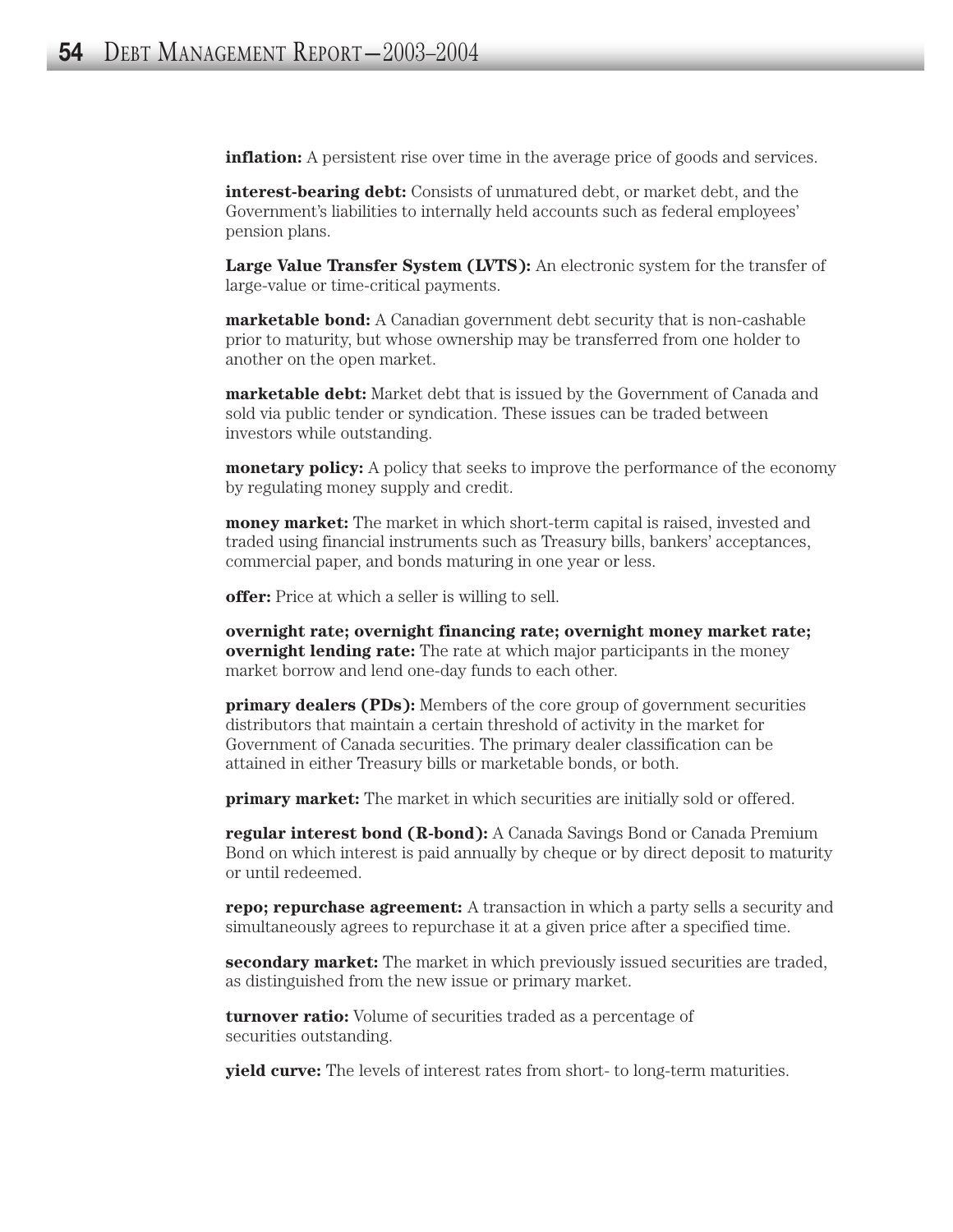**inflation:** A persistent rise over time in the average price of goods and services.

**interest-bearing debt:** Consists of unmatured debt, or market debt, and the Government's liabilities to internally held accounts such as federal employees' pension plans.

**Large Value Transfer System (LVTS):** An electronic system for the transfer of large-value or time-critical payments.

**marketable bond:** A Canadian government debt security that is non-cashable prior to maturity, but whose ownership may be transferred from one holder to another on the open market.

**marketable debt:** Market debt that is issued by the Government of Canada and sold via public tender or syndication. These issues can be traded between investors while outstanding.

**monetary policy:** A policy that seeks to improve the performance of the economy by regulating money supply and credit.

**money market:** The market in which short-term capital is raised, invested and traded using financial instruments such as Treasury bills, bankers' acceptances, commercial paper, and bonds maturing in one year or less.

**offer:** Price at which a seller is willing to sell.

**overnight rate; overnight financing rate; overnight money market rate; overnight lending rate:** The rate at which major participants in the money market borrow and lend one-day funds to each other.

**primary dealers (PDs):** Members of the core group of government securities distributors that maintain a certain threshold of activity in the market for Government of Canada securities. The primary dealer classification can be attained in either Treasury bills or marketable bonds, or both.

**primary market:** The market in which securities are initially sold or offered.

**regular interest bond (R-bond):** A Canada Savings Bond or Canada Premium Bond on which interest is paid annually by cheque or by direct deposit to maturity or until redeemed.

**repo; repurchase agreement:** A transaction in which a party sells a security and simultaneously agrees to repurchase it at a given price after a specified time.

**secondary market:** The market in which previously issued securities are traded, as distinguished from the new issue or primary market.

**turnover ratio:** Volume of securities traded as a percentage of securities outstanding.

**yield curve:** The levels of interest rates from short- to long-term maturities.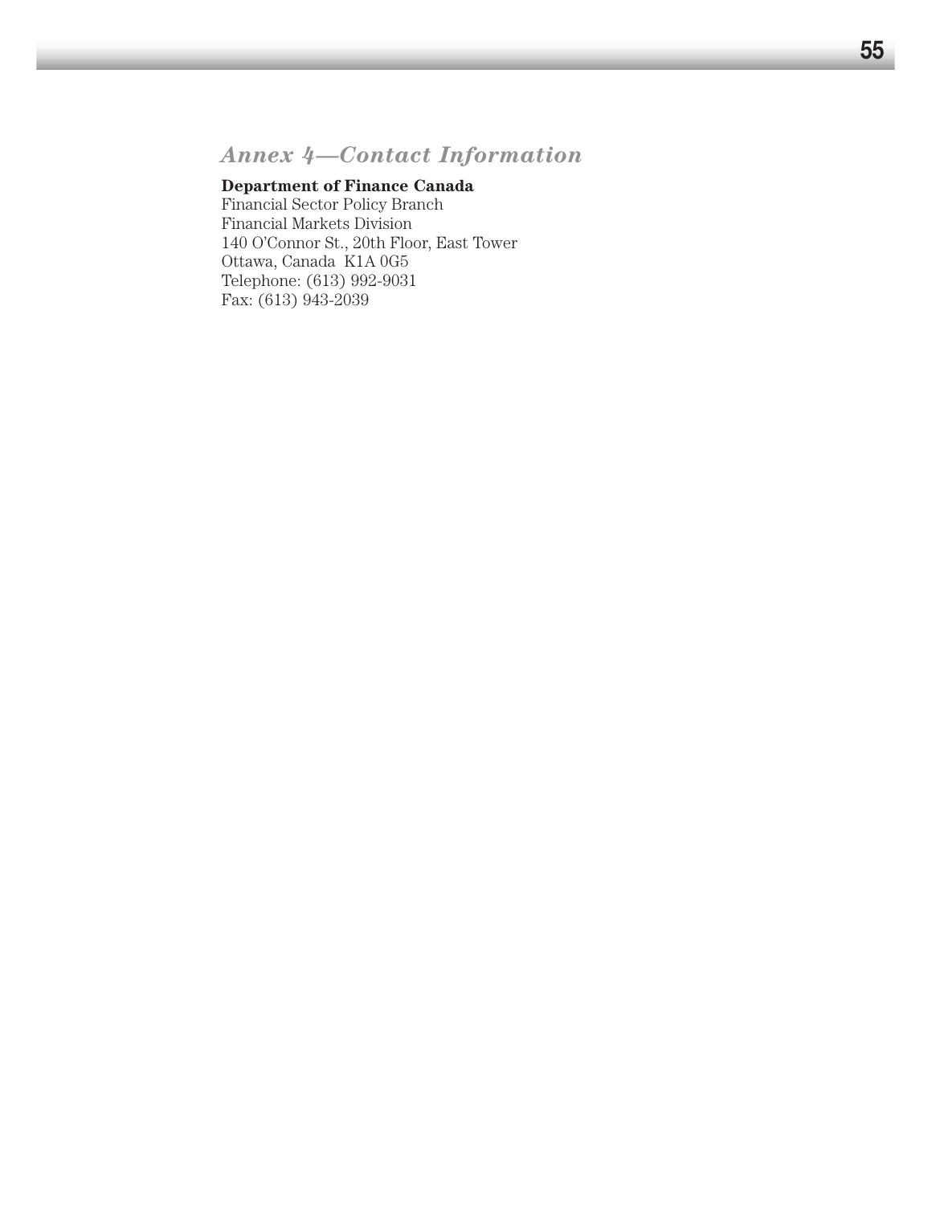## *Annex 4—Contact Information*

**Department of Finance Canada**
Financial Sector Policy Branch
Financial Markets Division
140 O'Connor St., 20th Floor, East Tower
Ottawa, Canada K1A 0G5
Telephone: (613) 992-9031
Fax: (613) 943-2039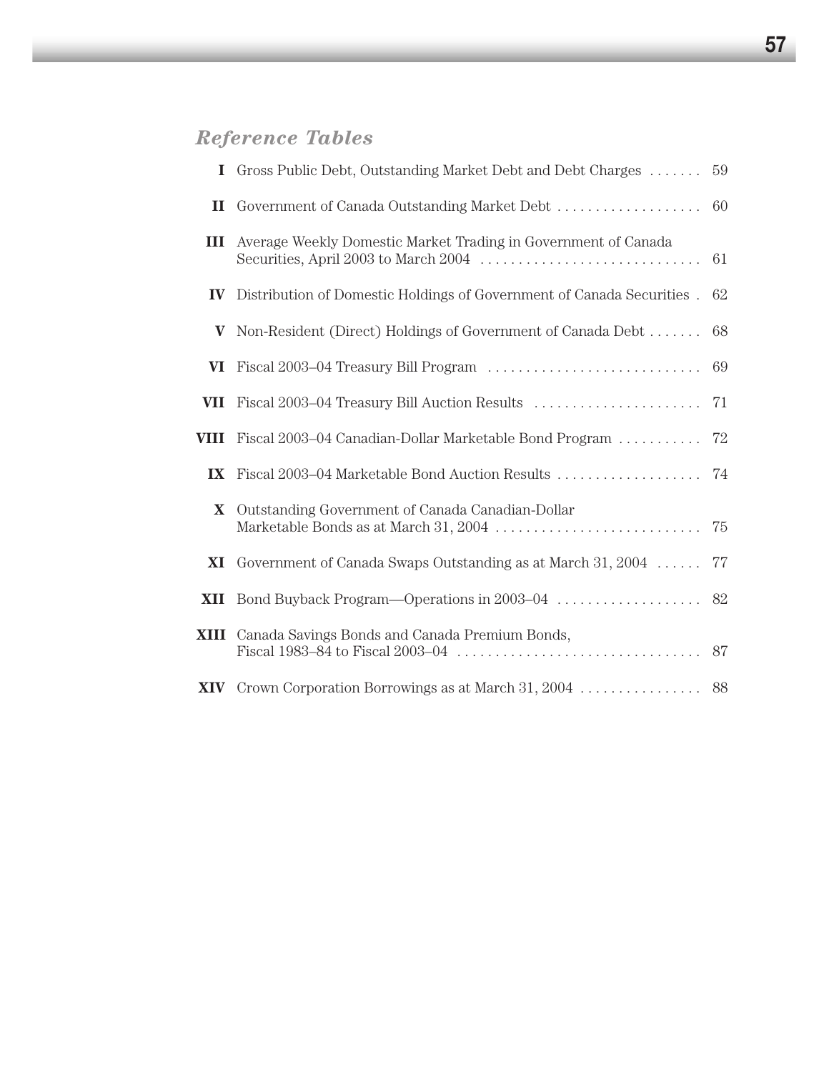## *Reference Tables*

| | | |
|---|---|---|
| **I** | Gross Public Debt, Outstanding Market Debt and Debt Charges | 59 |
| **II** | Government of Canada Outstanding Market Debt | 60 |
| **III** | Average Weekly Domestic Market Trading in Government of Canada Securities, April 2003 to March 2004 | 61 |
| **IV** | Distribution of Domestic Holdings of Government of Canada Securities | 62 |
| **V** | Non-Resident (Direct) Holdings of Government of Canada Debt | 68 |
| **VI** | Fiscal 2003–04 Treasury Bill Program | 69 |
| **VII** | Fiscal 2003–04 Treasury Bill Auction Results | 71 |
| **VIII** | Fiscal 2003–04 Canadian-Dollar Marketable Bond Program | 72 |
| **IX** | Fiscal 2003–04 Marketable Bond Auction Results | 74 |
| **X** | Outstanding Government of Canada Canadian-Dollar Marketable Bonds as at March 31, 2004 | 75 |
| **XI** | Government of Canada Swaps Outstanding as at March 31, 2004 | 77 |
| **XII** | Bond Buyback Program—Operations in 2003–04 | 82 |
| **XIII** | Canada Savings Bonds and Canada Premium Bonds, Fiscal 1983–84 to Fiscal 2003–04 | 87 |
| **XIV** | Crown Corporation Borrowings as at March 31, 2004 | 88 |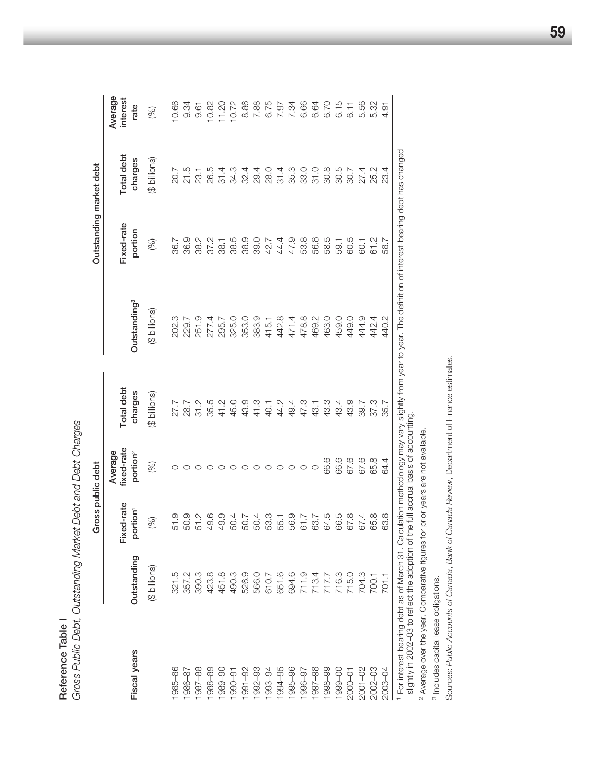**Reference Table I**

*Gross Public Debt, Outstanding Market Debt and Debt Charges*

| Fiscal years | Gross public debt | | | | Outstanding market debt | | | |
|---|---|---|---|---|---|---|---|---|
| | Outstanding | Fixed-rate portion[1] | Average fixed-rate portion[2] | Total debt charges | Outstanding[3] | Fixed-rate portion | Total debt charges | Average interest rate |
| | ($ billions) | (%) | (%) | ($ billions) | ($ billions) | (%) | ($ billions) | (%) |
| 1985–86 | 321.5 | 51.9 | 0 | 27.7 | 202.3 | 36.7 | 20.7 | 10.66 |
| 1986–87 | 357.2 | 50.9 | 0 | 28.7 | 229.7 | 36.9 | 21.5 | 9.34 |
| 1987–88 | 390.3 | 51.2 | 0 | 31.2 | 251.9 | 38.2 | 23.1 | 9.61 |
| 1988–89 | 423.8 | 49.6 | 0 | 35.5 | 277.4 | 37.2 | 26.5 | 10.82 |
| 1989–90 | 451.8 | 49.9 | 0 | 41.2 | 295.7 | 38.1 | 31.4 | 11.20 |
| 1990–91 | 490.3 | 50.4 | 0 | 45.0 | 325.0 | 38.5 | 34.3 | 10.72 |
| 1991–92 | 526.9 | 50.7 | 0 | 43.9 | 353.0 | 38.9 | 32.4 | 8.86 |
| 1992–93 | 566.0 | 50.4 | 0 | 41.3 | 383.9 | 39.0 | 29.4 | 7.88 |
| 1993–94 | 610.7 | 53.3 | 0 | 40.1 | 415.1 | 42.7 | 28.0 | 6.75 |
| 1994–95 | 651.6 | 55.1 | 0 | 44.2 | 442.8 | 44.4 | 31.4 | 7.97 |
| 1995–96 | 694.6 | 56.9 | 0 | 49.4 | 471.4 | 47.9 | 35.3 | 7.34 |
| 1996–97 | 711.9 | 61.7 | 0 | 47.3 | 478.8 | 53.8 | 33.0 | 6.66 |
| 1997–98 | 713.4 | 63.7 | 0 | 43.1 | 469.2 | 56.8 | 31.0 | 6.64 |
| 1998–99 | 717.7 | 64.5 | 66.6 | 43.3 | 463.0 | 58.5 | 30.8 | 6.70 |
| 1999–00 | 716.3 | 66.5 | 66.6 | 43.4 | 459.0 | 59.1 | 30.5 | 6.15 |
| 2000–01 | 715.0 | 67.8 | 67.6 | 43.9 | 449.0 | 60.5 | 30.7 | 6.11 |
| 2001–02 | 704.3 | 67.4 | 67.6 | 39.7 | 444.9 | 60.1 | 27.4 | 5.56 |
| 2002–03 | 700.1 | 65.8 | 65.8 | 37.3 | 442.4 | 61.2 | 25.2 | 5.32 |
| 2003–04 | 701.1 | 63.8 | 64.4 | 35.7 | 440.2 | 58.7 | 23.4 | 4.91 |

[1] For interest-bearing debt as of March 31. Calculation methodology may vary slightly from year to year. The definition of interest-bearing debt has changed slightly in 2002–03 to reflect the adoption of the full accrual basis of accounting.

[2] Average over the year. Comparative figures for prior years are not available.

[3] Includes capital lease obligations.

Sources: *Public Accounts of Canada*, *Bank of Canada Review*, Department of Finance estimates.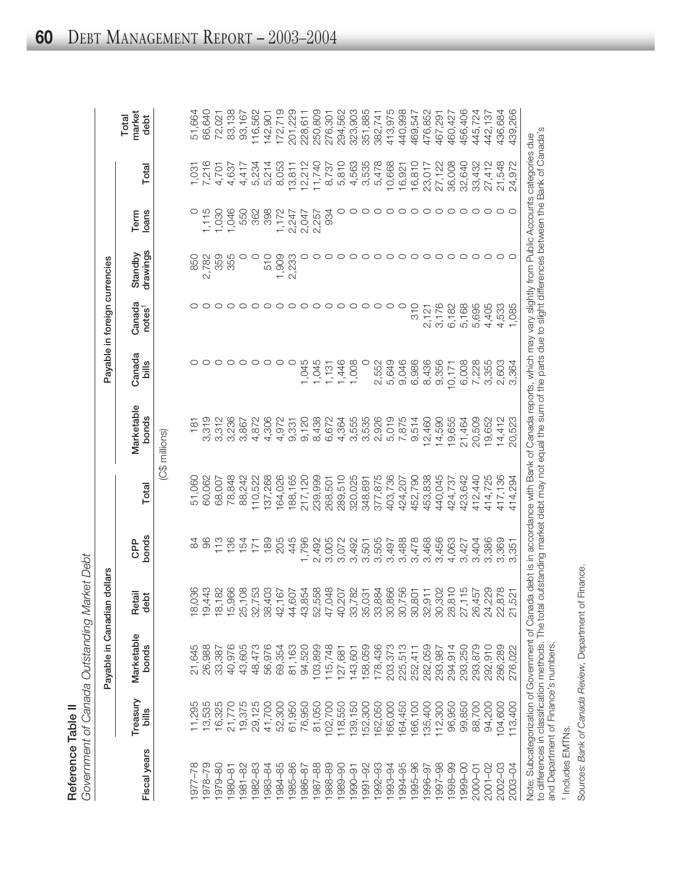**Reference Table II**

*Government of Canada Outstanding Market Debt*

| Fiscal years | Payable in Canadian dollars | | | | | Payable in foreign currencies | | | | | | Total market debt |
|---|---|---|---|---|---|---|---|---|---|---|---|---|
| | Treasury bills | Marketable bonds | Retail debt | CPP bonds | Total | Marketable bonds | Canada bills | Canada notes[1] | Standby drawings | Term loans | Total | |
| | (C$ millions) | | | | | | | | | | | |
| 1977–78 | 11,295 | 21,645 | 18,036 | 84 | 51,060 | 181 | 0 | 0 | 850 | 0 | 1,031 | 51,664 |
| 1978–79 | 13,535 | 26,988 | 19,443 | 96 | 60,062 | 3,319 | 0 | 0 | 2,782 | 1,115 | 7,216 | 66,640 |
| 1979–80 | 16,325 | 33,387 | 18,182 | 113 | 68,007 | 3,312 | 0 | 0 | 359 | 1,030 | 4,701 | 72,021 |
| 1980–81 | 21,770 | 40,976 | 15,966 | 136 | 78,848 | 3,236 | 0 | 0 | 355 | 1,046 | 4,637 | 83,138 |
| 1981–82 | 19,375 | 43,605 | 25,108 | 154 | 88,242 | 3,867 | 0 | 0 | 0 | 550 | 4,417 | 93,167 |
| 1982–83 | 29,125 | 48,473 | 32,753 | 171 | 110,522 | 4,872 | 0 | 0 | 0 | 362 | 5,234 | 116,562 |
| 1983–84 | 41,700 | 56,976 | 38,403 | 189 | 137,268 | 4,306 | 0 | 0 | 510 | 398 | 5,214 | 142,901 |
| 1984–85 | 52,300 | 69,354 | 42,167 | 205 | 164,026 | 4,972 | 0 | 0 | 1,909 | 1,172 | 8,053 | 172,719 |
| 1985–86 | 61,950 | 81,163 | 44,607 | 445 | 188,165 | 9,331 | 0 | 0 | 2,233 | 2,247 | 13,811 | 201,229 |
| 1986–87 | 76,950 | 94,520 | 43,854 | 1,796 | 217,120 | 9,120 | 1,045 | 0 | 0 | 2,047 | 12,212 | 228,611 |
| 1987–88 | 81,050 | 103,899 | 52,558 | 2,492 | 239,999 | 8,438 | 1,045 | 0 | 0 | 2,257 | 11,740 | 250,809 |
| 1988–89 | 102,700 | 115,748 | 47,048 | 3,005 | 268,501 | 6,672 | 1,131 | 0 | 0 | 934 | 8,737 | 276,301 |
| 1989–90 | 118,550 | 127,681 | 40,207 | 3,072 | 289,510 | 4,364 | 1,446 | 0 | 0 | 0 | 5,810 | 294,562 |
| 1990–91 | 139,150 | 143,601 | 33,782 | 3,492 | 320,025 | 3,555 | 1,008 | 0 | 0 | 0 | 4,563 | 323,903 |
| 1991–92 | 152,300 | 158,059 | 35,031 | 3,501 | 348,891 | 3,535 | 0 | 0 | 0 | 0 | 3,535 | 351,885 |
| 1992–93 | 162,050 | 178,436 | 33,884 | 3,505 | 377,875 | 2,926 | 2,552 | 0 | 0 | 0 | 5,478 | 382,741 |
| 1993–94 | 166,000 | 203,373 | 30,866 | 3,497 | 403,736 | 5,019 | 5,649 | 0 | 0 | 0 | 10,668 | 413,975 |
| 1994–95 | 164,450 | 225,513 | 30,756 | 3,488 | 424,207 | 7,875 | 9,046 | 0 | 0 | 0 | 16,921 | 440,998 |
| 1995–96 | 166,100 | 252,411 | 30,801 | 3,478 | 452,790 | 9,514 | 6,986 | 310 | 0 | 0 | 16,810 | 469,547 |
| 1996–97 | 135,400 | 282,059 | 32,911 | 3,468 | 453,838 | 12,460 | 8,436 | 2,121 | 0 | 0 | 23,017 | 476,852 |
| 1997–98 | 112,300 | 293,987 | 30,302 | 3,456 | 440,045 | 14,590 | 9,356 | 3,176 | 0 | 0 | 27,122 | 467,291 |
| 1998–99 | 96,950 | 294,914 | 28,810 | 4,063 | 424,737 | 19,655 | 10,171 | 6,182 | 0 | 0 | 36,008 | 460,427 |
| 1999–00 | 99,850 | 293,250 | 27,115 | 3,427 | 423,642 | 21,464 | 6,008 | 5,168 | 0 | 0 | 32,640 | 456,406 |
| 2000–01 | 88,700 | 293,879 | 26,457 | 3,404 | 412,440 | 20,509 | 7,228 | 5,695 | 0 | 0 | 33,432 | 445,724 |
| 2001–02 | 94,200 | 292,910 | 24,229 | 3,386 | 414,725 | 19,652 | 3,355 | 4,405 | 0 | 0 | 27,412 | 442,137 |
| 2002–03 | 104,600 | 286,289 | 22,878 | 3,369 | 417,136 | 14,412 | 2,603 | 4,533 | 0 | 0 | 21,548 | 436,684 |
| 2003–04 | 113,400 | 276,022 | 21,521 | 3,351 | 414,294 | 20,523 | 3,364 | 1,085 | 0 | 0 | 24,972 | 439,266 |

Note: Subcategorization of Government of Canada debt is in accordance with Bank of Canada reports, which may vary slightly from Public Accounts categories due to differences in classification methods. The total outstanding market debt may not equal the sum of the parts due to slight differences between the Bank of Canada's and Department of Finance's numbers.

[1] Includes EMTNs.

Sources: *Bank of Canada Review*, Department of Finance.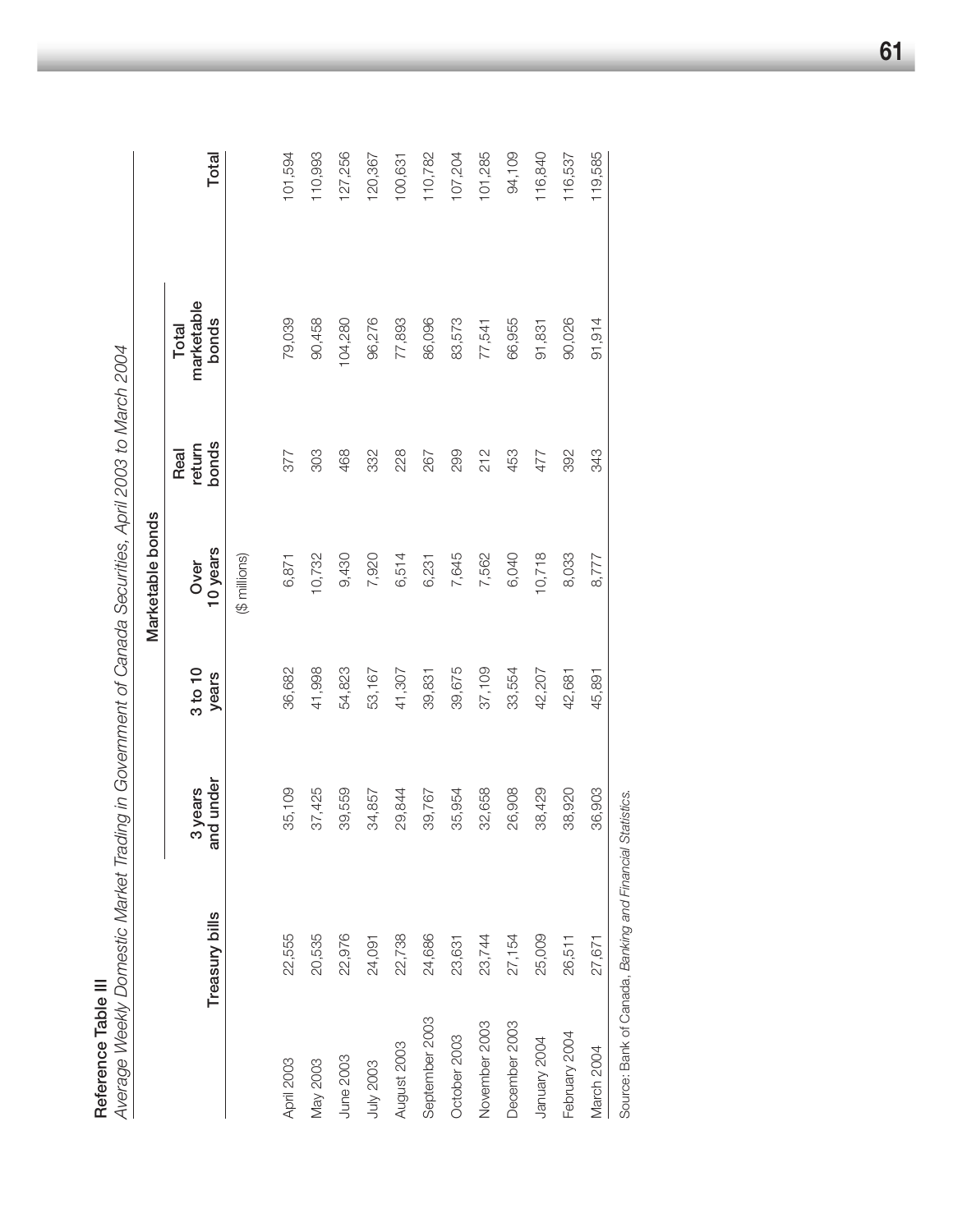**Reference Table III**

*Average Weekly Domestic Market Trading in Government of Canada Securities, April 2003 to March 2004*

| | Treasury bills | Marketable bonds | | | | | Total |
|---|---|---|---|---|---|---|---|
| | | 3 years and under | 3 to 10 years | Over 10 years | Real return bonds | Total marketable bonds | |
| | | | | ($ millions) | | | |
| April 2003 | 22,555 | 35,109 | 36,682 | 6,871 | 377 | 79,039 | 101,594 |
| May 2003 | 20,535 | 37,425 | 41,998 | 10,732 | 303 | 90,458 | 110,993 |
| June 2003 | 22,976 | 39,559 | 54,823 | 9,430 | 468 | 104,280 | 127,256 |
| July 2003 | 24,091 | 34,857 | 53,167 | 7,920 | 332 | 96,276 | 120,367 |
| August 2003 | 22,738 | 29,844 | 41,307 | 6,514 | 228 | 77,893 | 100,631 |
| September 2003 | 24,686 | 39,767 | 39,831 | 6,231 | 267 | 86,096 | 110,782 |
| October 2003 | 23,631 | 35,954 | 39,675 | 7,645 | 299 | 83,573 | 107,204 |
| November 2003 | 23,744 | 32,658 | 37,109 | 7,562 | 212 | 77,541 | 101,285 |
| December 2003 | 27,154 | 26,908 | 33,554 | 6,040 | 453 | 66,955 | 94,109 |
| January 2004 | 25,009 | 38,429 | 42,207 | 10,718 | 477 | 91,831 | 116,840 |
| February 2004 | 26,511 | 38,920 | 42,681 | 8,033 | 392 | 90,026 | 116,537 |
| March 2004 | 27,671 | 36,903 | 45,891 | 8,777 | 343 | 91,914 | 119,585 |

Source: Bank of Canada, *Banking and Financial Statistics*.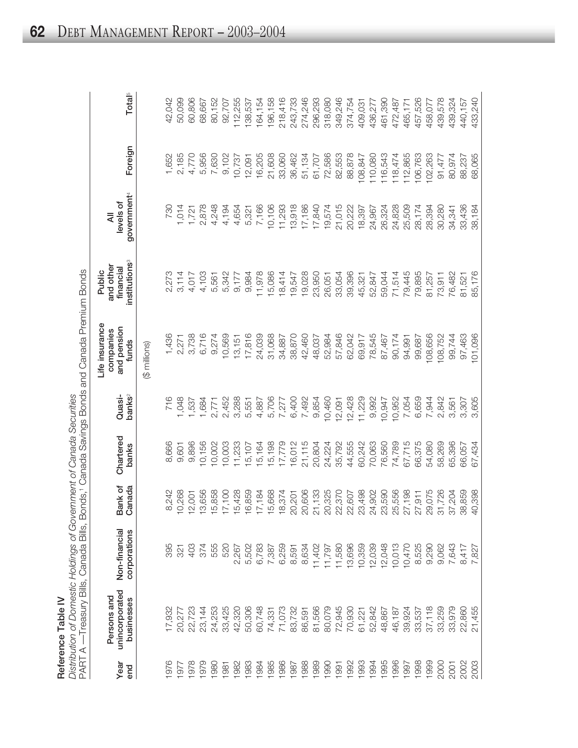**Reference Table IV**

*Distribution of Domestic Holdings of Government of Canada Securities*

PART A —Treasury Bills, Canada Bills, Bonds,[1] Canada Savings Bonds and Canada Premium Bonds

| Year end | Persons and unincorporated businesses | Non-financial corporations | Bank of Canada | Chartered banks | Quasi-banks[2] | Life insurance companies and pension funds | Public and other financial institutions[3] | All levels of government[4] | Foreign | Total[5] |
|---|---|---|---|---|---|---|---|---|---|---|
| | | | | | | ($ millions) | | | | |
| 1976 | 17,932 | 395 | 8,242 | 8,666 | 716 | 1,436 | 2,273 | 730 | 1,652 | 42,042 |
| 1977 | 20,277 | 321 | 10,268 | 9,601 | 1,048 | 2,271 | 3,114 | 1,014 | 2,185 | 50,099 |
| 1978 | 22,723 | 403 | 12,001 | 9,896 | 1,537 | 3,738 | 4,017 | 1,721 | 4,770 | 60,806 |
| 1979 | 23,144 | 374 | 13,656 | 10,156 | 1,684 | 6,716 | 4,103 | 2,878 | 5,956 | 68,667 |
| 1980 | 24,253 | 555 | 15,858 | 10,002 | 2,771 | 9,274 | 5,561 | 4,248 | 7,630 | 80,152 |
| 1981 | 33,425 | 520 | 17,100 | 10,003 | 2,452 | 10,569 | 5,342 | 4,194 | 9,102 | 92,707 |
| 1982 | 42,320 | 2,267 | 15,428 | 11,233 | 3,288 | 13,151 | 9,177 | 4,654 | 10,737 | 112,255 |
| 1983 | 50,306 | 5,502 | 16,859 | 15,107 | 5,551 | 17,816 | 9,984 | 5,321 | 12,091 | 138,537 |
| 1984 | 60,748 | 6,783 | 17,184 | 15,164 | 4,887 | 24,039 | 11,978 | 7,166 | 16,205 | 164,154 |
| 1985 | 74,331 | 7,387 | 15,668 | 15,198 | 5,706 | 31,068 | 15,086 | 10,106 | 21,608 | 196,158 |
| 1986 | 71,073 | 6,259 | 18,374 | 17,779 | 7,277 | 34,887 | 18,414 | 11,293 | 33,060 | 218,416 |
| 1987 | 83,732 | 8,591 | 20,201 | 16,012 | 6,400 | 38,870 | 19,547 | 13,918 | 36,462 | 243,733 |
| 1988 | 86,591 | 8,634 | 20,606 | 21,115 | 7,492 | 42,460 | 19,028 | 17,186 | 51,134 | 274,246 |
| 1989 | 81,566 | 11,402 | 21,133 | 20,804 | 9,854 | 48,037 | 23,950 | 17,840 | 61,707 | 296,293 |
| 1990 | 80,079 | 11,797 | 20,325 | 24,224 | 10,460 | 52,984 | 26,051 | 19,574 | 72,586 | 318,080 |
| 1991 | 72,945 | 11,580 | 22,370 | 35,792 | 12,091 | 57,846 | 33,054 | 21,015 | 82,553 | 349,246 |
| 1992 | 70,930 | 13,696 | 22,607 | 44,555 | 12,428 | 62,042 | 39,396 | 20,222 | 88,878 | 374,754 |
| 1993 | 61,221 | 10,359 | 23,498 | 60,242 | 11,229 | 69,917 | 45,321 | 18,397 | 108,847 | 409,031 |
| 1994 | 52,842 | 12,039 | 24,902 | 70,063 | 9,992 | 78,545 | 52,847 | 24,967 | 110,080 | 436,277 |
| 1995 | 48,867 | 12,048 | 23,590 | 76,560 | 10,947 | 87,467 | 59,044 | 26,324 | 116,543 | 461,390 |
| 1996 | 46,187 | 10,013 | 25,556 | 74,789 | 10,952 | 90,174 | 71,514 | 24,828 | 118,474 | 472,487 |
| 1997 | 39,924 | 10,470 | 27,198 | 67,715 | 7,054 | 94,991 | 79,445 | 25,509 | 112,865 | 465,171 |
| 1998 | 33,537 | 8,525 | 27,911 | 66,375 | 6,659 | 99,687 | 79,895 | 28,174 | 106,763 | 457,526 |
| 1999 | 37,118 | 9,290 | 29,075 | 54,080 | 7,944 | 108,656 | 81,257 | 28,394 | 102,263 | 458,077 |
| 2000 | 33,259 | 9,062 | 31,726 | 58,269 | 2,842 | 108,752 | 73,911 | 30,280 | 91,477 | 439,578 |
| 2001 | 33,979 | 7,643 | 37,204 | 65,396 | 3,561 | 99,744 | 76,482 | 34,341 | 80,974 | 439,324 |
| 2002 | 22,860 | 8,417 | 38,859 | 66,057 | 3,307 | 97,463 | 81,521 | 33,436 | 88,237 | 440,157 |
| 2003 | 21,455 | 7,827 | 40,398 | 67,434 | 3,605 | 101,096 | 85,176 | 38,184 | 68,065 | 433,240 |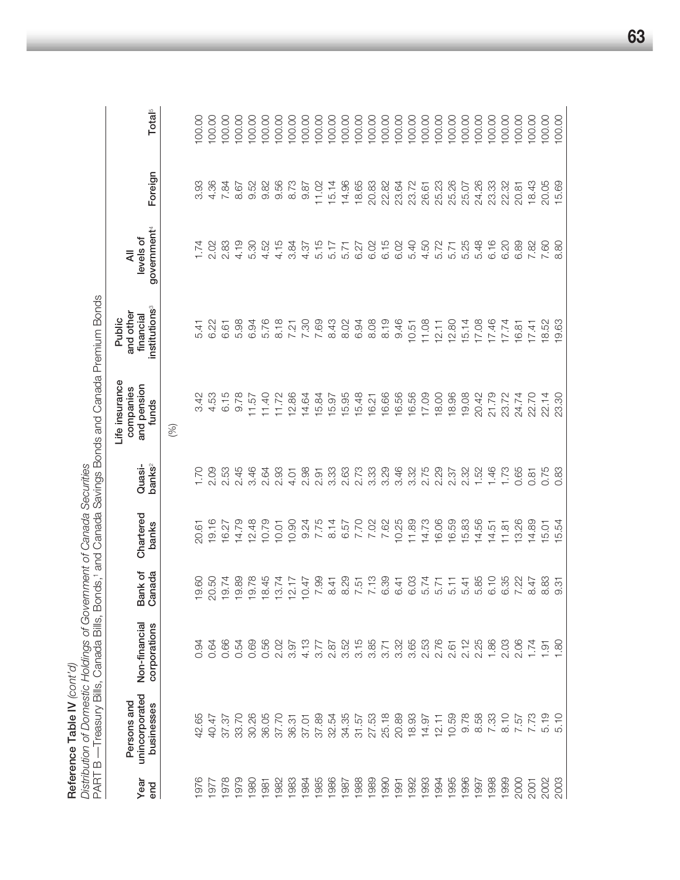**Reference Table IV** *(cont'd)*

*Distribution of Domestic Holdings of Government of Canada Securities*

PART B —Treasury Bills, Canada Bills, Bonds,[1] and Canada Savings Bonds and Canada Premium Bonds

| Year end | Persons and unincorporated businesses | Non-financial corporations | Bank of Canada | Chartered banks | Quasi-banks[2] | Life insurance companies and pension funds | Public and other financial institutions[3] | All levels of government[4] | Foreign | Total[5] |
|---|---|---|---|---|---|---|---|---|---|---|
| | | | | | | (%) | | | | |
| 1976 | 42.65 | 0.94 | 19.60 | 20.61 | 1.70 | 3.42 | 5.41 | 1.74 | 3.93 | 100.00 |
| 1977 | 40.47 | 0.64 | 20.50 | 19.16 | 2.09 | 4.53 | 6.22 | 2.02 | 4.36 | 100.00 |
| 1978 | 37.37 | 0.66 | 19.74 | 16.27 | 2.53 | 6.15 | 6.61 | 2.83 | 7.84 | 100.00 |
| 1979 | 33.70 | 0.54 | 19.89 | 14.79 | 2.45 | 9.78 | 5.98 | 4.19 | 8.67 | 100.00 |
| 1980 | 30.26 | 0.69 | 19.78 | 12.48 | 3.46 | 11.57 | 6.94 | 5.30 | 9.52 | 100.00 |
| 1981 | 36.05 | 0.56 | 18.45 | 10.79 | 2.64 | 11.40 | 5.76 | 4.52 | 9.82 | 100.00 |
| 1982 | 37.70 | 2.02 | 13.74 | 10.01 | 2.93 | 11.72 | 8.18 | 4.15 | 9.56 | 100.00 |
| 1983 | 36.31 | 3.97 | 12.17 | 10.90 | 4.01 | 12.86 | 7.21 | 3.84 | 8.73 | 100.00 |
| 1984 | 37.01 | 4.13 | 10.47 | 9.24 | 2.98 | 14.64 | 7.30 | 4.37 | 9.87 | 100.00 |
| 1985 | 37.89 | 3.77 | 7.99 | 7.75 | 2.91 | 15.84 | 7.69 | 5.15 | 11.02 | 100.00 |
| 1986 | 32.54 | 2.87 | 8.41 | 8.14 | 3.33 | 15.97 | 8.43 | 5.17 | 15.14 | 100.00 |
| 1987 | 34.35 | 3.52 | 8.29 | 6.57 | 2.63 | 15.95 | 8.02 | 5.71 | 14.96 | 100.00 |
| 1988 | 31.57 | 3.15 | 7.51 | 7.70 | 2.73 | 15.48 | 6.94 | 6.27 | 18.65 | 100.00 |
| 1989 | 27.53 | 3.85 | 7.13 | 7.02 | 3.33 | 16.21 | 8.08 | 6.02 | 20.83 | 100.00 |
| 1990 | 25.18 | 3.71 | 6.39 | 7.62 | 3.29 | 16.66 | 8.19 | 6.15 | 22.82 | 100.00 |
| 1991 | 20.89 | 3.32 | 6.41 | 10.25 | 3.46 | 16.56 | 9.46 | 6.02 | 23.64 | 100.00 |
| 1992 | 18.93 | 3.65 | 6.03 | 11.89 | 3.32 | 16.56 | 10.51 | 5.40 | 23.72 | 100.00 |
| 1993 | 14.97 | 2.53 | 5.74 | 14.73 | 2.75 | 17.09 | 11.08 | 4.50 | 26.61 | 100.00 |
| 1994 | 12.11 | 2.76 | 5.71 | 16.06 | 2.29 | 18.00 | 12.11 | 5.72 | 25.23 | 100.00 |
| 1995 | 10.59 | 2.61 | 5.11 | 16.59 | 2.37 | 18.96 | 12.80 | 5.71 | 25.26 | 100.00 |
| 1996 | 9.78 | 2.12 | 5.41 | 15.83 | 2.32 | 19.08 | 15.14 | 5.25 | 25.07 | 100.00 |
| 1997 | 8.58 | 2.25 | 5.85 | 14.56 | 1.52 | 20.42 | 17.08 | 5.48 | 24.26 | 100.00 |
| 1998 | 7.33 | 1.86 | 6.10 | 14.51 | 1.46 | 21.79 | 17.46 | 6.16 | 23.33 | 100.00 |
| 1999 | 8.10 | 2.03 | 6.35 | 11.81 | 1.73 | 23.72 | 17.74 | 6.20 | 22.32 | 100.00 |
| 2000 | 7.57 | 2.06 | 7.22 | 13.26 | 0.65 | 24.74 | 16.81 | 6.89 | 20.81 | 100.00 |
| 2001 | 7.73 | 1.74 | 8.47 | 14.89 | 0.81 | 22.70 | 17.41 | 7.82 | 18.43 | 100.00 |
| 2002 | 5.19 | 1.91 | 8.83 | 15.01 | 0.75 | 22.14 | 18.52 | 7.60 | 20.05 | 100.00 |
| 2003 | 5.10 | 1.80 | 9.31 | 15.54 | 0.83 | 23.30 | 19.63 | 8.80 | 15.69 | 100.00 |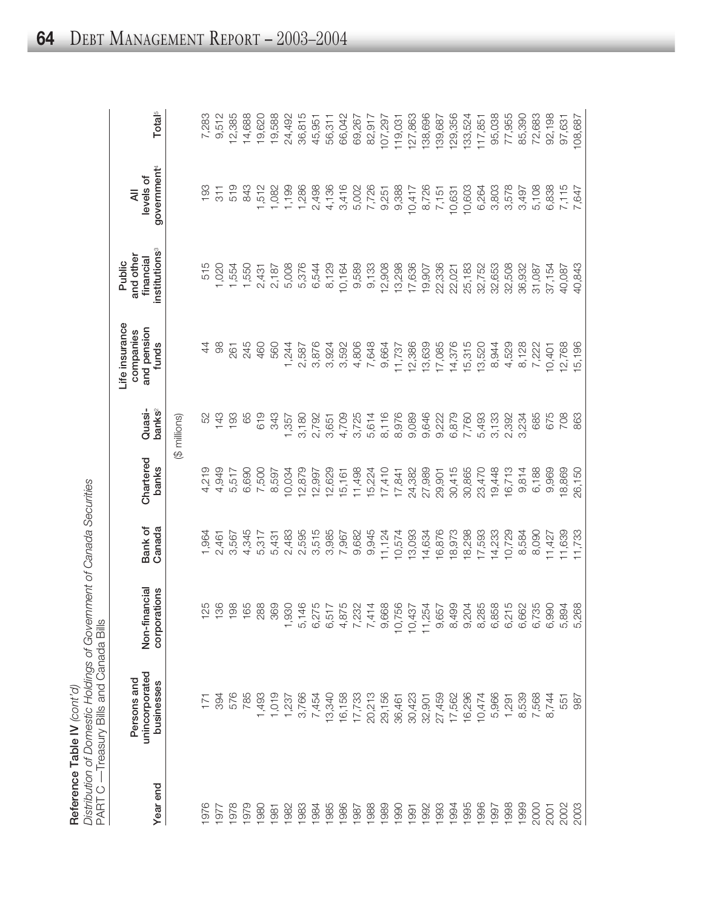**Reference Table IV** *(cont'd)*
*Distribution of Domestic Holdings of Government of Canada Securities*
PART C — Treasury Bills and Canada Bills

| Year end | Persons and unincorporated businesses | Non-financial corporations | Bank of Canada | Chartered banks | Quasi-banks[2] | Life insurance companies and pension funds | Public and other financial institutions[3] | All levels of government[4] | Total[5] |
|---|---|---|---|---|---|---|---|---|---|
| | | | | | ($ millions) | | | | |
| 1976 | 171 | 125 | 1,964 | 4,219 | 52 | 44 | 515 | 193 | 7,283 |
| 1977 | 394 | 136 | 2,461 | 4,949 | 143 | 98 | 1,020 | 311 | 9,512 |
| 1978 | 576 | 198 | 3,567 | 5,517 | 193 | 261 | 1,554 | 519 | 12,385 |
| 1979 | 785 | 165 | 4,345 | 6,690 | 65 | 245 | 1,550 | 843 | 14,688 |
| 1980 | 1,493 | 288 | 5,317 | 7,500 | 619 | 460 | 2,431 | 1,512 | 19,620 |
| 1981 | 1,019 | 369 | 5,431 | 8,597 | 343 | 560 | 2,187 | 1,082 | 19,588 |
| 1982 | 1,237 | 1,930 | 2,483 | 10,034 | 1,357 | 1,244 | 5,008 | 1,199 | 24,492 |
| 1983 | 3,766 | 5,146 | 2,595 | 12,879 | 3,180 | 2,587 | 5,376 | 1,286 | 36,815 |
| 1984 | 7,454 | 6,275 | 3,515 | 12,997 | 2,792 | 3,876 | 6,544 | 2,498 | 45,951 |
| 1985 | 13,340 | 6,517 | 3,985 | 12,629 | 3,651 | 3,924 | 8,129 | 4,136 | 56,311 |
| 1986 | 16,158 | 4,875 | 7,967 | 15,161 | 4,709 | 3,592 | 10,164 | 3,416 | 66,042 |
| 1987 | 17,733 | 7,232 | 9,682 | 11,498 | 3,725 | 4,806 | 9,589 | 5,002 | 69,267 |
| 1988 | 20,213 | 7,414 | 9,945 | 15,224 | 5,614 | 7,648 | 9,133 | 7,726 | 82,917 |
| 1989 | 29,156 | 9,668 | 11,124 | 17,410 | 8,116 | 9,664 | 12,908 | 9,251 | 107,297 |
| 1990 | 36,461 | 10,756 | 10,574 | 17,841 | 8,976 | 11,737 | 13,298 | 9,388 | 119,031 |
| 1991 | 30,423 | 10,437 | 13,093 | 24,382 | 9,089 | 12,386 | 17,636 | 10,417 | 127,863 |
| 1992 | 32,901 | 11,254 | 14,634 | 27,989 | 9,646 | 13,639 | 19,907 | 8,726 | 138,696 |
| 1993 | 27,459 | 9,657 | 16,876 | 29,901 | 9,222 | 17,085 | 22,336 | 7,151 | 139,687 |
| 1994 | 17,562 | 8,499 | 18,973 | 30,415 | 6,879 | 14,376 | 22,021 | 10,631 | 129,356 |
| 1995 | 16,296 | 9,204 | 18,298 | 30,865 | 7,760 | 15,315 | 25,183 | 10,603 | 133,524 |
| 1996 | 10,474 | 8,285 | 17,593 | 23,470 | 5,493 | 13,520 | 32,752 | 6,264 | 117,851 |
| 1997 | 5,966 | 6,858 | 14,233 | 19,448 | 3,133 | 8,944 | 32,653 | 3,803 | 95,038 |
| 1998 | 1,291 | 6,215 | 10,729 | 16,713 | 2,392 | 4,529 | 32,508 | 3,578 | 77,955 |
| 1999 | 8,539 | 6,662 | 8,584 | 9,814 | 3,234 | 8,128 | 36,932 | 3,497 | 85,390 |
| 2000 | 7,568 | 6,735 | 8,090 | 6,188 | 685 | 7,222 | 31,087 | 5,108 | 72,683 |
| 2001 | 8,744 | 6,990 | 11,427 | 9,969 | 675 | 10,401 | 37,154 | 6,838 | 92,198 |
| 2002 | 551 | 5,894 | 11,639 | 18,869 | 708 | 12,768 | 40,087 | 7,115 | 97,631 |
| 2003 | 987 | 5,268 | 11,733 | 26,150 | 863 | 15,196 | 40,843 | 7,647 | 108,687 |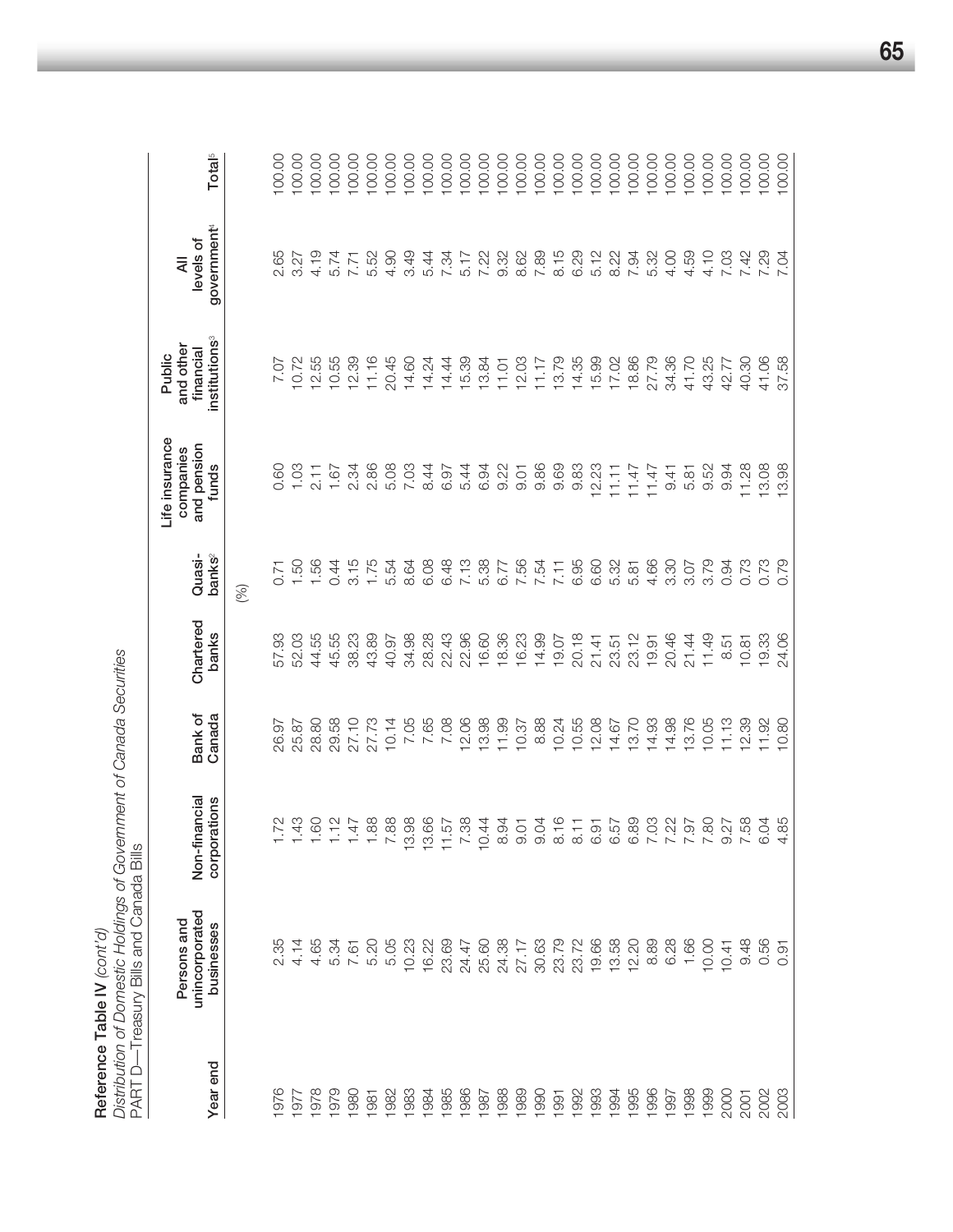**Reference Table IV** *(cont'd)*

*Distribution of Domestic Holdings of Government of Canada Securities*

PART D—Treasury Bills and Canada Bills

| Year end | Persons and unincorporated businesses | Non-financial corporations | Bank of Canada | Chartered banks | Quasi-banks[2] | Life insurance companies and pension funds | Public and other financial institutions[3] | All levels of government[4] | Total[5] |
|---|---|---|---|---|---|---|---|---|---|
| | | | | (%) | | | | | |
| 1976 | 2.35 | 1.72 | 26.97 | 57.93 | 0.71 | 0.60 | 7.07 | 2.65 | 100.00 |
| 1977 | 4.14 | 1.43 | 25.87 | 52.03 | 1.50 | 1.03 | 10.72 | 3.27 | 100.00 |
| 1978 | 4.65 | 1.60 | 28.80 | 44.55 | 1.56 | 2.11 | 12.55 | 4.19 | 100.00 |
| 1979 | 5.34 | 1.12 | 29.58 | 45.55 | 0.44 | 1.67 | 10.55 | 5.74 | 100.00 |
| 1980 | 7.61 | 1.47 | 27.10 | 38.23 | 3.15 | 2.34 | 12.39 | 7.71 | 100.00 |
| 1981 | 5.20 | 1.88 | 27.73 | 43.89 | 1.75 | 2.86 | 11.16 | 5.52 | 100.00 |
| 1982 | 5.05 | 7.88 | 10.14 | 40.97 | 5.54 | 5.08 | 20.45 | 4.90 | 100.00 |
| 1983 | 10.23 | 13.98 | 7.05 | 34.98 | 8.64 | 7.03 | 14.60 | 3.49 | 100.00 |
| 1984 | 16.22 | 13.66 | 7.65 | 28.28 | 6.08 | 8.44 | 14.24 | 5.44 | 100.00 |
| 1985 | 23.69 | 11.57 | 7.08 | 22.43 | 6.48 | 6.97 | 14.44 | 7.34 | 100.00 |
| 1986 | 24.47 | 7.38 | 12.06 | 22.96 | 7.13 | 5.44 | 15.39 | 5.17 | 100.00 |
| 1987 | 25.60 | 10.44 | 13.98 | 16.60 | 5.38 | 6.94 | 13.84 | 7.22 | 100.00 |
| 1988 | 24.38 | 8.94 | 11.99 | 18.36 | 6.77 | 9.22 | 11.01 | 9.32 | 100.00 |
| 1989 | 27.17 | 9.01 | 10.37 | 16.23 | 7.56 | 9.01 | 12.03 | 8.62 | 100.00 |
| 1990 | 30.63 | 9.04 | 8.88 | 14.99 | 7.54 | 9.86 | 11.17 | 7.89 | 100.00 |
| 1991 | 23.79 | 8.16 | 10.24 | 19.07 | 7.11 | 9.69 | 13.79 | 8.15 | 100.00 |
| 1992 | 23.72 | 8.11 | 10.55 | 20.18 | 6.95 | 9.83 | 14.35 | 6.29 | 100.00 |
| 1993 | 19.66 | 6.91 | 12.08 | 21.41 | 6.60 | 12.23 | 15.99 | 5.12 | 100.00 |
| 1994 | 13.58 | 6.57 | 14.67 | 23.51 | 5.32 | 11.11 | 17.02 | 8.22 | 100.00 |
| 1995 | 12.20 | 6.89 | 13.70 | 23.12 | 5.81 | 11.47 | 18.86 | 7.94 | 100.00 |
| 1996 | 8.89 | 7.03 | 14.93 | 19.91 | 4.66 | 11.47 | 27.79 | 5.32 | 100.00 |
| 1997 | 6.28 | 7.22 | 14.98 | 20.46 | 3.30 | 9.41 | 34.36 | 4.00 | 100.00 |
| 1998 | 1.66 | 7.97 | 13.76 | 21.44 | 3.07 | 5.81 | 41.70 | 4.59 | 100.00 |
| 1999 | 10.00 | 7.80 | 10.05 | 11.49 | 3.79 | 9.52 | 43.25 | 4.10 | 100.00 |
| 2000 | 10.41 | 9.27 | 11.13 | 8.51 | 0.94 | 9.94 | 42.77 | 7.03 | 100.00 |
| 2001 | 9.48 | 7.58 | 12.39 | 10.81 | 0.73 | 11.28 | 40.30 | 7.42 | 100.00 |
| 2002 | 0.56 | 6.04 | 11.92 | 19.33 | 0.73 | 13.08 | 41.06 | 7.29 | 100.00 |
| 2003 | 0.91 | 4.85 | 10.80 | 24.06 | 0.79 | 13.98 | 37.58 | 7.04 | 100.00 |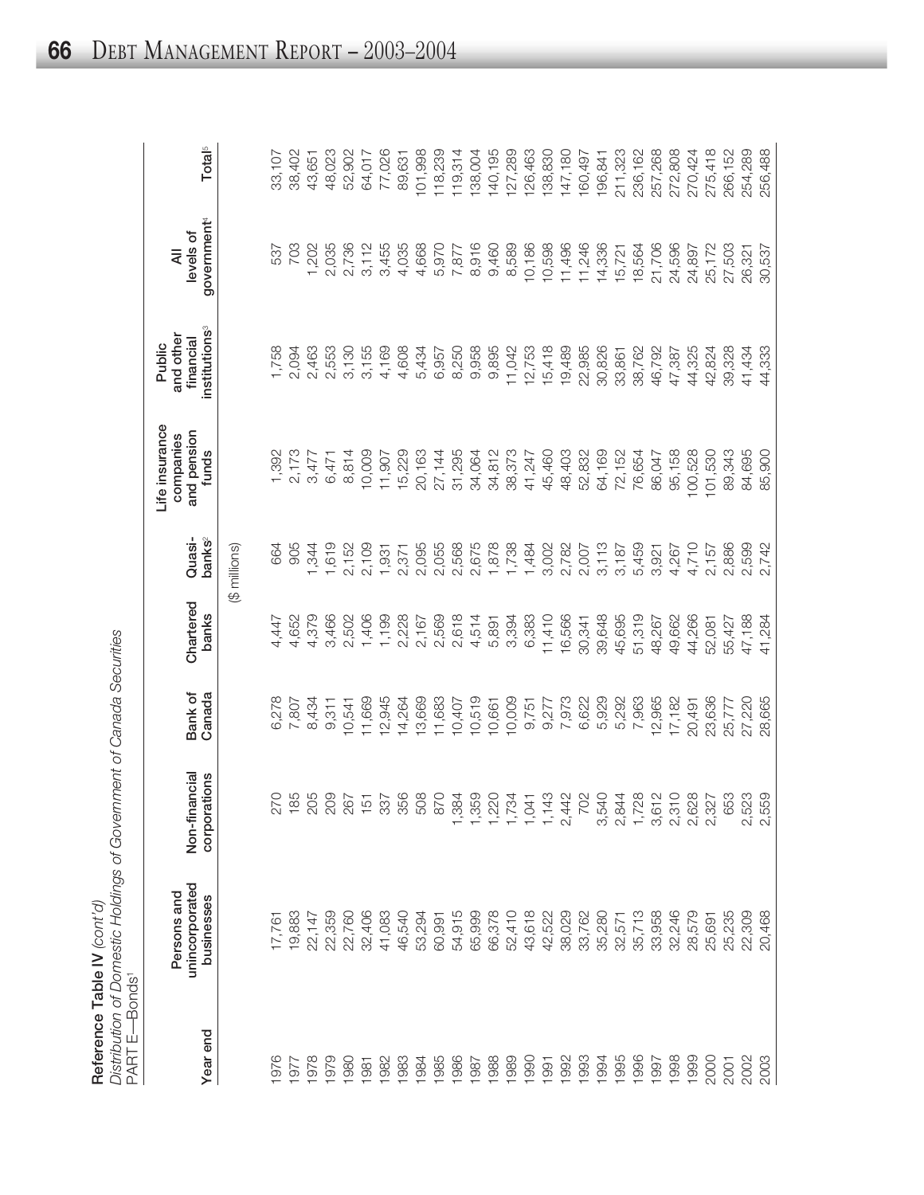**Reference Table IV** *(cont'd)*

*Distribution of Domestic Holdings of Government of Canada Securities*

PART E—Bonds[1]

| Year end | Persons and unincorporated businesses | Non-financial corporations | Bank of Canada | Chartered banks | Quasi-banks[2] | Life insurance companies and pension funds | Public and other financial institutions[3] | All levels of government[4] | Total[5] |
|---|---|---|---|---|---|---|---|---|---|
| | | | | | ($ millions) | | | | |
| 1976 | 17,761 | 270 | 6,278 | 4,447 | 664 | 1,392 | 1,758 | 537 | 33,107 |
| 1977 | 19,883 | 185 | 7,807 | 4,652 | 905 | 2,173 | 2,094 | 703 | 38,402 |
| 1978 | 22,147 | 205 | 8,434 | 4,379 | 1,344 | 3,477 | 2,463 | 1,202 | 43,651 |
| 1979 | 22,359 | 209 | 9,311 | 3,466 | 1,619 | 6,471 | 2,553 | 2,035 | 48,023 |
| 1980 | 22,760 | 267 | 10,541 | 2,502 | 2,152 | 8,814 | 3,130 | 2,736 | 52,902 |
| 1981 | 32,406 | 151 | 11,669 | 1,406 | 2,109 | 10,009 | 3,155 | 3,112 | 64,017 |
| 1982 | 41,083 | 337 | 12,945 | 1,199 | 1,931 | 11,907 | 4,169 | 3,455 | 77,026 |
| 1983 | 46,540 | 356 | 14,264 | 2,228 | 2,371 | 15,229 | 4,608 | 4,035 | 89,631 |
| 1984 | 53,294 | 508 | 13,669 | 2,167 | 2,095 | 20,163 | 5,434 | 4,668 | 101,998 |
| 1985 | 60,991 | 870 | 11,683 | 2,569 | 2,055 | 27,144 | 6,957 | 5,970 | 118,239 |
| 1986 | 54,915 | 1,384 | 10,407 | 2,618 | 2,568 | 31,295 | 8,250 | 7,877 | 119,314 |
| 1987 | 65,999 | 1,359 | 10,519 | 4,514 | 2,675 | 34,064 | 9,958 | 8,916 | 138,004 |
| 1988 | 66,378 | 1,220 | 10,661 | 5,891 | 1,878 | 34,812 | 9,895 | 9,460 | 140,195 |
| 1989 | 52,410 | 1,734 | 10,009 | 3,394 | 1,738 | 38,373 | 11,042 | 8,589 | 127,289 |
| 1990 | 43,618 | 1,041 | 9,751 | 6,383 | 1,484 | 41,247 | 12,753 | 10,186 | 126,463 |
| 1991 | 42,522 | 1,143 | 9,277 | 11,410 | 3,002 | 45,460 | 15,418 | 10,598 | 138,830 |
| 1992 | 38,029 | 2,442 | 7,973 | 16,566 | 2,782 | 48,403 | 19,489 | 11,496 | 147,180 |
| 1993 | 33,762 | 702 | 6,622 | 30,341 | 2,007 | 52,832 | 22,985 | 11,246 | 160,497 |
| 1994 | 35,280 | 3,540 | 5,929 | 39,648 | 3,113 | 64,169 | 30,826 | 14,336 | 196,841 |
| 1995 | 32,571 | 2,844 | 5,292 | 45,695 | 3,187 | 72,152 | 33,861 | 15,721 | 211,323 |
| 1996 | 35,713 | 1,728 | 7,963 | 51,319 | 5,459 | 76,654 | 38,762 | 18,564 | 236,162 |
| 1997 | 33,958 | 3,612 | 12,965 | 48,267 | 3,921 | 86,047 | 46,792 | 21,706 | 257,268 |
| 1998 | 32,246 | 2,310 | 17,182 | 49,662 | 4,267 | 95,158 | 47,387 | 24,596 | 272,808 |
| 1999 | 28,579 | 2,628 | 20,491 | 44,266 | 4,710 | 100,528 | 44,325 | 24,897 | 270,424 |
| 2000 | 25,691 | 2,327 | 23,636 | 52,081 | 2,157 | 101,530 | 42,824 | 25,172 | 275,418 |
| 2001 | 25,235 | 653 | 25,777 | 55,427 | 2,886 | 89,343 | 39,328 | 27,503 | 266,152 |
| 2002 | 22,309 | 2,523 | 27,220 | 47,188 | 2,599 | 84,695 | 41,434 | 26,321 | 254,289 |
| 2003 | 20,468 | 2,559 | 28,665 | 41,284 | 2,742 | 85,900 | 44,333 | 30,537 | 256,488 |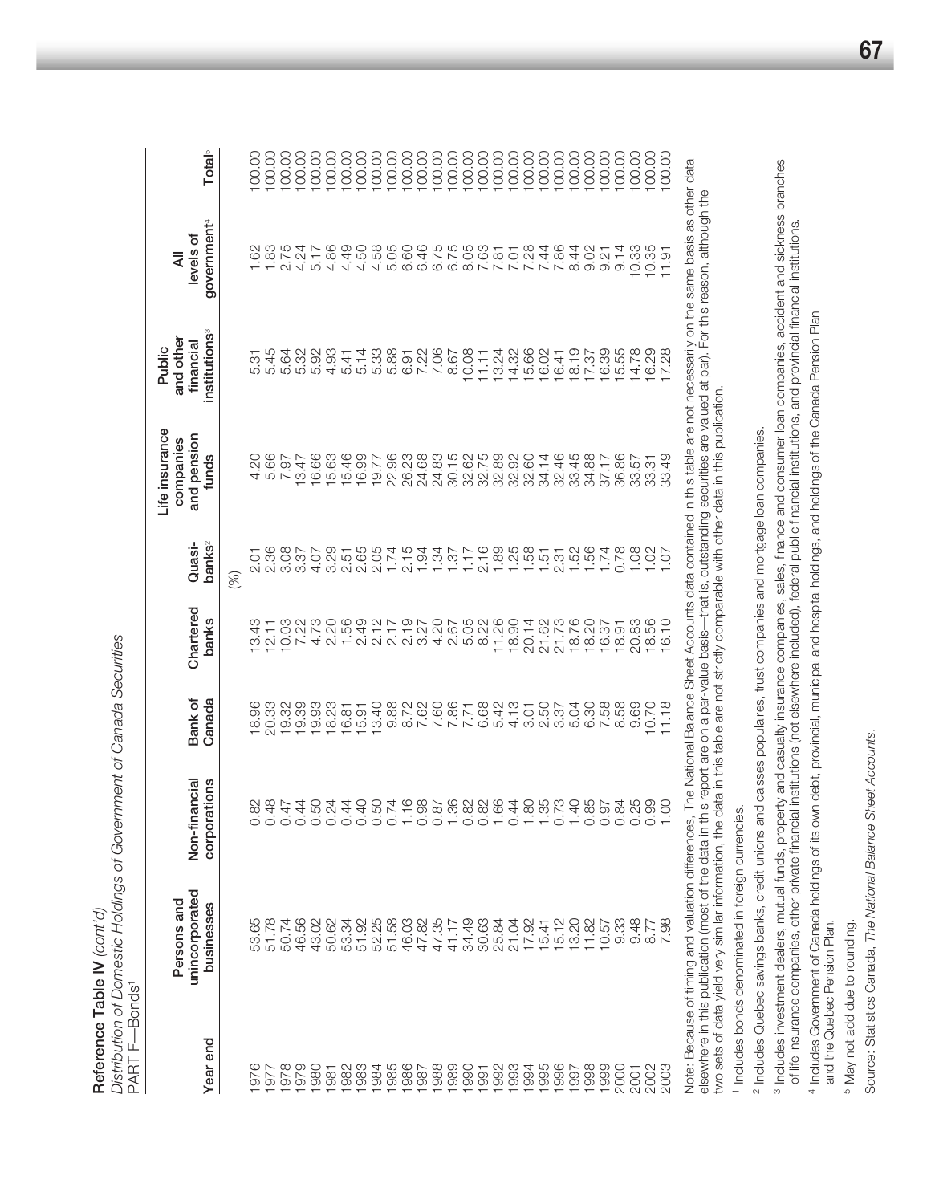**Reference Table IV** *(cont'd)*
*Distribution of Domestic Holdings of Government of Canada Securities*
PART F—Bonds[1]

| Year end | Persons and unincorporated businesses | Non-financial corporations | Bank of Canada | Chartered banks | Quasi-banks[2] | Life insurance companies and pension funds | Public and other financial institutions[3] | All levels of government[4] | Total[5] |
|---|---|---|---|---|---|---|---|---|---|
| | | | | | (%) | | | | |
| 1976 | 53.65 | 0.82 | 18.96 | 13.43 | 2.01 | 4.20 | 5.31 | 1.62 | 100.00 |
| 1977 | 51.78 | 0.48 | 20.33 | 12.11 | 2.36 | 5.66 | 5.45 | 1.83 | 100.00 |
| 1978 | 50.74 | 0.47 | 19.32 | 10.03 | 3.08 | 7.97 | 5.64 | 2.75 | 100.00 |
| 1979 | 46.56 | 0.44 | 19.39 | 7.22 | 3.37 | 13.47 | 5.32 | 4.24 | 100.00 |
| 1980 | 43.02 | 0.50 | 19.93 | 4.73 | 4.07 | 16.66 | 5.92 | 5.17 | 100.00 |
| 1981 | 50.62 | 0.24 | 18.23 | 2.20 | 3.29 | 15.63 | 4.93 | 4.86 | 100.00 |
| 1982 | 53.34 | 0.44 | 16.81 | 1.56 | 2.51 | 15.46 | 5.41 | 4.49 | 100.00 |
| 1983 | 51.92 | 0.40 | 15.91 | 2.49 | 2.65 | 16.99 | 5.14 | 4.50 | 100.00 |
| 1984 | 52.25 | 0.50 | 13.40 | 2.12 | 2.05 | 19.77 | 5.33 | 4.58 | 100.00 |
| 1985 | 51.58 | 0.74 | 9.88 | 2.17 | 1.74 | 22.96 | 5.88 | 5.05 | 100.00 |
| 1986 | 46.03 | 1.16 | 8.72 | 2.19 | 2.15 | 26.23 | 6.91 | 6.60 | 100.00 |
| 1987 | 47.82 | 0.98 | 7.62 | 3.27 | 1.94 | 24.68 | 7.22 | 6.46 | 100.00 |
| 1988 | 47.35 | 0.87 | 7.60 | 4.20 | 1.34 | 24.83 | 7.06 | 6.75 | 100.00 |
| 1989 | 41.17 | 1.36 | 7.86 | 2.67 | 1.37 | 30.15 | 8.67 | 6.75 | 100.00 |
| 1990 | 34.49 | 0.82 | 7.71 | 5.05 | 1.17 | 32.62 | 10.08 | 8.05 | 100.00 |
| 1991 | 30.63 | 0.82 | 6.68 | 8.22 | 2.16 | 32.75 | 11.11 | 7.63 | 100.00 |
| 1992 | 25.84 | 1.66 | 5.42 | 11.26 | 1.89 | 32.89 | 13.24 | 7.81 | 100.00 |
| 1993 | 21.04 | 0.44 | 4.13 | 18.90 | 1.25 | 32.92 | 14.32 | 7.01 | 100.00 |
| 1994 | 17.92 | 1.80 | 3.01 | 20.14 | 1.58 | 32.60 | 15.66 | 7.28 | 100.00 |
| 1995 | 15.41 | 1.35 | 2.50 | 21.62 | 1.51 | 34.14 | 16.02 | 7.44 | 100.00 |
| 1996 | 15.12 | 0.73 | 3.37 | 21.73 | 2.31 | 32.46 | 16.41 | 7.86 | 100.00 |
| 1997 | 13.20 | 1.40 | 5.04 | 18.76 | 1.52 | 33.45 | 18.19 | 8.44 | 100.00 |
| 1998 | 11.82 | 0.85 | 6.30 | 18.20 | 1.56 | 34.88 | 17.37 | 9.02 | 100.00 |
| 1999 | 10.57 | 0.97 | 7.58 | 16.37 | 1.74 | 37.17 | 16.39 | 9.21 | 100.00 |
| 2000 | 9.33 | 0.84 | 8.58 | 18.91 | 0.78 | 36.86 | 15.55 | 9.14 | 100.00 |
| 2001 | 9.48 | 0.25 | 9.69 | 20.83 | 1.08 | 33.57 | 14.78 | 10.33 | 100.00 |
| 2002 | 8.77 | 0.99 | 10.70 | 18.56 | 1.02 | 33.31 | 16.29 | 10.35 | 100.00 |
| 2003 | 7.98 | 1.00 | 11.18 | 16.10 | 1.07 | 33.49 | 17.28 | 11.91 | 100.00 |

Note: Because of timing and valuation differences, The National Balance Sheet Accounts data contained in this table are not necessarily on the same basis as other data elsewhere in this publication (most of the data in this report are on a par-value basis—that is, outstanding securities are valued at par). For this reason, although the two sets of data yield very similar information, the data in this table are not strictly comparable with other data in this publication.

[1] Includes bonds denominated in foreign currencies.

[2] Includes Quebec savings banks, credit unions and caisses populaires, trust companies and mortgage loan companies.

[3] Includes investment dealers, mutual funds, property and casualty insurance companies, sales, finance and consumer loan companies, accident and sickness branches of life insurance companies, other private financial institutions (not elsewhere included), federal public financial institutions, and provincial financial institutions.

[4] Includes Government of Canada holdings of its own debt, provincial, municipal and hospital holdings, and holdings of the Canada Pension Plan and the Quebec Pension Plan.

[5] May not add due to rounding.

Source: Statistics Canada, *The National Balance Sheet Accounts*.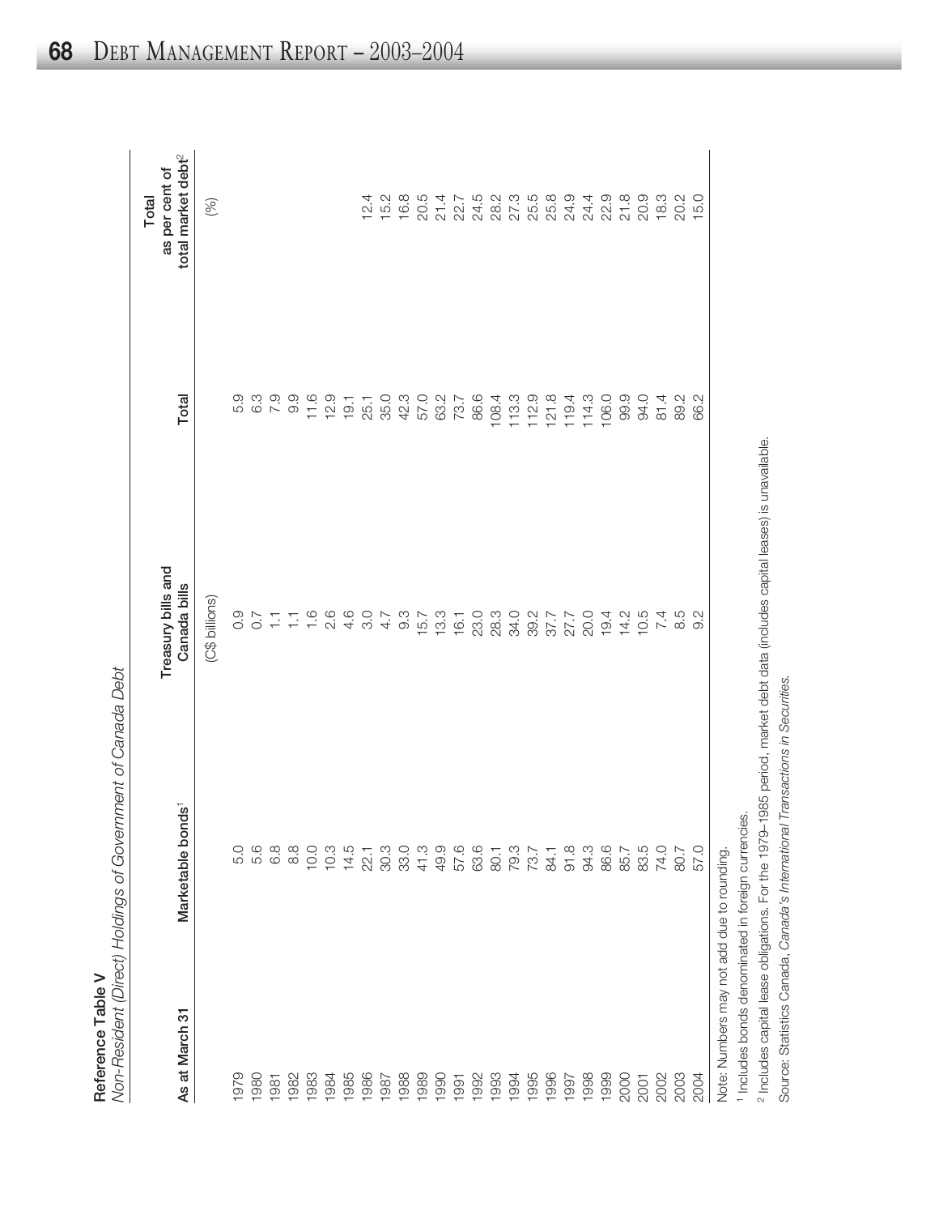**Reference Table V**

*Non-Resident (Direct) Holdings of Government of Canada Debt*

| As at March 31 | Marketable bonds[1] | Treasury bills and Canada bills | Total | Total as per cent of total market debt[2] |
|---|---|---|---|---|
| | | (C$ billions) | | (%) |
| 1979 | 5.0 | 0.9 | 5.9 | |
| 1980 | 5.6 | 0.7 | 6.3 | |
| 1981 | 6.8 | 1.1 | 7.9 | |
| 1982 | 8.8 | 1.1 | 9.9 | |
| 1983 | 10.0 | 1.6 | 11.6 | |
| 1984 | 10.3 | 2.6 | 12.9 | |
| 1985 | 14.5 | 4.6 | 19.1 | |
| 1986 | 22.1 | 3.0 | 25.1 | 12.4 |
| 1987 | 30.3 | 4.7 | 35.0 | 15.2 |
| 1988 | 33.0 | 9.3 | 42.3 | 16.8 |
| 1989 | 41.3 | 15.7 | 57.0 | 20.5 |
| 1990 | 49.9 | 13.3 | 63.2 | 21.4 |
| 1991 | 57.6 | 16.1 | 73.7 | 22.7 |
| 1992 | 63.6 | 23.0 | 86.6 | 24.5 |
| 1993 | 80.1 | 28.3 | 108.4 | 28.2 |
| 1994 | 79.3 | 34.0 | 113.3 | 27.3 |
| 1995 | 73.7 | 39.2 | 112.9 | 25.5 |
| 1996 | 84.1 | 37.7 | 121.8 | 25.8 |
| 1997 | 91.8 | 27.7 | 119.4 | 24.9 |
| 1998 | 94.3 | 20.0 | 114.3 | 24.4 |
| 1999 | 86.6 | 19.4 | 106.0 | 22.9 |
| 2000 | 85.7 | 14.2 | 99.9 | 21.8 |
| 2001 | 83.5 | 10.5 | 94.0 | 20.9 |
| 2002 | 74.0 | 7.4 | 81.4 | 18.3 |
| 2003 | 80.7 | 8.5 | 89.2 | 20.2 |
| 2004 | 57.0 | 9.2 | 66.2 | 15.0 |

Note: Numbers may not add due to rounding.

[1] Includes bonds denominated in foreign currencies.

[2] Includes capital lease obligations. For the 1979–1985 period, market debt data (includes capital leases) is unavailable.

Source: Statistics Canada, *Canada's International Transactions in Securities*.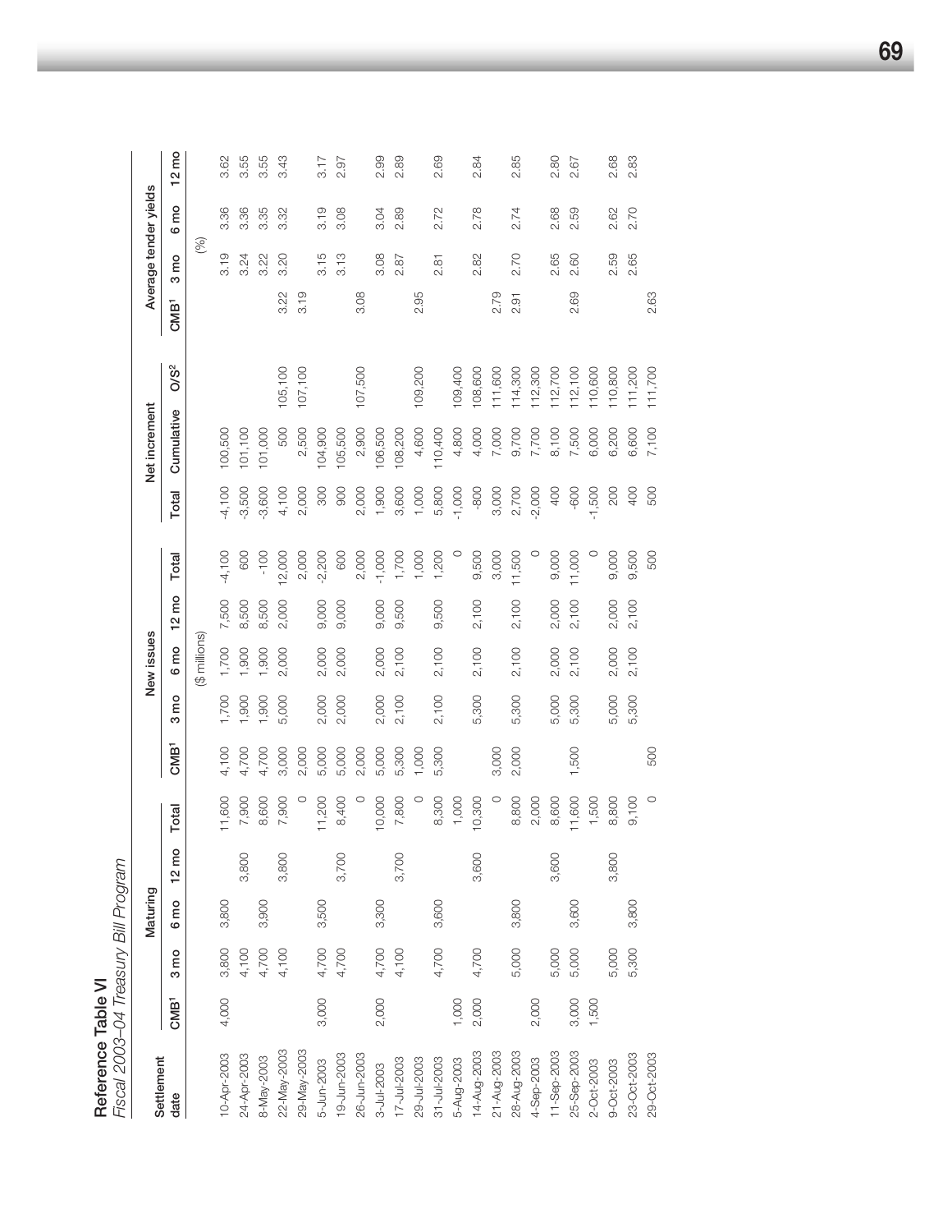# Reference Table VI

*Fiscal 2003–04 Treasury Bill Program*

| Settlement date | Maturing | | | | | New issues | | | | | Net increment | | | Average tender yields | | | |
|---|---|---|---|---|---|---|---|---|---|---|---|---|---|---|---|---|---|
| | CMB[1] | 3 mo | 6 mo | 12 mo | Total | CMB[1] | 3 mo | 6 mo | 12 mo | Total | Total | Cumulative | O/S[2] | CMB[1] | 3 mo | 6 mo | 12 mo |
| | ($ millions) | | | | | | | | | | | | | (%) | | | |
| 10-Apr-2003 | 4,000 | 3,800 | 3,800 | | 11,600 | 4,100 | 1,700 | 1,700 | 7,500 | -4,100 | -4,100 | 100,500 | | | 3.19 | 3.36 | 3.62 |
| 24-Apr-2003 | | 4,100 | | 3,800 | 7,900 | 4,700 | 1,900 | 1,900 | 8,500 | 600 | -3,500 | 101,100 | | | 3.24 | 3.36 | 3.55 |
| 8-May-2003 | | 4,700 | 3,900 | | 8,600 | 4,700 | 1,900 | 1,900 | 8,500 | -100 | -3,600 | 101,000 | | | 3.22 | 3.35 | 3.55 |
| 22-May-2003 | | 4,100 | | 3,800 | 7,900 | 3,000 | 5,000 | 2,000 | 2,000 | 12,000 | 4,100 | 500 | 105,100 | 3.22 | 3.20 | 3.32 | 3.43 |
| 29-May-2003 | | | | | 0 | 2,000 | | | | 2,000 | 2,000 | 2,500 | 107,100 | 3.19 | | | |
| 5-Jun-2003 | 3,000 | 4,700 | 3,500 | | 11,200 | 5,000 | 2,000 | 2,000 | 9,000 | -2,200 | 300 | 104,900 | | | 3.15 | 3.19 | 3.17 |
| 19-Jun-2003 | | 4,700 | | 3,700 | 8,400 | 5,000 | 2,000 | 2,000 | 9,000 | 600 | 900 | 105,500 | | | 3.13 | 3.08 | 2.97 |
| 26-Jun-2003 | | | | | 0 | 2,000 | | | | 2,000 | 2,000 | 2,900 | 107,500 | 3.08 | | | |
| 3-Jul-2003 | 2,000 | 4,700 | 3,300 | | 10,000 | 5,000 | 2,000 | 2,000 | 9,000 | -1,000 | 1,900 | 106,500 | | | 3.08 | 3.04 | 2.99 |
| 17-Jul-2003 | | 4,100 | | 3,700 | 7,800 | 5,300 | 2,100 | 2,100 | 9,500 | 1,700 | 3,600 | 108,200 | | | 2.87 | 2.89 | 2.89 |
| 29-Jul-2003 | | | | | 0 | 1,000 | | | | 1,000 | 1,000 | 4,600 | 109,200 | 2.95 | | | |
| 31-Jul-2003 | | 4,700 | 3,600 | | 8,300 | 5,300 | 2,100 | 2,100 | 9,500 | 1,200 | 5,800 | 110,400 | | | 2.81 | 2.72 | 2.69 |
| 5-Aug-2003 | 1,000 | | | | 1,000 | | | | | 0 | -1,000 | 4,800 | 109,400 | | | | |
| 14-Aug-2003 | 2,000 | 4,700 | | 3,600 | 10,300 | | 5,300 | 2,100 | 2,100 | 9,500 | -800 | 4,000 | 108,600 | | 2.82 | 2.78 | 2.84 |
| 21-Aug-2003 | | | | | 0 | 3,000 | | | | 3,000 | 3,000 | 7,000 | 111,600 | 2.79 | | | |
| 28-Aug-2003 | | 5,000 | 3,800 | | 8,800 | 2,000 | 5,300 | 2,100 | 2,100 | 11,500 | 2,700 | 9,700 | 114,300 | 2.91 | 2.70 | 2.74 | 2.85 |
| 4-Sep-2003 | 2,000 | | | | 2,000 | | | | | 0 | -2,000 | 7,700 | 112,300 | | | | |
| 11-Sep-2003 | | 5,000 | | 3,600 | 8,600 | | 5,000 | 2,000 | 2,000 | 9,000 | 400 | 8,100 | 112,700 | | 2.65 | 2.68 | 2.80 |
| 25-Sep-2003 | 3,000 | 5,000 | 3,600 | | 11,600 | 1,500 | 5,300 | 2,100 | 2,100 | 11,000 | -600 | 7,500 | 112,100 | 2.69 | 2.60 | 2.59 | 2.67 |
| 2-Oct-2003 | 1,500 | | | | 1,500 | | | | | 0 | -1,500 | 6,000 | 110,600 | | | | |
| 9-Oct-2003 | | 5,000 | | 3,800 | 8,800 | | 5,000 | 2,000 | 2,000 | 9,000 | 200 | 6,200 | 110,800 | | 2.59 | 2.62 | 2.68 |
| 23-Oct-2003 | | 5,300 | 3,800 | | 9,100 | | 5,300 | 2,100 | 2,100 | 9,500 | 400 | 6,600 | 111,200 | | 2.65 | 2.70 | 2.83 |
| 29-Oct-2003 | | | | | 0 | 500 | | | | 500 | 500 | 7,100 | 111,700 | 2.63 | | | |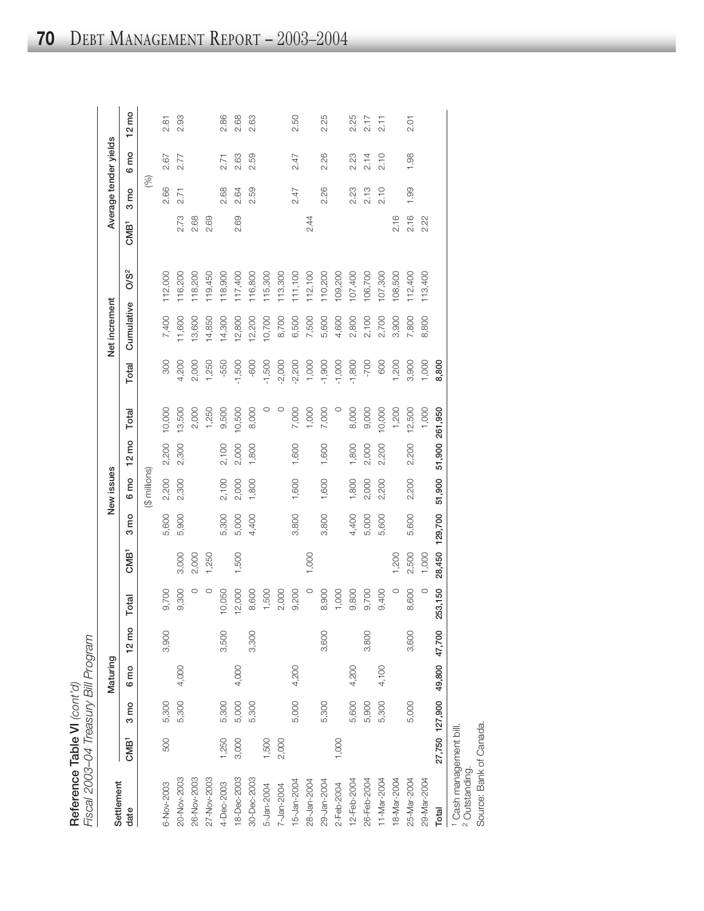**Reference Table VI** *(cont'd)*
*Fiscal 2003–04 Treasury Bill Program*

| Settlement date | Maturing | | | | | New issues | | | | | Net increment | | | Average tender yields | | | |
|---|---|---|---|---|---|---|---|---|---|---|---|---|---|---|---|---|---|
| | CMB[1] | 3 mo | 6 mo | 12 mo | Total | CMB[1] | 3 mo | 6 mo | 12 mo | Total | Total | Cumulative | O/S[2] | CMB[1] | 3 mo | 6 mo | 12 mo |
| | | | | | | | | ($ millions) | | | | | | | (%) | | |
| 6-Nov-2003 | 500 | 5,300 | | 3,900 | 9,700 | | 5,600 | 2,200 | 2,200 | 10,000 | 300 | 7,400 | 112,000 | | 2.66 | 2.67 | 2.81 |
| 20-Nov-2003 | | 5,300 | 4,000 | | 9,300 | 3,000 | 5,900 | 2,300 | 2,300 | 13,500 | 4,200 | 11,600 | 116,200 | 2.73 | 2.71 | 2.77 | 2.93 |
| 26-Nov-2003 | | | | | 0 | 2,000 | | | | 2,000 | 2,000 | 13,600 | 118,200 | 2.68 | | | |
| 27-Nov-2003 | | | | | 0 | 1,250 | | | | 1,250 | 1,250 | 14,850 | 119,450 | 2.69 | | | |
| 4-Dec-2003 | 1,250 | 5,300 | | 3,500 | 10,050 | | 5,300 | 2,100 | 2,100 | 9,500 | -550 | 14,300 | 118,900 | | 2.68 | 2.71 | 2.86 |
| 18-Dec-2003 | 3,000 | 5,000 | 4,000 | | 12,000 | 1,500 | 5,000 | 2,000 | 2,000 | 10,500 | -1,500 | 12,800 | 117,400 | 2.69 | 2.64 | 2.63 | 2.68 |
| 30-Dec-2003 | | 5,300 | | 3,300 | 8,600 | | 4,400 | 1,800 | 1,800 | 8,000 | -600 | 12,200 | 116,800 | | 2.59 | 2.59 | 2.63 |
| 5-Jan-2004 | 1,500 | | | | 1,500 | | | | | 0 | -1,500 | 10,700 | 115,300 | | | | |
| 7-Jan-2004 | 2,000 | | | | 2,000 | | | | | 0 | -2,000 | 8,700 | 113,300 | | | | |
| 15-Jan-2004 | | 5,000 | 4,200 | | 9,200 | | 3,800 | 1,600 | 1,600 | 7,000 | -2,200 | 6,500 | 111,100 | | 2.47 | 2.47 | 2.50 |
| 28-Jan-2004 | | | | | 0 | 1,000 | | | | 1,000 | 1,000 | 7,500 | 112,100 | 2.44 | | | |
| 29-Jan-2004 | | 5,300 | | 3,600 | 8,900 | | 3,800 | 1,600 | 1,600 | 7,000 | -1,900 | 5,600 | 110,200 | | 2.26 | 2.26 | 2.25 |
| 2-Feb-2004 | 1,000 | | | | 1,000 | | | | | 0 | -1,000 | 4,600 | 109,200 | | | | |
| 12-Feb-2004 | | 5,600 | 4,200 | | 9,800 | | 4,400 | 1,800 | 1,800 | 8,000 | -1,800 | 2,800 | 107,400 | | 2.23 | 2.23 | 2.25 |
| 26-Feb-2004 | | 5,900 | | 3,800 | 9,700 | | 5,000 | 2,000 | 2,000 | 9,000 | -700 | 2,100 | 106,700 | | 2.13 | 2.14 | 2.17 |
| 11-Mar-2004 | | 5,300 | 4,100 | | 9,400 | | 5,600 | 2,200 | 2,200 | 10,000 | 600 | 2,700 | 107,300 | | 2.10 | 2.10 | 2.11 |
| 18-Mar-2004 | | | | | 0 | 1,200 | | | | 1,200 | 1,200 | 3,900 | 108,500 | 2.16 | | | |
| 25-Mar-2004 | | 5,000 | | 3,600 | 8,600 | 2,500 | 5,600 | 2,200 | 2,200 | 12,500 | 3,900 | 7,800 | 112,400 | 2.16 | 1.99 | 1.98 | 2.01 |
| 29-Mar-2004 | | | | | 0 | 1,000 | | | | 1,000 | 1,000 | 8,800 | 113,400 | 2.22 | | | |
| **Total** | 27,750 | 127,900 | 49,800 | 47,700 | 253,150 | 28,450 | 129,700 | 51,900 | 51,900 | 261,950 | 8,800 | | | | | | |

[1] Cash management bill.
[2] Outstanding.
Source: Bank of Canada.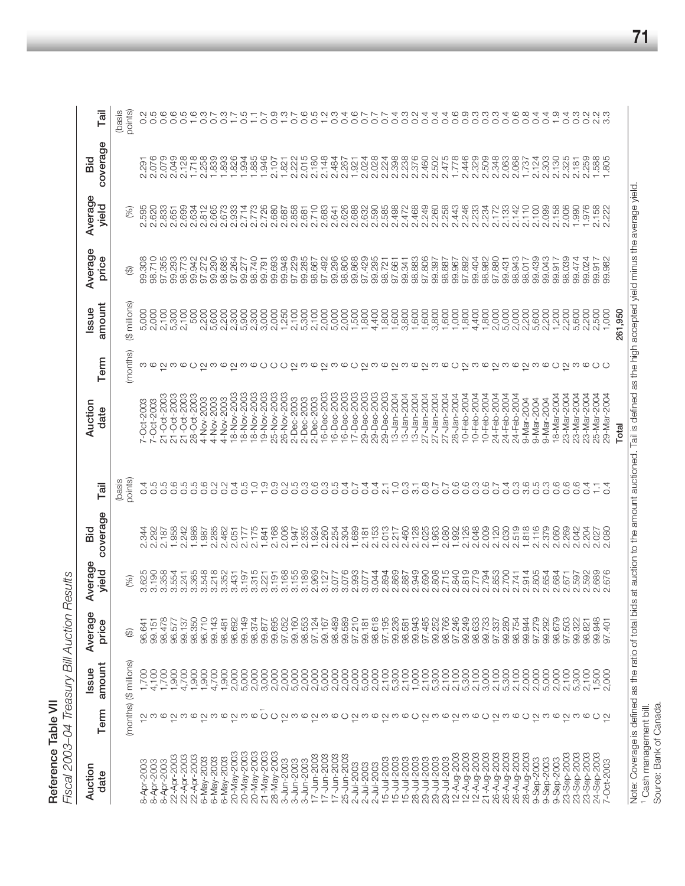## Reference Table VII

*Fiscal 2003–04 Treasury Bill Auction Results*

| Auction date | Term | Issue amount | Average price | Average yield | Bid coverage | Tail |
|---|---|---|---|---|---|---|
| | (months) | ($ millions) | ($) | (%) | | (basis points) |
| 8-Apr-2003 | 12 | 1,700 | 96.641 | 3.625 | 2.344 | 0.4 |
| 8-Apr-2003 | 3 | 4,100 | 99.151 | 3.190 | 2.292 | 0.5 |
| 8-Apr-2003 | 6 | 1,700 | 98.478 | 3.358 | 2.187 | 0.5 |
| 22-Apr-2003 | 12 | 1,900 | 96.577 | 3.554 | 1.958 | 0.6 |
| 22-Apr-2003 | 3 | 4,700 | 99.137 | 3.241 | 2.242 | 0.5 |
| 22-Apr-2003 | 6 | 1,900 | 98.350 | 3.365 | 1.986 | 0.5 |
| 6-May-2003 | 12 | 1,900 | 96.710 | 3.548 | 1.987 | 0.6 |
| 6-May-2003 | 3 | 4,700 | 99.143 | 3.218 | 2.285 | 0.2 |
| 6-May-2003 | 6 | 1,900 | 98.481 | 3.352 | 2.462 | 0.2 |
| 20-May-2003 | 12 | 2,000 | 96.692 | 3.431 | 2.051 | 0.4 |
| 20-May-2003 | 3 | 5,000 | 99.149 | 3.197 | 2.177 | 0.5 |
| 20-May-2003 | 6 | 2,000 | 98.374 | 3.315 | 2.175 | 1.0 |
| 21-May-2003 | C[1] | 3,000 | 99.877 | 3.221 | 1.841 | 1.9 |
| 28-May-2003 | C | 2,000 | 99.695 | 3.191 | 2.168 | 0.9 |
| 3-Jun-2003 | 12 | 2,000 | 97.052 | 3.168 | 2.006 | 0.2 |
| 3-Jun-2003 | 3 | 5,000 | 99.160 | 3.155 | 1.947 | 0.5 |
| 3-Jun-2003 | 6 | 2,000 | 98.553 | 3.189 | 2.355 | 0.3 |
| 17-Jun-2003 | 12 | 2,000 | 97.124 | 2.969 | 1.924 | 0.6 |
| 17-Jun-2003 | 3 | 5,000 | 99.167 | 3.127 | 2.260 | 0.3 |
| 17-Jun-2003 | 6 | 2,000 | 98.489 | 3.077 | 2.254 | 0.5 |
| 25-Jun-2003 | C | 2,000 | 99.589 | 3.076 | 2.304 | 0.4 |
| 2-Jul-2003 | 12 | 2,000 | 97.210 | 2.993 | 1.689 | 0.7 |
| 2-Jul-2003 | 3 | 5,000 | 99.181 | 3.077 | 2.181 | 0.4 |
| 2-Jul-2003 | 6 | 2,000 | 98.618 | 3.044 | 2.153 | 0.4 |
| 15-Jul-2003 | 12 | 2,100 | 97.195 | 2.894 | 2.013 | 2.1 |
| 15-Jul-2003 | 3 | 5,300 | 99.236 | 2.869 | 2.217 | 1.0 |
| 15-Jul-2003 | 6 | 2,100 | 98.581 | 2.887 | 2.460 | 0.3 |
| 28-Jul-2003 | C | 1,000 | 99.943 | 2.949 | 2.128 | 3.1 |
| 29-Jul-2003 | 12 | 2,100 | 97.485 | 2.690 | 2.025 | 0.8 |
| 29-Jul-2003 | 3 | 5,300 | 99.252 | 2.808 | 1.963 | 0.7 |
| 29-Jul-2003 | 6 | 2,100 | 98.766 | 2.715 | 2.080 | 0.7 |
| 12-Aug-2003 | 12 | 2,100 | 97.246 | 2.840 | 1.992 | 0.6 |
| 12-Aug-2003 | 3 | 5,300 | 99.249 | 2.819 | 2.126 | 0.6 |
| 12-Aug-2003 | 6 | 2,100 | 98.633 | 2.779 | 2.048 | 0.3 |
| 21-Aug-2003 | C | 3,000 | 99.733 | 2.794 | 2.009 | 0.6 |
| 26-Aug-2003 | 12 | 2,100 | 97.337 | 2.853 | 2.120 | 0.7 |
| 26-Aug-2003 | 3 | 5,300 | 99.280 | 2.700 | 2.030 | 0.4 |
| 26-Aug-2003 | 6 | 2,100 | 98.754 | 2.741 | 2.519 | 0.3 |
| 28-Aug-2003 | C | 2,000 | 99.944 | 2.914 | 1.818 | 3.6 |
| 9-Sep-2003 | 12 | 2,000 | 97.279 | 2.805 | 2.116 | 0.5 |
| 9-Sep-2003 | 3 | 5,000 | 99.292 | 2.654 | 2.379 | 0.3 |
| 9-Sep-2003 | 6 | 2,000 | 98.679 | 2.684 | 2.060 | 0.6 |
| 23-Sep-2003 | 12 | 2,100 | 97.503 | 2.671 | 2.269 | 0.6 |
| 23-Sep-2003 | 3 | 5,300 | 99.322 | 2.597 | 2.042 | 0.6 |
| 23-Sep-2003 | 6 | 2,100 | 98.821 | 2.592 | 2.204 | 0.4 |
| 24-Sep-2003 | C | 1,500 | 99.948 | 2.689 | 2.027 | 1.1 |
| 7-Oct-2003 | 12 | 2,000 | 97.401 | 2.676 | 2.080 | 0.4 |
| 7-Oct-2003 | 3 | 5,000 | 99.308 | 2.595 | 2.291 | 0.2 |
| 7-Oct-2003 | 6 | 2,000 | 98.710 | 2.620 | 2.076 | 0.5 |
| 21-Oct-2003 | 12 | 2,100 | 97.355 | 2.833 | 2.079 | 0.6 |
| 21-Oct-2003 | 3 | 5,300 | 99.293 | 2.651 | 2.049 | 0.6 |
| 21-Oct-2003 | 6 | 2,100 | 98.773 | 2.699 | 2.128 | 0.5 |
| 28-Oct-2003 | C | 500 | 99.942 | 2.634 | 1.718 | 1.6 |
| 4-Nov-2003 | 12 | 2,200 | 97.272 | 2.812 | 2.258 | 0.3 |
| 4-Nov-2003 | 3 | 5,600 | 99.290 | 2.665 | 1.839 | 0.7 |
| 4-Nov-2003 | 6 | 2,200 | 98.685 | 2.673 | 1.893 | 0.3 |
| 18-Nov-2003 | 12 | 2,300 | 97.264 | 2.933 | 1.826 | 1.7 |
| 18-Nov-2003 | 3 | 5,900 | 99.277 | 2.714 | 1.994 | 0.5 |
| 18-Nov-2003 | 6 | 2,300 | 98.740 | 2.773 | 1.885 | 1.1 |
| 19-Nov-2003 | C | 3,000 | 99.791 | 2.726 | 1.946 | 0.7 |
| 25-Nov-2003 | C | 2,000 | 99.693 | 2.680 | 2.107 | 0.9 |
| 26-Nov-2003 | C | 1,250 | 99.948 | 2.687 | 1.821 | 1.3 |
| 2-Dec-2003 | 12 | 2,100 | 97.229 | 2.858 | 2.222 | 0.7 |
| 2-Dec-2003 | 3 | 5,300 | 99.285 | 2.681 | 2.015 | 0.6 |
| 2-Dec-2003 | 6 | 2,100 | 98.667 | 2.710 | 2.180 | 0.5 |
| 16-Dec-2003 | 12 | 2,000 | 97.492 | 2.683 | 2.148 | 1.2 |
| 16-Dec-2003 | 3 | 5,000 | 99.296 | 2.641 | 2.484 | 0.3 |
| 16-Dec-2003 | 6 | 2,000 | 98.806 | 2.626 | 2.267 | 0.4 |
| 17-Dec-2003 | C | 1,500 | 99.868 | 2.688 | 1.921 | 0.6 |
| 29-Dec-2003 | 12 | 1,800 | 97.429 | 2.632 | 2.024 | 0.7 |
| 29-Dec-2003 | 3 | 4,400 | 99.295 | 2.590 | 2.028 | 0.7 |
| 29-Dec-2003 | 6 | 1,800 | 98.721 | 2.585 | 2.224 | 0.7 |
| 13-Jan-2004 | 12 | 1,600 | 97.661 | 2.498 | 2.398 | 0.4 |
| 13-Jan-2004 | 3 | 3,800 | 99.341 | 2.472 | 2.238 | 0.3 |
| 13-Jan-2004 | 6 | 1,600 | 98.883 | 2.468 | 2.376 | 0.2 |
| 27-Jan-2004 | 12 | 1,600 | 97.806 | 2.249 | 2.460 | 0.4 |
| 27-Jan-2004 | 3 | 3,800 | 99.397 | 2.260 | 2.502 | 0.4 |
| 27-Jan-2004 | 6 | 1,600 | 98.887 | 2.258 | 2.475 | 0.4 |
| 28-Jan-2004 | C | 1,000 | 99.967 | 2.443 | 1.778 | 0.6 |
| 10-Feb-2004 | 12 | 1,800 | 97.892 | 2.246 | 2.446 | 0.9 |
| 10-Feb-2004 | 3 | 4,400 | 99.404 | 2.233 | 2.329 | 0.3 |
| 10-Feb-2004 | 6 | 1,800 | 98.982 | 2.234 | 2.509 | 0.3 |
| 24-Feb-2004 | 12 | 2,000 | 97.880 | 2.172 | 2.348 | 0.3 |
| 24-Feb-2004 | 3 | 5,000 | 99.431 | 2.133 | 2.063 | 0.4 |
| 24-Feb-2004 | 6 | 2,000 | 98.943 | 2.142 | 2.068 | 0.6 |
| 9-Mar-2004 | 12 | 2,200 | 98.017 | 2.110 | 1.737 | 0.8 |
| 9-Mar-2004 | 3 | 5,600 | 99.439 | 2.100 | 2.124 | 0.4 |
| 9-Mar-2004 | 6 | 2,200 | 99.043 | 2.099 | 2.303 | 0.4 |
| 18-Mar-2004 | C | 1,200 | 99.917 | 2.158 | 2.130 | 1.9 |
| 23-Mar-2004 | 12 | 2,200 | 98.039 | 2.006 | 2.325 | 0.4 |
| 23-Mar-2004 | 3 | 5,600 | 99.474 | 1.990 | 2.181 | 0.3 |
| 23-Mar-2004 | 6 | 2,200 | 99.024 | 1.976 | 2.259 | 0.2 |
| 25-Mar-2004 | C | 2,500 | 99.917 | 2.158 | 1.588 | 2.2 |
| 29-Mar-2004 | C | 1,000 | 99.982 | 2.222 | 1.805 | 3.3 |
| **Total** | | **261,950** | | | | |

Note: Coverage is defined as the ratio of total bids at auction to the amount auctioned. Tail is defined as the high accepted yield minus the average yield.

[1] Cash management bill.

Source: Bank of Canada.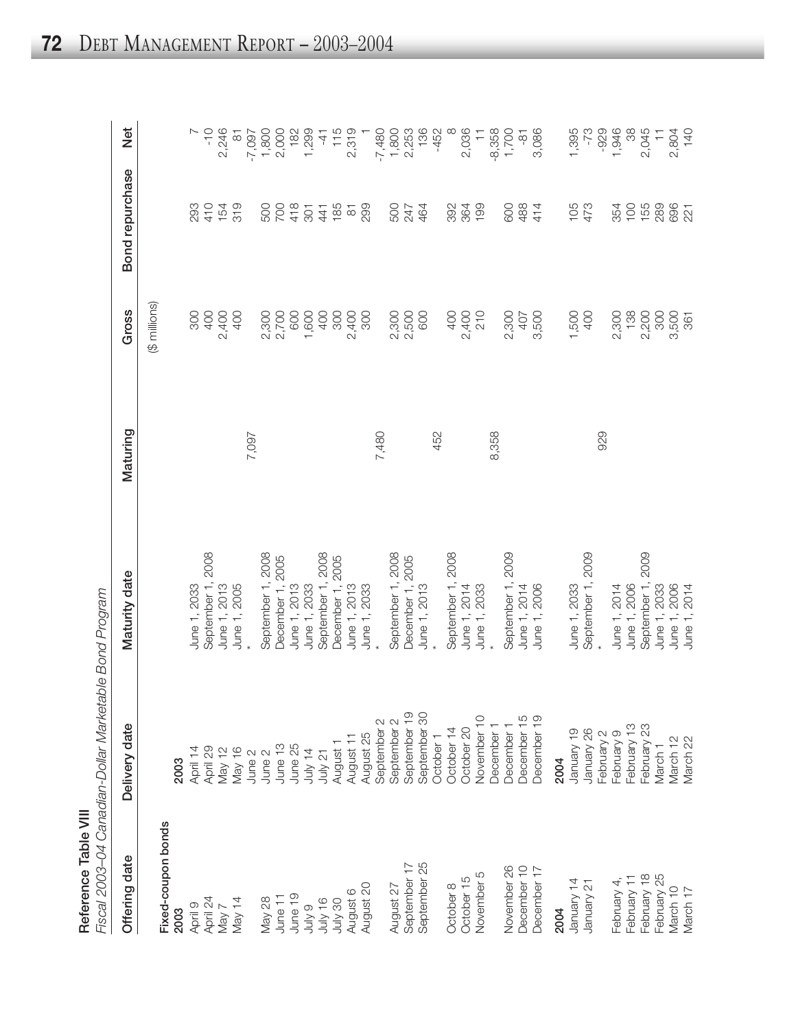**Reference Table VIII**
*Fiscal 2003–04 Canadian-Dollar Marketable Bond Program*

| Offering date | Delivery date | Maturity date | Maturing | Gross | Bond repurchase | Net |
|---|---|---|---|---|---|---|
| | | | | ($ millions) | | |
| **Fixed-coupon bonds** | | | | | | |
| **2003** | **2003** | | | | | |
| April 9 | April 14 | June 1, 2033 | | 300 | 293 | 7 |
| April 24 | April 29 | September 1, 2008 | | 400 | 410 | -10 |
| May 7 | May 12 | June 1, 2013 | | 2,400 | 154 | 2,246 |
| May 14 | May 16 | June 1, 2005 | | 400 | 319 | 81 |
| | June 2 | * | 7,097 | | | -7,097 |
| May 28 | June 2 | September 1, 2008 | | 2,300 | 500 | 1,800 |
| June 11 | June 13 | December 1, 2005 | | 2,700 | 700 | 2,000 |
| June 19 | June 25 | June 1, 2013 | | 600 | 418 | 182 |
| July 9 | July 14 | June 1, 2033 | | 1,600 | 301 | 1,299 |
| July 16 | July 21 | September 1, 2008 | | 400 | 441 | -41 |
| July 30 | August 1 | December 1, 2005 | | 300 | 185 | 115 |
| August 6 | August 11 | June 1, 2013 | | 2,400 | 81 | 2,319 |
| August 20 | August 25 | June 1, 2033 | | 300 | 299 | 1 |
| | September 2 | * | 7,480 | | | -7,480 |
| August 27 | September 2 | September 1, 2008 | | 2,300 | 500 | 1,800 |
| September 17 | September 19 | December 1, 2005 | | 2,500 | 247 | 2,253 |
| September 25 | September 30 | June 1, 2013 | | 600 | 464 | 136 |
| | October 1 | * | 452 | | | -452 |
| October 8 | October 14 | September 1, 2008 | | 400 | 392 | 8 |
| October 15 | October 20 | June 1, 2014 | | 2,400 | 364 | 2,036 |
| November 5 | November 10 | June 1, 2033 | | 210 | 199 | 11 |
| | December 1 | * | 8,358 | | | -8,358 |
| November 26 | December 1 | September 1, 2009 | | 2,300 | 600 | 1,700 |
| December 10 | December 15 | June 1, 2014 | | 407 | 488 | -81 |
| December 17 | December 19 | June 1, 2006 | | 3,500 | 414 | 3,086 |
| **2004** | **2004** | | | | | |
| January 14 | January 19 | June 1, 2033 | | 1,500 | 105 | 1,395 |
| January 21 | January 26 | September 1, 2009 | | 400 | 473 | -73 |
| | February 2 | * | 929 | | | -929 |
| February 4, | February 9 | June 1, 2014 | | 2,300 | 354 | 1,946 |
| February 11 | February 13 | June 1, 2006 | | 138 | 100 | 38 |
| February 18 | February 23 | September 1, 2009 | | 2,200 | 155 | 2,045 |
| February 25 | March 1 | June 1, 2033 | | 300 | 289 | 11 |
| March 10 | March 12 | June 1, 2006 | | 3,500 | 696 | 2,804 |
| March 17 | March 22 | June 1, 2014 | | 361 | 221 | 140 |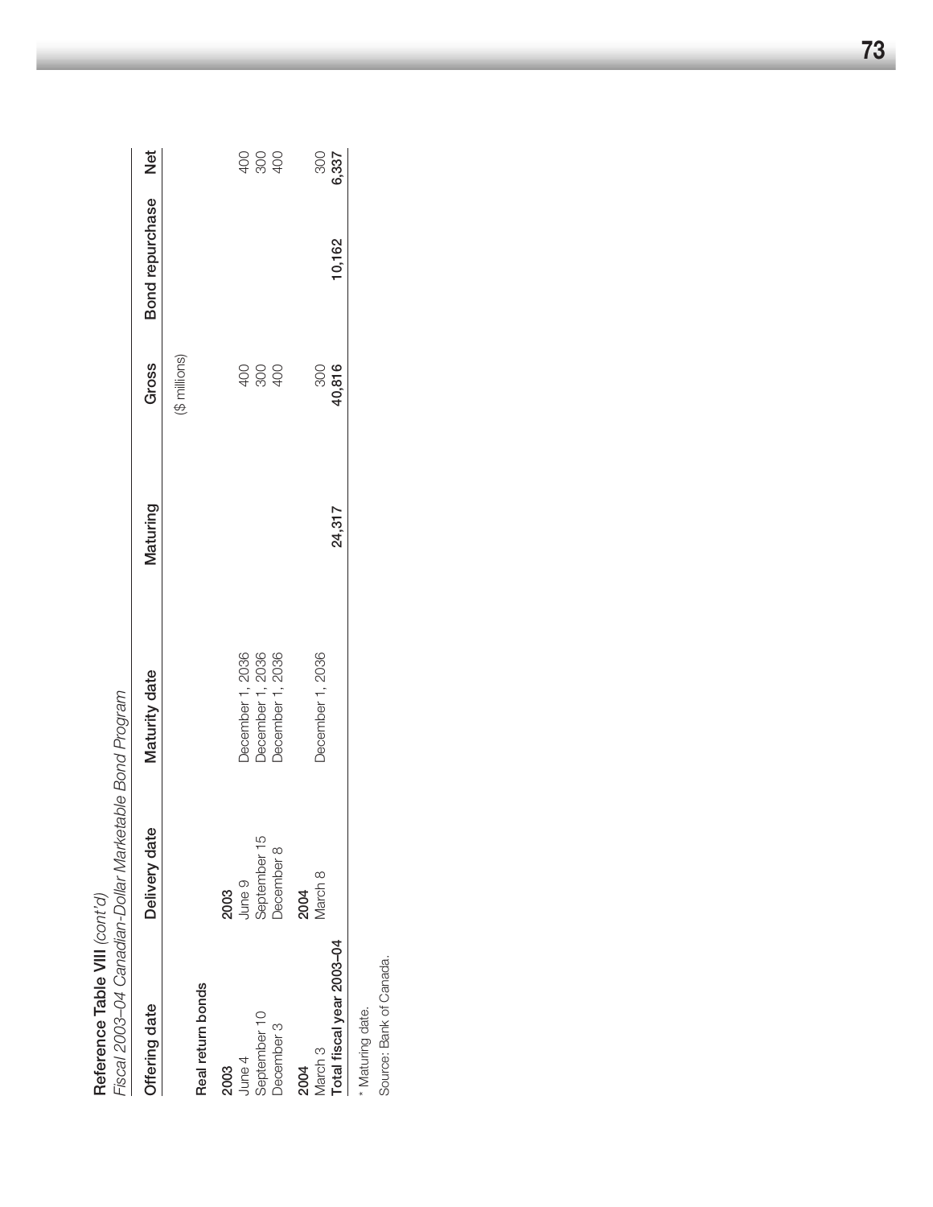**Reference Table VIII** *(cont'd)*

*Fiscal 2003–04 Canadian-Dollar Marketable Bond Program*

| Offering date | Delivery date | Maturity date | Maturing | Gross | Bond repurchase | Net |
|---|---|---|---|---|---|---|
| | | | | ($ millions) | | |
| **Real return bonds** | | | | | | |
| **2003** | **2003** | | | | | |
| June 4 | June 9 | December 1, 2036 | | 400 | | 400 |
| September 10 | September 15 | December 1, 2036 | | 300 | | 300 |
| December 3 | December 8 | December 1, 2036 | | 400 | | 400 |
| **2004** | **2004** | | | | | |
| March 3 | March 8 | December 1, 2036 | | 300 | | 300 |
| **Total fiscal year 2003–04** | | | **24,317** | **40,816** | **10,162** | **6,337** |

* Maturing date.

Source: Bank of Canada.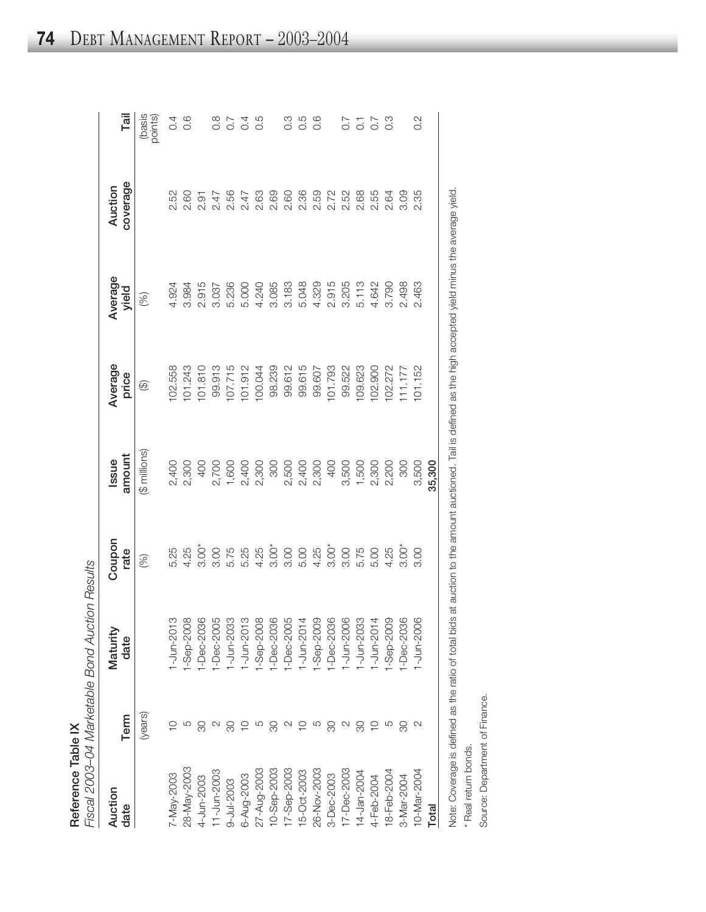**Reference Table IX**
*Fiscal 2003–04 Marketable Bond Auction Results*

| Auction date | Term | Maturity date | Coupon rate | Issue amount | Average price | Average yield | Auction coverage | Tail |
|---|---|---|---|---|---|---|---|---|
| | (years) | | (%) | ($ millions) | ($) | (%) | | (basis points) |
| 7-May-2003 | 10 | 1-Jun-2013 | 5.25 | 2,400 | 102.558 | 4.924 | 2.52 | 0.4 |
| 28-May-2003 | 5 | 1-Sep-2008 | 4.25 | 2,300 | 101.243 | 3.984 | 2.60 | 0.6 |
| 4-Jun-2003 | 30 | 1-Dec-2036 | 3.00* | 400 | 101.810 | 2.915 | 2.91 | |
| 11-Jun-2003 | 2 | 1-Dec-2005 | 3.00 | 2,700 | 99.913 | 3.037 | 2.47 | 0.8 |
| 9-Jul-2003 | 30 | 1-Jun-2033 | 5.75 | 1,600 | 107.715 | 5.236 | 2.56 | 0.7 |
| 6-Aug-2003 | 10 | 1-Jun-2013 | 5.25 | 2,400 | 101.912 | 5.000 | 2.47 | 0.4 |
| 27-Aug-2003 | 5 | 1-Sep-2008 | 4.25 | 2,300 | 100.044 | 4.240 | 2.63 | 0.5 |
| 10-Sep-2003 | 30 | 1-Dec-2036 | 3.00* | 300 | 98.239 | 3.085 | 2.69 | |
| 17-Sep-2003 | 2 | 1-Dec-2005 | 3.00 | 2,500 | 99.612 | 3.183 | 2.60 | 0.3 |
| 15-Oct-2003 | 10 | 1-Jun-2014 | 5.00 | 2,400 | 99.615 | 5.048 | 2.36 | 0.5 |
| 26-Nov-2003 | 5 | 1-Sep-2009 | 4.25 | 2,300 | 99.607 | 4.329 | 2.59 | 0.6 |
| 3-Dec-2003 | 30 | 1-Dec-2036 | 3.00* | 400 | 101.793 | 2.915 | 2.72 | |
| 17-Dec-2003 | 2 | 1-Jun-2006 | 3.00 | 3,500 | 99.522 | 3.205 | 2.52 | 0.7 |
| 14-Jan-2004 | 30 | 1-Jun-2033 | 5.75 | 1,500 | 109.623 | 5.113 | 2.68 | 0.1 |
| 4-Feb-2004 | 10 | 1-Jun-2014 | 5.00 | 2,300 | 102.900 | 4.642 | 2.55 | 0.7 |
| 18-Feb-2004 | 5 | 1-Sep-2009 | 4.25 | 2,200 | 102.272 | 3.790 | 2.64 | 0.3 |
| 3-Mar-2004 | 30 | 1-Dec-2036 | 3.00* | 300 | 111.177 | 2.498 | 3.09 | |
| 10-Mar-2004 | 2 | 1-Jun-2006 | 3.00 | 3,500 | 101.152 | 2.463 | 2.35 | 0.2 |
| **Total** | | | | **35,300** | | | | |

Note: Coverage is defined as the ratio of total bids at auction to the amount auctioned. Tail is defined as the high accepted yield minus the average yield.

* Real return bonds.

Source: Department of Finance.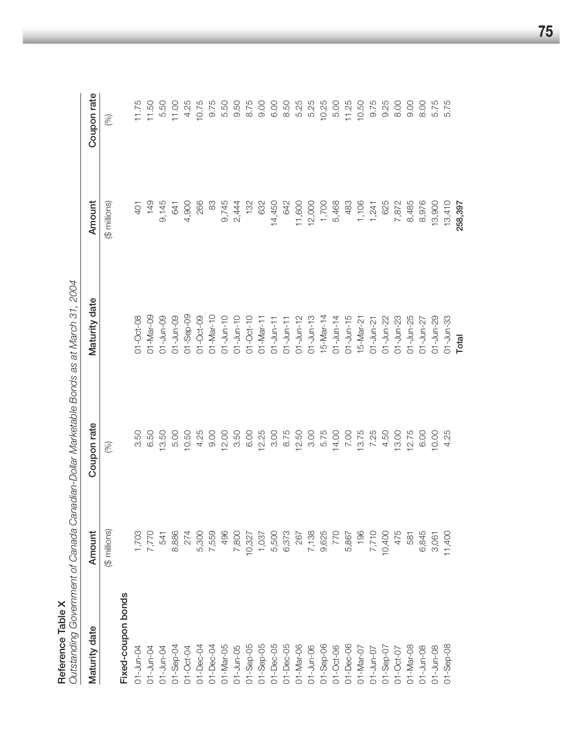**Reference Table X**

*Outstanding Government of Canada Canadian-Dollar Marketable Bonds as at March 31, 2004*

| Maturity date | Amount | Coupon rate | Maturity date | Amount | Coupon rate |
|---|---|---|---|---|---|
| | ($ millions) | (%) | | ($ millions) | (%) |
| **Fixed-coupon bonds** | | | | | |
| 01-Jun-04 | 1,703 | 3.50 | 01-Oct-08 | 401 | 11.75 |
| 01-Jun-04 | 7,770 | 6.50 | 01-Mar-09 | 149 | 11.50 |
| 01-Jun-04 | 541 | 13.50 | 01-Jun-09 | 9,145 | 5.50 |
| 01-Sep-04 | 8,886 | 5.00 | 01-Jun-09 | 641 | 11.00 |
| 01-Oct-04 | 274 | 10.50 | 01-Sep-09 | 4,900 | 4.25 |
| 01-Dec-04 | 5,300 | 4.25 | 01-Oct-09 | 266 | 10.75 |
| 01-Dec-04 | 7,559 | 9.00 | 01-Mar-10 | 83 | 9.75 |
| 01-Mar-05 | 496 | 12.00 | 01-Jun-10 | 9,745 | 5.50 |
| 01-Jun-05 | 7,800 | 3.50 | 01-Jun-10 | 2,444 | 9.50 |
| 01-Sep-05 | 10,327 | 6.00 | 01-Oct-10 | 132 | 8.75 |
| 01-Sep-05 | 1,037 | 12.25 | 01-Mar-11 | 632 | 9.00 |
| 01-Dec-05 | 5,500 | 3.00 | 01-Jun-11 | 14,450 | 6.00 |
| 01-Dec-05 | 6,373 | 8.75 | 01-Jun-11 | 642 | 8.50 |
| 01-Mar-06 | 267 | 12.50 | 01-Jun-12 | 11,600 | 5.25 |
| 01-Jun-06 | 7,138 | 3.00 | 01-Jun-13 | 12,000 | 5.25 |
| 01-Sep-06 | 9,625 | 5.75 | 15-Mar-14 | 1,700 | 10.25 |
| 01-Oct-06 | 770 | 14.00 | 01-Jun-14 | 5,468 | 5.00 |
| 01-Dec-06 | 5,867 | 7.00 | 01-Jun-15 | 483 | 11.25 |
| 01-Mar-07 | 196 | 13.75 | 15-Mar-21 | 1,106 | 10.50 |
| 01-Jun-07 | 7,710 | 7.25 | 01-Jun-21 | 1,241 | 9.75 |
| 01-Sep-07 | 10,400 | 4.50 | 01-Jun-22 | 625 | 9.25 |
| 01-Oct-07 | 475 | 13.00 | 01-Jun-23 | 7,872 | 8.00 |
| 01-Mar-08 | 581 | 12.75 | 01-Jun-25 | 8,485 | 9.00 |
| 01-Jun-08 | 6,845 | 6.00 | 01-Jun-27 | 8,976 | 8.00 |
| 01-Jun-08 | 3,061 | 10.00 | 01-Jun-29 | 13,900 | 5.75 |
| 01-Sep-08 | 11,400 | 4.25 | 01-Jun-33 | 13,410 | 5.75 |
| | | | **Total** | **258,397** | |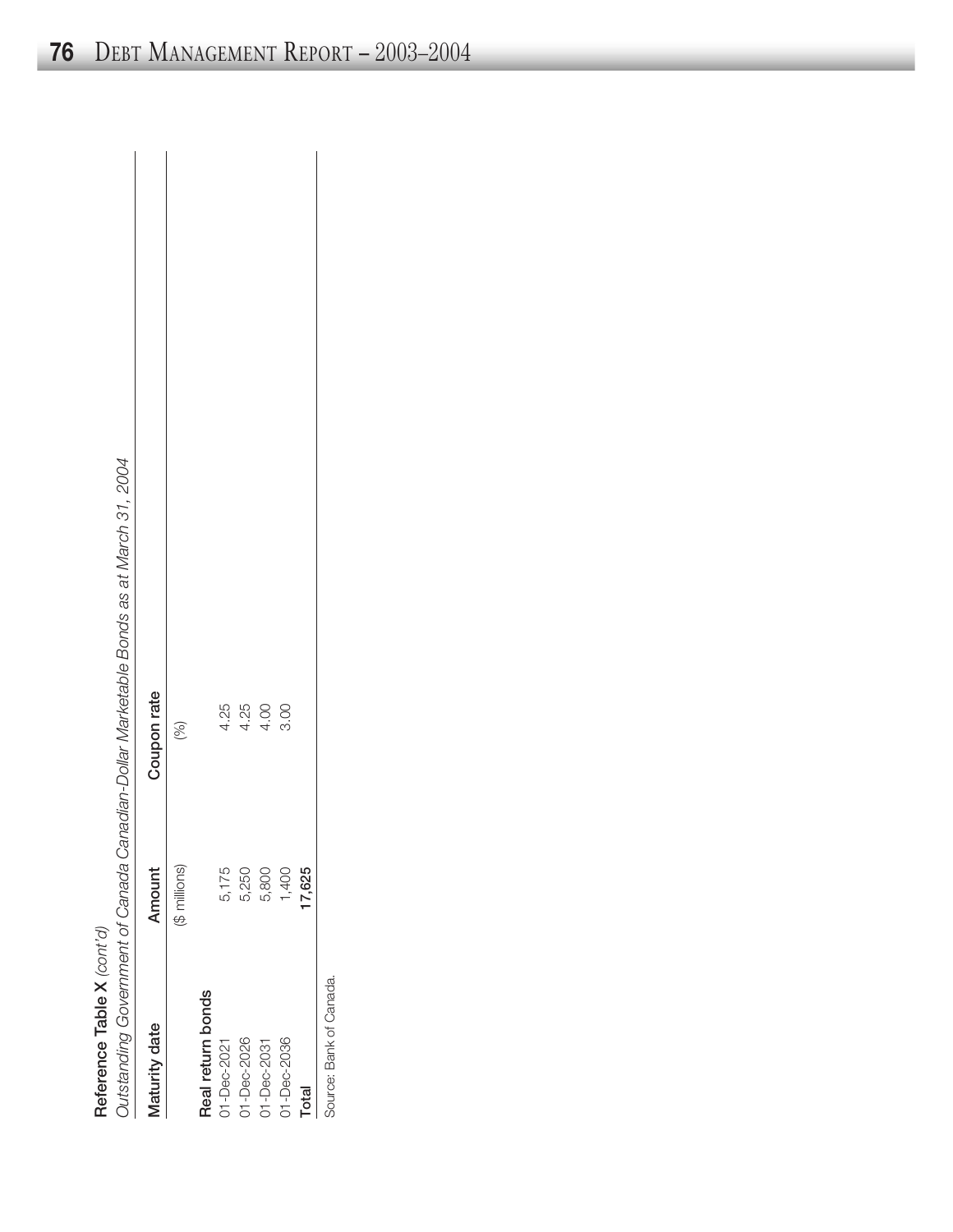**Reference Table X** *(cont'd)*

*Outstanding Government of Canada Canadian-Dollar Marketable Bonds as at March 31, 2004*

| Maturity date | Amount | Coupon rate |
|---|---|---|
| | ($ millions) | (%) |
| **Real return bonds** | | |
| 01-Dec-2021 | 5,175 | 4.25 |
| 01-Dec-2026 | 5,250 | 4.25 |
| 01-Dec-2031 | 5,800 | 4.00 |
| 01-Dec-2036 | 1,400 | 3.00 |
| **Total** | **17,625** | |

Source: Bank of Canada.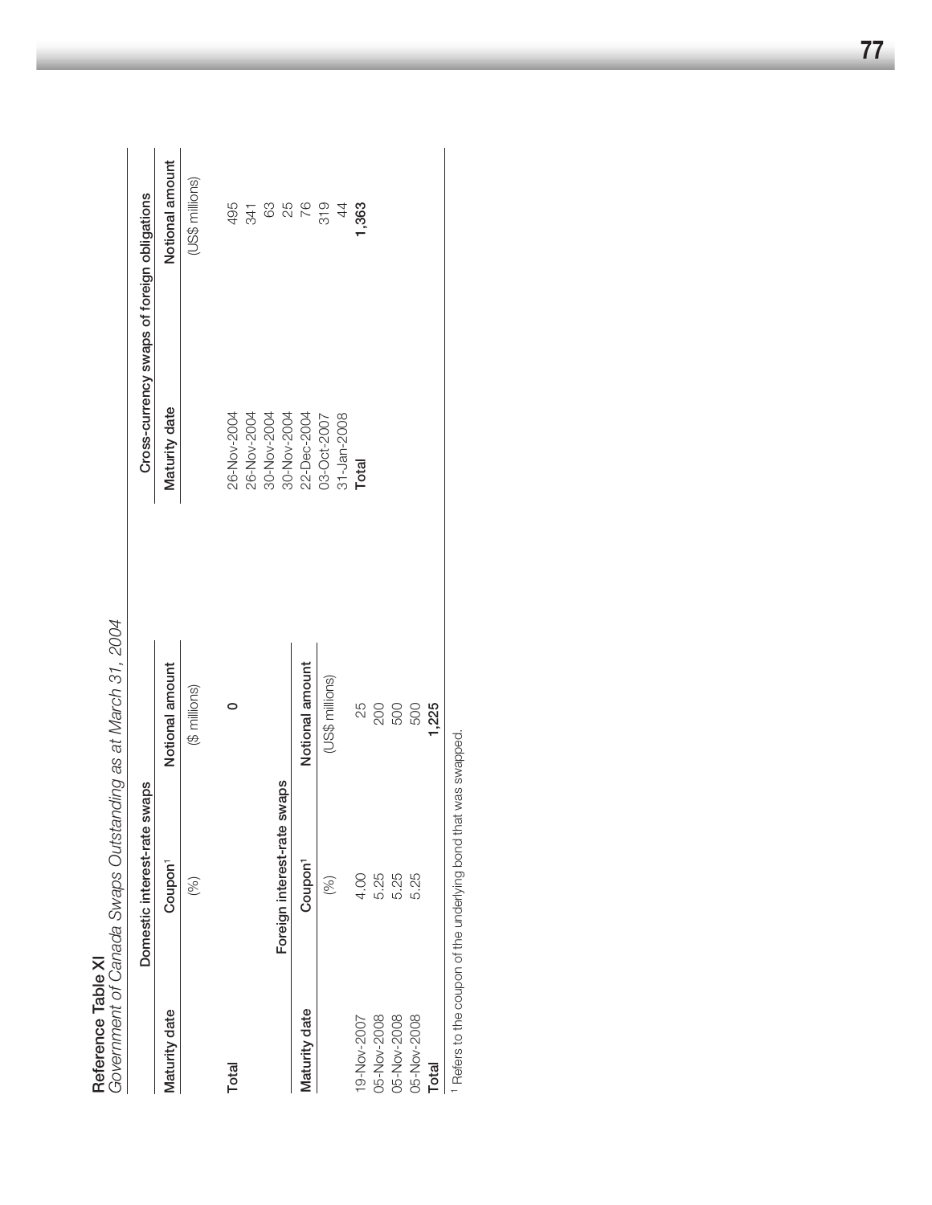**Reference Table XI**

*Government of Canada Swaps Outstanding as at March 31, 2004*

**Domestic interest-rate swaps**

| Maturity date | Coupon[1] | Notional amount |
|---|---|---|
| | (%) | ($ millions) |
| Total | | 0 |

**Foreign interest-rate swaps**

| Maturity date | Coupon[1] | Notional amount |
|---|---|---|
| | (%) | (US$ millions) |
| 19-Nov-2007 | 4.00 | 25 |
| 05-Nov-2008 | 5.25 | 200 |
| 05-Nov-2008 | 5.25 | 500 |
| 05-Nov-2008 | 5.25 | 500 |
| **Total** | | **1,225** |

**Cross-currency swaps of foreign obligations**

| Maturity date | Notional amount |
|---|---|
| | (US$ millions) |
| 26-Nov-2004 | 495 |
| 26-Nov-2004 | 341 |
| 30-Nov-2004 | 63 |
| 30-Nov-2004 | 25 |
| 22-Dec-2004 | 76 |
| 03-Oct-2007 | 319 |
| 31-Jan-2008 | 44 |
| **Total** | **1,363** |

[1] Refers to the coupon of the underlying bond that was swapped.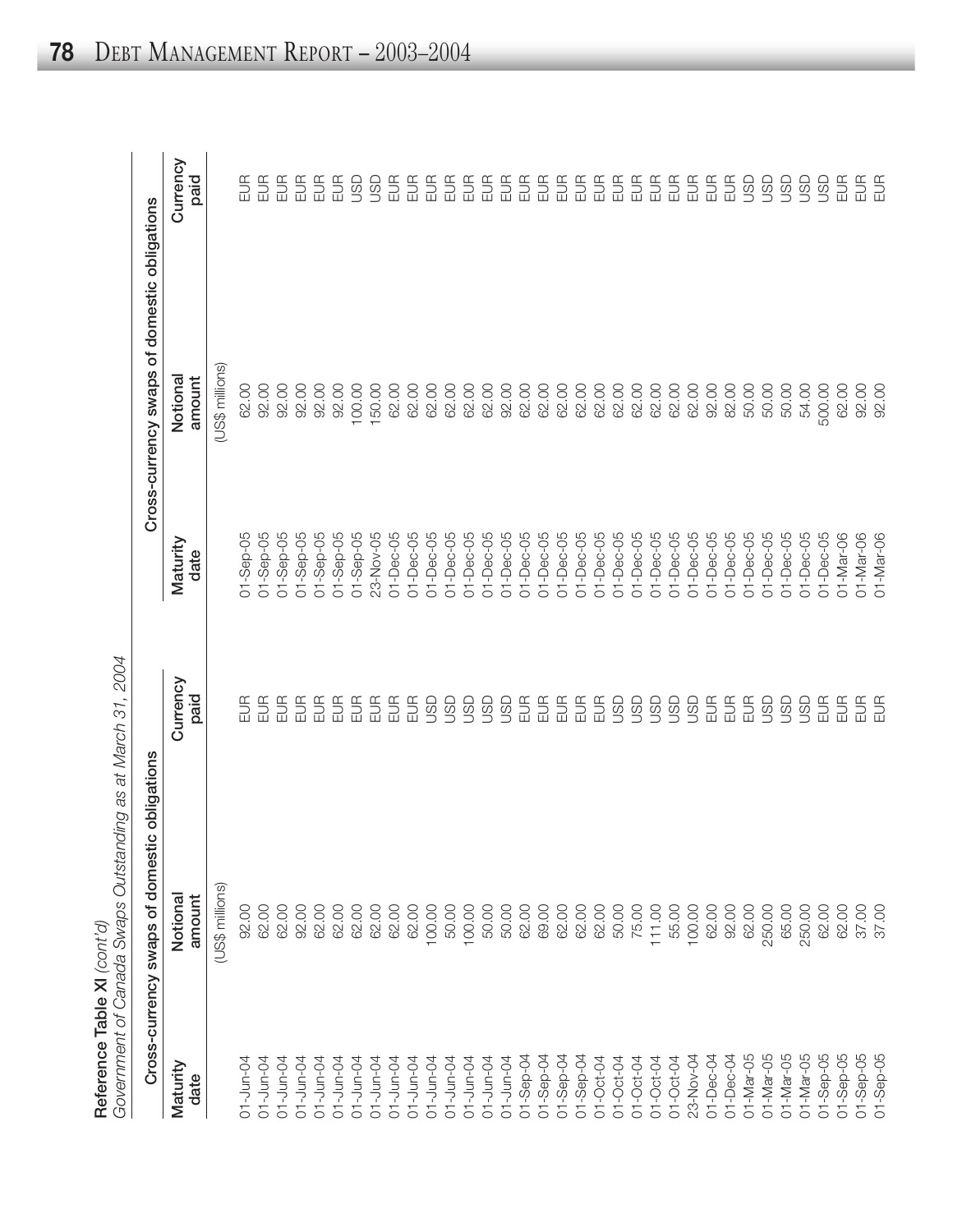**Reference Table XI** *(cont'd)*
*Government of Canada Swaps Outstanding as at March 31, 2004*

| Cross-currency swaps of domestic obligations | | | Cross-currency swaps of domestic obligations | | |
|---|---|---|---|---|---|
| Maturity date | Notional amount | Currency paid | Maturity date | Notional amount | Currency paid |
| | (US$ millions) | | | (US$ millions) | |
| 01-Jun-04 | 92.00 | EUR | 01-Sep-05 | 62.00 | EUR |
| 01-Jun-04 | 62.00 | EUR | 01-Sep-05 | 92.00 | EUR |
| 01-Jun-04 | 62.00 | EUR | 01-Sep-05 | 92.00 | EUR |
| 01-Jun-04 | 92.00 | EUR | 01-Sep-05 | 92.00 | EUR |
| 01-Jun-04 | 62.00 | EUR | 01-Sep-05 | 92.00 | EUR |
| 01-Jun-04 | 62.00 | EUR | 01-Sep-05 | 92.00 | EUR |
| 01-Jun-04 | 62.00 | EUR | 01-Sep-05 | 100.00 | USD |
| 01-Jun-04 | 62.00 | EUR | 23-Nov-05 | 150.00 | USD |
| 01-Jun-04 | 62.00 | EUR | 01-Dec-05 | 62.00 | EUR |
| 01-Jun-04 | 62.00 | EUR | 01-Dec-05 | 62.00 | EUR |
| 01-Jun-04 | 100.00 | USD | 01-Dec-05 | 62.00 | EUR |
| 01-Jun-04 | 50.00 | USD | 01-Dec-05 | 62.00 | EUR |
| 01-Jun-04 | 100.00 | USD | 01-Dec-05 | 62.00 | EUR |
| 01-Jun-04 | 50.00 | USD | 01-Dec-05 | 62.00 | EUR |
| 01-Jun-04 | 50.00 | USD | 01-Dec-05 | 92.00 | EUR |
| 01-Sep-04 | 62.00 | EUR | 01-Dec-05 | 62.00 | EUR |
| 01-Sep-04 | 69.00 | EUR | 01-Dec-05 | 62.00 | EUR |
| 01-Sep-04 | 62.00 | EUR | 01-Dec-05 | 62.00 | EUR |
| 01-Sep-04 | 62.00 | EUR | 01-Dec-05 | 62.00 | EUR |
| 01-Oct-04 | 62.00 | EUR | 01-Dec-05 | 62.00 | EUR |
| 01-Oct-04 | 50.00 | USD | 01-Dec-05 | 62.00 | EUR |
| 01-Oct-04 | 75.00 | USD | 01-Dec-05 | 62.00 | EUR |
| 01-Oct-04 | 111.00 | USD | 01-Dec-05 | 62.00 | EUR |
| 01-Oct-04 | 55.00 | USD | 01-Dec-05 | 62.00 | EUR |
| 23-Nov-04 | 100.00 | USD | 01-Dec-05 | 62.00 | EUR |
| 01-Dec-04 | 62.00 | EUR | 01-Dec-05 | 92.00 | EUR |
| 01-Dec-04 | 92.00 | EUR | 01-Dec-05 | 82.00 | EUR |
| 01-Mar-05 | 62.00 | EUR | 01-Dec-05 | 50.00 | USD |
| 01-Mar-05 | 250.00 | USD | 01-Dec-05 | 50.00 | USD |
| 01-Mar-05 | 65.00 | USD | 01-Dec-05 | 50.00 | USD |
| 01-Mar-05 | 250.00 | USD | 01-Dec-05 | 54.00 | USD |
| 01-Sep-05 | 62.00 | EUR | 01-Dec-05 | 500.00 | USD |
| 01-Sep-05 | 62.00 | EUR | 01-Mar-06 | 62.00 | EUR |
| 01-Sep-05 | 37.00 | EUR | 01-Mar-06 | 92.00 | EUR |
| 01-Sep-05 | 37.00 | EUR | 01-Mar-06 | 92.00 | EUR |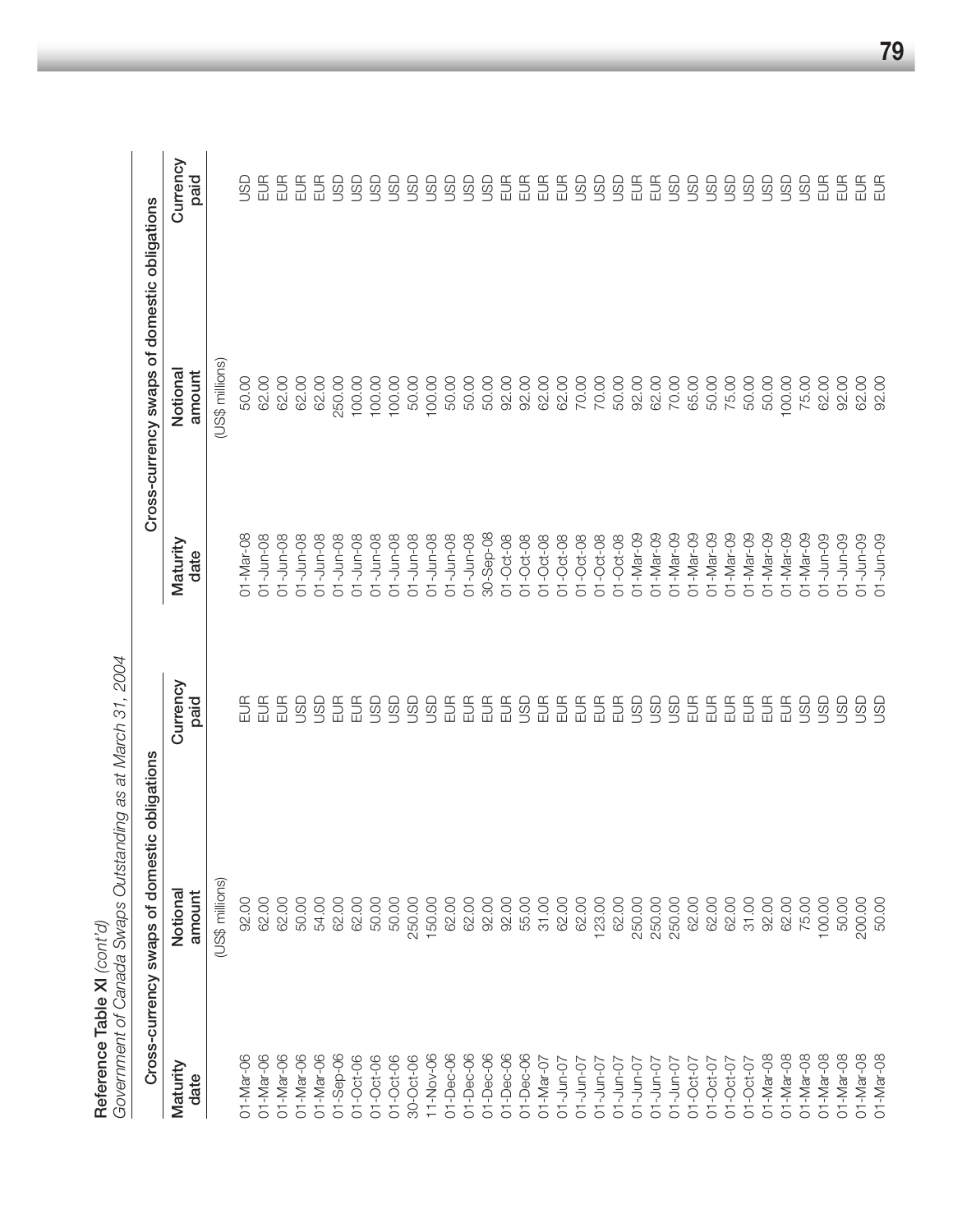**Reference Table XI** *(cont'd)*

*Government of Canada Swaps Outstanding as at March 31, 2004*

| Cross-currency swaps of domestic obligations | | | Cross-currency swaps of domestic obligations | | |
|---|---|---|---|---|---|
| Maturity date | Notional amount | Currency paid | Maturity date | Notional amount | Currency paid |
| | (US$ millions) | | | (US$ millions) | |
| 01-Mar-06 | 92.00 | EUR | 01-Mar-08 | 50.00 | USD |
| 01-Mar-06 | 62.00 | EUR | 01-Jun-08 | 62.00 | EUR |
| 01-Mar-06 | 62.00 | EUR | 01-Jun-08 | 62.00 | EUR |
| 01-Mar-06 | 50.00 | USD | 01-Jun-08 | 62.00 | EUR |
| 01-Mar-06 | 54.00 | USD | 01-Jun-08 | 62.00 | EUR |
| 01-Sep-06 | 62.00 | EUR | 01-Jun-08 | 250.00 | USD |
| 01-Oct-06 | 62.00 | EUR | 01-Jun-08 | 100.00 | USD |
| 01-Oct-06 | 50.00 | USD | 01-Jun-08 | 100.00 | USD |
| 01-Oct-06 | 50.00 | USD | 01-Jun-08 | 100.00 | USD |
| 30-Oct-06 | 250.00 | USD | 01-Jun-08 | 50.00 | USD |
| 11-Nov-06 | 150.00 | USD | 01-Jun-08 | 100.00 | USD |
| 01-Dec-06 | 62.00 | EUR | 01-Jun-08 | 50.00 | USD |
| 01-Dec-06 | 62.00 | EUR | 01-Jun-08 | 50.00 | USD |
| 01-Dec-06 | 92.00 | EUR | 30-Sep-08 | 50.00 | USD |
| 01-Dec-06 | 92.00 | EUR | 01-Oct-08 | 92.00 | EUR |
| 01-Dec-06 | 55.00 | USD | 01-Oct-08 | 92.00 | EUR |
| 01-Mar-07 | 31.00 | EUR | 01-Oct-08 | 62.00 | EUR |
| 01-Jun-07 | 62.00 | EUR | 01-Oct-08 | 62.00 | EUR |
| 01-Jun-07 | 62.00 | EUR | 01-Oct-08 | 70.00 | USD |
| 01-Jun-07 | 123.00 | EUR | 01-Oct-08 | 70.00 | USD |
| 01-Jun-07 | 62.00 | EUR | 01-Oct-08 | 50.00 | USD |
| 01-Jun-07 | 250.00 | USD | 01-Mar-09 | 92.00 | EUR |
| 01-Jun-07 | 250.00 | USD | 01-Mar-09 | 62.00 | EUR |
| 01-Jun-07 | 250.00 | USD | 01-Mar-09 | 70.00 | USD |
| 01-Oct-07 | 62.00 | EUR | 01-Mar-09 | 65.00 | USD |
| 01-Oct-07 | 62.00 | EUR | 01-Mar-09 | 50.00 | USD |
| 01-Oct-07 | 62.00 | EUR | 01-Mar-09 | 75.00 | USD |
| 01-Oct-07 | 31.00 | EUR | 01-Mar-09 | 50.00 | USD |
| 01-Mar-08 | 92.00 | EUR | 01-Mar-09 | 50.00 | USD |
| 01-Mar-08 | 62.00 | EUR | 01-Mar-09 | 100.00 | USD |
| 01-Mar-08 | 75.00 | USD | 01-Mar-09 | 75.00 | USD |
| 01-Mar-08 | 100.00 | USD | 01-Jun-09 | 62.00 | EUR |
| 01-Mar-08 | 50.00 | USD | 01-Jun-09 | 92.00 | EUR |
| 01-Mar-08 | 200.00 | USD | 01-Jun-09 | 62.00 | EUR |
| 01-Mar-08 | 50.00 | USD | 01-Jun-09 | 92.00 | EUR |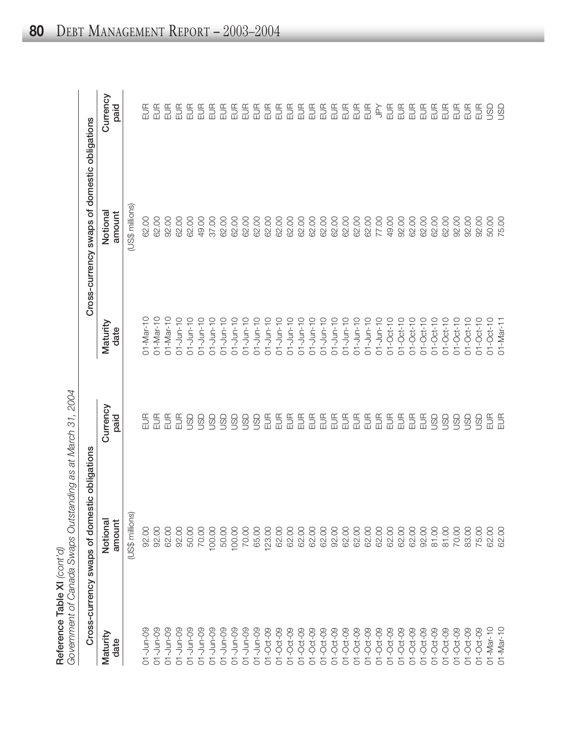**Reference Table XI** *(cont'd)*
*Government of Canada Swaps Outstanding as at March 31, 2004*

| Cross-currency swaps of domestic obligations | | | Cross-currency swaps of domestic obligations | | |
|---|---|---|---|---|---|
| Maturity date | Notional amount | Currency paid | Maturity date | Notional amount | Currency paid |
| | (US$ millions) | | | (US$ millions) | |
| 01-Jun-09 | 92.00 | EUR | 01-Mar-10 | 62.00 | EUR |
| 01-Jun-09 | 92.00 | EUR | 01-Mar-10 | 62.00 | EUR |
| 01-Jun-09 | 62.00 | EUR | 01-Mar-10 | 92.00 | EUR |
| 01-Jun-09 | 92.00 | EUR | 01-Jun-10 | 62.00 | EUR |
| 01-Jun-09 | 50.00 | USD | 01-Jun-10 | 62.00 | EUR |
| 01-Jun-09 | 70.00 | USD | 01-Jun-10 | 49.00 | EUR |
| 01-Jun-09 | 100.00 | USD | 01-Jun-10 | 37.00 | EUR |
| 01-Jun-09 | 50.00 | USD | 01-Jun-10 | 62.00 | EUR |
| 01-Jun-09 | 100.00 | USD | 01-Jun-10 | 62.00 | EUR |
| 01-Jun-09 | 70.00 | USD | 01-Jun-10 | 62.00 | EUR |
| 01-Jun-09 | 65.00 | USD | 01-Jun-10 | 62.00 | EUR |
| 01-Oct-09 | 123.00 | EUR | 01-Jun-10 | 62.00 | EUR |
| 01-Oct-09 | 62.00 | EUR | 01-Jun-10 | 62.00 | EUR |
| 01-Oct-09 | 62.00 | EUR | 01-Jun-10 | 62.00 | EUR |
| 01-Oct-09 | 62.00 | EUR | 01-Jun-10 | 62.00 | EUR |
| 01-Oct-09 | 62.00 | EUR | 01-Jun-10 | 62.00 | EUR |
| 01-Oct-09 | 62.00 | EUR | 01-Jun-10 | 62.00 | EUR |
| 01-Oct-09 | 92.00 | EUR | 01-Jun-10 | 62.00 | EUR |
| 01-Oct-09 | 62.00 | EUR | 01-Jun-10 | 62.00 | EUR |
| 01-Oct-09 | 62.00 | EUR | 01-Jun-10 | 62.00 | EUR |
| 01-Oct-09 | 62.00 | EUR | 01-Jun-10 | 62.00 | EUR |
| 01-Oct-09 | 62.00 | EUR | 01-Jun-10 | 77.00 | JPY |
| 01-Oct-09 | 62.00 | EUR | 01-Oct-10 | 49.00 | EUR |
| 01-Oct-09 | 62.00 | EUR | 01-Oct-10 | 92.00 | EUR |
| 01-Oct-09 | 62.00 | EUR | 01-Oct-10 | 62.00 | EUR |
| 01-Oct-09 | 92.00 | EUR | 01-Oct-10 | 62.00 | EUR |
| 01-Oct-09 | 81.00 | USD | 01-Oct-10 | 62.00 | EUR |
| 01-Oct-09 | 81.00 | USD | 01-Oct-10 | 62.00 | EUR |
| 01-Oct-09 | 70.00 | USD | 01-Oct-10 | 92.00 | EUR |
| 01-Oct-09 | 83.00 | USD | 01-Oct-10 | 92.00 | EUR |
| 01-Oct-09 | 75.00 | USD | 01-Oct-10 | 92.00 | EUR |
| 01-Mar-10 | 62.00 | EUR | 01-Oct-10 | 50.00 | USD |
| 01-Mar-10 | 62.00 | EUR | 01-Mar-11 | 75.00 | USD |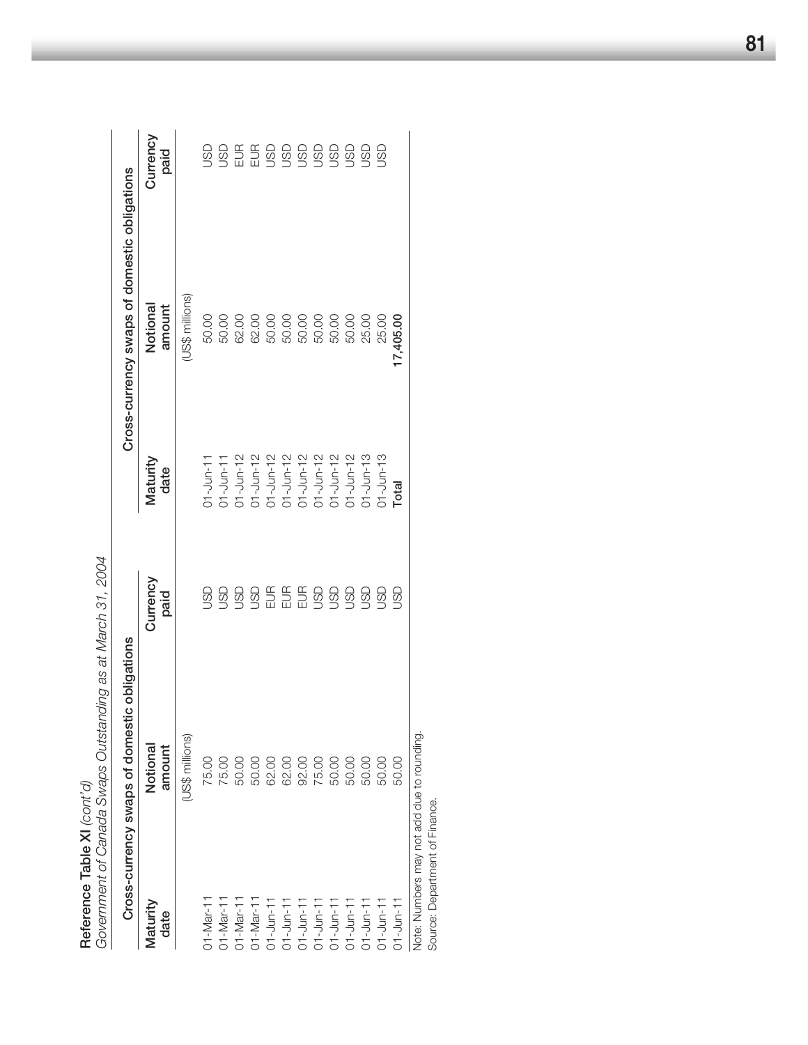**Reference Table XI** *(cont'd)*

*Government of Canada Swaps Outstanding as at March 31, 2004*

| Cross-currency swaps of domestic obligations | | | Cross-currency swaps of domestic obligations | | |
|---|---|---|---|---|---|
| Maturity date | Notional amount | Currency paid | Maturity date | Notional amount | Currency paid |
| | (US$ millions) | | | (US$ millions) | |
| 01-Mar-11 | 75.00 | USD | 01-Jun-11 | 50.00 | USD |
| 01-Mar-11 | 75.00 | USD | 01-Jun-11 | 50.00 | USD |
| 01-Mar-11 | 50.00 | USD | 01-Jun-12 | 62.00 | EUR |
| 01-Mar-11 | 50.00 | USD | 01-Jun-12 | 62.00 | EUR |
| 01-Jun-11 | 62.00 | EUR | 01-Jun-12 | 50.00 | USD |
| 01-Jun-11 | 62.00 | EUR | 01-Jun-12 | 50.00 | USD |
| 01-Jun-11 | 92.00 | EUR | 01-Jun-12 | 50.00 | USD |
| 01-Jun-11 | 75.00 | USD | 01-Jun-12 | 50.00 | USD |
| 01-Jun-11 | 50.00 | USD | 01-Jun-12 | 50.00 | USD |
| 01-Jun-11 | 50.00 | USD | 01-Jun-12 | 50.00 | USD |
| 01-Jun-11 | 50.00 | USD | 01-Jun-13 | 25.00 | USD |
| 01-Jun-11 | 50.00 | USD | 01-Jun-13 | 25.00 | USD |
| 01-Jun-11 | 50.00 | USD | **Total** | **17,405.00** | |

Note: Numbers may not add due to rounding.

Source: Department of Finance.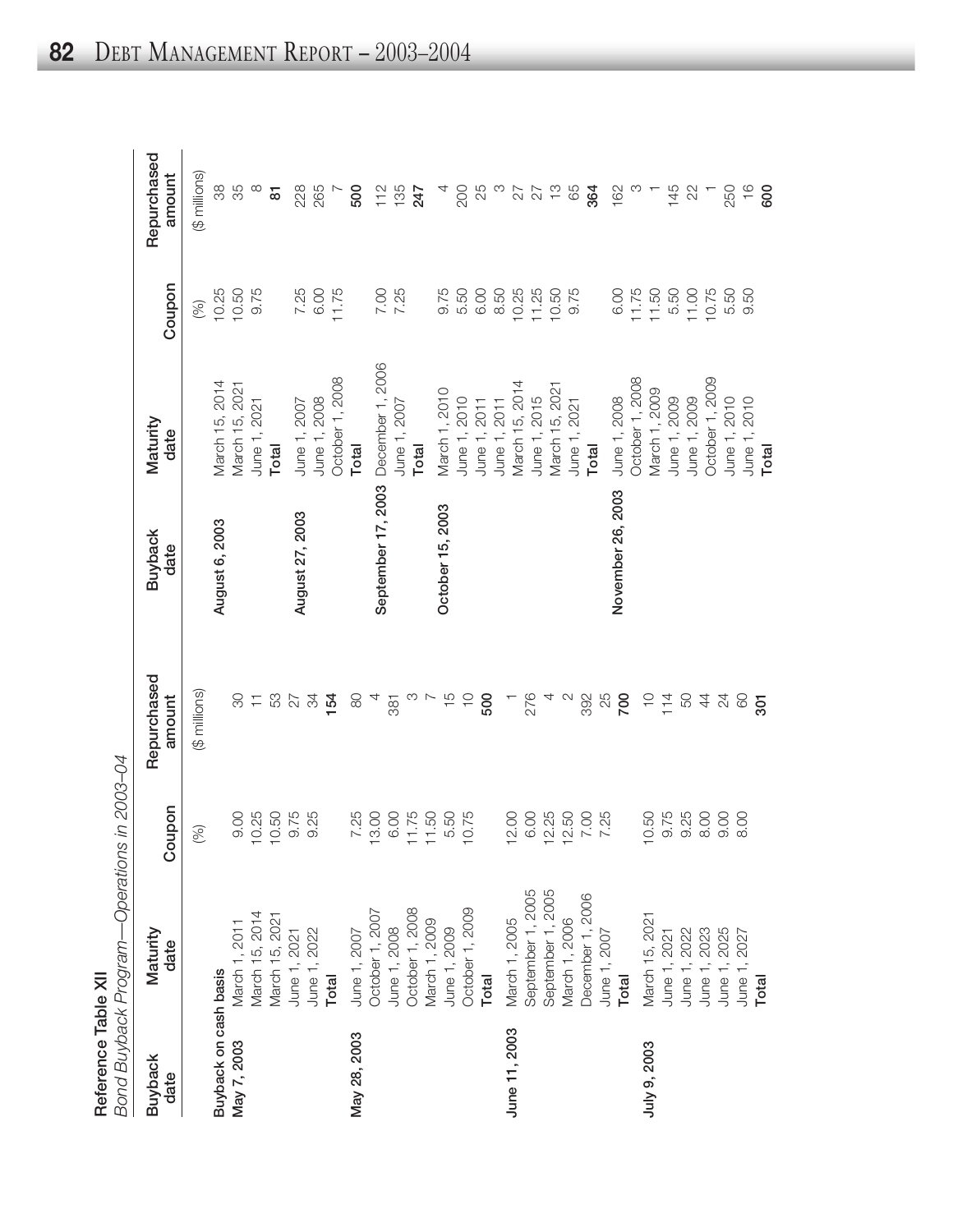**Reference Table XII**

*Bond Buyback Program—Operations in 2003–04*

| Buyback date | Maturity date | Coupon | Repurchased amount |
|---|---|---|---|
| | | (%) | ($ millions) |
| **Buyback on cash basis** | | | |
| **May 7, 2003** | March 1, 2011 | 9.00 | 30 |
| | March 15, 2014 | 10.25 | 11 |
| | March 15, 2021 | 10.50 | 53 |
| | June 1, 2021 | 9.75 | 27 |
| | June 1, 2022 | 9.25 | 34 |
| | **Total** | | **154** |
| **May 28, 2003** | June 1, 2007 | 7.25 | 80 |
| | October 1, 2007 | 13.00 | 4 |
| | June 1, 2008 | 6.00 | 381 |
| | October 1, 2008 | 11.75 | 3 |
| | March 1, 2009 | 11.50 | 7 |
| | June 1, 2009 | 5.50 | 15 |
| | October 1, 2009 | 10.75 | 10 |
| | **Total** | | **500** |
| **June 11, 2003** | March 1, 2005 | 12.00 | 1 |
| | September 1, 2005 | 6.00 | 276 |
| | September 1, 2005 | 12.25 | 4 |
| | March 1, 2006 | 12.50 | 2 |
| | December 1, 2006 | 7.00 | 392 |
| | June 1, 2007 | 7.25 | 25 |
| | **Total** | | **700** |
| **July 9, 2003** | March 15, 2021 | 10.50 | 10 |
| | June 1, 2021 | 9.75 | 114 |
| | June 1, 2022 | 9.25 | 50 |
| | June 1, 2023 | 8.00 | 44 |
| | June 1, 2025 | 9.00 | 24 |
| | June 1, 2027 | 8.00 | 60 |
| | **Total** | | **301** |
| **August 6, 2003** | March 15, 2014 | 10.25 | 38 |
| | March 15, 2021 | 10.50 | 35 |
| | June 1, 2021 | 9.75 | 8 |
| | **Total** | | **81** |
| **August 27, 2003** | June 1, 2007 | 7.25 | 228 |
| | June 1, 2008 | 6.00 | 265 |
| | October 1, 2008 | 11.75 | 7 |
| | **Total** | | **500** |
| **September 17, 2003** | December 1, 2006 | 7.00 | 112 |
| | June 1, 2007 | 7.25 | 135 |
| | **Total** | | **247** |
| **October 15, 2003** | March 1, 2010 | 9.75 | 4 |
| | June 1, 2010 | 5.50 | 200 |
| | June 1, 2011 | 6.00 | 25 |
| | June 1, 2011 | 8.50 | 3 |
| | March 15, 2014 | 10.25 | 27 |
| | June 1, 2015 | 11.25 | 27 |
| | March 15, 2021 | 10.50 | 13 |
| | June 1, 2021 | 9.75 | 65 |
| | **Total** | | **364** |
| **November 26, 2003** | June 1, 2008 | 6.00 | 162 |
| | October 1, 2008 | 11.75 | 3 |
| | March 1, 2009 | 11.50 | 1 |
| | June 1, 2009 | 5.50 | 145 |
| | June 1, 2009 | 11.00 | 22 |
| | October 1, 2009 | 10.75 | 1 |
| | June 1, 2010 | 5.50 | 250 |
| | June 1, 2010 | 9.50 | 16 |
| | **Total** | | **600** |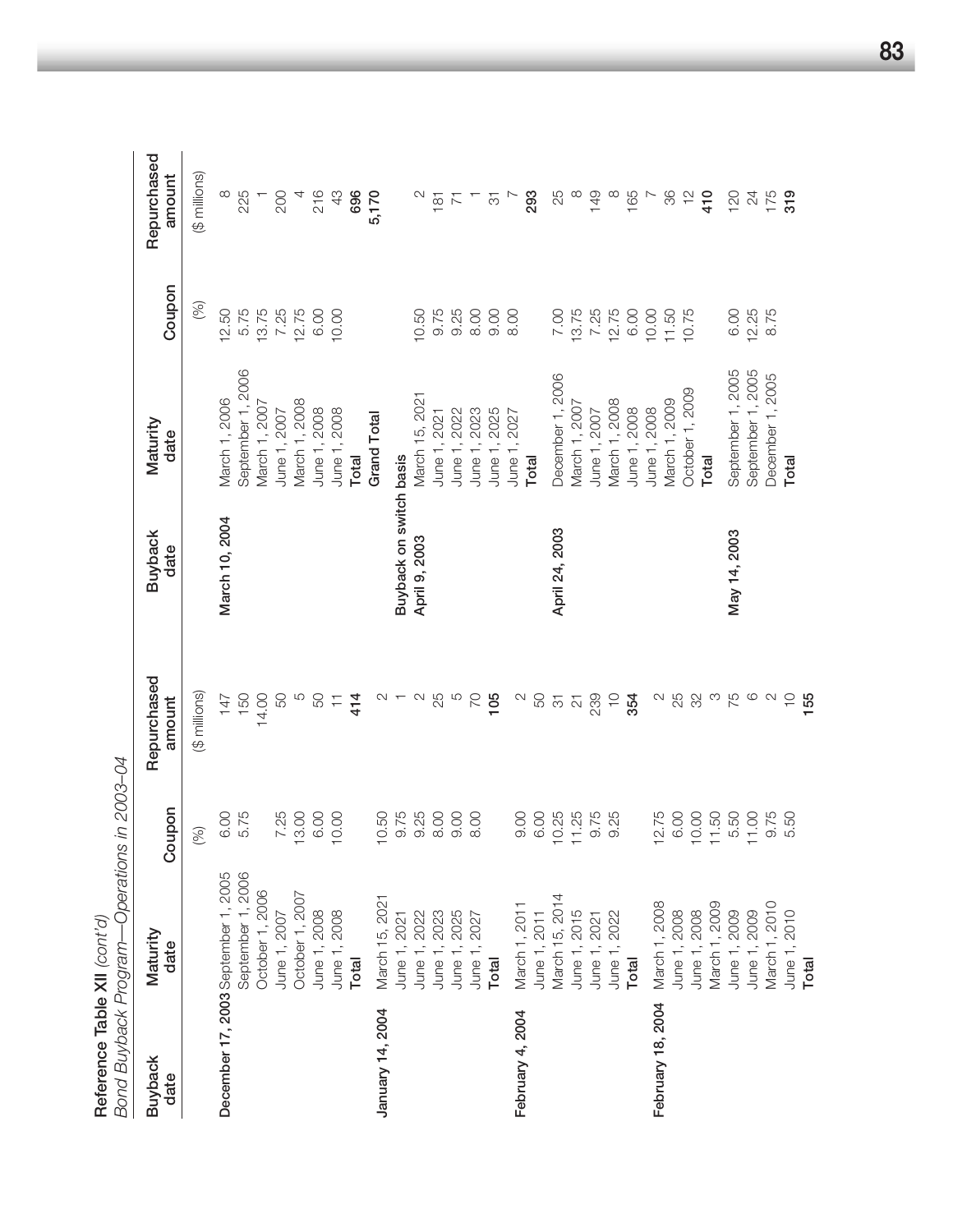**Reference Table XII** *(cont'd)*

*Bond Buyback Program—Operations in 2003–04*

| Buyback date | Maturity date | Coupon | Repurchased amount | Buyback date | Maturity date | Coupon | Repurchased amount |
|---|---|---|---|---|---|---|---|
| | | (%) | ($ millions) | | | (%) | ($ millions) |
| **December 17, 2003** | September 1, 2005 | 6.00 | 147 | **March 10, 2004** | March 1, 2006 | 12.50 | 8 |
| | September 1, 2006 | 5.75 | 150 | | September 1, 2006 | 5.75 | 225 |
| | October 1, 2006 | | 14.00 | | March 1, 2007 | 13.75 | 1 |
| | June 1, 2007 | 7.25 | 50 | | June 1, 2007 | 7.25 | 200 |
| | October 1, 2007 | 13.00 | 5 | | March 1, 2008 | 12.75 | 4 |
| | June 1, 2008 | 6.00 | 50 | | June 1, 2008 | 6.00 | 216 |
| | June 1, 2008 | 10.00 | 11 | | June 1, 2008 | 10.00 | 43 |
| | **Total** | | **414** | | **Total** | | **696** |
| **January 14, 2004** | March 15, 2021 | 10.50 | 2 | | **Grand Total** | | **5,170** |
| | June 1, 2021 | 9.75 | 1 | **Buyback on switch basis** | | | |
| | June 1, 2022 | 9.25 | 2 | **April 9, 2003** | March 15, 2021 | 10.50 | 2 |
| | June 1, 2023 | 8.00 | 25 | | June 1, 2021 | 9.75 | 181 |
| | June 1, 2025 | 9.00 | 5 | | June 1, 2022 | 9.25 | 71 |
| | June 1, 2027 | 8.00 | 70 | | June 1, 2023 | 8.00 | 1 |
| | **Total** | | **105** | | June 1, 2025 | 9.00 | 31 |
| **February 4, 2004** | March 1, 2011 | 9.00 | 2 | | June 1, 2027 | 8.00 | 7 |
| | June 1, 2011 | 6.00 | 50 | | **Total** | | **293** |
| | March 15, 2014 | 10.25 | 31 | **April 24, 2003** | December 1, 2006 | 7.00 | 25 |
| | June 1, 2015 | 11.25 | 21 | | March 1, 2007 | 13.75 | 8 |
| | June 1, 2021 | 9.75 | 239 | | June 1, 2007 | 7.25 | 149 |
| | June 1, 2022 | 9.25 | 10 | | March 1, 2008 | 12.75 | 8 |
| | **Total** | | **354** | | June 1, 2008 | 6.00 | 165 |
| **February 18, 2004** | March 1, 2008 | 12.75 | 2 | | June 1, 2008 | 10.00 | 7 |
| | June 1, 2008 | 6.00 | 25 | | March 1, 2009 | 11.50 | 36 |
| | June 1, 2008 | 10.00 | 32 | | October 1, 2009 | 10.75 | 12 |
| | March 1, 2009 | 11.50 | 3 | | **Total** | | **410** |
| | June 1, 2009 | 5.50 | 75 | **May 14, 2003** | September 1, 2005 | 6.00 | 120 |
| | June 1, 2009 | 11.00 | 6 | | September 1, 2005 | 12.25 | 24 |
| | March 1, 2010 | 9.75 | 2 | | December 1, 2005 | 8.75 | 175 |
| | June 1, 2010 | 5.50 | 10 | | **Total** | | **319** |
| | **Total** | | **155** | | | | |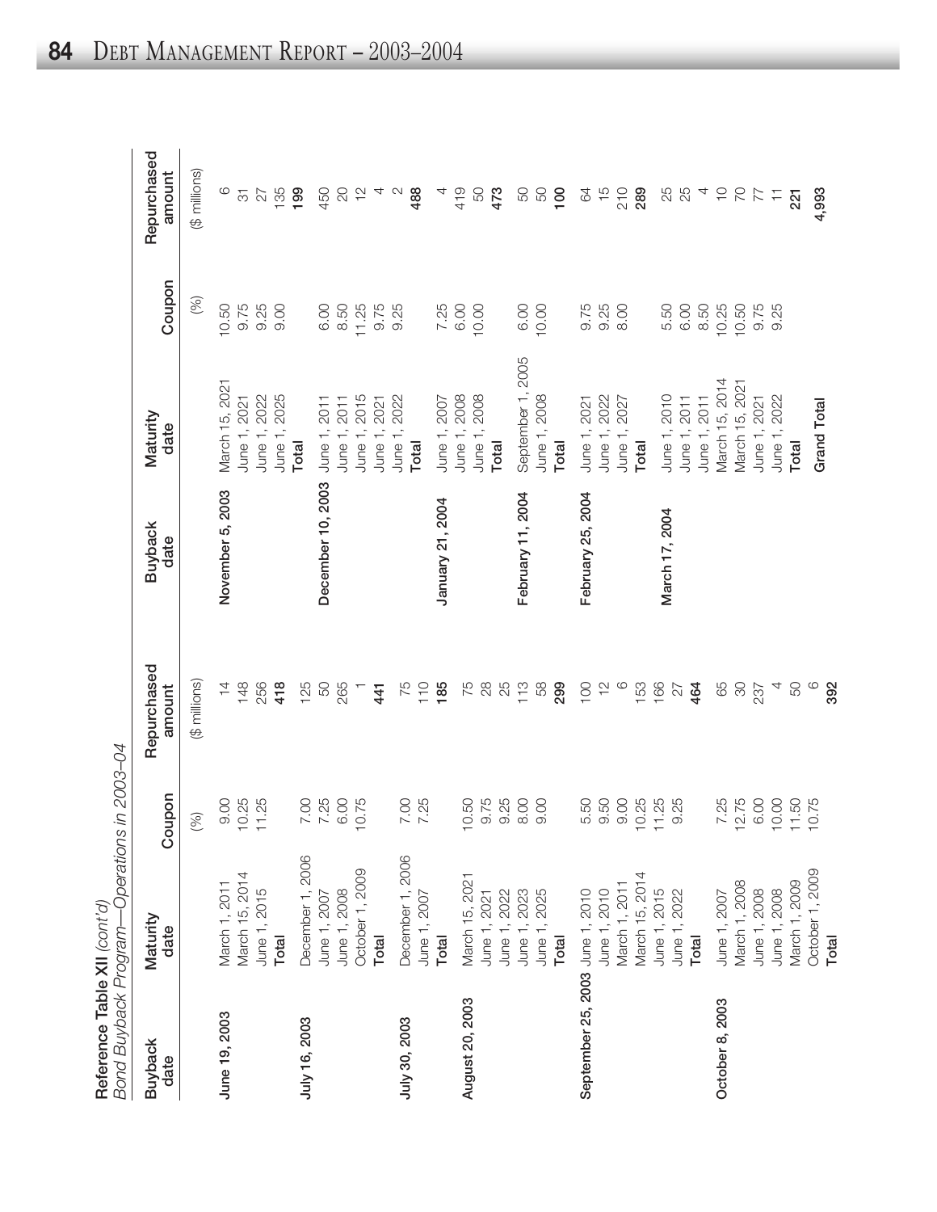**Reference Table XII** *(cont'd)*
*Bond Buyback Program—Operations in 2003–04*

| Buyback date | Maturity date | Coupon | Repurchased amount | Buyback date | Maturity date | Coupon | Repurchased amount |
|---|---|---|---|---|---|---|---|
| | | (%) | ($ millions) | | | (%) | ($ millions) |
| **June 19, 2003** | March 1, 2011 | 9.00 | 14 | **November 5, 2003** | March 15, 2021 | 10.50 | 6 |
| | March 15, 2014 | 10.25 | 148 | | June 1, 2021 | 9.75 | 31 |
| | June 1, 2015 | 11.25 | 256 | | June 1, 2022 | 9.25 | 27 |
| | **Total** | | **418** | | June 1, 2025 | 9.00 | 135 |
| **July 16, 2003** | December 1, 2006 | 7.00 | 125 | | **Total** | | **199** |
| | June 1, 2007 | 7.25 | 50 | **December 10, 2003** | June 1, 2011 | 6.00 | 450 |
| | June 1, 2008 | 6.00 | 265 | | June 1, 2011 | 8.50 | 20 |
| | October 1, 2009 | 10.75 | 1 | | June 1, 2015 | 11.25 | 12 |
| | **Total** | | **441** | | June 1, 2021 | 9.75 | 4 |
| **July 30, 2003** | December 1, 2006 | 7.00 | 75 | | June 1, 2022 | 9.25 | 2 |
| | June 1, 2007 | 7.25 | 110 | | **Total** | | **488** |
| | **Total** | | **185** | **January 21, 2004** | June 1, 2007 | 7.25 | 4 |
| **August 20, 2003** | March 15, 2021 | 10.50 | 75 | | June 1, 2008 | 6.00 | 419 |
| | June 1, 2021 | 9.75 | 28 | | June 1, 2008 | 10.00 | 50 |
| | June 1, 2022 | 9.25 | 25 | | **Total** | | **473** |
| | June 1, 2023 | 8.00 | 113 | **February 11, 2004** | September 1, 2005 | 6.00 | 50 |
| | June 1, 2025 | 9.00 | 58 | | June 1, 2008 | 10.00 | 50 |
| | **Total** | | **299** | | **Total** | | **100** |
| **September 25, 2003** | June 1, 2010 | 5.50 | 100 | **February 25, 2004** | June 1, 2021 | 9.75 | 64 |
| | June 1, 2010 | 9.50 | 12 | | June 1, 2022 | 9.25 | 15 |
| | March 1, 2011 | 9.00 | 6 | | June 1, 2027 | 8.00 | 210 |
| | March 15, 2014 | 10.25 | 153 | | **Total** | | **289** |
| | June 1, 2015 | 11.25 | 166 | **March 17, 2004** | June 1, 2010 | 5.50 | 25 |
| | June 1, 2022 | 9.25 | 27 | | June 1, 2011 | 6.00 | 25 |
| | **Total** | | **464** | | June 1, 2011 | 8.50 | 4 |
| **October 8, 2003** | June 1, 2007 | 7.25 | 65 | | March 15, 2014 | 10.25 | 10 |
| | March 1, 2008 | 12.75 | 30 | | March 15, 2021 | 10.50 | 70 |
| | June 1, 2008 | 6.00 | 237 | | June 1, 2021 | 9.75 | 77 |
| | June 1, 2008 | 10.00 | 4 | | June 1, 2022 | 9.25 | 11 |
| | March 1, 2009 | 11.50 | 50 | | **Total** | | **221** |
| | October 1, 2009 | 10.75 | 6 | | | | |
| | **Total** | | **392** | | **Grand Total** | | **4,993** |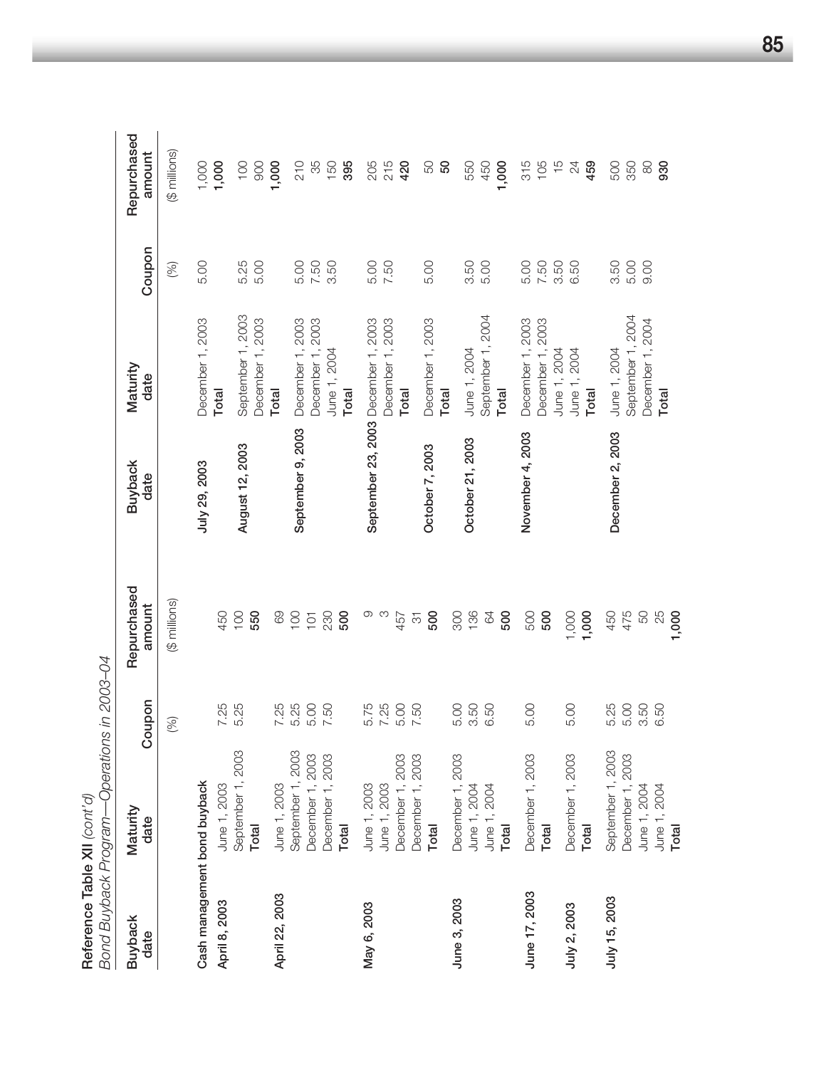**Reference Table XII** *(cont'd)*

*Bond Buyback Program—Operations in 2003–04*

| Buyback date | Maturity date | Coupon | Repurchased amount |
|---|---|---|---|
| | | (%) | ($ millions) |
| Cash management bond buyback | | | |
| April 8, 2003 | June 1, 2003 | 7.25 | 450 |
| | September 1, 2003 | 5.25 | 100 |
| | **Total** | | **550** |
| April 22, 2003 | June 1, 2003 | 7.25 | 69 |
| | September 1, 2003 | 5.25 | 100 |
| | December 1, 2003 | 5.00 | 101 |
| | December 1, 2003 | 7.50 | 230 |
| | **Total** | | **500** |
| May 6, 2003 | June 1, 2003 | 5.75 | 9 |
| | June 1, 2003 | 7.25 | 3 |
| | December 1, 2003 | 5.00 | 457 |
| | December 1, 2003 | 7.50 | 31 |
| | **Total** | | **500** |
| June 3, 2003 | December 1, 2003 | 5.00 | 300 |
| | June 1, 2004 | 3.50 | 136 |
| | June 1, 2004 | 6.50 | 64 |
| | **Total** | | **500** |
| June 17, 2003 | December 1, 2003 | 5.00 | 500 |
| | **Total** | | **500** |
| July 2, 2003 | December 1, 2003 | 5.00 | 1,000 |
| | **Total** | | **1,000** |
| July 15, 2003 | September 1, 2003 | 5.25 | 450 |
| | December 1, 2003 | 5.00 | 475 |
| | June 1, 2004 | 3.50 | 50 |
| | June 1, 2004 | 6.50 | 25 |
| | **Total** | | **1,000** |
| July 29, 2003 | December 1, 2003 | 5.00 | 1,000 |
| | **Total** | | **1,000** |
| August 12, 2003 | September 1, 2003 | 5.25 | 100 |
| | December 1, 2003 | 5.00 | 900 |
| | **Total** | | **1,000** |
| September 9, 2003 | December 1, 2003 | 5.00 | 210 |
| | December 1, 2003 | 7.50 | 35 |
| | June 1, 2004 | 3.50 | 150 |
| | **Total** | | **395** |
| September 23, 2003 | December 1, 2003 | 5.00 | 205 |
| | December 1, 2003 | 7.50 | 215 |
| | **Total** | | **420** |
| October 7, 2003 | December 1, 2003 | 5.00 | 50 |
| | **Total** | | **50** |
| October 21, 2003 | June 1, 2004 | 3.50 | 550 |
| | September 1, 2004 | 5.00 | 450 |
| | **Total** | | **1,000** |
| November 4, 2003 | December 1, 2003 | 5.00 | 315 |
| | December 1, 2003 | 7.50 | 105 |
| | June 1, 2004 | 3.50 | 15 |
| | June 1, 2004 | 6.50 | 24 |
| | **Total** | | **459** |
| December 2, 2003 | June 1, 2004 | 3.50 | 500 |
| | September 1, 2004 | 5.00 | 350 |
| | December 1, 2004 | 9.00 | 80 |
| | **Total** | | **930** |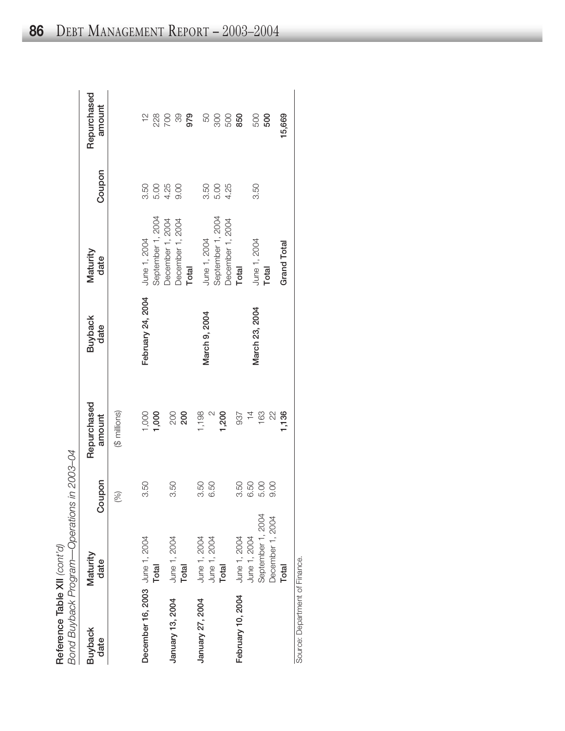**Reference Table XII** *(cont'd)*
*Bond Buyback Program—Operations in 2003–04*

| Buyback date | Maturity date | Coupon | Repurchased amount |
|---|---|---|---|
| | | (%) | ($ millions) |
| **December 16, 2003** | June 1, 2004 | 3.50 | 1,000 |
| | **Total** | | **1,000** |
| **January 13, 2004** | June 1, 2004 | 3.50 | 200 |
| | **Total** | | **200** |
| **January 27, 2004** | June 1, 2004 | 3.50 | 1,198 |
| | June 1, 2004 | 6.50 | 2 |
| | **Total** | | **1,200** |
| **February 10, 2004** | June 1, 2004 | 3.50 | 937 |
| | June 1, 2004 | 6.50 | 14 |
| | September 1, 2004 | 5.00 | 163 |
| | December 1, 2004 | 9.00 | 22 |
| | **Total** | | **1,136** |
| **February 24, 2004** | June 1, 2004 | 3.50 | 12 |
| | September 1, 2004 | 5.00 | 228 |
| | December 1, 2004 | 4.25 | 700 |
| | December 1, 2004 | 9.00 | 39 |
| | **Total** | | **979** |
| **March 9, 2004** | June 1, 2004 | 3.50 | 50 |
| | September 1, 2004 | 5.00 | 300 |
| | December 1, 2004 | 4.25 | 500 |
| | **Total** | | **850** |
| **March 23, 2004** | June 1, 2004 | 3.50 | 500 |
| | **Total** | | **500** |
| | **Grand Total** | | **15,669** |

Source: Department of Finance.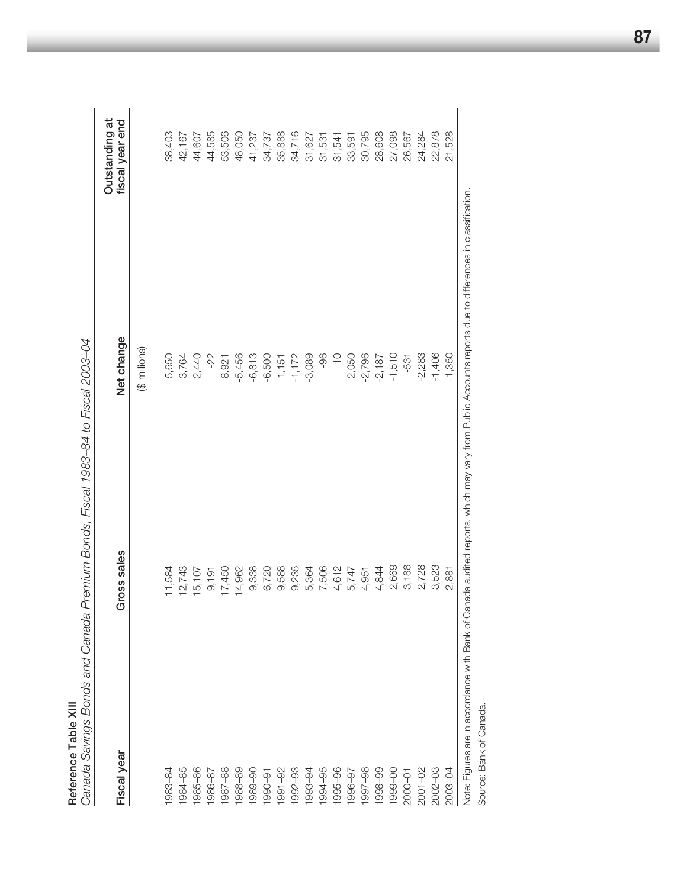**Reference Table XIII**

*Canada Savings Bonds and Canada Premium Bonds, Fiscal 1983–84 to Fiscal 2003–04*

| Fiscal year | Gross sales | Net change | Outstanding at fiscal year end |
|---|---|---|---|
| | | ($ millions) | |
| 1983–84 | 11,584 | 5,650 | 38,403 |
| 1984–85 | 12,743 | 3,764 | 42,167 |
| 1985–86 | 15,107 | 2,440 | 44,607 |
| 1986–87 | 9,191 | -22 | 44,585 |
| 1987–88 | 17,450 | 8,921 | 53,506 |
| 1988–89 | 14,962 | -5,456 | 48,050 |
| 1989–90 | 9,338 | -6,813 | 41,237 |
| 1990–91 | 6,720 | -6,500 | 34,737 |
| 1991–92 | 9,588 | 1,151 | 35,888 |
| 1992–93 | 9,235 | -1,172 | 34,716 |
| 1993–94 | 5,364 | -3,089 | 31,627 |
| 1994–95 | 7,506 | -96 | 31,531 |
| 1995–96 | 4,612 | 10 | 31,541 |
| 1996–97 | 5,747 | 2,050 | 33,591 |
| 1997–98 | 4,951 | -2,796 | 30,795 |
| 1998–99 | 4,844 | -2,187 | 28,608 |
| 1999–00 | 2,669 | -1,510 | 27,098 |
| 2000–01 | 3,188 | -531 | 26,567 |
| 2001–02 | 2,728 | -2,283 | 24,284 |
| 2002–03 | 3,523 | -1,406 | 22,878 |
| 2003–04 | 2,881 | -1,350 | 21,528 |

Note: Figures are in accordance with Bank of Canada audited reports, which may vary from Public Accounts reports due to differences in classification.

Source: Bank of Canada.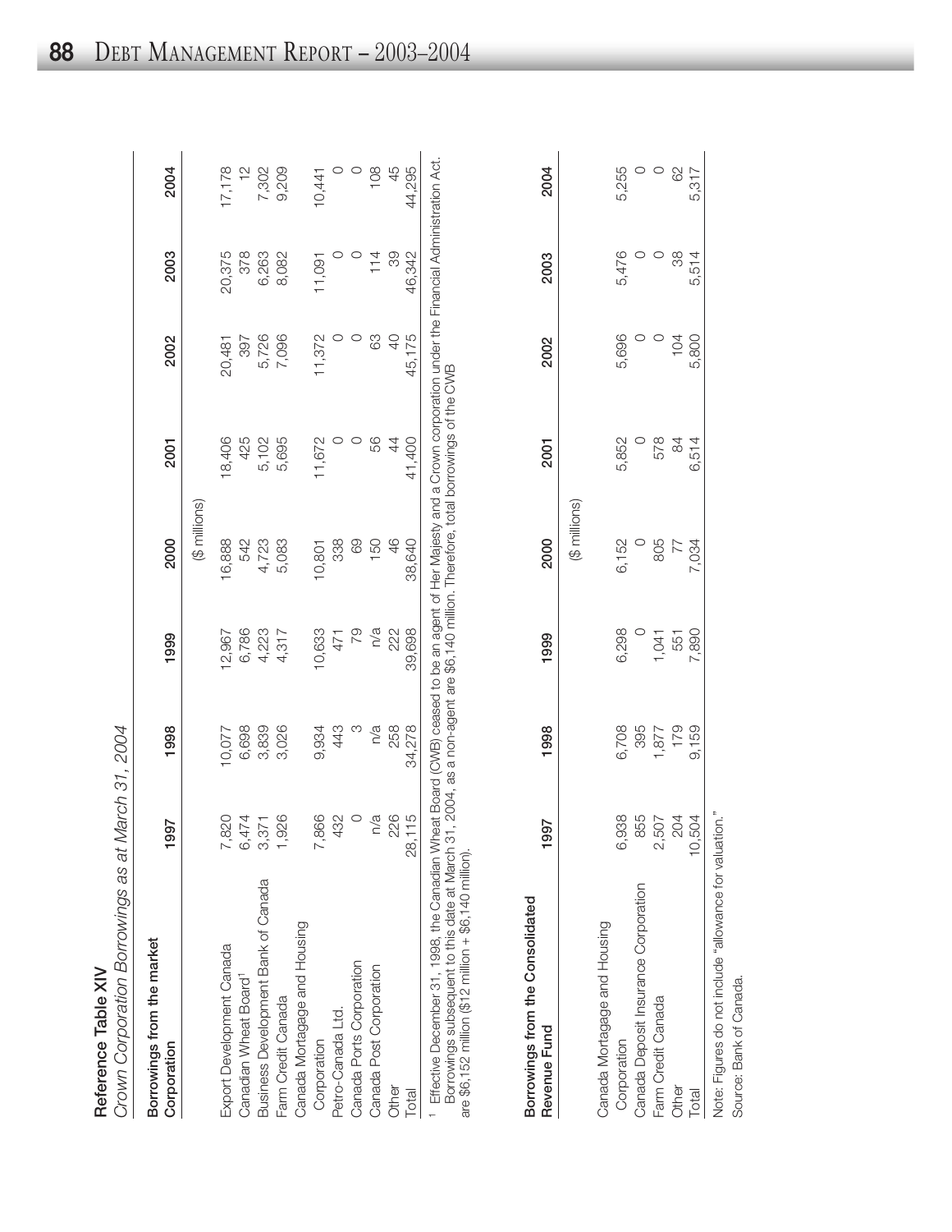**Reference Table XIV**

*Crown Corporation Borrowings as at March 31, 2004*

| Borrowings from the market Corporation | 1997 | 1998 | 1999 | 2000 | 2001 | 2002 | 2003 | 2004 |
|---|---|---|---|---|---|---|---|---|
| | | | | ($ millions) | | | | |
| Export Development Canada | 7,820 | 10,077 | 12,967 | 16,888 | 18,406 | 20,481 | 20,375 | 17,178 |
| Canadian Wheat Board[1] | 6,474 | 6,698 | 6,786 | 542 | 425 | 397 | 378 | 12 |
| Business Development Bank of Canada | 3,371 | 3,839 | 4,223 | 4,723 | 5,102 | 5,726 | 6,263 | 7,302 |
| Farm Credit Canada | 1,926 | 3,026 | 4,317 | 5,083 | 5,695 | 7,096 | 8,082 | 9,209 |
| Canada Mortgage and Housing Corporation | 7,866 | 9,934 | 10,633 | 10,801 | 11,672 | 11,372 | 11,091 | 10,441 |
| Petro-Canada Ltd. | 432 | 443 | 471 | 338 | 0 | 0 | 0 | 0 |
| Canada Ports Corporation | 0 | 3 | 79 | 69 | 0 | 0 | 0 | 0 |
| Canada Post Corporation | n/a | n/a | n/a | 150 | 56 | 63 | 114 | 108 |
| Other | 226 | 258 | 222 | 46 | 44 | 40 | 39 | 45 |
| Total | 28,115 | 34,278 | 39,698 | 38,640 | 41,400 | 45,175 | 46,342 | 44,295 |

[1] Effective December 31, 1998, the Canadian Wheat Board (CWB) ceased to be an agent of Her Majesty and a Crown corporation under the Financial Administration Act. Borrowings subsequent to this date at March 31, 2004, as a non-agent are $6,140 million. Therefore, total borrowings of the CWB are $6,152 million ($12 million + $6,140 million).

| Borrowings from the Consolidated Revenue Fund | 1997 | 1998 | 1999 | 2000 | 2001 | 2002 | 2003 | 2004 |
|---|---|---|---|---|---|---|---|---|
| | | | | ($ millions) | | | | |
| Canada Mortgage and Housing Corporation | 6,938 | 6,708 | 6,298 | 6,152 | 5,852 | 5,696 | 5,476 | 5,255 |
| Canada Deposit Insurance Corporation | 855 | 395 | 0 | 0 | 0 | 0 | 0 | 0 |
| Farm Credit Canada | 2,507 | 1,877 | 1,041 | 805 | 578 | 0 | 0 | 0 |
| Other | 204 | 179 | 551 | 77 | 84 | 104 | 38 | 62 |
| Total | 10,504 | 9,159 | 7,890 | 7,034 | 6,514 | 5,800 | 5,514 | 5,317 |

Note: Figures do not include "allowance for valuation."

Source: Bank of Canada.